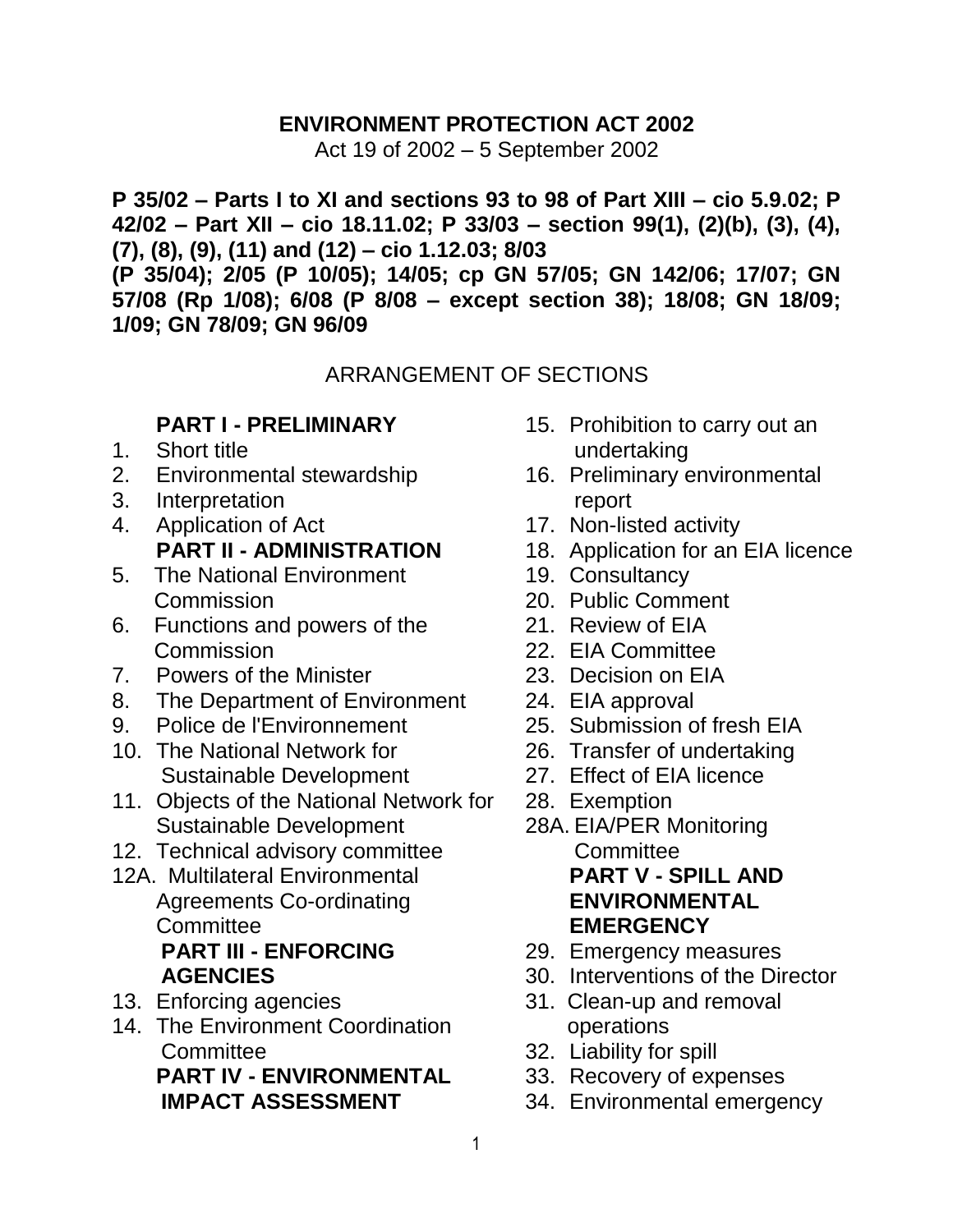# ENVIRONMENT PROTECTION ACT 2002

Act 19 of 2002 – 5 September 2002

**P 35/02 – Parts I to XI and sections 93 to 98 of Part XIII – cio 5.9.02; P 42/02 – Part XII – cio 18.11.02; P 33/03 – section 99(1), (2)(b), (3), (4), (7), (8), (9), (11) and (12) – cio 1.12.03; 8/03 (P 35/04); 2/05 (P 10/05); 14/05; cp GN 57/05; GN 142/06; 17/07; GN 57/08 (Rp 1/08); 6/08 (P 8/08 – except section 38); 18/08; GN 18/09; 1/09; GN 78/09; GN 96/09**

## ARRANGEMENT OF SECTIONS

**PART I - PRELIMINARY**

1. Short title
2. Environmental stewardship
3. Interpretation
4. Application of Act

**PART II - ADMINISTRATION**

5. The National Environment Commission
6. Functions and powers of the Commission
7. Powers of the Minister
8. The Department of Environment
9. Police de l'Environnement
10. The National Network for Sustainable Development
11. Objects of the National Network for Sustainable Development
12. Technical advisory committee

12A. Multilateral Environmental Agreements Co-ordinating Committee

**PART III - ENFORCING AGENCIES**

13. Enforcing agencies
14. The Environment Coordination Committee

**PART IV - ENVIRONMENTAL IMPACT ASSESSMENT**

15. Prohibition to carry out an undertaking
16. Preliminary environmental report
17. Non-listed activity
18. Application for an EIA licence
19. Consultancy
20. Public Comment
21. Review of EIA
22. EIA Committee
23. Decision on EIA
24. EIA approval
25. Submission of fresh EIA
26. Transfer of undertaking
27. Effect of EIA licence
28. Exemption

28A. EIA/PER Monitoring Committee

**PART V - SPILL AND ENVIRONMENTAL EMERGENCY**

29. Emergency measures
30. Interventions of the Director
31. Clean-up and removal operations
32. Liability for spill
33. Recovery of expenses
34. Environmental emergency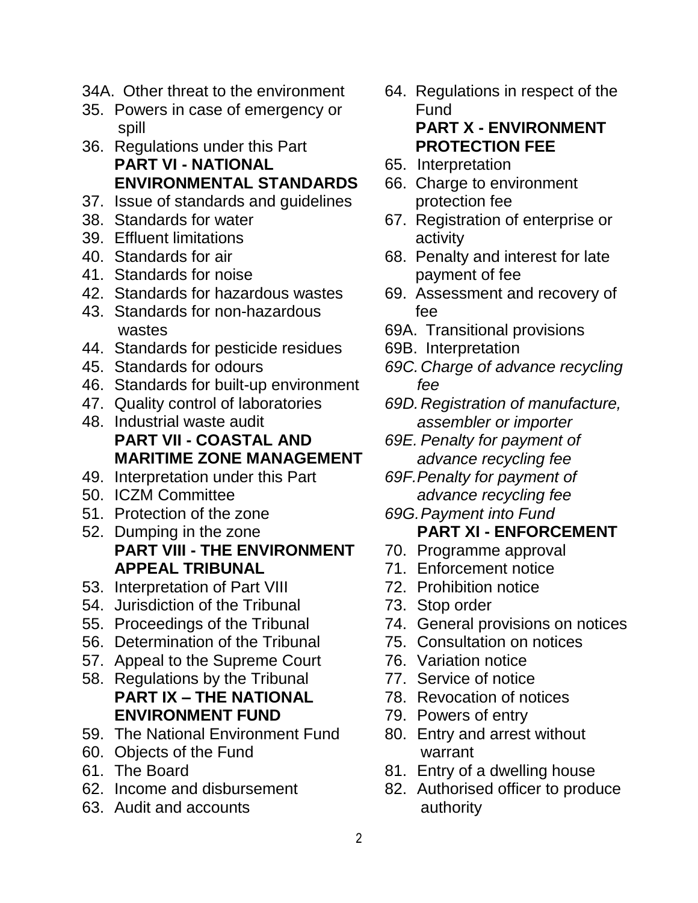34A. Other threat to the environment
35. Powers in case of emergency or spill
36. Regulations under this Part

**PART VI - NATIONAL ENVIRONMENTAL STANDARDS**

37. Issue of standards and guidelines
38. Standards for water
39. Effluent limitations
40. Standards for air
41. Standards for noise
42. Standards for hazardous wastes
43. Standards for non-hazardous wastes
44. Standards for pesticide residues
45. Standards for odours
46. Standards for built-up environment
47. Quality control of laboratories
48. Industrial waste audit

**PART VII - COASTAL AND MARITIME ZONE MANAGEMENT**

49. Interpretation under this Part
50. ICZM Committee
51. Protection of the zone
52. Dumping in the zone

**PART VIII - THE ENVIRONMENT APPEAL TRIBUNAL**

53. Interpretation of Part VIII
54. Jurisdiction of the Tribunal
55. Proceedings of the Tribunal
56. Determination of the Tribunal
57. Appeal to the Supreme Court
58. Regulations by the Tribunal

**PART IX – THE NATIONAL ENVIRONMENT FUND**

59. The National Environment Fund
60. Objects of the Fund
61. The Board
62. Income and disbursement
63. Audit and accounts
64. Regulations in respect of the Fund

**PART X - ENVIRONMENT PROTECTION FEE**

65. Interpretation
66. Charge to environment protection fee
67. Registration of enterprise or activity
68. Penalty and interest for late payment of fee
69. Assessment and recovery of fee

69A. Transitional provisions

69B. Interpretation

*69C. Charge of advance recycling fee*

*69D. Registration of manufacture, assembler or importer*

*69E. Penalty for payment of advance recycling fee*

*69F. Penalty for payment of advance recycling fee*

*69G. Payment into Fund*

**PART XI - ENFORCEMENT**

70. Programme approval
71. Enforcement notice
72. Prohibition notice
73. Stop order
74. General provisions on notices
75. Consultation on notices
76. Variation notice
77. Service of notice
78. Revocation of notices
79. Powers of entry
80. Entry and arrest without warrant
81. Entry of a dwelling house
82. Authorised officer to produce authority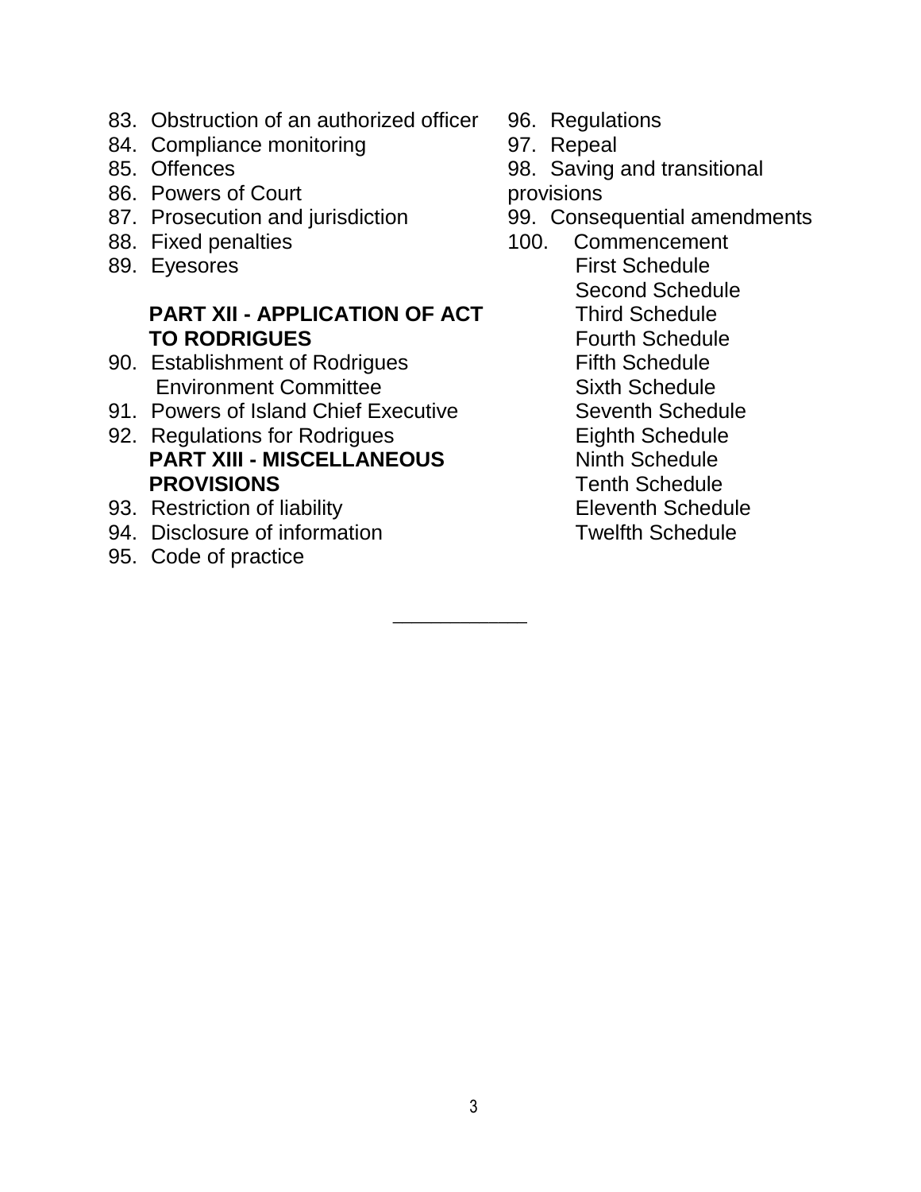83. Obstruction of an authorized officer
84. Compliance monitoring
85. Offences
86. Powers of Court
87. Prosecution and jurisdiction
88. Fixed penalties
89. Eyesores

**PART XII - APPLICATION OF ACT TO RODRIGUES**

90. Establishment of Rodrigues Environment Committee
91. Powers of Island Chief Executive
92. Regulations for Rodrigues

**PART XIII - MISCELLANEOUS PROVISIONS**

93. Restriction of liability
94. Disclosure of information
95. Code of practice
96. Regulations
97. Repeal
98. Saving and transitional provisions
99. Consequential amendments
100. Commencement

First Schedule
Second Schedule
Third Schedule
Fourth Schedule
Fifth Schedule
Sixth Schedule
Seventh Schedule
Eighth Schedule
Ninth Schedule
Tenth Schedule
Eleventh Schedule
Twelfth Schedule

___________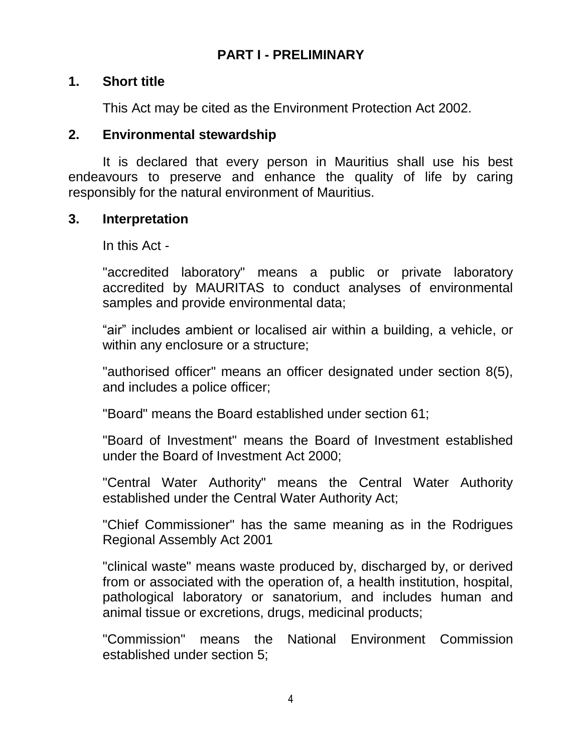## PART I - PRELIMINARY

### 1. Short title

This Act may be cited as the Environment Protection Act 2002.

### 2. Environmental stewardship

It is declared that every person in Mauritius shall use his best endeavours to preserve and enhance the quality of life by caring responsibly for the natural environment of Mauritius.

### 3. Interpretation

In this Act -

"accredited laboratory" means a public or private laboratory accredited by MAURITAS to conduct analyses of environmental samples and provide environmental data;

“air” includes ambient or localised air within a building, a vehicle, or within any enclosure or a structure;

"authorised officer" means an officer designated under section 8(5), and includes a police officer;

"Board" means the Board established under section 61;

"Board of Investment" means the Board of Investment established under the Board of Investment Act 2000;

"Central Water Authority" means the Central Water Authority established under the Central Water Authority Act;

"Chief Commissioner" has the same meaning as in the Rodrigues Regional Assembly Act 2001

"clinical waste" means waste produced by, discharged by, or derived from or associated with the operation of, a health institution, hospital, pathological laboratory or sanatorium, and includes human and animal tissue or excretions, drugs, medicinal products;

"Commission" means the National Environment Commission established under section 5;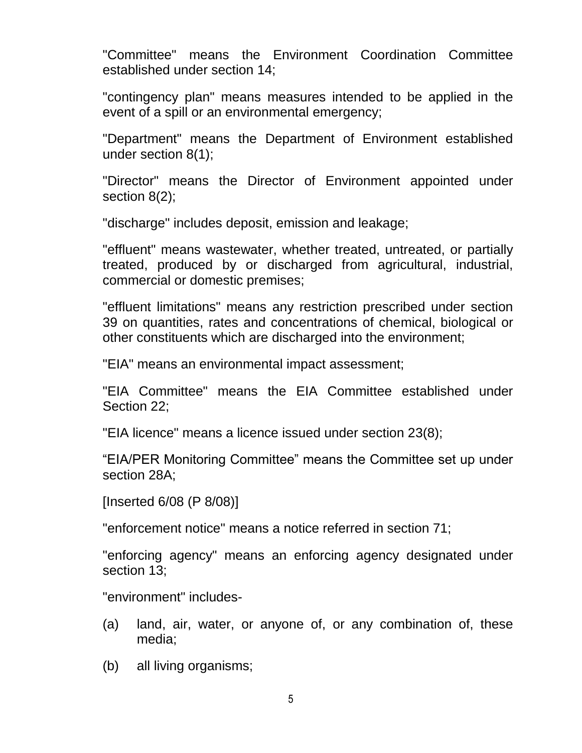"Committee" means the Environment Coordination Committee established under section 14;

"contingency plan" means measures intended to be applied in the event of a spill or an environmental emergency;

"Department" means the Department of Environment established under section 8(1);

"Director" means the Director of Environment appointed under section 8(2);

"discharge" includes deposit, emission and leakage;

"effluent" means wastewater, whether treated, untreated, or partially treated, produced by or discharged from agricultural, industrial, commercial or domestic premises;

"effluent limitations" means any restriction prescribed under section 39 on quantities, rates and concentrations of chemical, biological or other constituents which are discharged into the environment;

"EIA" means an environmental impact assessment;

"EIA Committee" means the EIA Committee established under Section 22;

"EIA licence" means a licence issued under section 23(8);

“EIA/PER Monitoring Committee” means the Committee set up under section 28A;

[Inserted 6/08 (P 8/08)]

"enforcement notice" means a notice referred in section 71;

"enforcing agency" means an enforcing agency designated under section 13;

"environment" includes-

(a) land, air, water, or anyone of, or any combination of, these media;

(b) all living organisms;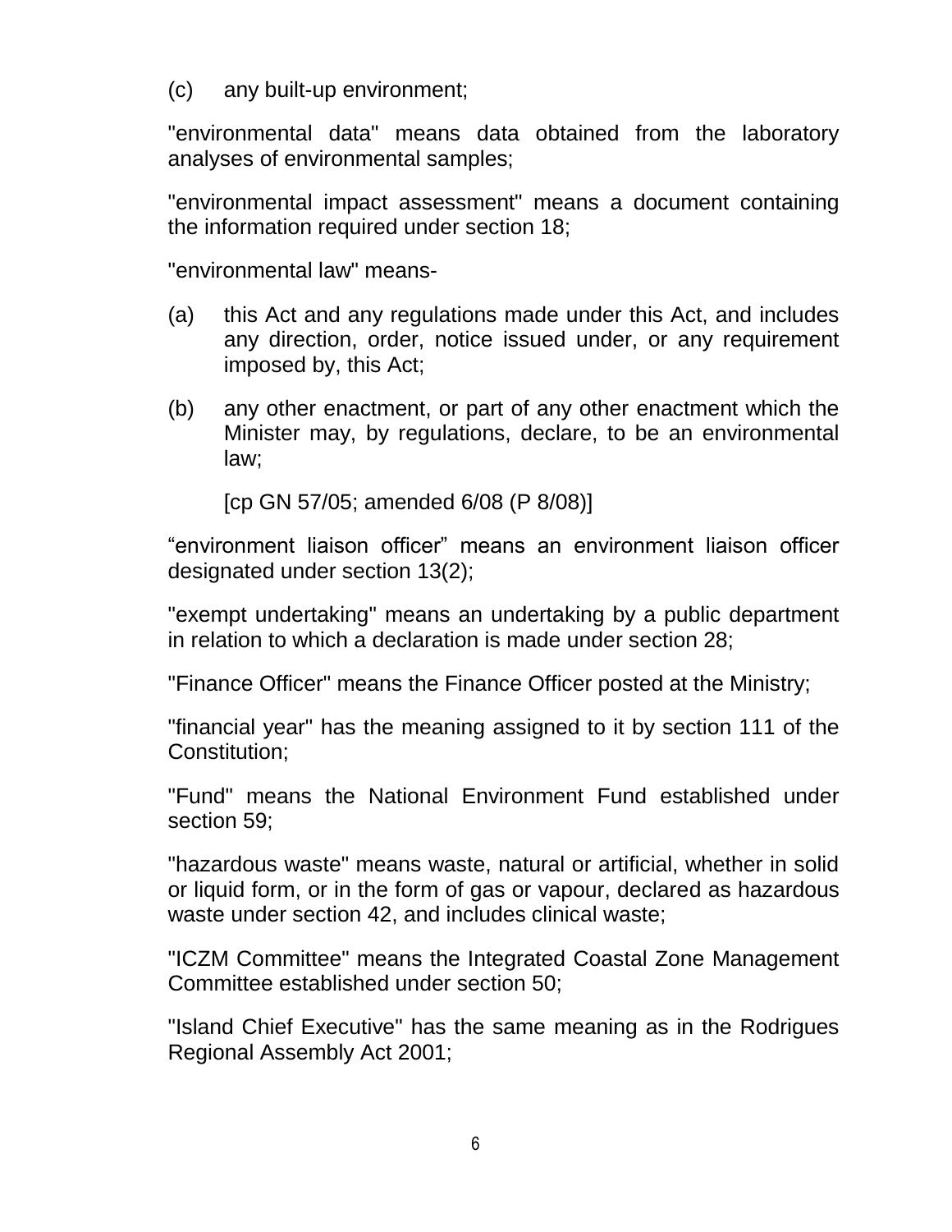(c) any built-up environment;

"environmental data" means data obtained from the laboratory analyses of environmental samples;

"environmental impact assessment" means a document containing the information required under section 18;

"environmental law" means-

(a) this Act and any regulations made under this Act, and includes any direction, order, notice issued under, or any requirement imposed by, this Act;

(b) any other enactment, or part of any other enactment which the Minister may, by regulations, declare, to be an environmental law;

[cp GN 57/05; amended 6/08 (P 8/08)]

“environment liaison officer” means an environment liaison officer designated under section 13(2);

"exempt undertaking" means an undertaking by a public department in relation to which a declaration is made under section 28;

"Finance Officer" means the Finance Officer posted at the Ministry;

"financial year" has the meaning assigned to it by section 111 of the Constitution;

"Fund" means the National Environment Fund established under section 59;

"hazardous waste" means waste, natural or artificial, whether in solid or liquid form, or in the form of gas or vapour, declared as hazardous waste under section 42, and includes clinical waste;

"ICZM Committee" means the Integrated Coastal Zone Management Committee established under section 50;

"Island Chief Executive" has the same meaning as in the Rodrigues Regional Assembly Act 2001;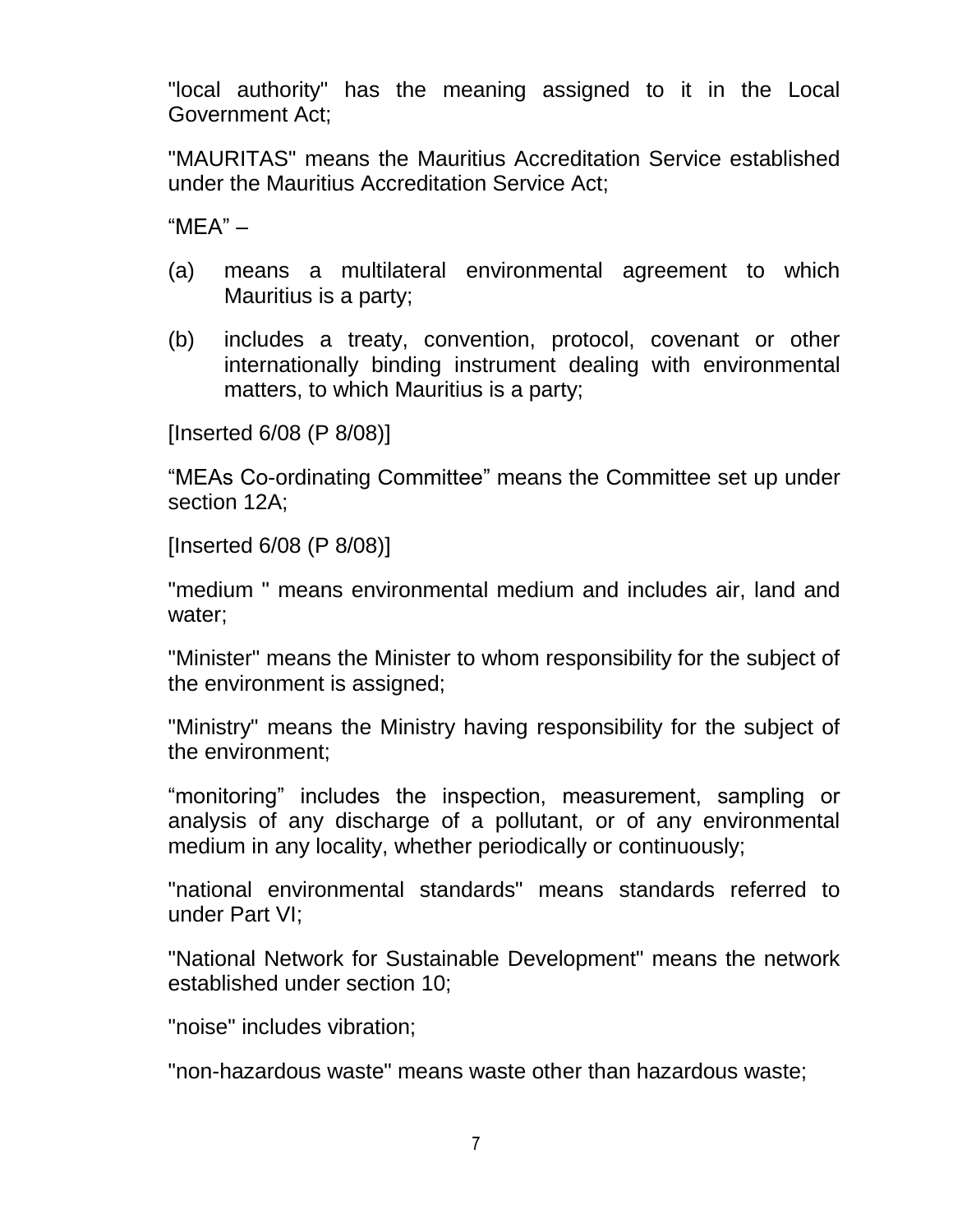"local authority" has the meaning assigned to it in the Local Government Act;

"MAURITAS" means the Mauritius Accreditation Service established under the Mauritius Accreditation Service Act;

"MEA" –

(a) means a multilateral environmental agreement to which Mauritius is a party;

(b) includes a treaty, convention, protocol, covenant or other internationally binding instrument dealing with environmental matters, to which Mauritius is a party;

[Inserted 6/08 (P 8/08)]

"MEAs Co-ordinating Committee" means the Committee set up under section 12A;

[Inserted 6/08 (P 8/08)]

"medium " means environmental medium and includes air, land and water;

"Minister" means the Minister to whom responsibility for the subject of the environment is assigned;

"Ministry" means the Ministry having responsibility for the subject of the environment;

"monitoring" includes the inspection, measurement, sampling or analysis of any discharge of a pollutant, or of any environmental medium in any locality, whether periodically or continuously;

"national environmental standards" means standards referred to under Part VI;

"National Network for Sustainable Development" means the network established under section 10;

"noise" includes vibration;

"non-hazardous waste" means waste other than hazardous waste;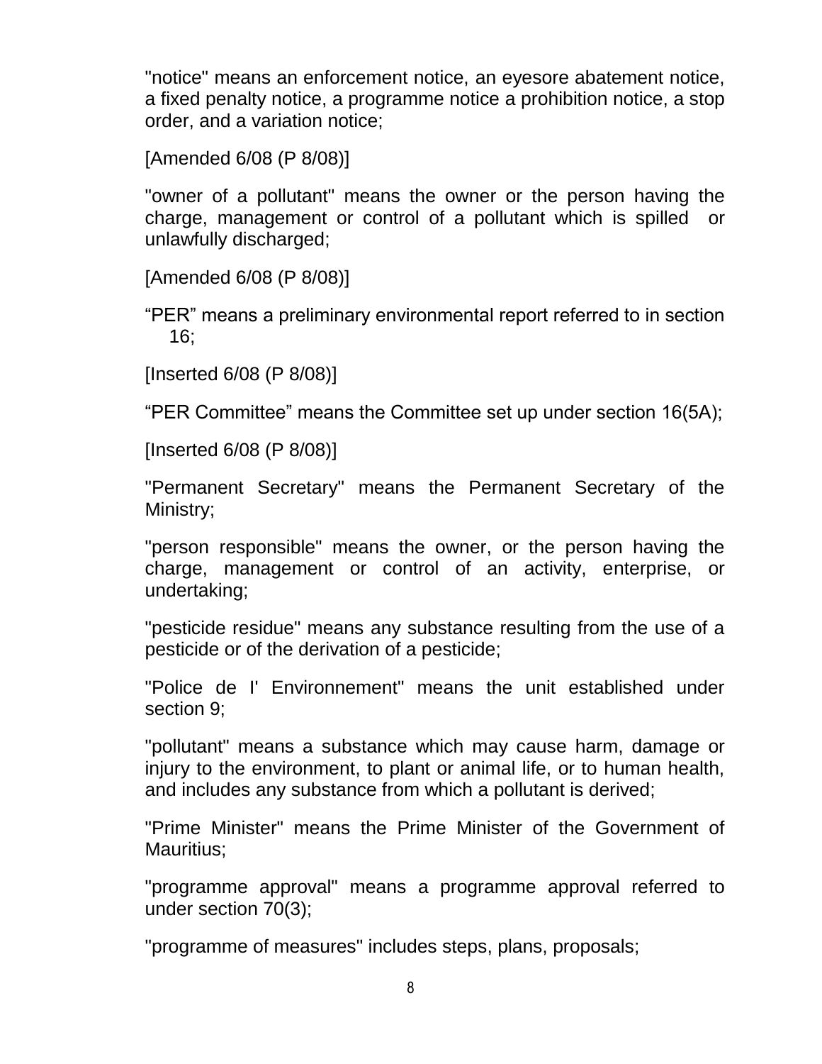"notice" means an enforcement notice, an eyesore abatement notice, a fixed penalty notice, a programme notice a prohibition notice, a stop order, and a variation notice;

[Amended 6/08 (P 8/08)]

"owner of a pollutant" means the owner or the person having the charge, management or control of a pollutant which is spilled or unlawfully discharged;

[Amended 6/08 (P 8/08)]

“PER” means a preliminary environmental report referred to in section 16;

[Inserted 6/08 (P 8/08)]

“PER Committee” means the Committee set up under section 16(5A);

[Inserted 6/08 (P 8/08)]

"Permanent Secretary" means the Permanent Secretary of the Ministry;

"person responsible" means the owner, or the person having the charge, management or control of an activity, enterprise, or undertaking;

"pesticide residue" means any substance resulting from the use of a pesticide or of the derivation of a pesticide;

"Police de l' Environnement" means the unit established under section 9;

"pollutant" means a substance which may cause harm, damage or injury to the environment, to plant or animal life, or to human health, and includes any substance from which a pollutant is derived;

"Prime Minister" means the Prime Minister of the Government of Mauritius;

"programme approval" means a programme approval referred to under section 70(3);

"programme of measures" includes steps, plans, proposals;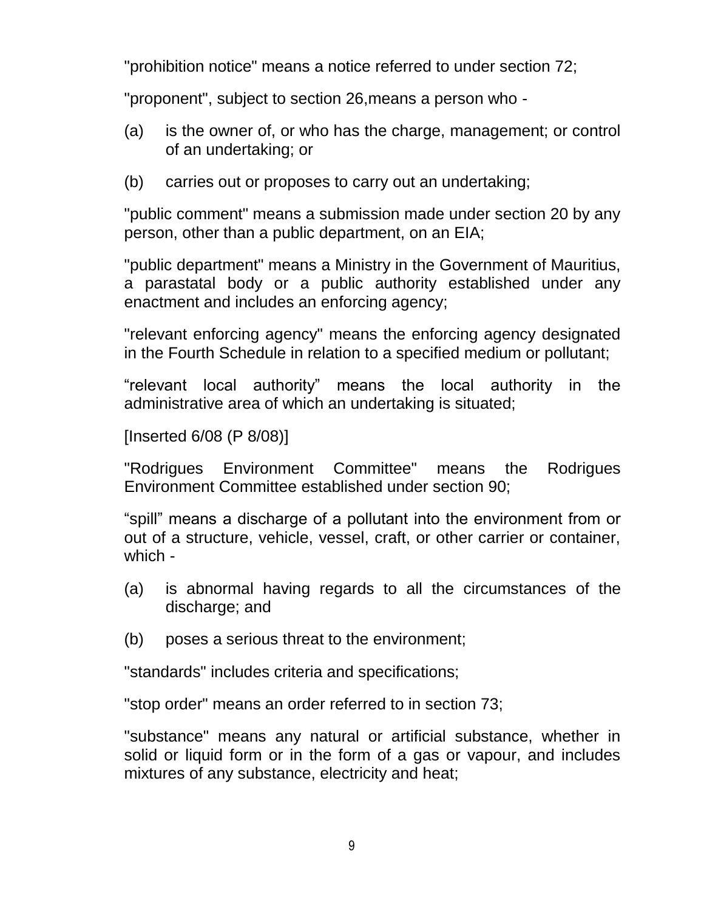"prohibition notice" means a notice referred to under section 72;

"proponent", subject to section 26,means a person who -

(a) is the owner of, or who has the charge, management; or control of an undertaking; or

(b) carries out or proposes to carry out an undertaking;

"public comment" means a submission made under section 20 by any person, other than a public department, on an EIA;

"public department" means a Ministry in the Government of Mauritius, a parastatal body or a public authority established under any enactment and includes an enforcing agency;

"relevant enforcing agency" means the enforcing agency designated in the Fourth Schedule in relation to a specified medium or pollutant;

“relevant local authority” means the local authority in the administrative area of which an undertaking is situated;

[Inserted 6/08 (P 8/08)]

"Rodrigues Environment Committee" means the Rodrigues Environment Committee established under section 90;

“spill” means a discharge of a pollutant into the environment from or out of a structure, vehicle, vessel, craft, or other carrier or container, which -

(a) is abnormal having regards to all the circumstances of the discharge; and

(b) poses a serious threat to the environment;

"standards" includes criteria and specifications;

"stop order" means an order referred to in section 73;

"substance" means any natural or artificial substance, whether in solid or liquid form or in the form of a gas or vapour, and includes mixtures of any substance, electricity and heat;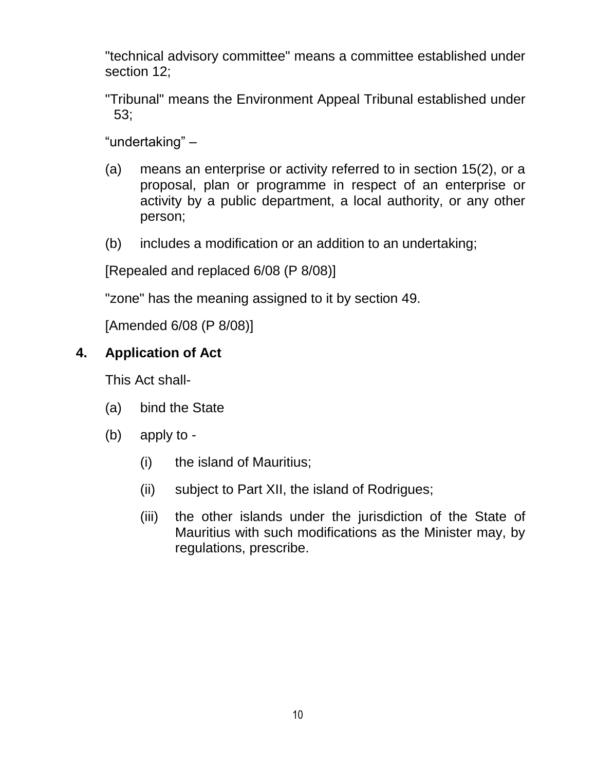"technical advisory committee" means a committee established under section 12;

"Tribunal" means the Environment Appeal Tribunal established under 53;

“undertaking” –

(a) means an enterprise or activity referred to in section 15(2), or a proposal, plan or programme in respect of an enterprise or activity by a public department, a local authority, or any other person;

(b) includes a modification or an addition to an undertaking;

[Repealed and replaced 6/08 (P 8/08)]

"zone" has the meaning assigned to it by section 49.

[Amended 6/08 (P 8/08)]

## 4. Application of Act

This Act shall-

(a) bind the State

(b) apply to -

- (i) the island of Mauritius;
- (ii) subject to Part XII, the island of Rodrigues;
- (iii) the other islands under the jurisdiction of the State of Mauritius with such modifications as the Minister may, by regulations, prescribe.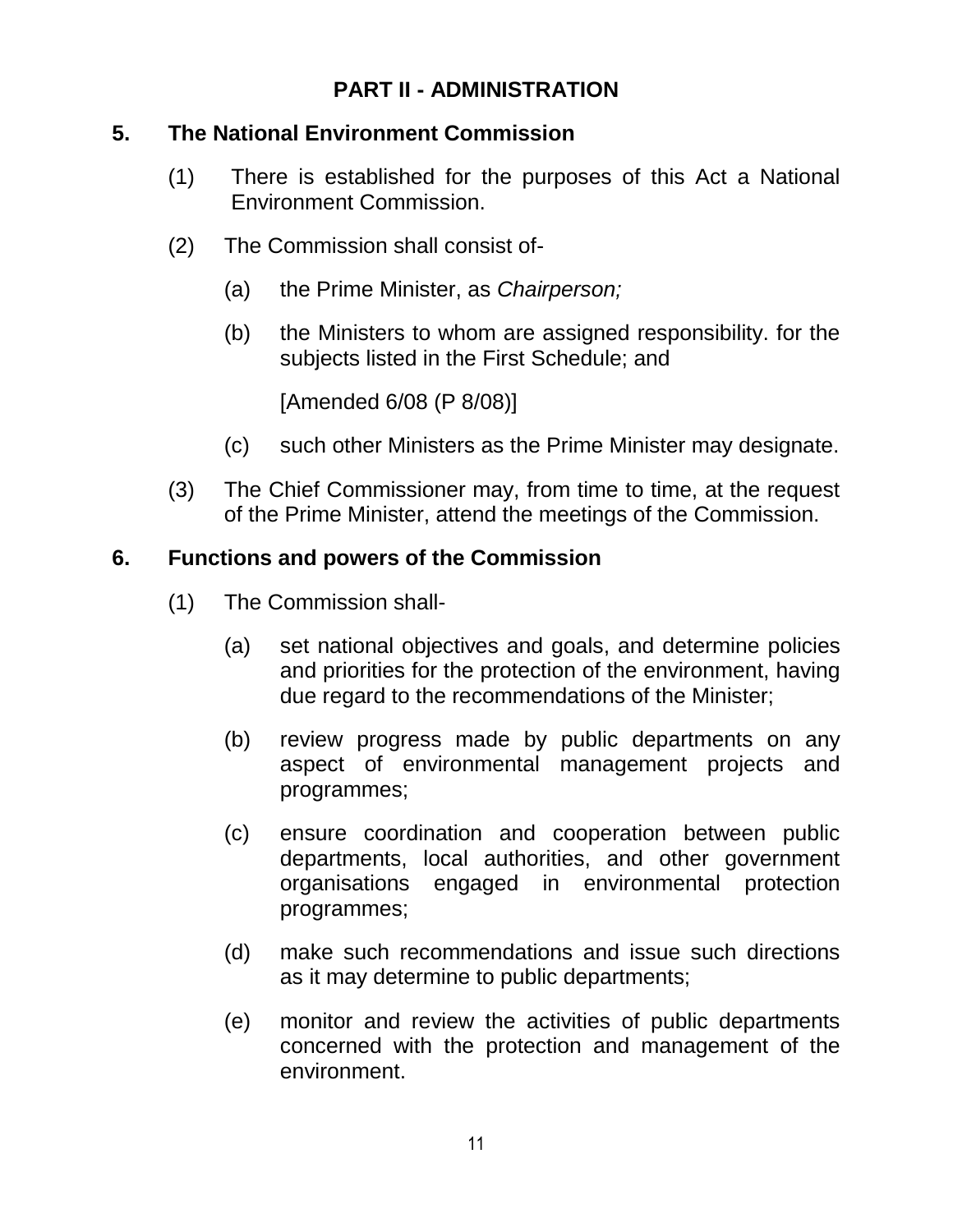## PART II - ADMINISTRATION

### 5. The National Environment Commission

(1) There is established for the purposes of this Act a National Environment Commission.

(2) The Commission shall consist of-

(a) the Prime Minister, as *Chairperson;*

(b) the Ministers to whom are assigned responsibility. for the subjects listed in the First Schedule; and

[Amended 6/08 (P 8/08)]

(c) such other Ministers as the Prime Minister may designate.

(3) The Chief Commissioner may, from time to time, at the request of the Prime Minister, attend the meetings of the Commission.

### 6. Functions and powers of the Commission

(1) The Commission shall-

(a) set national objectives and goals, and determine policies and priorities for the protection of the environment, having due regard to the recommendations of the Minister;

(b) review progress made by public departments on any aspect of environmental management projects and programmes;

(c) ensure coordination and cooperation between public departments, local authorities, and other government organisations engaged in environmental protection programmes;

(d) make such recommendations and issue such directions as it may determine to public departments;

(e) monitor and review the activities of public departments concerned with the protection and management of the environment.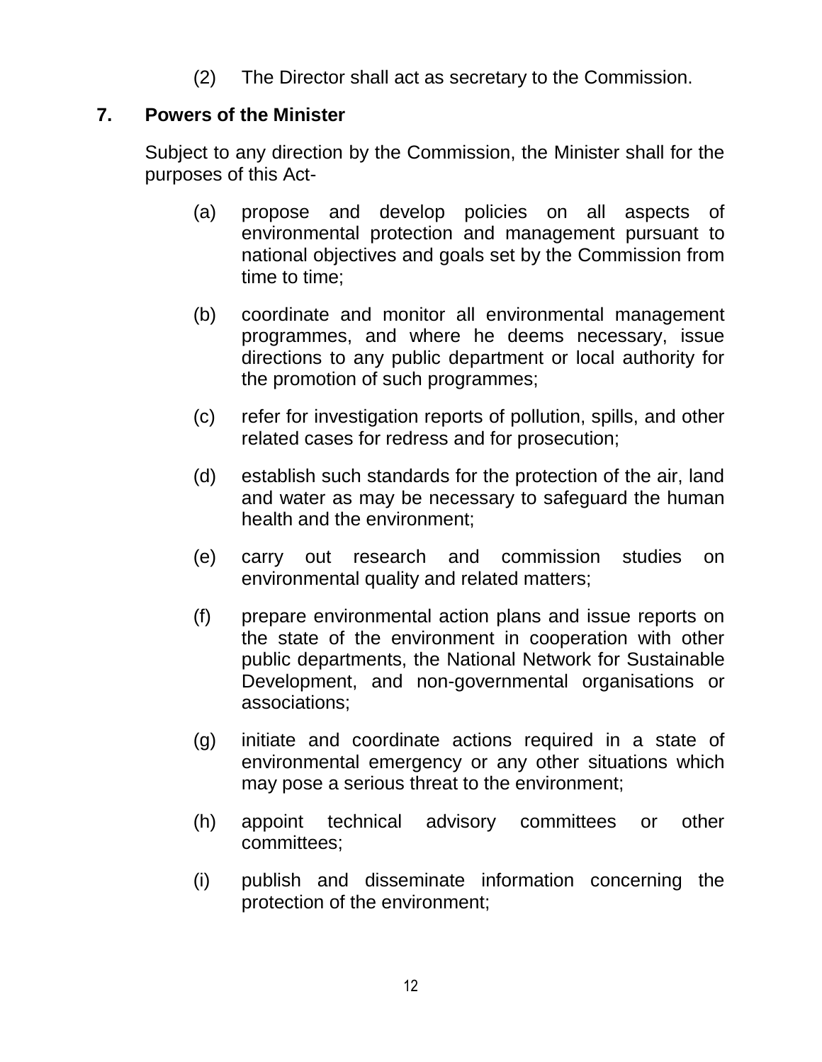(2) The Director shall act as secretary to the Commission.

## 7. Powers of the Minister

Subject to any direction by the Commission, the Minister shall for the purposes of this Act-

(a) propose and develop policies on all aspects of environmental protection and management pursuant to national objectives and goals set by the Commission from time to time;

(b) coordinate and monitor all environmental management programmes, and where he deems necessary, issue directions to any public department or local authority for the promotion of such programmes;

(c) refer for investigation reports of pollution, spills, and other related cases for redress and for prosecution;

(d) establish such standards for the protection of the air, land and water as may be necessary to safeguard the human health and the environment;

(e) carry out research and commission studies on environmental quality and related matters;

(f) prepare environmental action plans and issue reports on the state of the environment in cooperation with other public departments, the National Network for Sustainable Development, and non-governmental organisations or associations;

(g) initiate and coordinate actions required in a state of environmental emergency or any other situations which may pose a serious threat to the environment;

(h) appoint technical advisory committees or other committees;

(i) publish and disseminate information concerning the protection of the environment;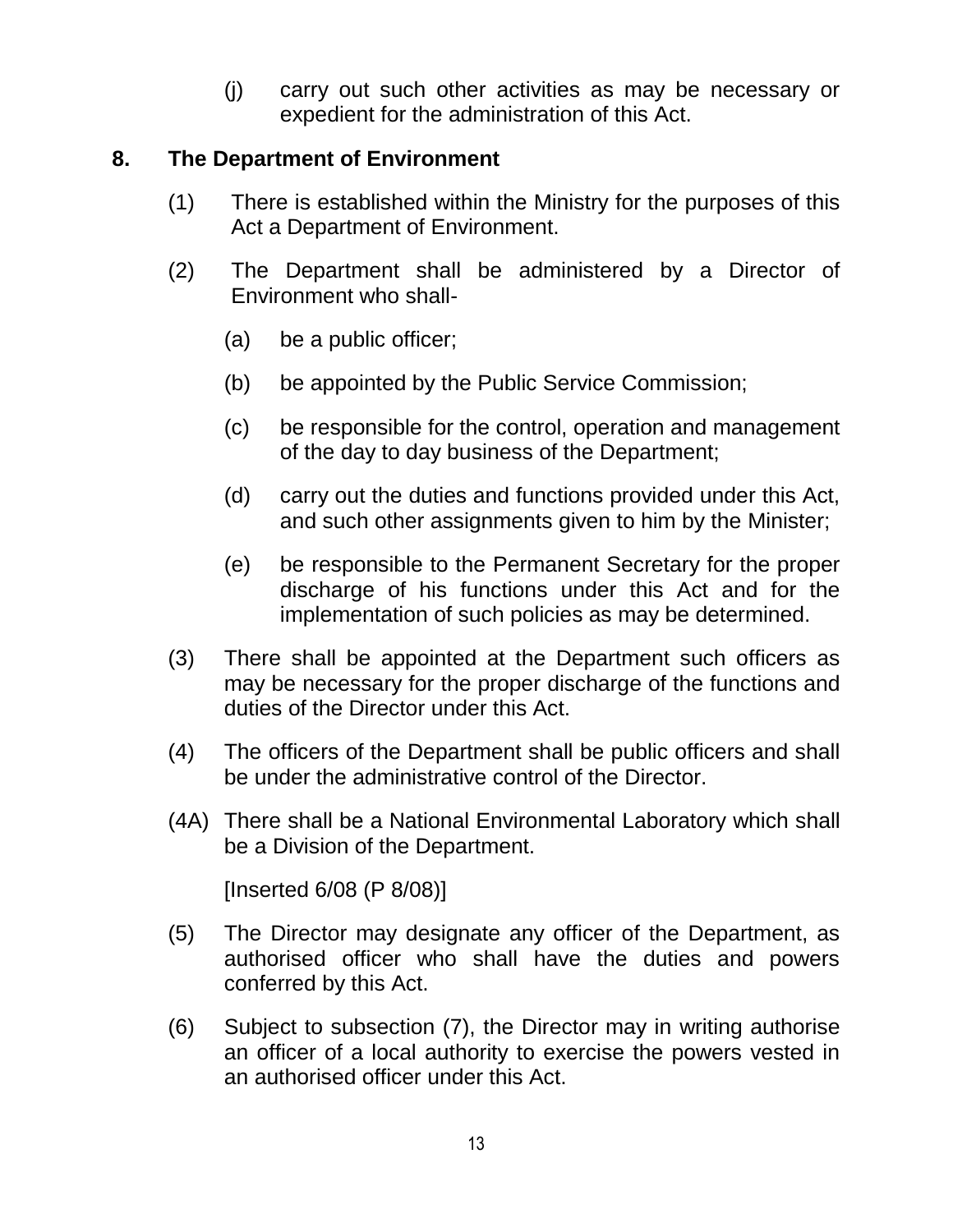(j) carry out such other activities as may be necessary or expedient for the administration of this Act.

## 8. The Department of Environment

(1) There is established within the Ministry for the purposes of this Act a Department of Environment.

(2) The Department shall be administered by a Director of Environment who shall-

(a) be a public officer;

(b) be appointed by the Public Service Commission;

(c) be responsible for the control, operation and management of the day to day business of the Department;

(d) carry out the duties and functions provided under this Act, and such other assignments given to him by the Minister;

(e) be responsible to the Permanent Secretary for the proper discharge of his functions under this Act and for the implementation of such policies as may be determined.

(3) There shall be appointed at the Department such officers as may be necessary for the proper discharge of the functions and duties of the Director under this Act.

(4) The officers of the Department shall be public officers and shall be under the administrative control of the Director.

(4A) There shall be a National Environmental Laboratory which shall be a Division of the Department.

[Inserted 6/08 (P 8/08)]

(5) The Director may designate any officer of the Department, as authorised officer who shall have the duties and powers conferred by this Act.

(6) Subject to subsection (7), the Director may in writing authorise an officer of a local authority to exercise the powers vested in an authorised officer under this Act.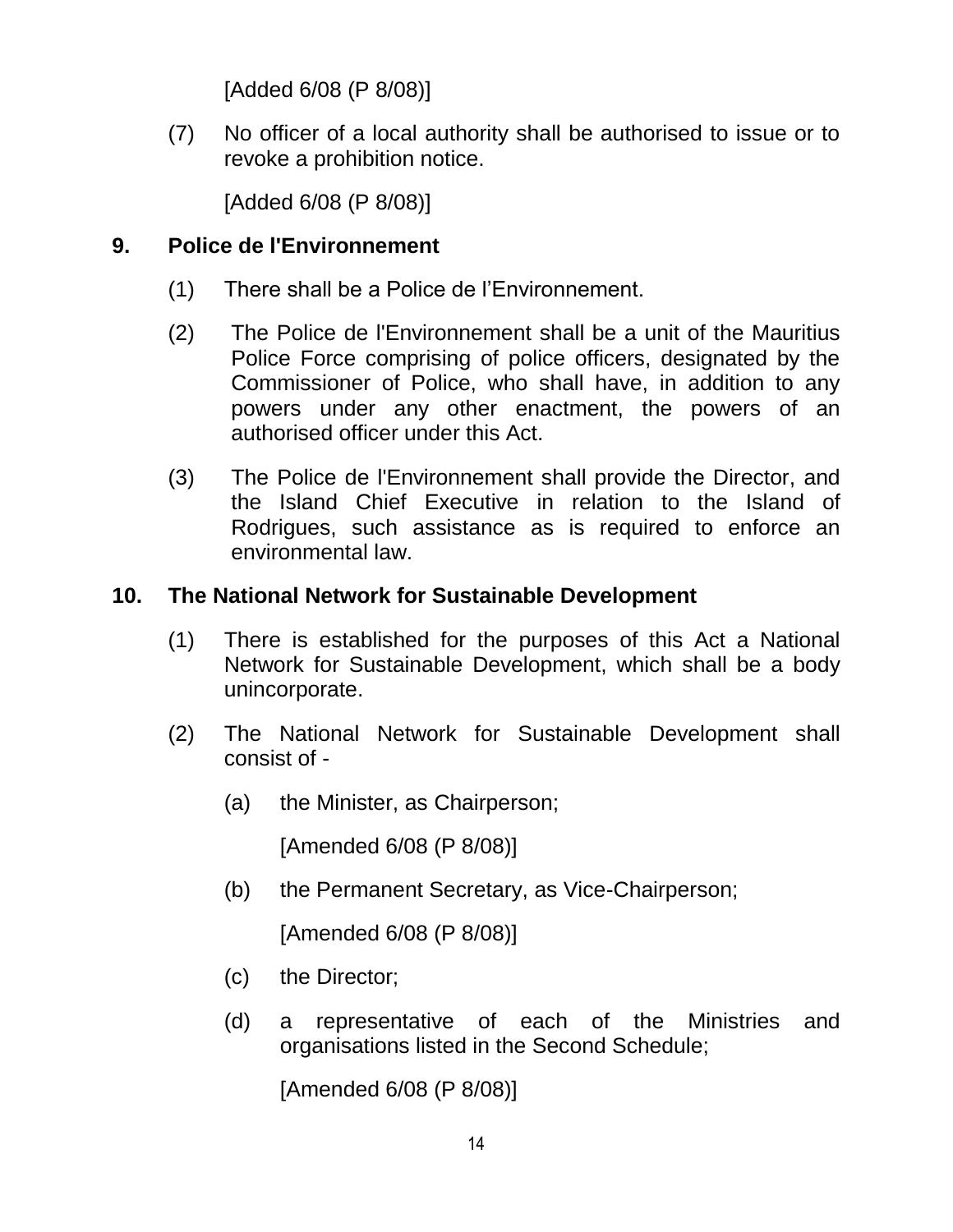[Added 6/08 (P 8/08)]

(7) No officer of a local authority shall be authorised to issue or to revoke a prohibition notice.

[Added 6/08 (P 8/08)]

## 9. Police de l'Environnement

(1) There shall be a Police de l’Environnement.

(2) The Police de l'Environnement shall be a unit of the Mauritius Police Force comprising of police officers, designated by the Commissioner of Police, who shall have, in addition to any powers under any other enactment, the powers of an authorised officer under this Act.

(3) The Police de l'Environnement shall provide the Director, and the Island Chief Executive in relation to the Island of Rodrigues, such assistance as is required to enforce an environmental law.

## 10. The National Network for Sustainable Development

(1) There is established for the purposes of this Act a National Network for Sustainable Development, which shall be a body unincorporate.

(2) The National Network for Sustainable Development shall consist of -

(a) the Minister, as Chairperson;

[Amended 6/08 (P 8/08)]

(b) the Permanent Secretary, as Vice-Chairperson;

[Amended 6/08 (P 8/08)]

(c) the Director;

(d) a representative of each of the Ministries and organisations listed in the Second Schedule;

[Amended 6/08 (P 8/08)]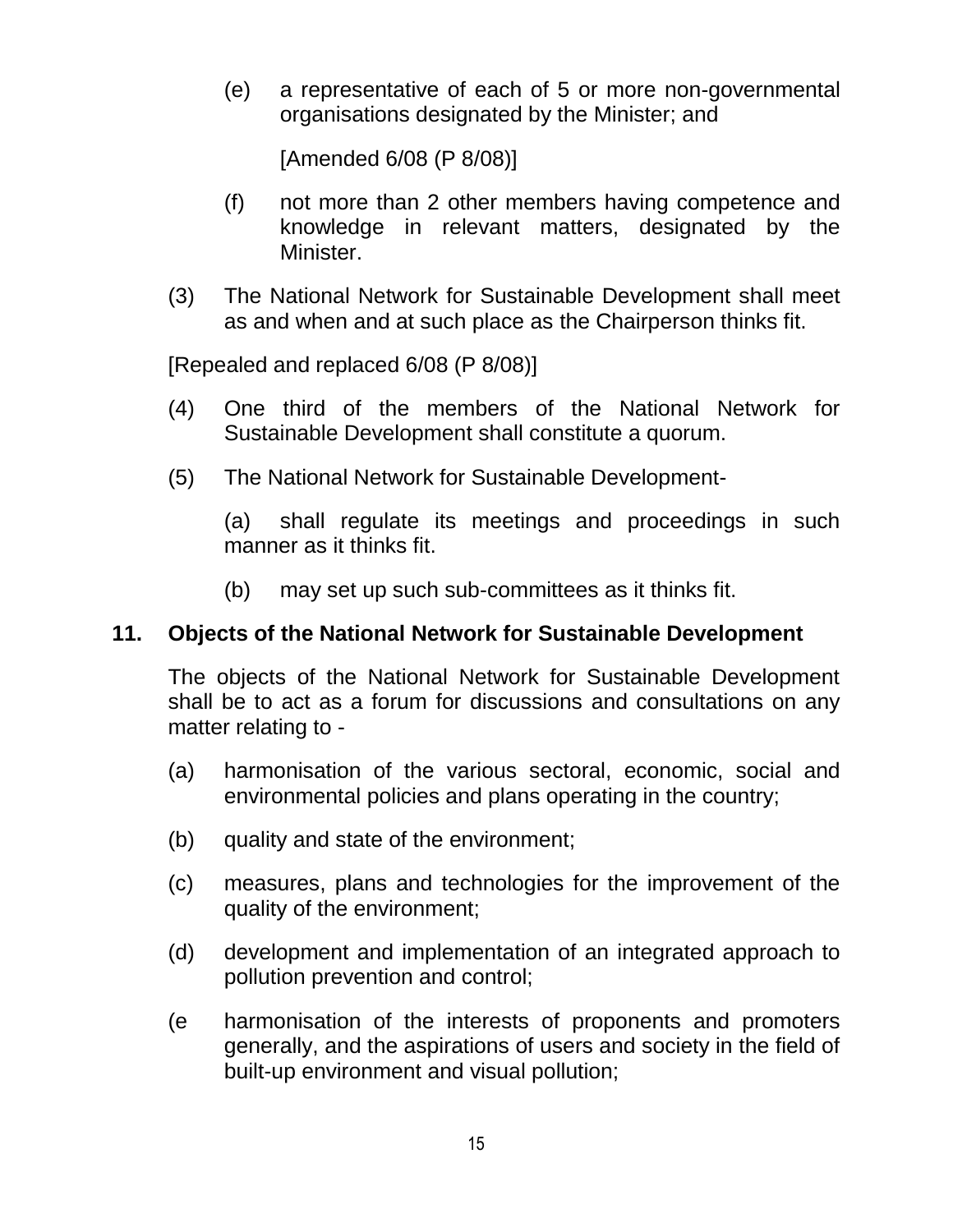(e) a representative of each of 5 or more non-governmental organisations designated by the Minister; and

[Amended 6/08 (P 8/08)]

(f) not more than 2 other members having competence and knowledge in relevant matters, designated by the Minister.

(3) The National Network for Sustainable Development shall meet as and when and at such place as the Chairperson thinks fit.

[Repealed and replaced 6/08 (P 8/08)]

(4) One third of the members of the National Network for Sustainable Development shall constitute a quorum.

(5) The National Network for Sustainable Development-

(a) shall regulate its meetings and proceedings in such manner as it thinks fit.

(b) may set up such sub-committees as it thinks fit.

## 11. Objects of the National Network for Sustainable Development

The objects of the National Network for Sustainable Development shall be to act as a forum for discussions and consultations on any matter relating to -

(a) harmonisation of the various sectoral, economic, social and environmental policies and plans operating in the country;

(b) quality and state of the environment;

(c) measures, plans and technologies for the improvement of the quality of the environment;

(d) development and implementation of an integrated approach to pollution prevention and control;

(e harmonisation of the interests of proponents and promoters generally, and the aspirations of users and society in the field of built-up environment and visual pollution;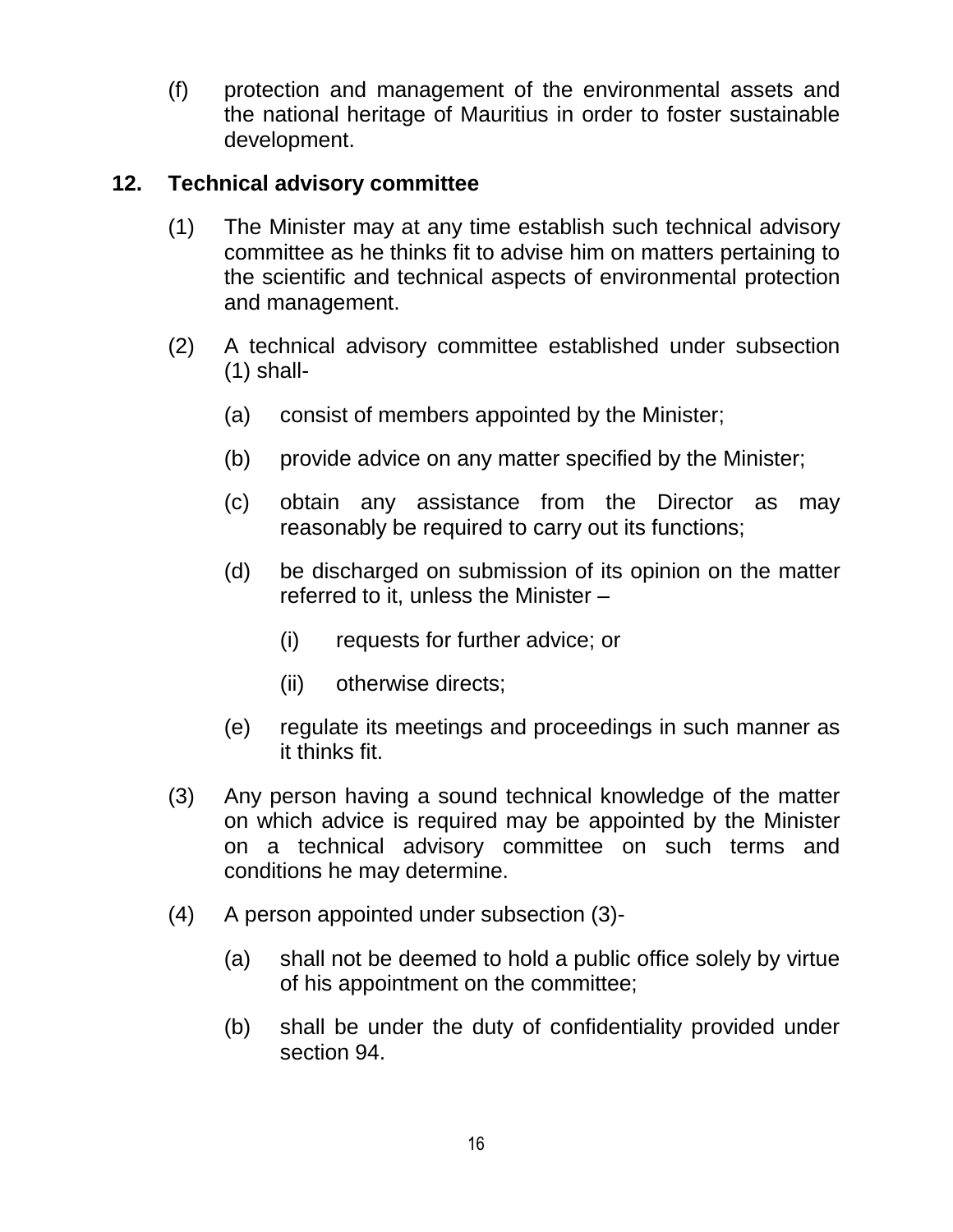(f) protection and management of the environmental assets and the national heritage of Mauritius in order to foster sustainable development.

## 12. Technical advisory committee

(1) The Minister may at any time establish such technical advisory committee as he thinks fit to advise him on matters pertaining to the scientific and technical aspects of environmental protection and management.

(2) A technical advisory committee established under subsection (1) shall-

- (a) consist of members appointed by the Minister;
- (b) provide advice on any matter specified by the Minister;
- (c) obtain any assistance from the Director as may reasonably be required to carry out its functions;
- (d) be discharged on submission of its opinion on the matter referred to it, unless the Minister –
  - (i) requests for further advice; or
  - (ii) otherwise directs;
- (e) regulate its meetings and proceedings in such manner as it thinks fit.

(3) Any person having a sound technical knowledge of the matter on which advice is required may be appointed by the Minister on a technical advisory committee on such terms and conditions he may determine.

(4) A person appointed under subsection (3)-

- (a) shall not be deemed to hold a public office solely by virtue of his appointment on the committee;
- (b) shall be under the duty of confidentiality provided under section 94.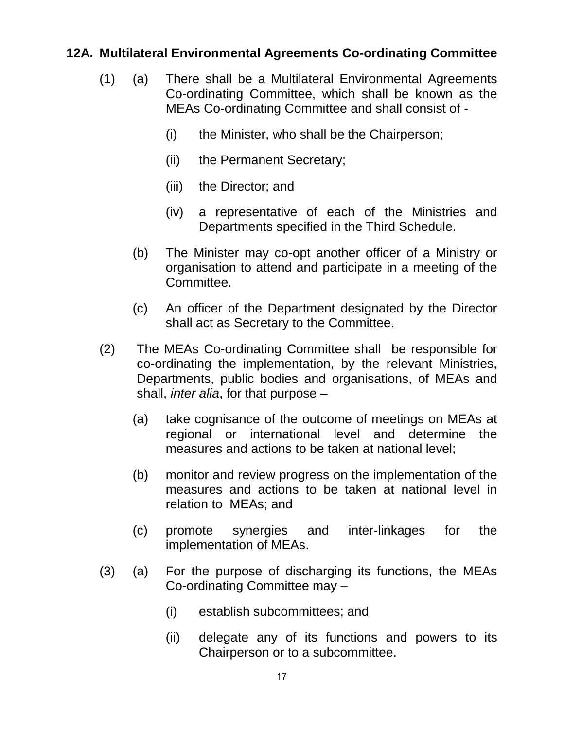**12A. Multilateral Environmental Agreements Co-ordinating Committee**

(1) (a) There shall be a Multilateral Environmental Agreements Co-ordinating Committee, which shall be known as the MEAs Co-ordinating Committee and shall consist of -

(i) the Minister, who shall be the Chairperson;

(ii) the Permanent Secretary;

(iii) the Director; and

(iv) a representative of each of the Ministries and Departments specified in the Third Schedule.

(b) The Minister may co-opt another officer of a Ministry or organisation to attend and participate in a meeting of the Committee.

(c) An officer of the Department designated by the Director shall act as Secretary to the Committee.

(2) The MEAs Co-ordinating Committee shall be responsible for co-ordinating the implementation, by the relevant Ministries, Departments, public bodies and organisations, of MEAs and shall, *inter alia*, for that purpose –

(a) take cognisance of the outcome of meetings on MEAs at regional or international level and determine the measures and actions to be taken at national level;

(b) monitor and review progress on the implementation of the measures and actions to be taken at national level in relation to MEAs; and

(c) promote synergies and inter-linkages for the implementation of MEAs.

(3) (a) For the purpose of discharging its functions, the MEAs Co-ordinating Committee may –

(i) establish subcommittees; and

(ii) delegate any of its functions and powers to its Chairperson or to a subcommittee.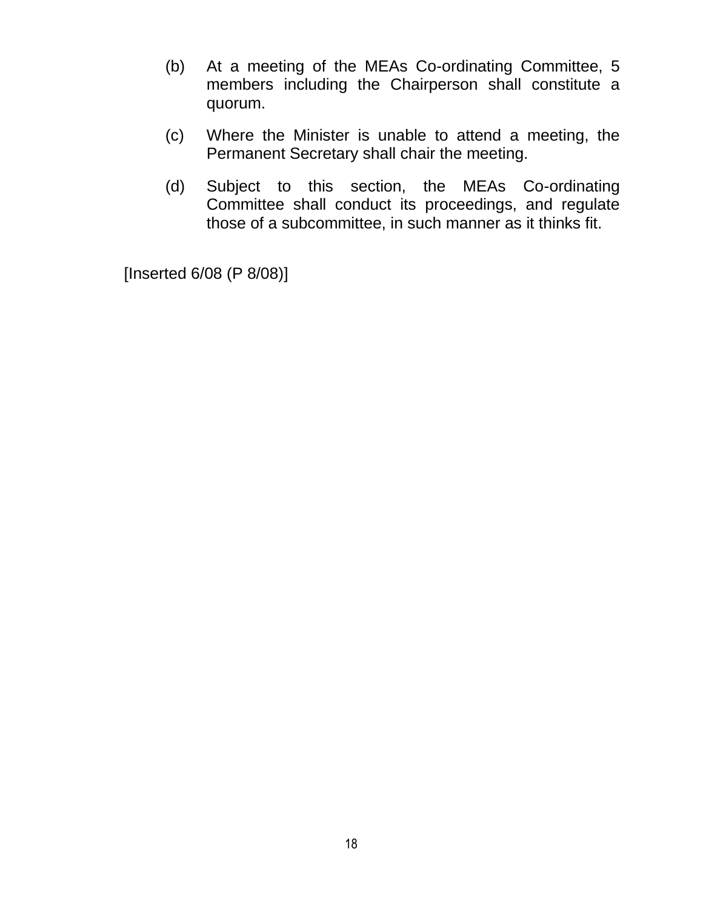(b) At a meeting of the MEAs Co-ordinating Committee, 5 members including the Chairperson shall constitute a quorum.

(c) Where the Minister is unable to attend a meeting, the Permanent Secretary shall chair the meeting.

(d) Subject to this section, the MEAs Co-ordinating Committee shall conduct its proceedings, and regulate those of a subcommittee, in such manner as it thinks fit.

[Inserted 6/08 (P 8/08)]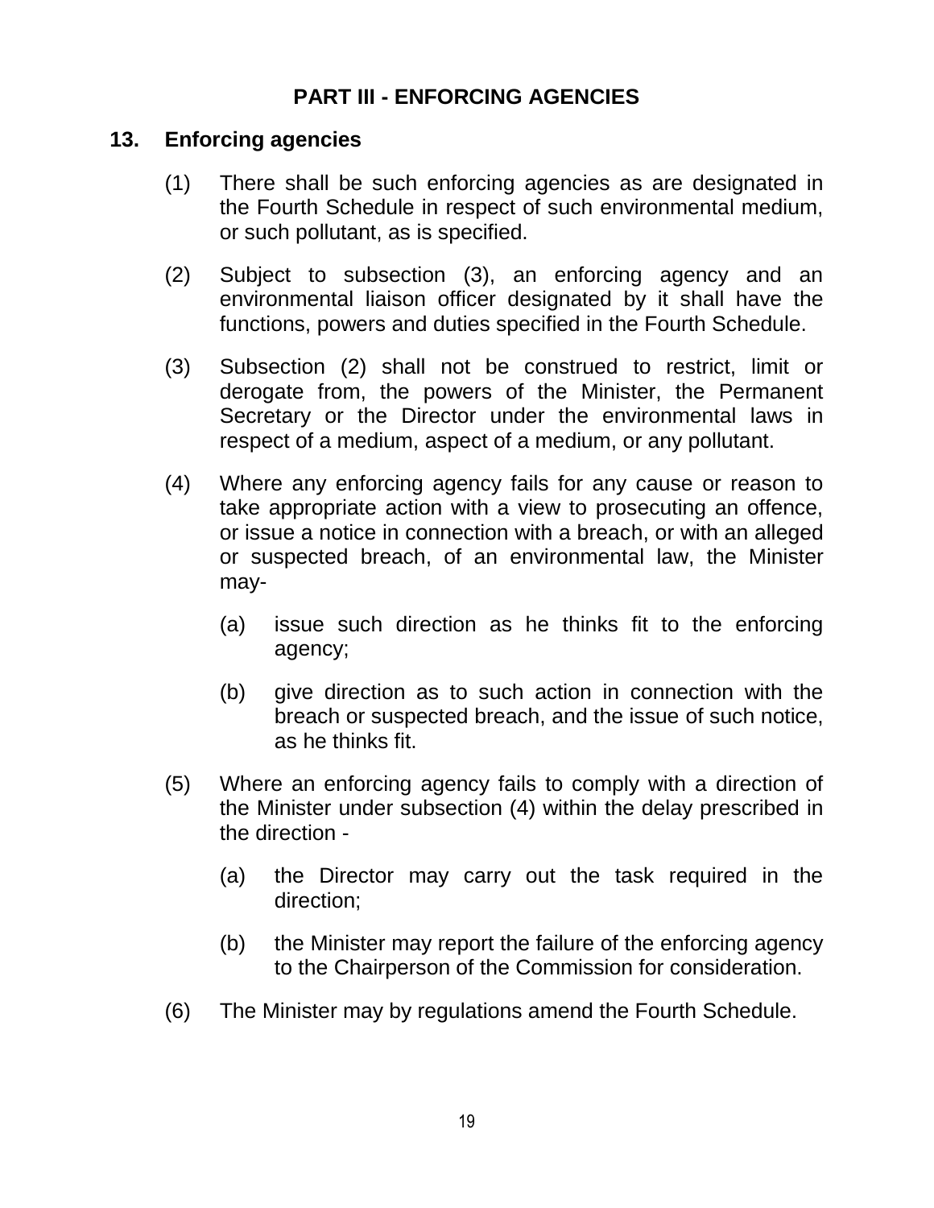## PART III - ENFORCING AGENCIES

### 13. Enforcing agencies

(1) There shall be such enforcing agencies as are designated in the Fourth Schedule in respect of such environmental medium, or such pollutant, as is specified.

(2) Subject to subsection (3), an enforcing agency and an environmental liaison officer designated by it shall have the functions, powers and duties specified in the Fourth Schedule.

(3) Subsection (2) shall not be construed to restrict, limit or derogate from, the powers of the Minister, the Permanent Secretary or the Director under the environmental laws in respect of a medium, aspect of a medium, or any pollutant.

(4) Where any enforcing agency fails for any cause or reason to take appropriate action with a view to prosecuting an offence, or issue a notice in connection with a breach, or with an alleged or suspected breach, of an environmental law, the Minister may-

(a) issue such direction as he thinks fit to the enforcing agency;

(b) give direction as to such action in connection with the breach or suspected breach, and the issue of such notice, as he thinks fit.

(5) Where an enforcing agency fails to comply with a direction of the Minister under subsection (4) within the delay prescribed in the direction -

(a) the Director may carry out the task required in the direction;

(b) the Minister may report the failure of the enforcing agency to the Chairperson of the Commission for consideration.

(6) The Minister may by regulations amend the Fourth Schedule.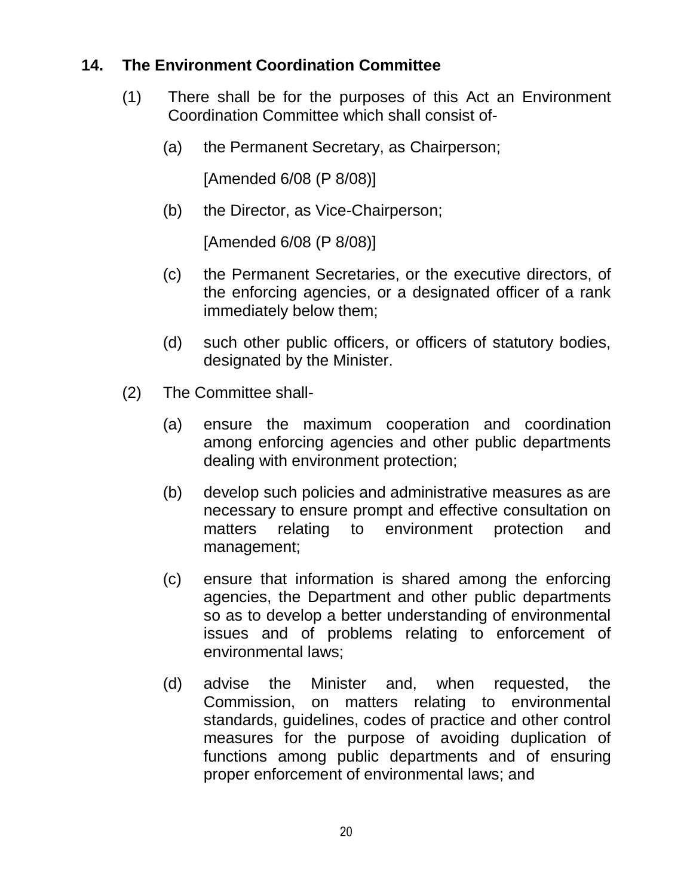### 14. The Environment Coordination Committee

(1) There shall be for the purposes of this Act an Environment Coordination Committee which shall consist of-

(a) the Permanent Secretary, as Chairperson;

[Amended 6/08 (P 8/08)]

(b) the Director, as Vice-Chairperson;

[Amended 6/08 (P 8/08)]

(c) the Permanent Secretaries, or the executive directors, of the enforcing agencies, or a designated officer of a rank immediately below them;

(d) such other public officers, or officers of statutory bodies, designated by the Minister.

(2) The Committee shall-

(a) ensure the maximum cooperation and coordination among enforcing agencies and other public departments dealing with environment protection;

(b) develop such policies and administrative measures as are necessary to ensure prompt and effective consultation on matters relating to environment protection and management;

(c) ensure that information is shared among the enforcing agencies, the Department and other public departments so as to develop a better understanding of environmental issues and of problems relating to enforcement of environmental laws;

(d) advise the Minister and, when requested, the Commission, on matters relating to environmental standards, guidelines, codes of practice and other control measures for the purpose of avoiding duplication of functions among public departments and of ensuring proper enforcement of environmental laws; and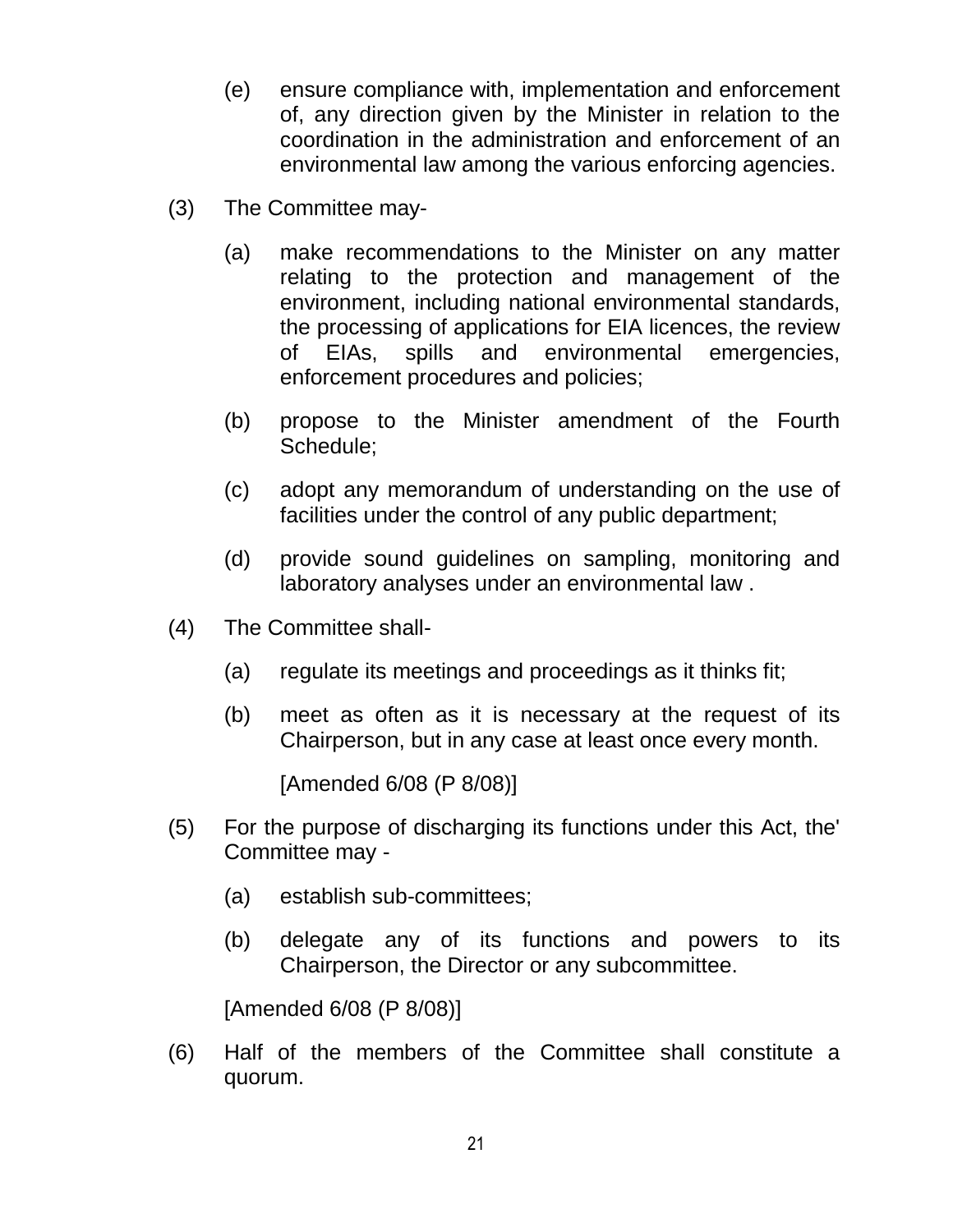(e) ensure compliance with, implementation and enforcement of, any direction given by the Minister in relation to the coordination in the administration and enforcement of an environmental law among the various enforcing agencies.

(3) The Committee may-

(a) make recommendations to the Minister on any matter relating to the protection and management of the environment, including national environmental standards, the processing of applications for EIA licences, the review of EIAs, spills and environmental emergencies, enforcement procedures and policies;

(b) propose to the Minister amendment of the Fourth Schedule;

(c) adopt any memorandum of understanding on the use of facilities under the control of any public department;

(d) provide sound guidelines on sampling, monitoring and laboratory analyses under an environmental law .

(4) The Committee shall-

(a) regulate its meetings and proceedings as it thinks fit;

(b) meet as often as it is necessary at the request of its Chairperson, but in any case at least once every month.

[Amended 6/08 (P 8/08)]

(5) For the purpose of discharging its functions under this Act, the' Committee may -

(a) establish sub-committees;

(b) delegate any of its functions and powers to its Chairperson, the Director or any subcommittee.

[Amended 6/08 (P 8/08)]

(6) Half of the members of the Committee shall constitute a quorum.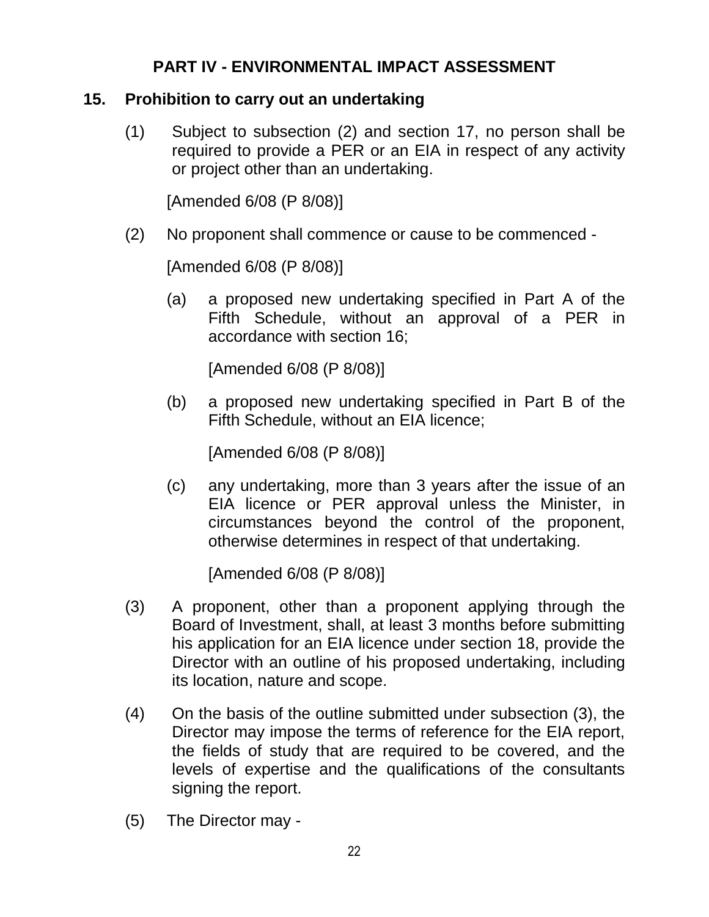## PART IV - ENVIRONMENTAL IMPACT ASSESSMENT

### 15. Prohibition to carry out an undertaking

(1) Subject to subsection (2) and section 17, no person shall be required to provide a PER or an EIA in respect of any activity or project other than an undertaking.

[Amended 6/08 (P 8/08)]

(2) No proponent shall commence or cause to be commenced -

[Amended 6/08 (P 8/08)]

(a) a proposed new undertaking specified in Part A of the Fifth Schedule, without an approval of a PER in accordance with section 16;

[Amended 6/08 (P 8/08)]

(b) a proposed new undertaking specified in Part B of the Fifth Schedule, without an EIA licence;

[Amended 6/08 (P 8/08)]

(c) any undertaking, more than 3 years after the issue of an EIA licence or PER approval unless the Minister, in circumstances beyond the control of the proponent, otherwise determines in respect of that undertaking.

[Amended 6/08 (P 8/08)]

(3) A proponent, other than a proponent applying through the Board of Investment, shall, at least 3 months before submitting his application for an EIA licence under section 18, provide the Director with an outline of his proposed undertaking, including its location, nature and scope.

(4) On the basis of the outline submitted under subsection (3), the Director may impose the terms of reference for the EIA report, the fields of study that are required to be covered, and the levels of expertise and the qualifications of the consultants signing the report.

(5) The Director may -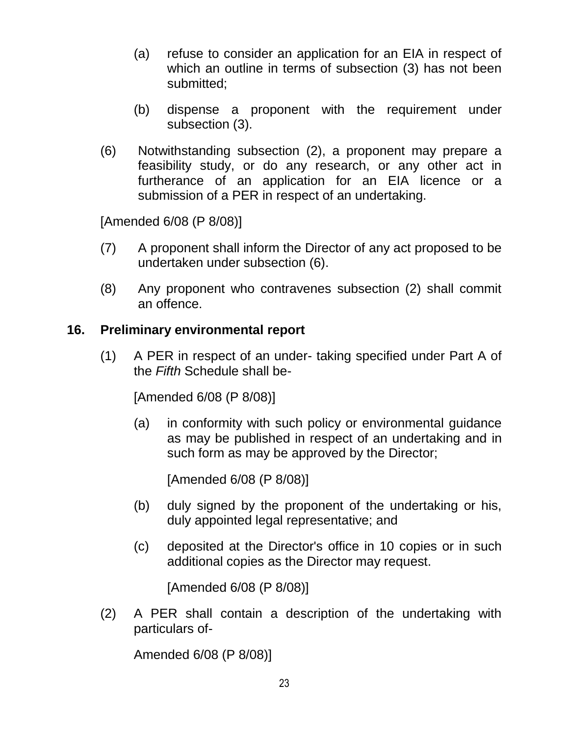(a) refuse to consider an application for an EIA in respect of which an outline in terms of subsection (3) has not been submitted;

(b) dispense a proponent with the requirement under subsection (3).

(6) Notwithstanding subsection (2), a proponent may prepare a feasibility study, or do any research, or any other act in furtherance of an application for an EIA licence or a submission of a PER in respect of an undertaking.

[Amended 6/08 (P 8/08)]

(7) A proponent shall inform the Director of any act proposed to be undertaken under subsection (6).

(8) Any proponent who contravenes subsection (2) shall commit an offence.

## 16. Preliminary environmental report

(1) A PER in respect of an under- taking specified under Part A of the *Fifth* Schedule shall be-

[Amended 6/08 (P 8/08)]

(a) in conformity with such policy or environmental guidance as may be published in respect of an undertaking and in such form as may be approved by the Director;

[Amended 6/08 (P 8/08)]

(b) duly signed by the proponent of the undertaking or his, duly appointed legal representative; and

(c) deposited at the Director's office in 10 copies or in such additional copies as the Director may request.

[Amended 6/08 (P 8/08)]

(2) A PER shall contain a description of the undertaking with particulars of-

Amended 6/08 (P 8/08)]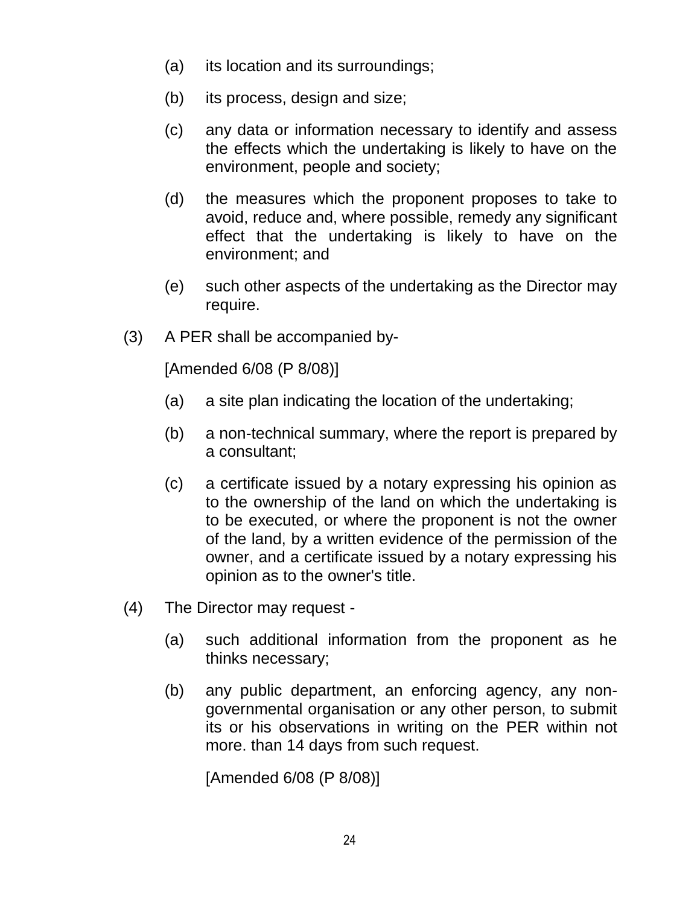(a) its location and its surroundings;

(b) its process, design and size;

(c) any data or information necessary to identify and assess the effects which the undertaking is likely to have on the environment, people and society;

(d) the measures which the proponent proposes to take to avoid, reduce and, where possible, remedy any significant effect that the undertaking is likely to have on the environment; and

(e) such other aspects of the undertaking as the Director may require.

(3) A PER shall be accompanied by-

[Amended 6/08 (P 8/08)]

(a) a site plan indicating the location of the undertaking;

(b) a non-technical summary, where the report is prepared by a consultant;

(c) a certificate issued by a notary expressing his opinion as to the ownership of the land on which the undertaking is to be executed, or where the proponent is not the owner of the land, by a written evidence of the permission of the owner, and a certificate issued by a notary expressing his opinion as to the owner's title.

(4) The Director may request -

(a) such additional information from the proponent as he thinks necessary;

(b) any public department, an enforcing agency, any non-governmental organisation or any other person, to submit its or his observations in writing on the PER within not more. than 14 days from such request.

[Amended 6/08 (P 8/08)]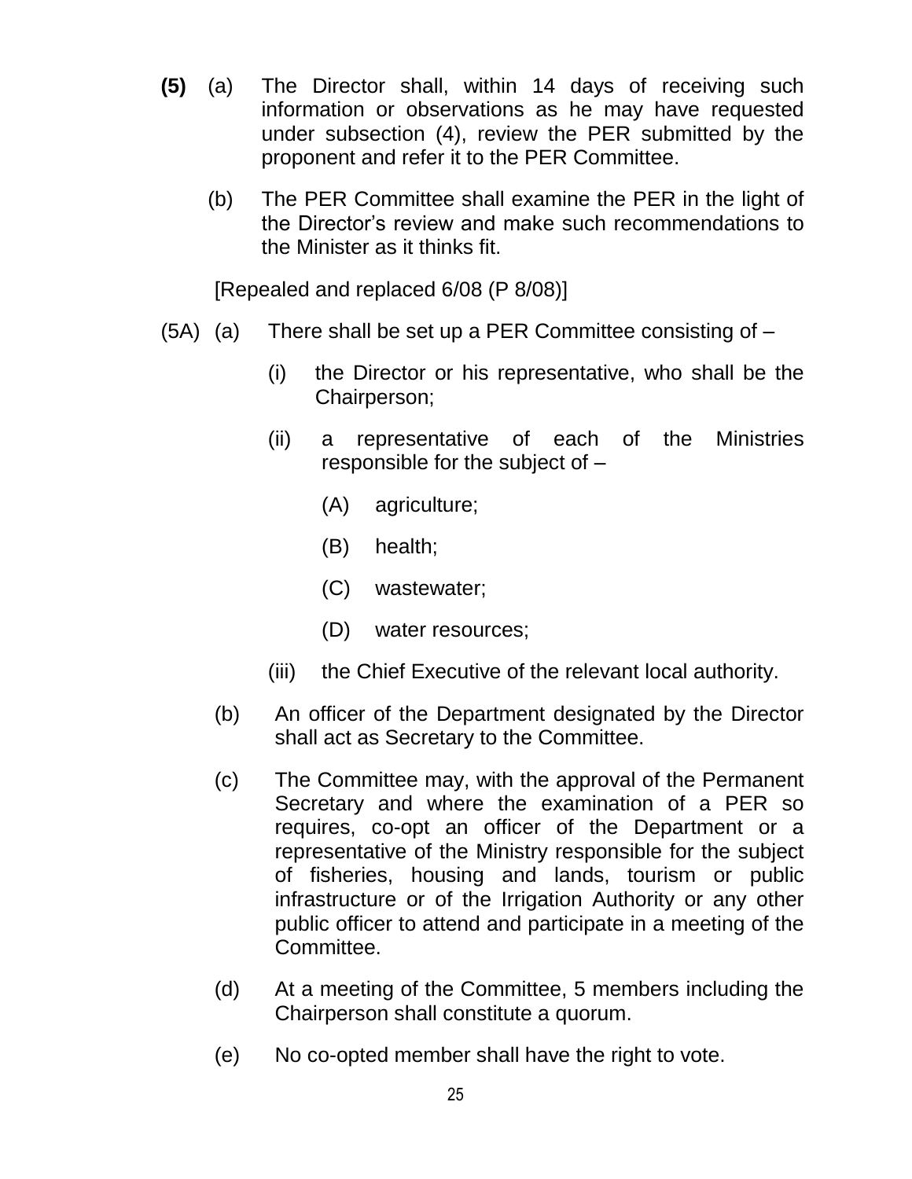**(5)** (a) The Director shall, within 14 days of receiving such information or observations as he may have requested under subsection (4), review the PER submitted by the proponent and refer it to the PER Committee.

(b) The PER Committee shall examine the PER in the light of the Director's review and make such recommendations to the Minister as it thinks fit.

[Repealed and replaced 6/08 (P 8/08)]

(5A) (a) There shall be set up a PER Committee consisting of –

(i) the Director or his representative, who shall be the Chairperson;

(ii) a representative of each of the Ministries responsible for the subject of –

(A) agriculture;

(B) health;

(C) wastewater;

(D) water resources;

(iii) the Chief Executive of the relevant local authority.

(b) An officer of the Department designated by the Director shall act as Secretary to the Committee.

(c) The Committee may, with the approval of the Permanent Secretary and where the examination of a PER so requires, co-opt an officer of the Department or a representative of the Ministry responsible for the subject of fisheries, housing and lands, tourism or public infrastructure or of the Irrigation Authority or any other public officer to attend and participate in a meeting of the Committee.

(d) At a meeting of the Committee, 5 members including the Chairperson shall constitute a quorum.

(e) No co-opted member shall have the right to vote.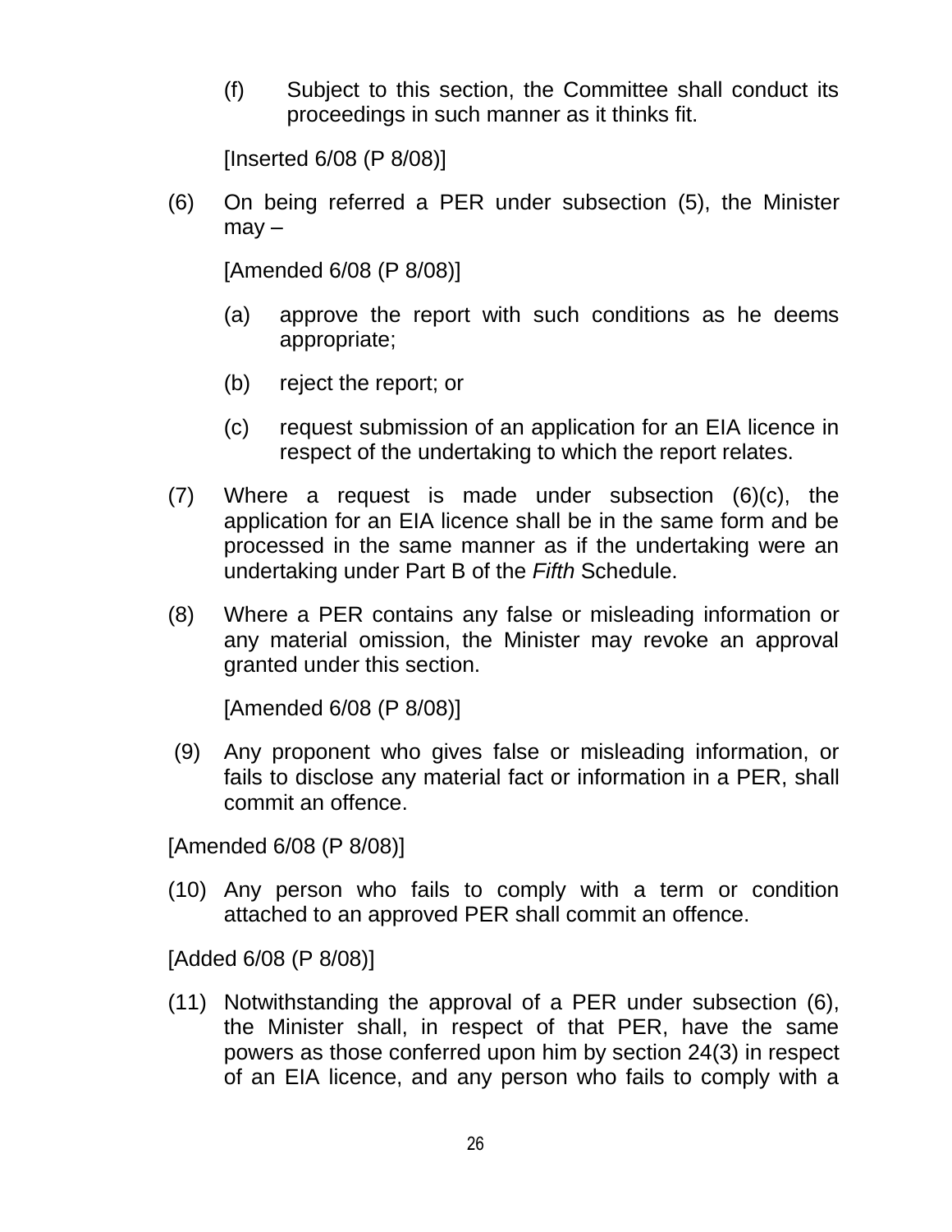(f) Subject to this section, the Committee shall conduct its proceedings in such manner as it thinks fit.

[Inserted 6/08 (P 8/08)]

(6) On being referred a PER under subsection (5), the Minister may –

[Amended 6/08 (P 8/08)]

(a) approve the report with such conditions as he deems appropriate;

(b) reject the report; or

(c) request submission of an application for an EIA licence in respect of the undertaking to which the report relates.

(7) Where a request is made under subsection (6)(c), the application for an EIA licence shall be in the same form and be processed in the same manner as if the undertaking were an undertaking under Part B of the *Fifth* Schedule.

(8) Where a PER contains any false or misleading information or any material omission, the Minister may revoke an approval granted under this section.

[Amended 6/08 (P 8/08)]

(9) Any proponent who gives false or misleading information, or fails to disclose any material fact or information in a PER, shall commit an offence.

[Amended 6/08 (P 8/08)]

(10) Any person who fails to comply with a term or condition attached to an approved PER shall commit an offence.

[Added 6/08 (P 8/08)]

(11) Notwithstanding the approval of a PER under subsection (6), the Minister shall, in respect of that PER, have the same powers as those conferred upon him by section 24(3) in respect of an EIA licence, and any person who fails to comply with a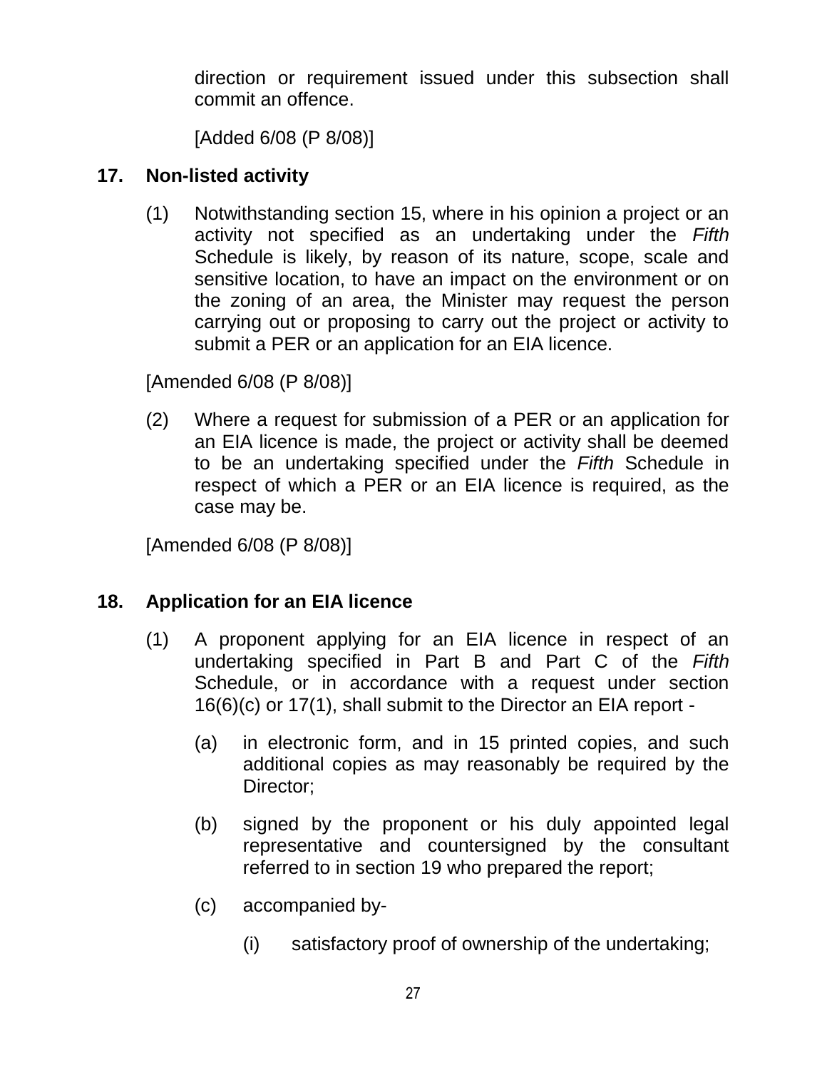direction or requirement issued under this subsection shall commit an offence.

[Added 6/08 (P 8/08)]

## 17. Non-listed activity

(1) Notwithstanding section 15, where in his opinion a project or an activity not specified as an undertaking under the *Fifth* Schedule is likely, by reason of its nature, scope, scale and sensitive location, to have an impact on the environment or on the zoning of an area, the Minister may request the person carrying out or proposing to carry out the project or activity to submit a PER or an application for an EIA licence.

[Amended 6/08 (P 8/08)]

(2) Where a request for submission of a PER or an application for an EIA licence is made, the project or activity shall be deemed to be an undertaking specified under the *Fifth* Schedule in respect of which a PER or an EIA licence is required, as the case may be.

[Amended 6/08 (P 8/08)]

## 18. Application for an EIA licence

(1) A proponent applying for an EIA licence in respect of an undertaking specified in Part B and Part C of the *Fifth* Schedule, or in accordance with a request under section 16(6)(c) or 17(1), shall submit to the Director an EIA report -

(a) in electronic form, and in 15 printed copies, and such additional copies as may reasonably be required by the Director;

(b) signed by the proponent or his duly appointed legal representative and countersigned by the consultant referred to in section 19 who prepared the report;

(c) accompanied by-

(i) satisfactory proof of ownership of the undertaking;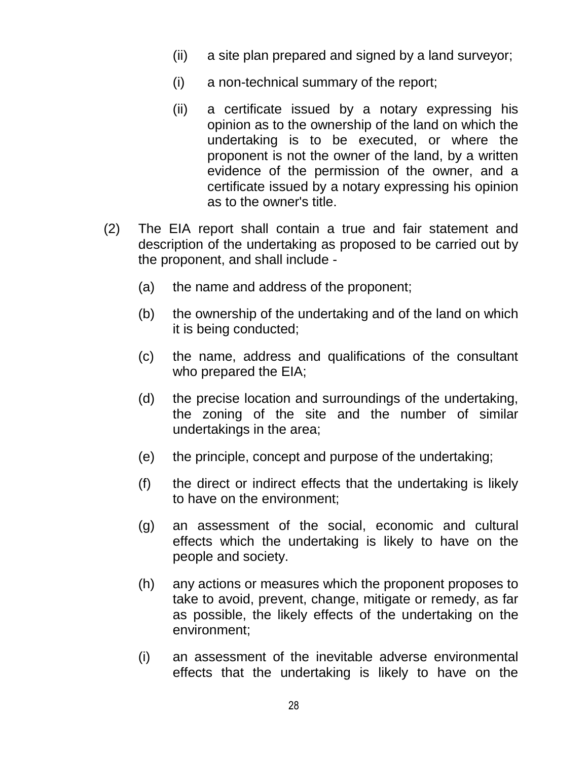(ii) a site plan prepared and signed by a land surveyor;

(i) a non-technical summary of the report;

(ii) a certificate issued by a notary expressing his opinion as to the ownership of the land on which the undertaking is to be executed, or where the proponent is not the owner of the land, by a written evidence of the permission of the owner, and a certificate issued by a notary expressing his opinion as to the owner's title.

(2) The EIA report shall contain a true and fair statement and description of the undertaking as proposed to be carried out by the proponent, and shall include -

(a) the name and address of the proponent;

(b) the ownership of the undertaking and of the land on which it is being conducted;

(c) the name, address and qualifications of the consultant who prepared the EIA;

(d) the precise location and surroundings of the undertaking, the zoning of the site and the number of similar undertakings in the area;

(e) the principle, concept and purpose of the undertaking;

(f) the direct or indirect effects that the undertaking is likely to have on the environment;

(g) an assessment of the social, economic and cultural effects which the undertaking is likely to have on the people and society.

(h) any actions or measures which the proponent proposes to take to avoid, prevent, change, mitigate or remedy, as far as possible, the likely effects of the undertaking on the environment;

(i) an assessment of the inevitable adverse environmental effects that the undertaking is likely to have on the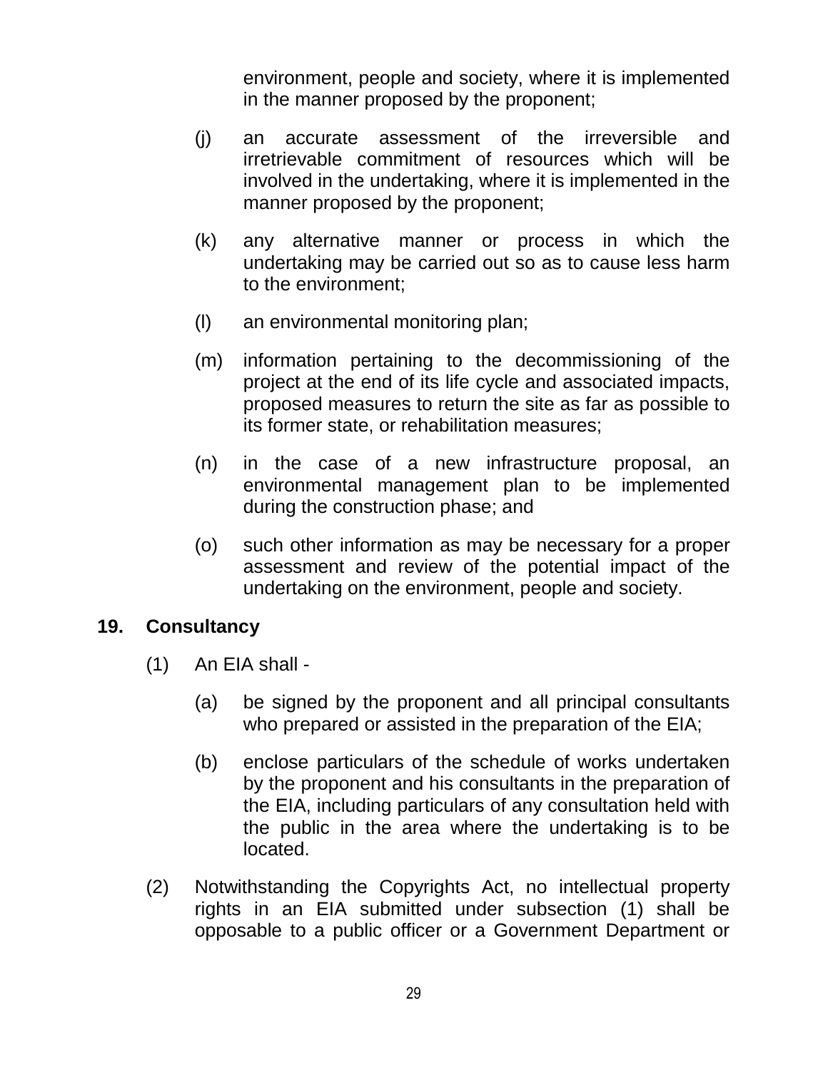environment, people and society, where it is implemented in the manner proposed by the proponent;

(j) an accurate assessment of the irreversible and irretrievable commitment of resources which will be involved in the undertaking, where it is implemented in the manner proposed by the proponent;

(k) any alternative manner or process in which the undertaking may be carried out so as to cause less harm to the environment;

(l) an environmental monitoring plan;

(m) information pertaining to the decommissioning of the project at the end of its life cycle and associated impacts, proposed measures to return the site as far as possible to its former state, or rehabilitation measures;

(n) in the case of a new infrastructure proposal, an environmental management plan to be implemented during the construction phase; and

(o) such other information as may be necessary for a proper assessment and review of the potential impact of the undertaking on the environment, people and society.

**19. Consultancy**

(1) An EIA shall -

(a) be signed by the proponent and all principal consultants who prepared or assisted in the preparation of the EIA;

(b) enclose particulars of the schedule of works undertaken by the proponent and his consultants in the preparation of the EIA, including particulars of any consultation held with the public in the area where the undertaking is to be located.

(2) Notwithstanding the Copyrights Act, no intellectual property rights in an EIA submitted under subsection (1) shall be opposable to a public officer or a Government Department or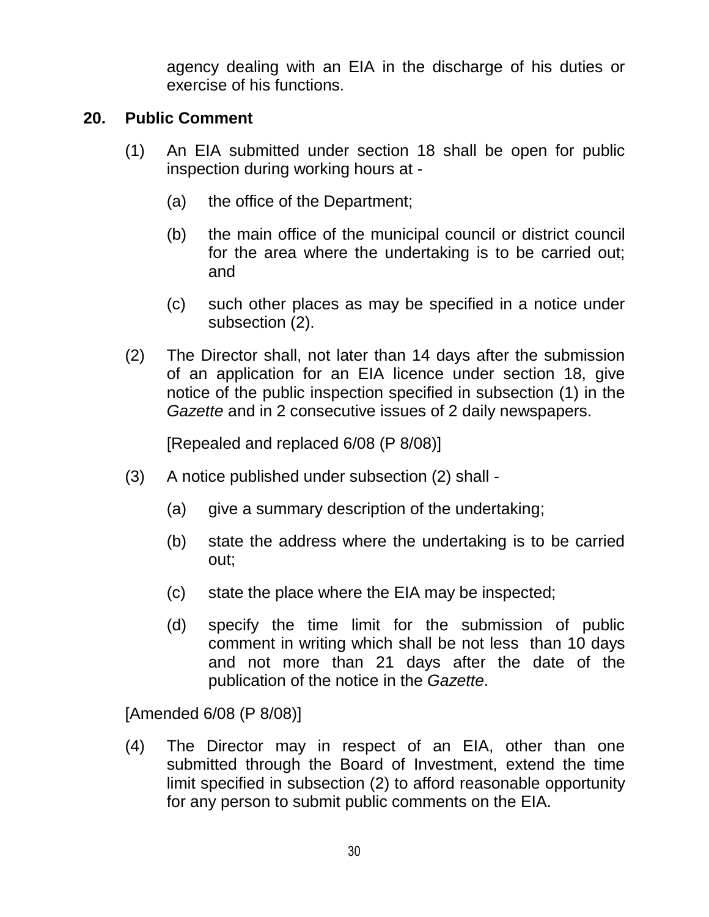agency dealing with an EIA in the discharge of his duties or exercise of his functions.

**20. Public Comment**

(1) An EIA submitted under section 18 shall be open for public inspection during working hours at -

(a) the office of the Department;

(b) the main office of the municipal council or district council for the area where the undertaking is to be carried out; and

(c) such other places as may be specified in a notice under subsection (2).

(2) The Director shall, not later than 14 days after the submission of an application for an EIA licence under section 18, give notice of the public inspection specified in subsection (1) in the *Gazette* and in 2 consecutive issues of 2 daily newspapers.

[Repealed and replaced 6/08 (P 8/08)]

(3) A notice published under subsection (2) shall -

(a) give a summary description of the undertaking;

(b) state the address where the undertaking is to be carried out;

(c) state the place where the EIA may be inspected;

(d) specify the time limit for the submission of public comment in writing which shall be not less than 10 days and not more than 21 days after the date of the publication of the notice in the *Gazette*.

[Amended 6/08 (P 8/08)]

(4) The Director may in respect of an EIA, other than one submitted through the Board of Investment, extend the time limit specified in subsection (2) to afford reasonable opportunity for any person to submit public comments on the EIA.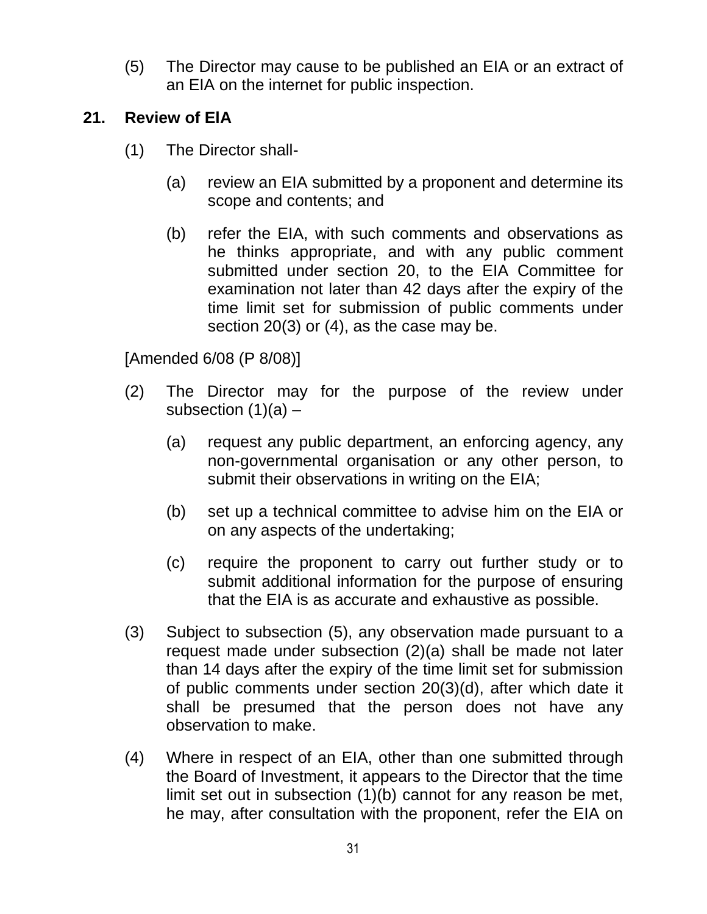(5) The Director may cause to be published an EIA or an extract of an EIA on the internet for public inspection.

## 21. Review of EIA

(1) The Director shall-

(a) review an EIA submitted by a proponent and determine its scope and contents; and

(b) refer the EIA, with such comments and observations as he thinks appropriate, and with any public comment submitted under section 20, to the EIA Committee for examination not later than 42 days after the expiry of the time limit set for submission of public comments under section 20(3) or (4), as the case may be.

[Amended 6/08 (P 8/08)]

(2) The Director may for the purpose of the review under subsection (1)(a) –

(a) request any public department, an enforcing agency, any non-governmental organisation or any other person, to submit their observations in writing on the EIA;

(b) set up a technical committee to advise him on the EIA or on any aspects of the undertaking;

(c) require the proponent to carry out further study or to submit additional information for the purpose of ensuring that the EIA is as accurate and exhaustive as possible.

(3) Subject to subsection (5), any observation made pursuant to a request made under subsection (2)(a) shall be made not later than 14 days after the expiry of the time limit set for submission of public comments under section 20(3)(d), after which date it shall be presumed that the person does not have any observation to make.

(4) Where in respect of an EIA, other than one submitted through the Board of Investment, it appears to the Director that the time limit set out in subsection (1)(b) cannot for any reason be met, he may, after consultation with the proponent, refer the EIA on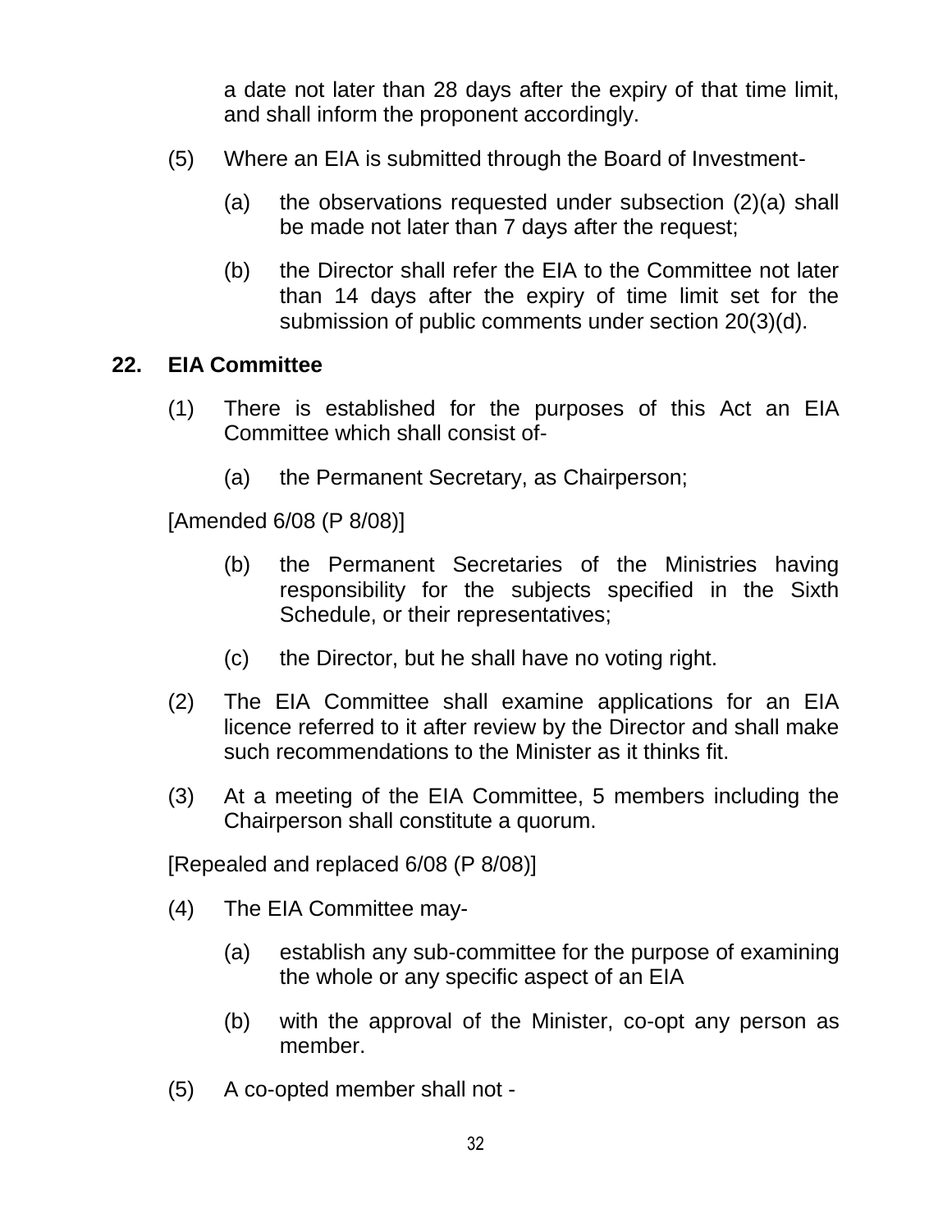a date not later than 28 days after the expiry of that time limit, and shall inform the proponent accordingly.

(5) Where an EIA is submitted through the Board of Investment-

(a) the observations requested under subsection (2)(a) shall be made not later than 7 days after the request;

(b) the Director shall refer the EIA to the Committee not later than 14 days after the expiry of time limit set for the submission of public comments under section 20(3)(d).

## 22. EIA Committee

(1) There is established for the purposes of this Act an EIA Committee which shall consist of-

(a) the Permanent Secretary, as Chairperson;

[Amended 6/08 (P 8/08)]

(b) the Permanent Secretaries of the Ministries having responsibility for the subjects specified in the Sixth Schedule, or their representatives;

(c) the Director, but he shall have no voting right.

(2) The EIA Committee shall examine applications for an EIA licence referred to it after review by the Director and shall make such recommendations to the Minister as it thinks fit.

(3) At a meeting of the EIA Committee, 5 members including the Chairperson shall constitute a quorum.

[Repealed and replaced 6/08 (P 8/08)]

(4) The EIA Committee may-

(a) establish any sub-committee for the purpose of examining the whole or any specific aspect of an EIA

(b) with the approval of the Minister, co-opt any person as member.

(5) A co-opted member shall not -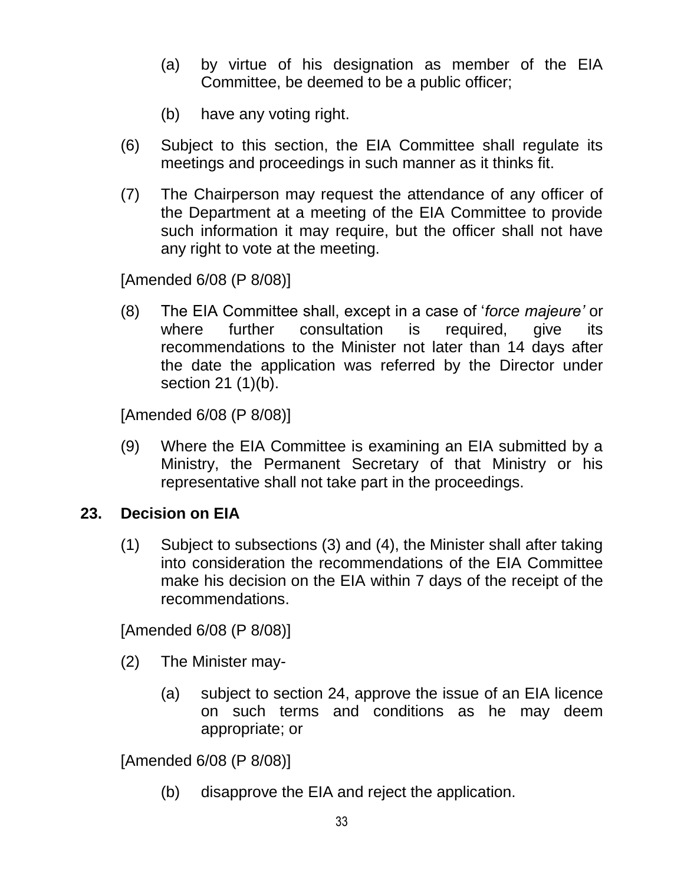(a) by virtue of his designation as member of the EIA Committee, be deemed to be a public officer;

(b) have any voting right.

(6) Subject to this section, the EIA Committee shall regulate its meetings and proceedings in such manner as it thinks fit.

(7) The Chairperson may request the attendance of any officer of the Department at a meeting of the EIA Committee to provide such information it may require, but the officer shall not have any right to vote at the meeting.

[Amended 6/08 (P 8/08)]

(8) The EIA Committee shall, except in a case of '*force majeure'* or where further consultation is required, give its recommendations to the Minister not later than 14 days after the date the application was referred by the Director under section 21 (1)(b).

[Amended 6/08 (P 8/08)]

(9) Where the EIA Committee is examining an EIA submitted by a Ministry, the Permanent Secretary of that Ministry or his representative shall not take part in the proceedings.

**23. Decision on EIA**

(1) Subject to subsections (3) and (4), the Minister shall after taking into consideration the recommendations of the EIA Committee make his decision on the EIA within 7 days of the receipt of the recommendations.

[Amended 6/08 (P 8/08)]

(2) The Minister may-

(a) subject to section 24, approve the issue of an EIA licence on such terms and conditions as he may deem appropriate; or

[Amended 6/08 (P 8/08)]

(b) disapprove the EIA and reject the application.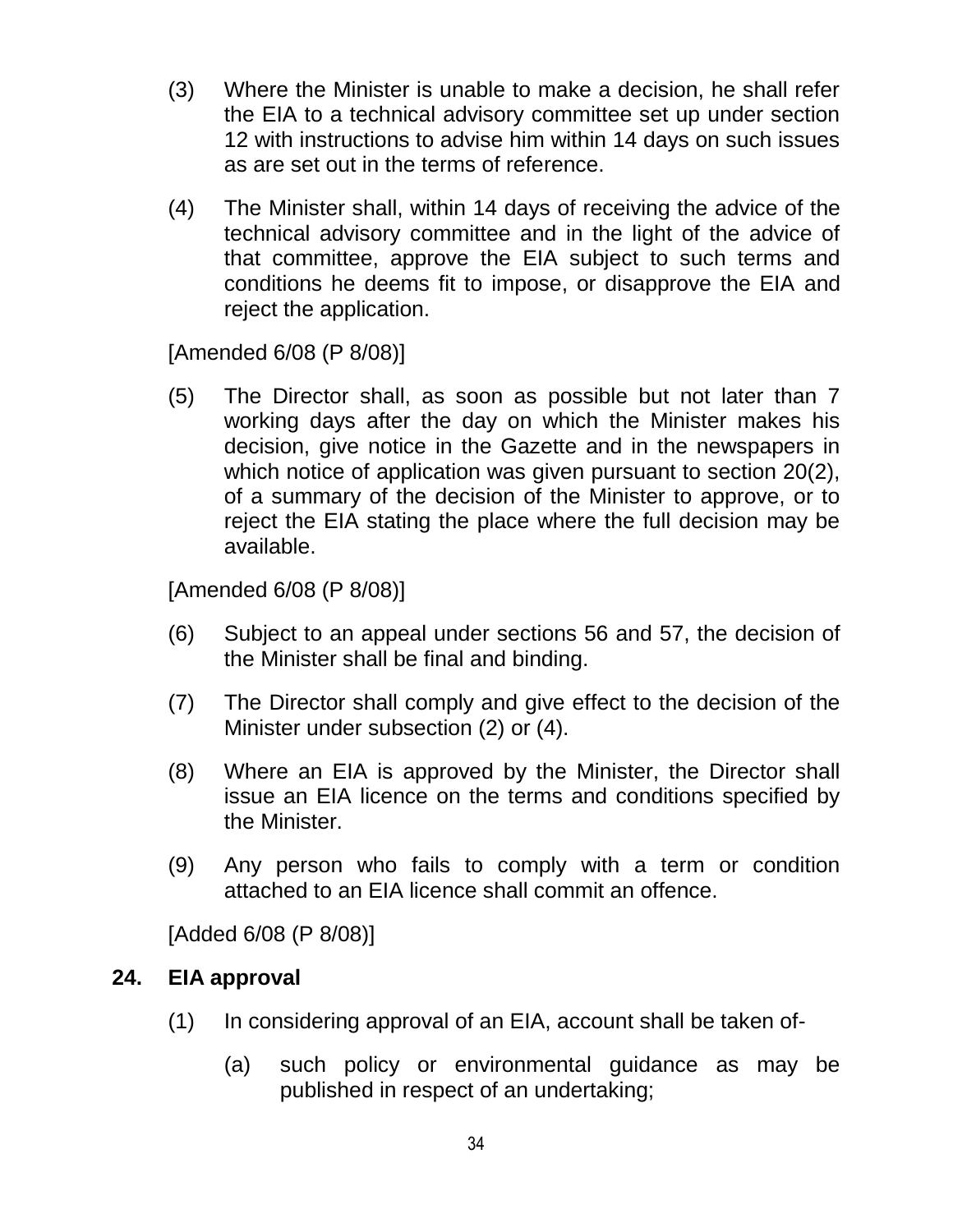(3) Where the Minister is unable to make a decision, he shall refer the EIA to a technical advisory committee set up under section 12 with instructions to advise him within 14 days on such issues as are set out in the terms of reference.

(4) The Minister shall, within 14 days of receiving the advice of the technical advisory committee and in the light of the advice of that committee, approve the EIA subject to such terms and conditions he deems fit to impose, or disapprove the EIA and reject the application.

[Amended 6/08 (P 8/08)]

(5) The Director shall, as soon as possible but not later than 7 working days after the day on which the Minister makes his decision, give notice in the Gazette and in the newspapers in which notice of application was given pursuant to section 20(2), of a summary of the decision of the Minister to approve, or to reject the EIA stating the place where the full decision may be available.

[Amended 6/08 (P 8/08)]

(6) Subject to an appeal under sections 56 and 57, the decision of the Minister shall be final and binding.

(7) The Director shall comply and give effect to the decision of the Minister under subsection (2) or (4).

(8) Where an EIA is approved by the Minister, the Director shall issue an EIA licence on the terms and conditions specified by the Minister.

(9) Any person who fails to comply with a term or condition attached to an EIA licence shall commit an offence.

[Added 6/08 (P 8/08)]

## 24. EIA approval

(1) In considering approval of an EIA, account shall be taken of-

(a) such policy or environmental guidance as may be published in respect of an undertaking;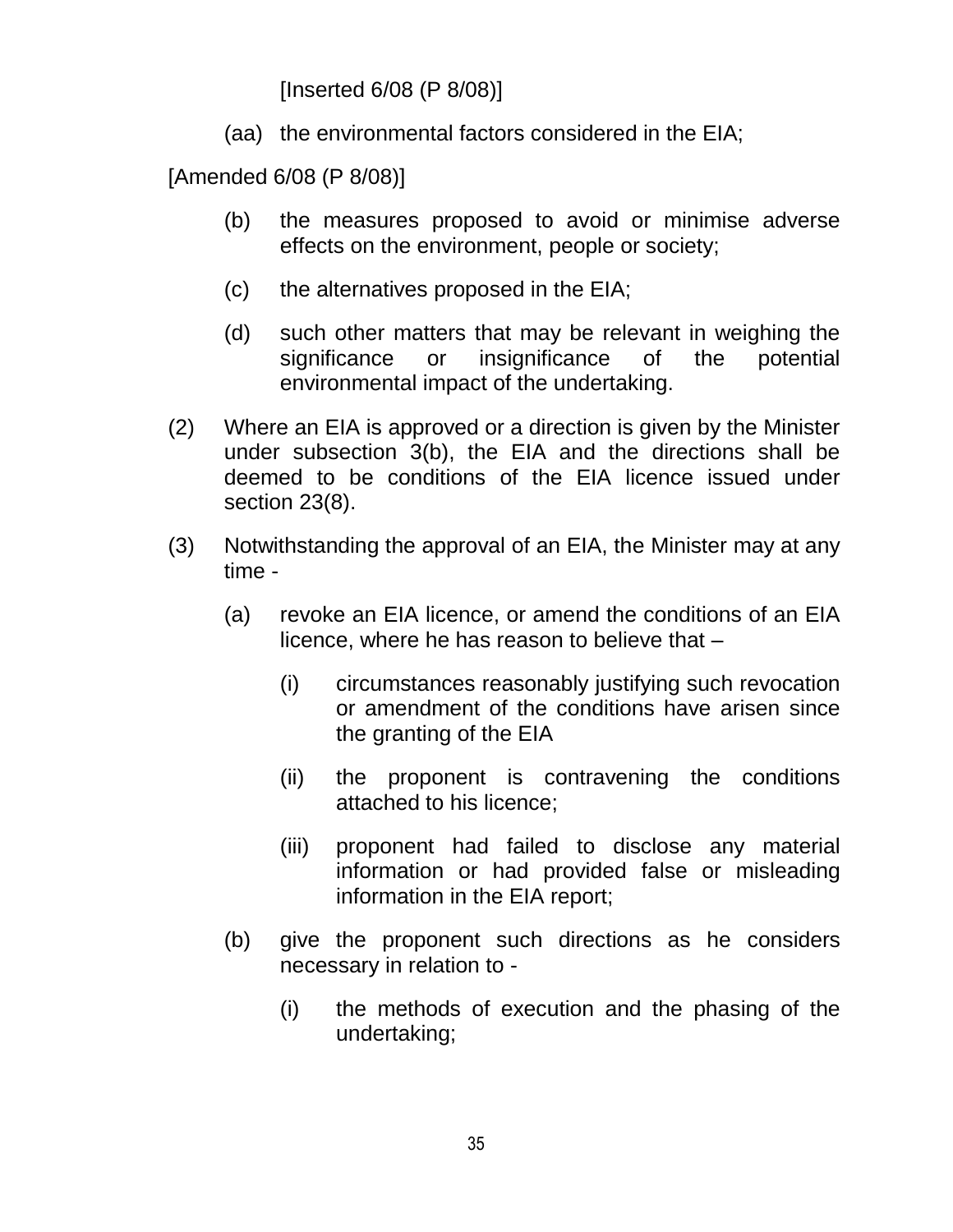[Inserted 6/08 (P 8/08)]

(aa) the environmental factors considered in the EIA;

[Amended 6/08 (P 8/08)]

(b) the measures proposed to avoid or minimise adverse effects on the environment, people or society;

(c) the alternatives proposed in the EIA;

(d) such other matters that may be relevant in weighing the significance or insignificance of the potential environmental impact of the undertaking.

(2) Where an EIA is approved or a direction is given by the Minister under subsection 3(b), the EIA and the directions shall be deemed to be conditions of the EIA licence issued under section 23(8).

(3) Notwithstanding the approval of an EIA, the Minister may at any time -

(a) revoke an EIA licence, or amend the conditions of an EIA licence, where he has reason to believe that –

(i) circumstances reasonably justifying such revocation or amendment of the conditions have arisen since the granting of the EIA

(ii) the proponent is contravening the conditions attached to his licence;

(iii) proponent had failed to disclose any material information or had provided false or misleading information in the EIA report;

(b) give the proponent such directions as he considers necessary in relation to -

(i) the methods of execution and the phasing of the undertaking;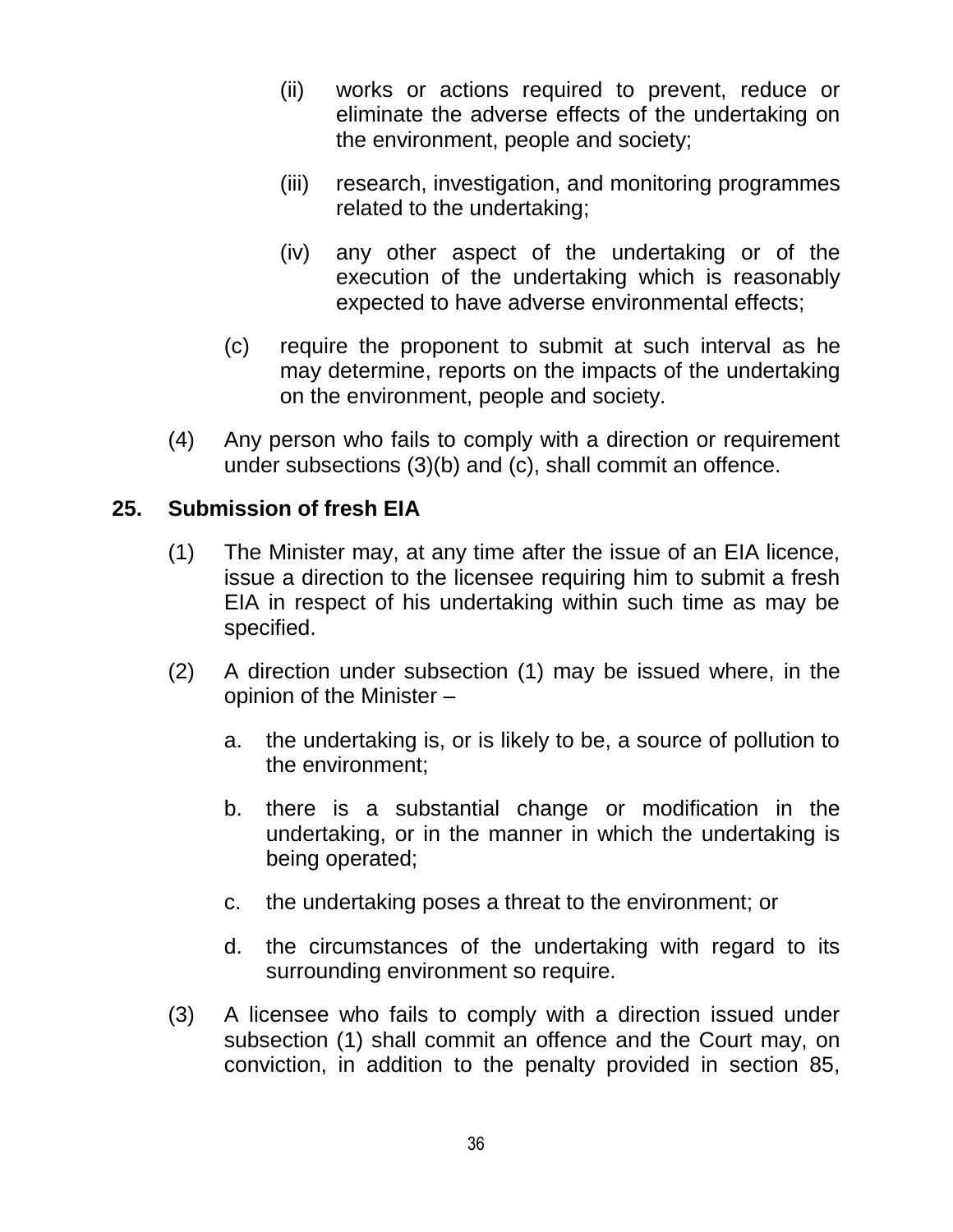(ii) works or actions required to prevent, reduce or eliminate the adverse effects of the undertaking on the environment, people and society;

(iii) research, investigation, and monitoring programmes related to the undertaking;

(iv) any other aspect of the undertaking or of the execution of the undertaking which is reasonably expected to have adverse environmental effects;

(c) require the proponent to submit at such interval as he may determine, reports on the impacts of the undertaking on the environment, people and society.

(4) Any person who fails to comply with a direction or requirement under subsections (3)(b) and (c), shall commit an offence.

**25. Submission of fresh EIA**

(1) The Minister may, at any time after the issue of an EIA licence, issue a direction to the licensee requiring him to submit a fresh EIA in respect of his undertaking within such time as may be specified.

(2) A direction under subsection (1) may be issued where, in the opinion of the Minister –

a. the undertaking is, or is likely to be, a source of pollution to the environment;

b. there is a substantial change or modification in the undertaking, or in the manner in which the undertaking is being operated;

c. the undertaking poses a threat to the environment; or

d. the circumstances of the undertaking with regard to its surrounding environment so require.

(3) A licensee who fails to comply with a direction issued under subsection (1) shall commit an offence and the Court may, on conviction, in addition to the penalty provided in section 85,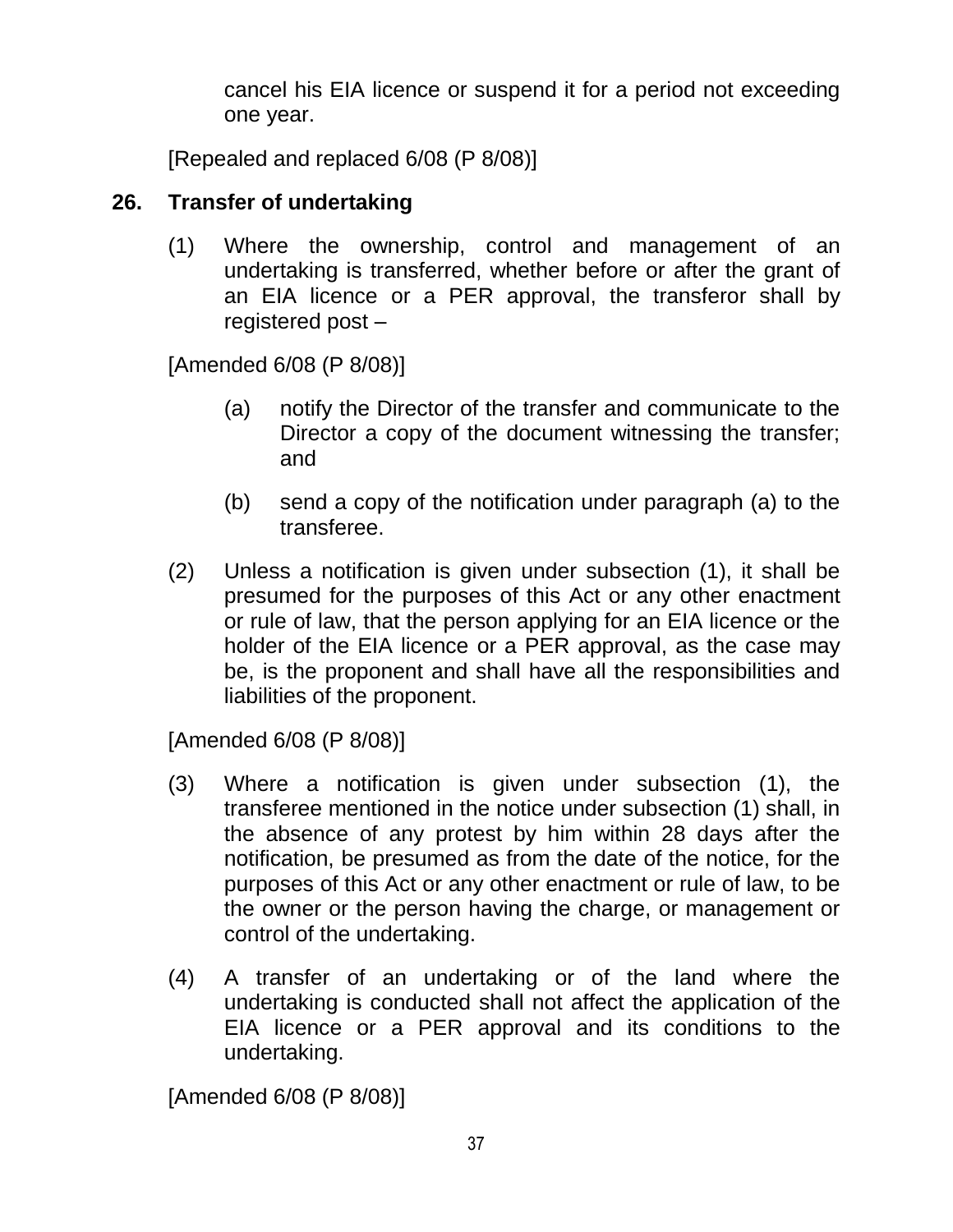cancel his EIA licence or suspend it for a period not exceeding one year.

[Repealed and replaced 6/08 (P 8/08)]

### 26. Transfer of undertaking

(1) Where the ownership, control and management of an undertaking is transferred, whether before or after the grant of an EIA licence or a PER approval, the transferor shall by registered post –

[Amended 6/08 (P 8/08)]

(a) notify the Director of the transfer and communicate to the Director a copy of the document witnessing the transfer; and

(b) send a copy of the notification under paragraph (a) to the transferee.

(2) Unless a notification is given under subsection (1), it shall be presumed for the purposes of this Act or any other enactment or rule of law, that the person applying for an EIA licence or the holder of the EIA licence or a PER approval, as the case may be, is the proponent and shall have all the responsibilities and liabilities of the proponent.

[Amended 6/08 (P 8/08)]

(3) Where a notification is given under subsection (1), the transferee mentioned in the notice under subsection (1) shall, in the absence of any protest by him within 28 days after the notification, be presumed as from the date of the notice, for the purposes of this Act or any other enactment or rule of law, to be the owner or the person having the charge, or management or control of the undertaking.

(4) A transfer of an undertaking or of the land where the undertaking is conducted shall not affect the application of the EIA licence or a PER approval and its conditions to the undertaking.

[Amended 6/08 (P 8/08)]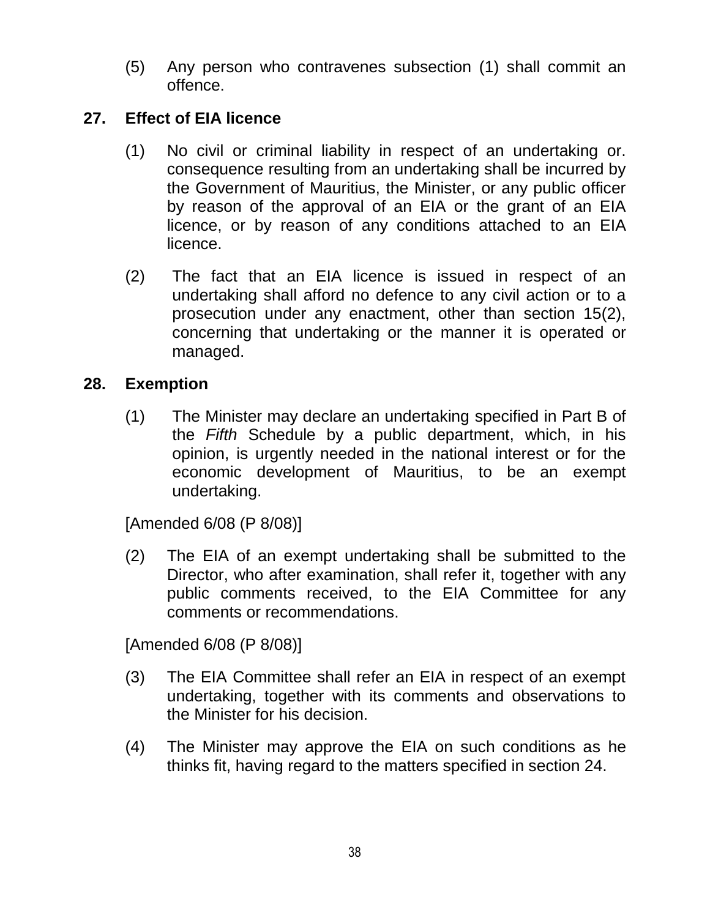(5) Any person who contravenes subsection (1) shall commit an offence.

**27. Effect of EIA licence**

(1) No civil or criminal liability in respect of an undertaking or. consequence resulting from an undertaking shall be incurred by the Government of Mauritius, the Minister, or any public officer by reason of the approval of an EIA or the grant of an EIA licence, or by reason of any conditions attached to an EIA licence.

(2) The fact that an EIA licence is issued in respect of an undertaking shall afford no defence to any civil action or to a prosecution under any enactment, other than section 15(2), concerning that undertaking or the manner it is operated or managed.

**28. Exemption**

(1) The Minister may declare an undertaking specified in Part B of the *Fifth* Schedule by a public department, which, in his opinion, is urgently needed in the national interest or for the economic development of Mauritius, to be an exempt undertaking.

[Amended 6/08 (P 8/08)]

(2) The EIA of an exempt undertaking shall be submitted to the Director, who after examination, shall refer it, together with any public comments received, to the EIA Committee for any comments or recommendations.

[Amended 6/08 (P 8/08)]

(3) The EIA Committee shall refer an EIA in respect of an exempt undertaking, together with its comments and observations to the Minister for his decision.

(4) The Minister may approve the EIA on such conditions as he thinks fit, having regard to the matters specified in section 24.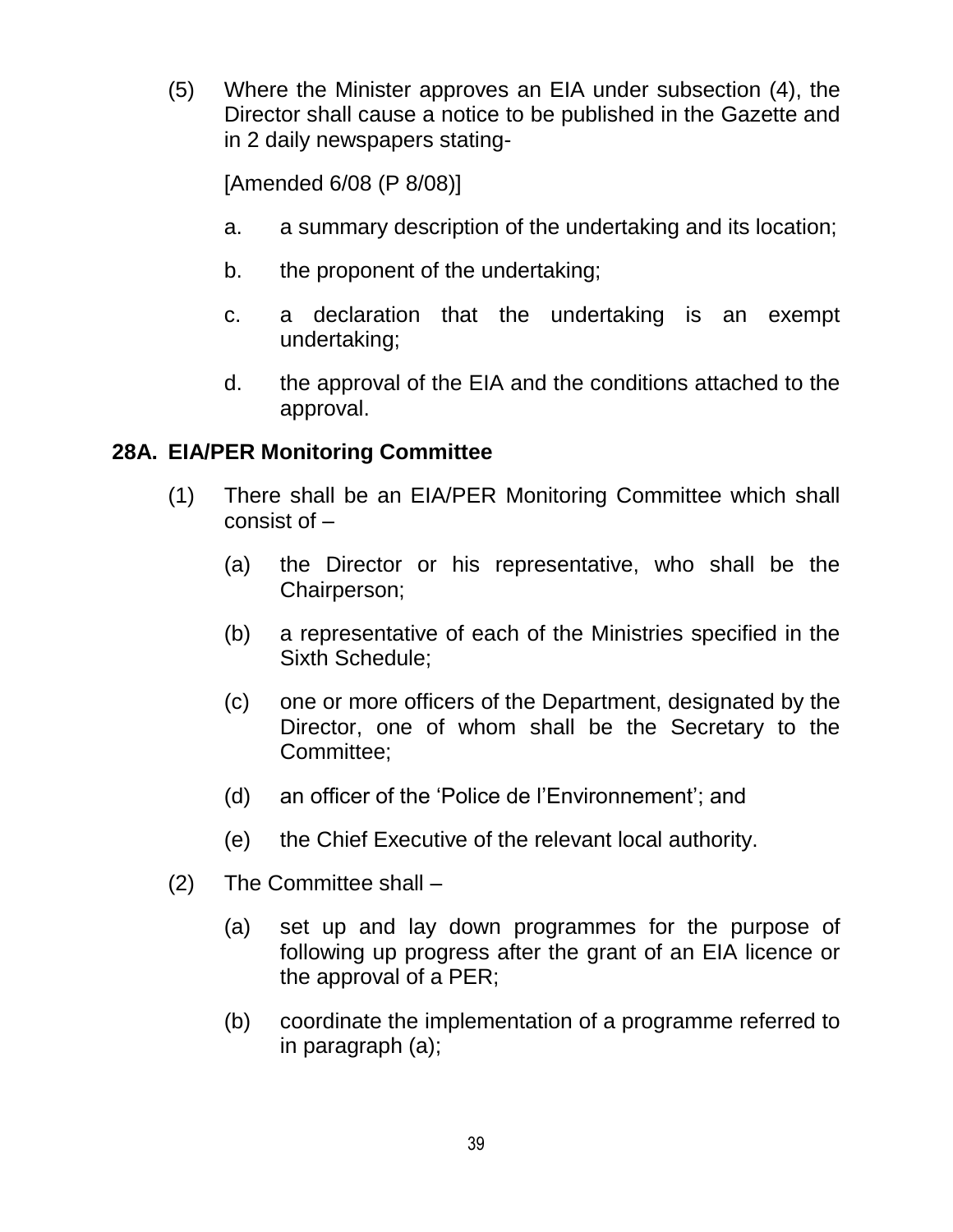(5) Where the Minister approves an EIA under subsection (4), the Director shall cause a notice to be published in the Gazette and in 2 daily newspapers stating-

[Amended 6/08 (P 8/08)]

a. a summary description of the undertaking and its location;

b. the proponent of the undertaking;

c. a declaration that the undertaking is an exempt undertaking;

d. the approval of the EIA and the conditions attached to the approval.

### 28A. EIA/PER Monitoring Committee

(1) There shall be an EIA/PER Monitoring Committee which shall consist of –

(a) the Director or his representative, who shall be the Chairperson;

(b) a representative of each of the Ministries specified in the Sixth Schedule;

(c) one or more officers of the Department, designated by the Director, one of whom shall be the Secretary to the Committee;

(d) an officer of the 'Police de l'Environnement'; and

(e) the Chief Executive of the relevant local authority.

(2) The Committee shall –

(a) set up and lay down programmes for the purpose of following up progress after the grant of an EIA licence or the approval of a PER;

(b) coordinate the implementation of a programme referred to in paragraph (a);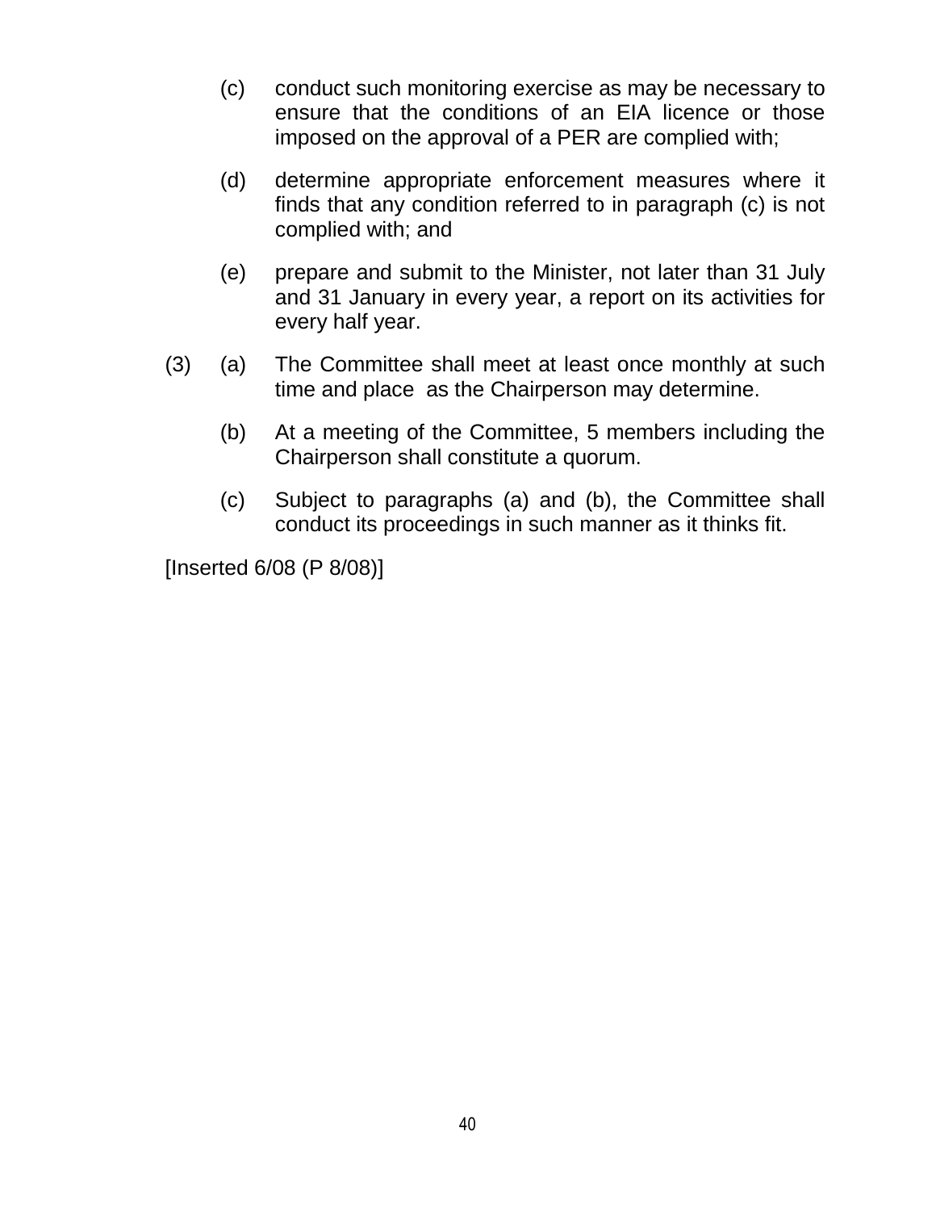(c) conduct such monitoring exercise as may be necessary to ensure that the conditions of an EIA licence or those imposed on the approval of a PER are complied with;

(d) determine appropriate enforcement measures where it finds that any condition referred to in paragraph (c) is not complied with; and

(e) prepare and submit to the Minister, not later than 31 July and 31 January in every year, a report on its activities for every half year.

(3) (a) The Committee shall meet at least once monthly at such time and place as the Chairperson may determine.

(b) At a meeting of the Committee, 5 members including the Chairperson shall constitute a quorum.

(c) Subject to paragraphs (a) and (b), the Committee shall conduct its proceedings in such manner as it thinks fit.

[Inserted 6/08 (P 8/08)]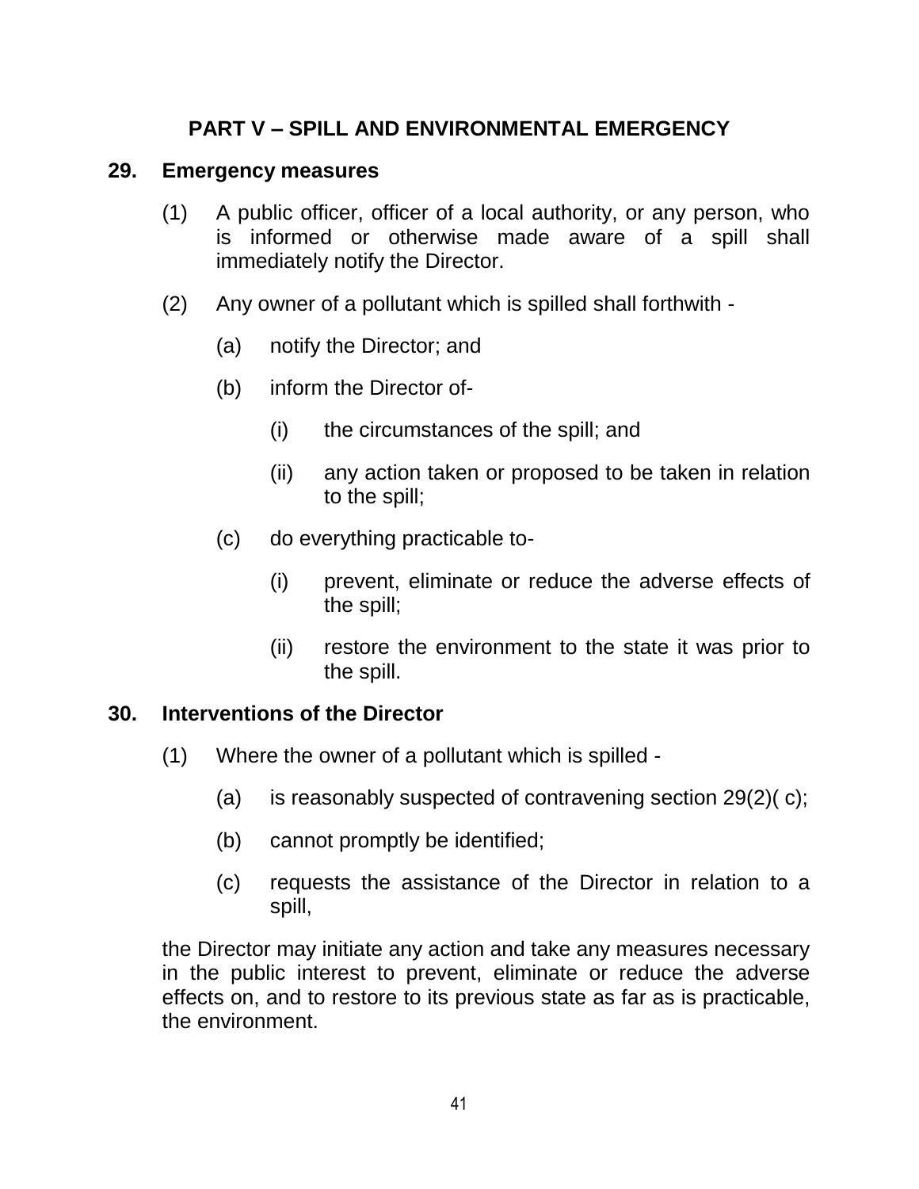## PART V – SPILL AND ENVIRONMENTAL EMERGENCY

### 29. Emergency measures

(1) A public officer, officer of a local authority, or any person, who is informed or otherwise made aware of a spill shall immediately notify the Director.

(2) Any owner of a pollutant which is spilled shall forthwith -

(a) notify the Director; and

(b) inform the Director of-

(i) the circumstances of the spill; and

(ii) any action taken or proposed to be taken in relation to the spill;

(c) do everything practicable to-

(i) prevent, eliminate or reduce the adverse effects of the spill;

(ii) restore the environment to the state it was prior to the spill.

### 30. Interventions of the Director

(1) Where the owner of a pollutant which is spilled -

(a) is reasonably suspected of contravening section 29(2)( c);

(b) cannot promptly be identified;

(c) requests the assistance of the Director in relation to a spill,

the Director may initiate any action and take any measures necessary in the public interest to prevent, eliminate or reduce the adverse effects on, and to restore to its previous state as far as is practicable, the environment.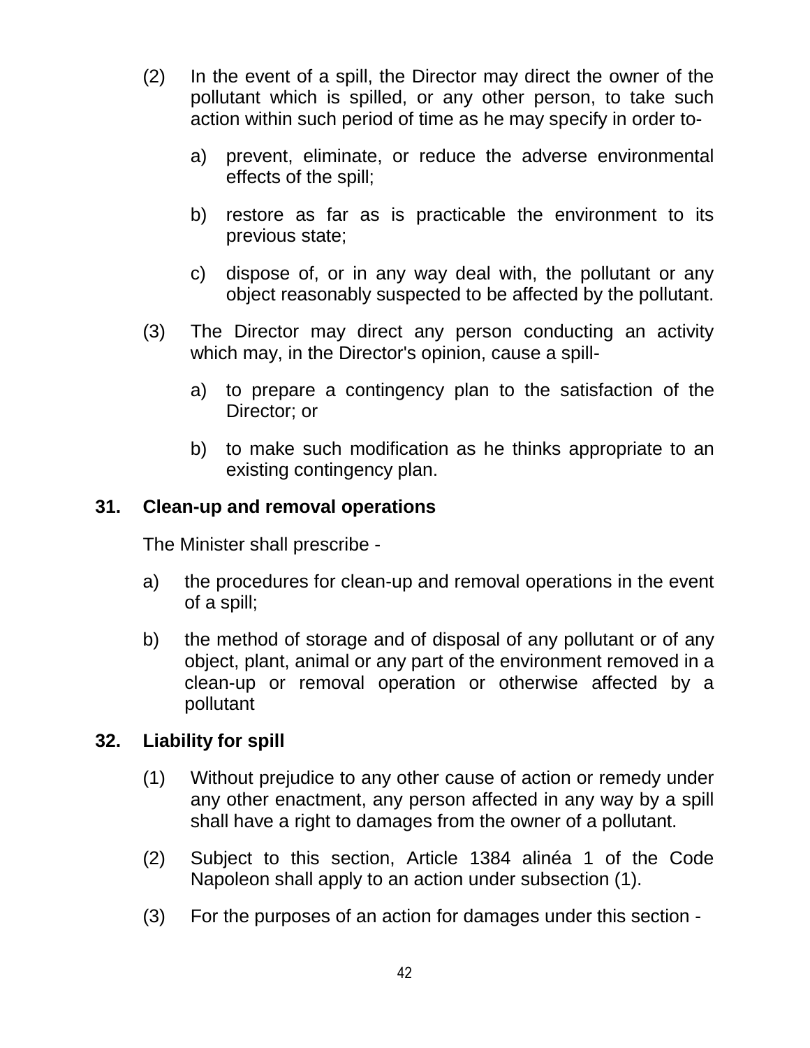(2) In the event of a spill, the Director may direct the owner of the pollutant which is spilled, or any other person, to take such action within such period of time as he may specify in order to-

a) prevent, eliminate, or reduce the adverse environmental effects of the spill;

b) restore as far as is practicable the environment to its previous state;

c) dispose of, or in any way deal with, the pollutant or any object reasonably suspected to be affected by the pollutant.

(3) The Director may direct any person conducting an activity which may, in the Director's opinion, cause a spill-

a) to prepare a contingency plan to the satisfaction of the Director; or

b) to make such modification as he thinks appropriate to an existing contingency plan.

**31. Clean-up and removal operations**

The Minister shall prescribe -

a) the procedures for clean-up and removal operations in the event of a spill;

b) the method of storage and of disposal of any pollutant or of any object, plant, animal or any part of the environment removed in a clean-up or removal operation or otherwise affected by a pollutant

**32. Liability for spill**

(1) Without prejudice to any other cause of action or remedy under any other enactment, any person affected in any way by a spill shall have a right to damages from the owner of a pollutant.

(2) Subject to this section, Article 1384 alinéa 1 of the Code Napoleon shall apply to an action under subsection (1).

(3) For the purposes of an action for damages under this section -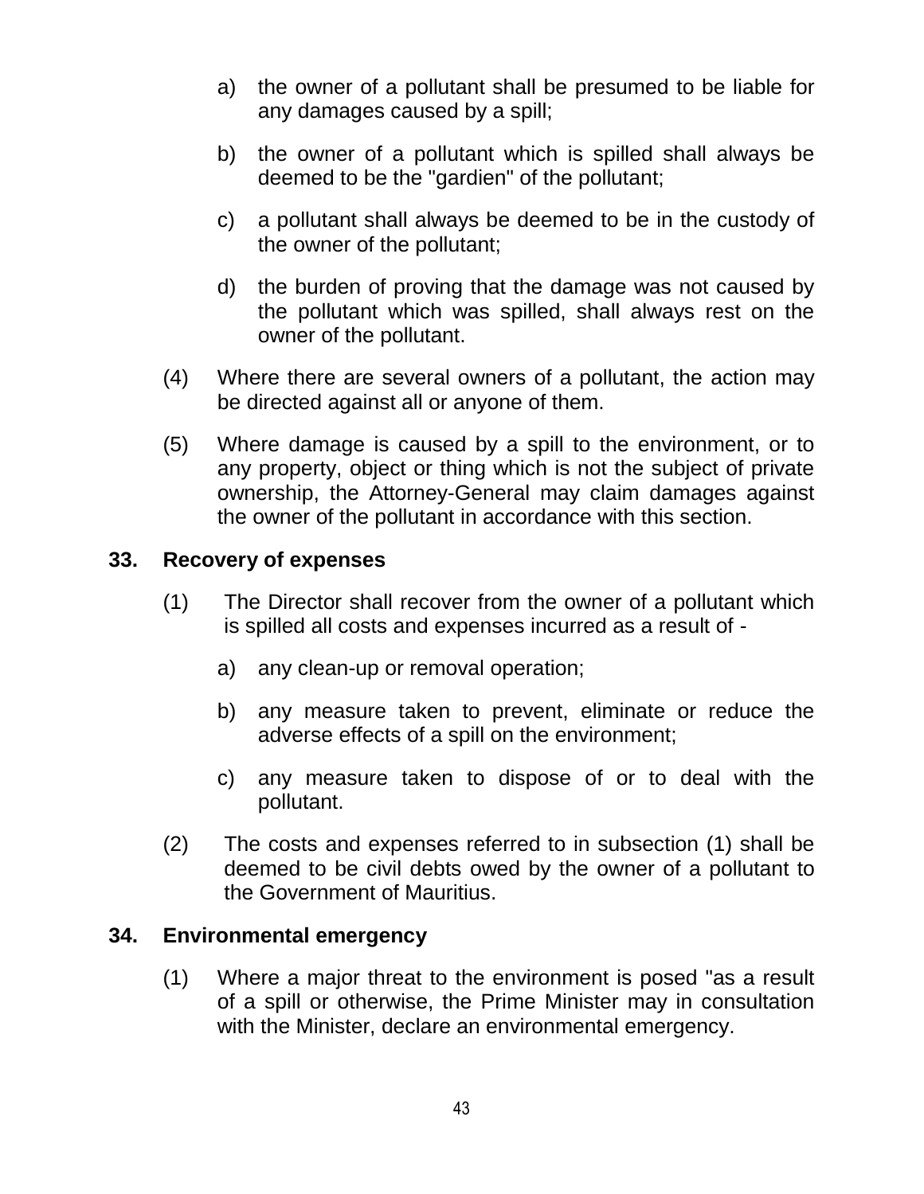a) the owner of a pollutant shall be presumed to be liable for any damages caused by a spill;

b) the owner of a pollutant which is spilled shall always be deemed to be the "gardien" of the pollutant;

c) a pollutant shall always be deemed to be in the custody of the owner of the pollutant;

d) the burden of proving that the damage was not caused by the pollutant which was spilled, shall always rest on the owner of the pollutant.

(4) Where there are several owners of a pollutant, the action may be directed against all or anyone of them.

(5) Where damage is caused by a spill to the environment, or to any property, object or thing which is not the subject of private ownership, the Attorney-General may claim damages against the owner of the pollutant in accordance with this section.

**33. Recovery of expenses**

(1) The Director shall recover from the owner of a pollutant which is spilled all costs and expenses incurred as a result of -

a) any clean-up or removal operation;

b) any measure taken to prevent, eliminate or reduce the adverse effects of a spill on the environment;

c) any measure taken to dispose of or to deal with the pollutant.

(2) The costs and expenses referred to in subsection (1) shall be deemed to be civil debts owed by the owner of a pollutant to the Government of Mauritius.

**34. Environmental emergency**

(1) Where a major threat to the environment is posed "as a result of a spill or otherwise, the Prime Minister may in consultation with the Minister, declare an environmental emergency.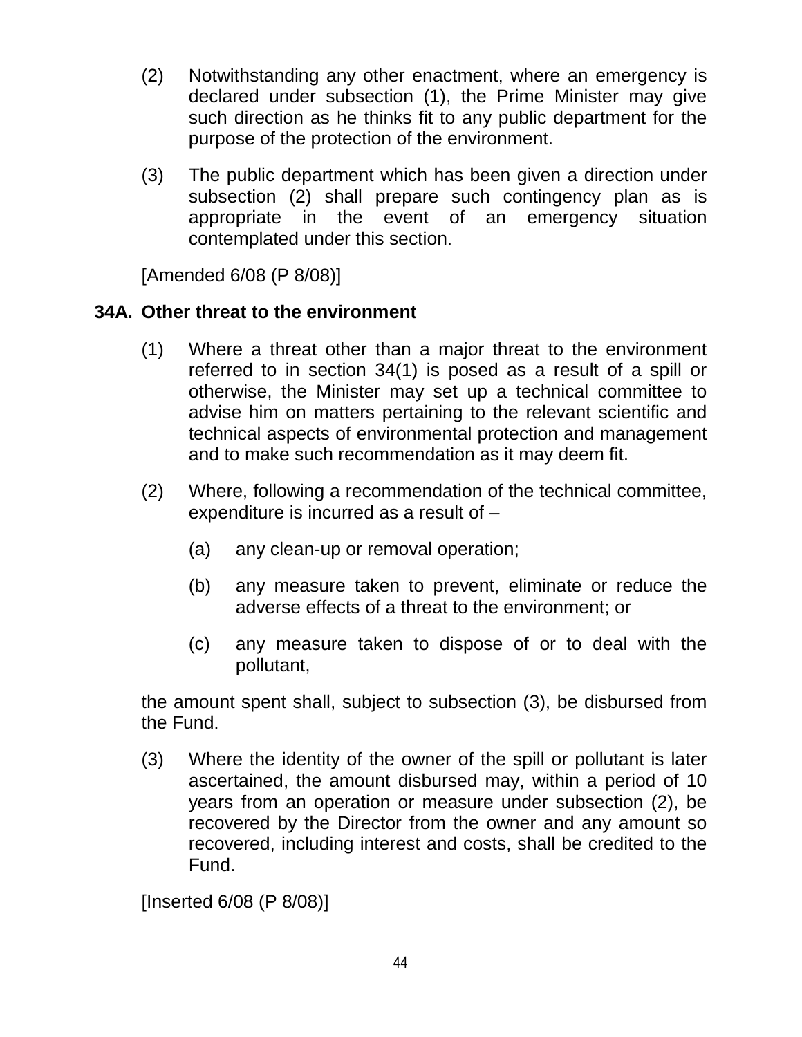(2) Notwithstanding any other enactment, where an emergency is declared under subsection (1), the Prime Minister may give such direction as he thinks fit to any public department for the purpose of the protection of the environment.

(3) The public department which has been given a direction under subsection (2) shall prepare such contingency plan as is appropriate in the event of an emergency situation contemplated under this section.

[Amended 6/08 (P 8/08)]

**34A. Other threat to the environment**

(1) Where a threat other than a major threat to the environment referred to in section 34(1) is posed as a result of a spill or otherwise, the Minister may set up a technical committee to advise him on matters pertaining to the relevant scientific and technical aspects of environmental protection and management and to make such recommendation as it may deem fit.

(2) Where, following a recommendation of the technical committee, expenditure is incurred as a result of –

(a) any clean-up or removal operation;

(b) any measure taken to prevent, eliminate or reduce the adverse effects of a threat to the environment; or

(c) any measure taken to dispose of or to deal with the pollutant,

the amount spent shall, subject to subsection (3), be disbursed from the Fund.

(3) Where the identity of the owner of the spill or pollutant is later ascertained, the amount disbursed may, within a period of 10 years from an operation or measure under subsection (2), be recovered by the Director from the owner and any amount so recovered, including interest and costs, shall be credited to the Fund.

[Inserted 6/08 (P 8/08)]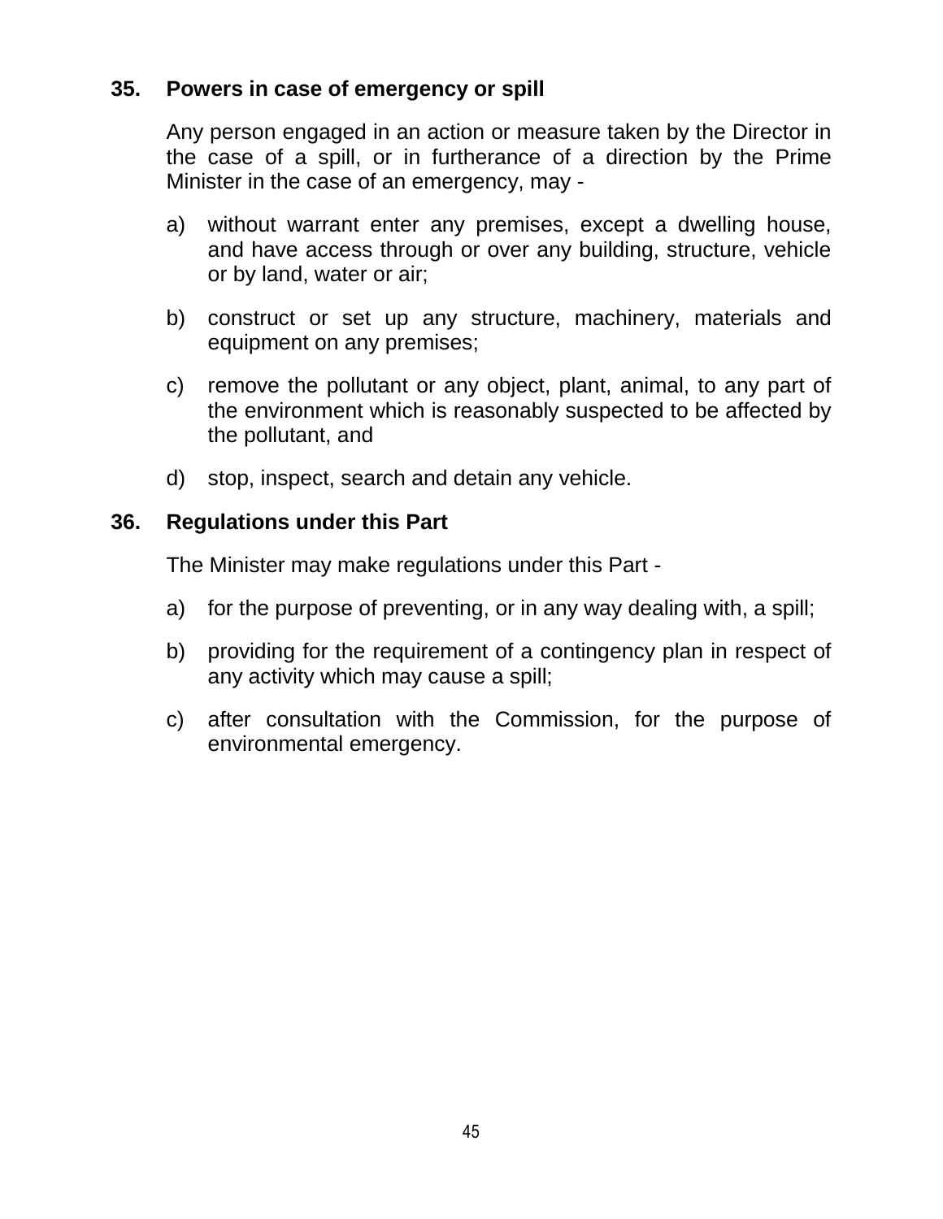**35. Powers in case of emergency or spill**

Any person engaged in an action or measure taken by the Director in the case of a spill, or in furtherance of a direction by the Prime Minister in the case of an emergency, may -

a) without warrant enter any premises, except a dwelling house, and have access through or over any building, structure, vehicle or by land, water or air;

b) construct or set up any structure, machinery, materials and equipment on any premises;

c) remove the pollutant or any object, plant, animal, to any part of the environment which is reasonably suspected to be affected by the pollutant, and

d) stop, inspect, search and detain any vehicle.

**36. Regulations under this Part**

The Minister may make regulations under this Part -

a) for the purpose of preventing, or in any way dealing with, a spill;

b) providing for the requirement of a contingency plan in respect of any activity which may cause a spill;

c) after consultation with the Commission, for the purpose of environmental emergency.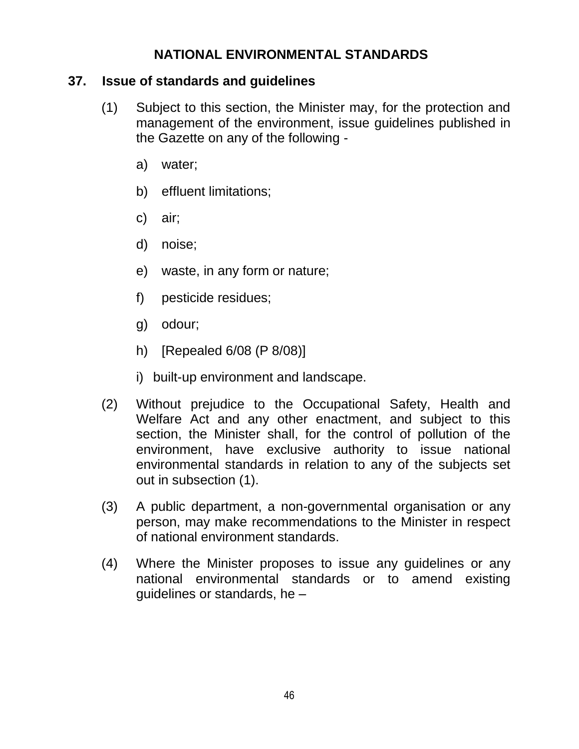## NATIONAL ENVIRONMENTAL STANDARDS

### 37. Issue of standards and guidelines

(1) Subject to this section, the Minister may, for the protection and management of the environment, issue guidelines published in the Gazette on any of the following -

a) water;

b) effluent limitations;

c) air;

d) noise;

e) waste, in any form or nature;

f) pesticide residues;

g) odour;

h) [Repealed 6/08 (P 8/08)]

i) built-up environment and landscape.

(2) Without prejudice to the Occupational Safety, Health and Welfare Act and any other enactment, and subject to this section, the Minister shall, for the control of pollution of the environment, have exclusive authority to issue national environmental standards in relation to any of the subjects set out in subsection (1).

(3) A public department, a non-governmental organisation or any person, may make recommendations to the Minister in respect of national environment standards.

(4) Where the Minister proposes to issue any guidelines or any national environmental standards or to amend existing guidelines or standards, he –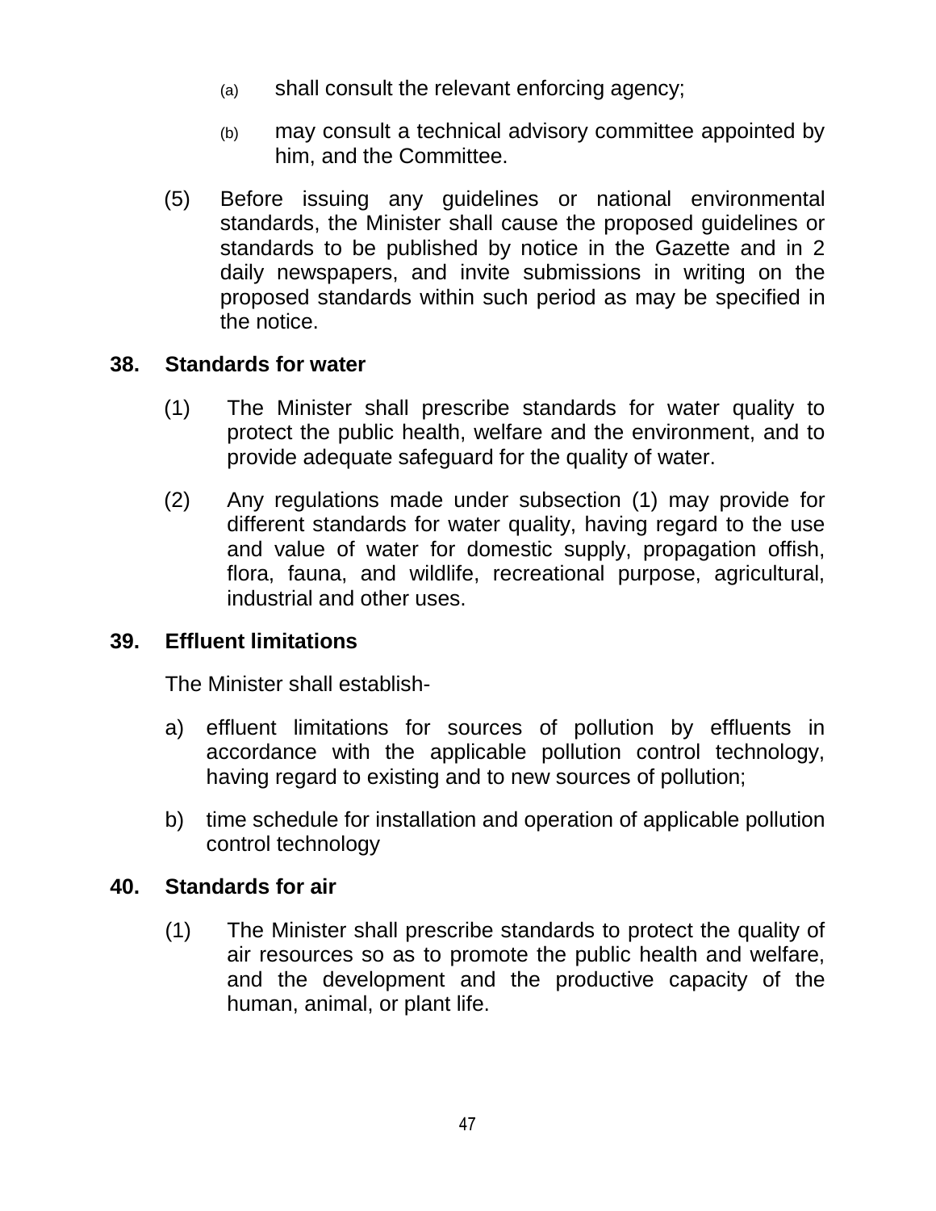(a) shall consult the relevant enforcing agency;

(b) may consult a technical advisory committee appointed by him, and the Committee.

(5) Before issuing any guidelines or national environmental standards, the Minister shall cause the proposed guidelines or standards to be published by notice in the Gazette and in 2 daily newspapers, and invite submissions in writing on the proposed standards within such period as may be specified in the notice.

**38. Standards for water**

(1) The Minister shall prescribe standards for water quality to protect the public health, welfare and the environment, and to provide adequate safeguard for the quality of water.

(2) Any regulations made under subsection (1) may provide for different standards for water quality, having regard to the use and value of water for domestic supply, propagation offish, flora, fauna, and wildlife, recreational purpose, agricultural, industrial and other uses.

**39. Effluent limitations**

The Minister shall establish-

a) effluent limitations for sources of pollution by effluents in accordance with the applicable pollution control technology, having regard to existing and to new sources of pollution;

b) time schedule for installation and operation of applicable pollution control technology

**40. Standards for air**

(1) The Minister shall prescribe standards to protect the quality of air resources so as to promote the public health and welfare, and the development and the productive capacity of the human, animal, or plant life.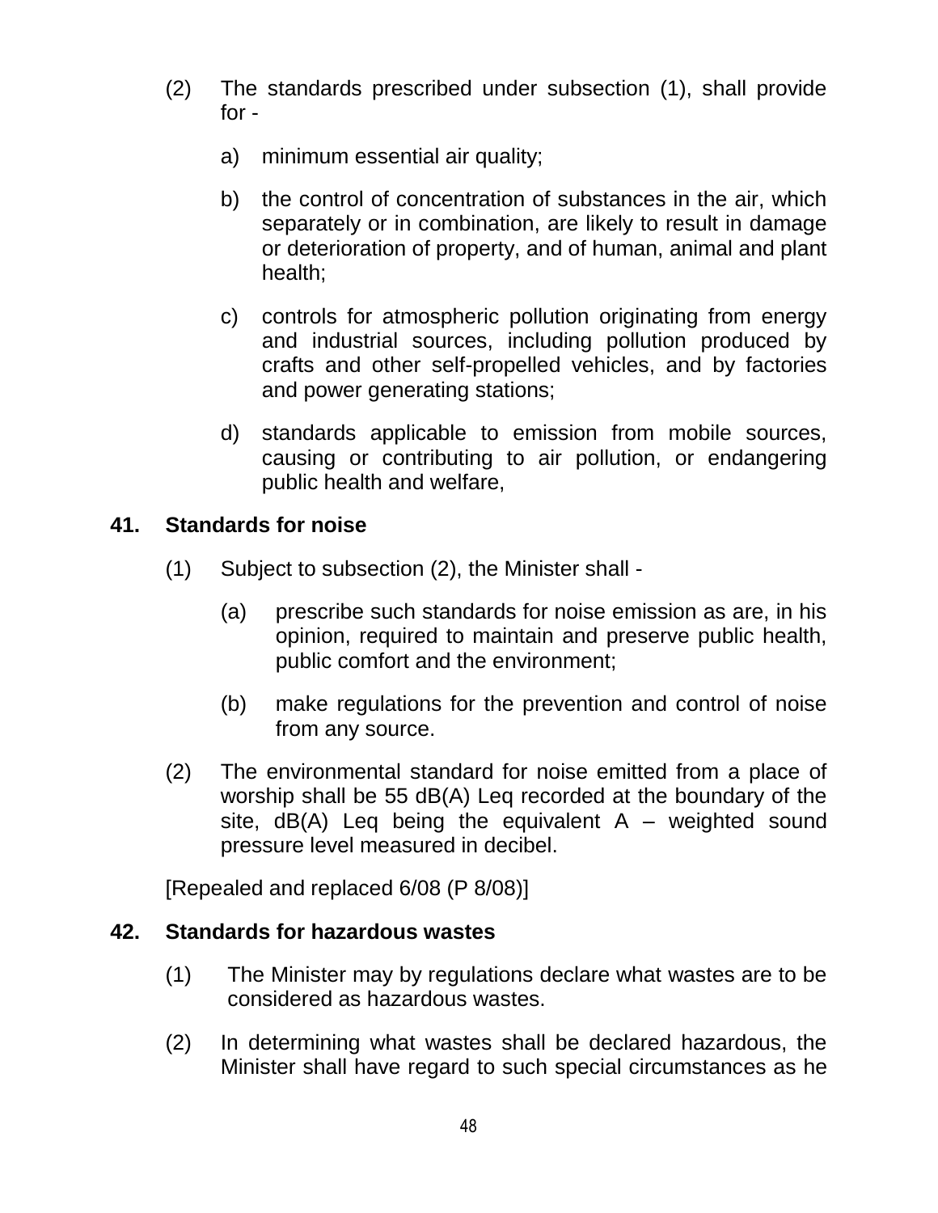(2) The standards prescribed under subsection (1), shall provide for -

a) minimum essential air quality;

b) the control of concentration of substances in the air, which separately or in combination, are likely to result in damage or deterioration of property, and of human, animal and plant health;

c) controls for atmospheric pollution originating from energy and industrial sources, including pollution produced by crafts and other self-propelled vehicles, and by factories and power generating stations;

d) standards applicable to emission from mobile sources, causing or contributing to air pollution, or endangering public health and welfare,

## 41. Standards for noise

(1) Subject to subsection (2), the Minister shall -

(a) prescribe such standards for noise emission as are, in his opinion, required to maintain and preserve public health, public comfort and the environment;

(b) make regulations for the prevention and control of noise from any source.

(2) The environmental standard for noise emitted from a place of worship shall be 55 dB(A) Leq recorded at the boundary of the site, dB(A) Leq being the equivalent A – weighted sound pressure level measured in decibel.

[Repealed and replaced 6/08 (P 8/08)]

## 42. Standards for hazardous wastes

(1) The Minister may by regulations declare what wastes are to be considered as hazardous wastes.

(2) In determining what wastes shall be declared hazardous, the Minister shall have regard to such special circumstances as he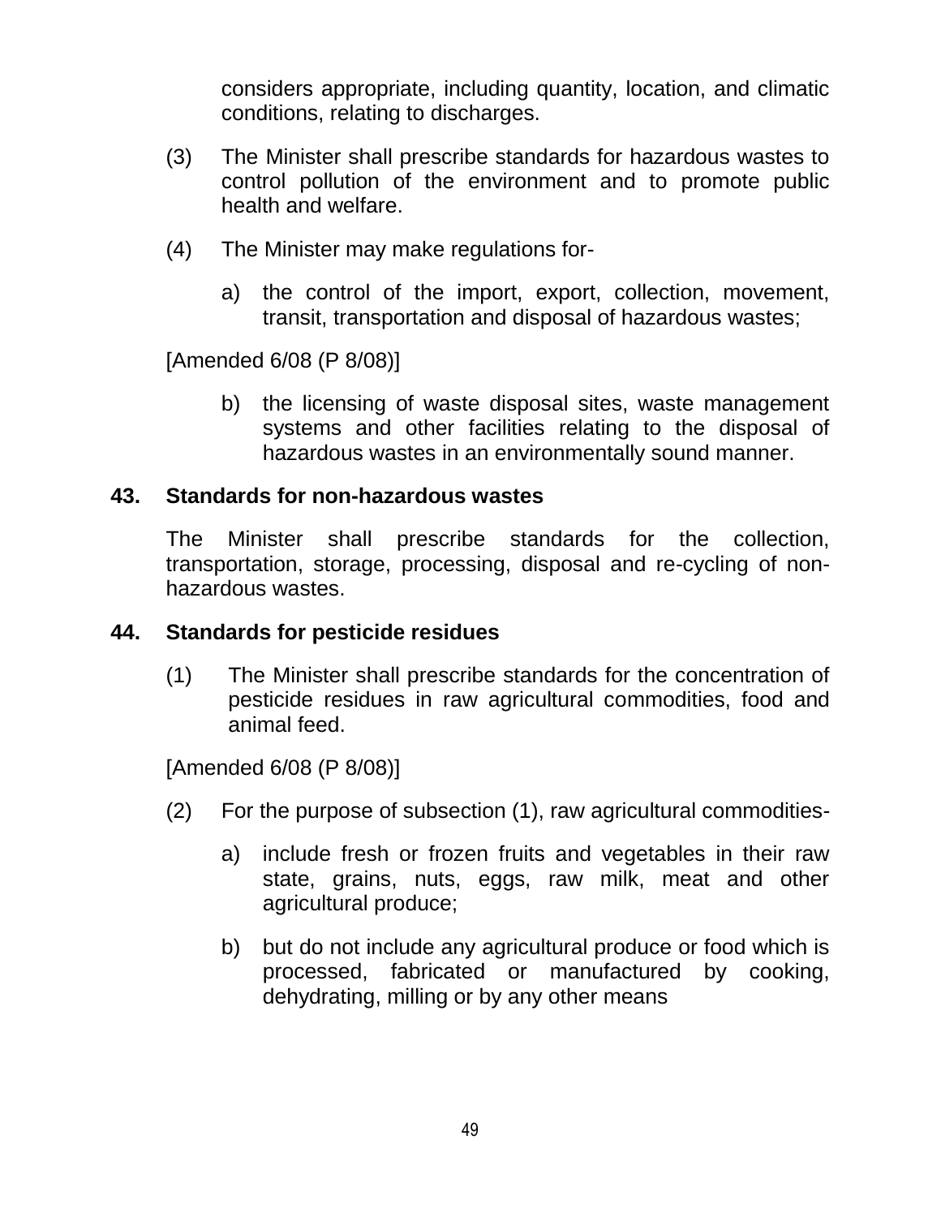considers appropriate, including quantity, location, and climatic conditions, relating to discharges.

(3) The Minister shall prescribe standards for hazardous wastes to control pollution of the environment and to promote public health and welfare.

(4) The Minister may make regulations for-

a) the control of the import, export, collection, movement, transit, transportation and disposal of hazardous wastes;

[Amended 6/08 (P 8/08)]

b) the licensing of waste disposal sites, waste management systems and other facilities relating to the disposal of hazardous wastes in an environmentally sound manner.

### 43. Standards for non-hazardous wastes

The Minister shall prescribe standards for the collection, transportation, storage, processing, disposal and re-cycling of non-hazardous wastes.

### 44. Standards for pesticide residues

(1) The Minister shall prescribe standards for the concentration of pesticide residues in raw agricultural commodities, food and animal feed.

[Amended 6/08 (P 8/08)]

(2) For the purpose of subsection (1), raw agricultural commodities-

a) include fresh or frozen fruits and vegetables in their raw state, grains, nuts, eggs, raw milk, meat and other agricultural produce;

b) but do not include any agricultural produce or food which is processed, fabricated or manufactured by cooking, dehydrating, milling or by any other means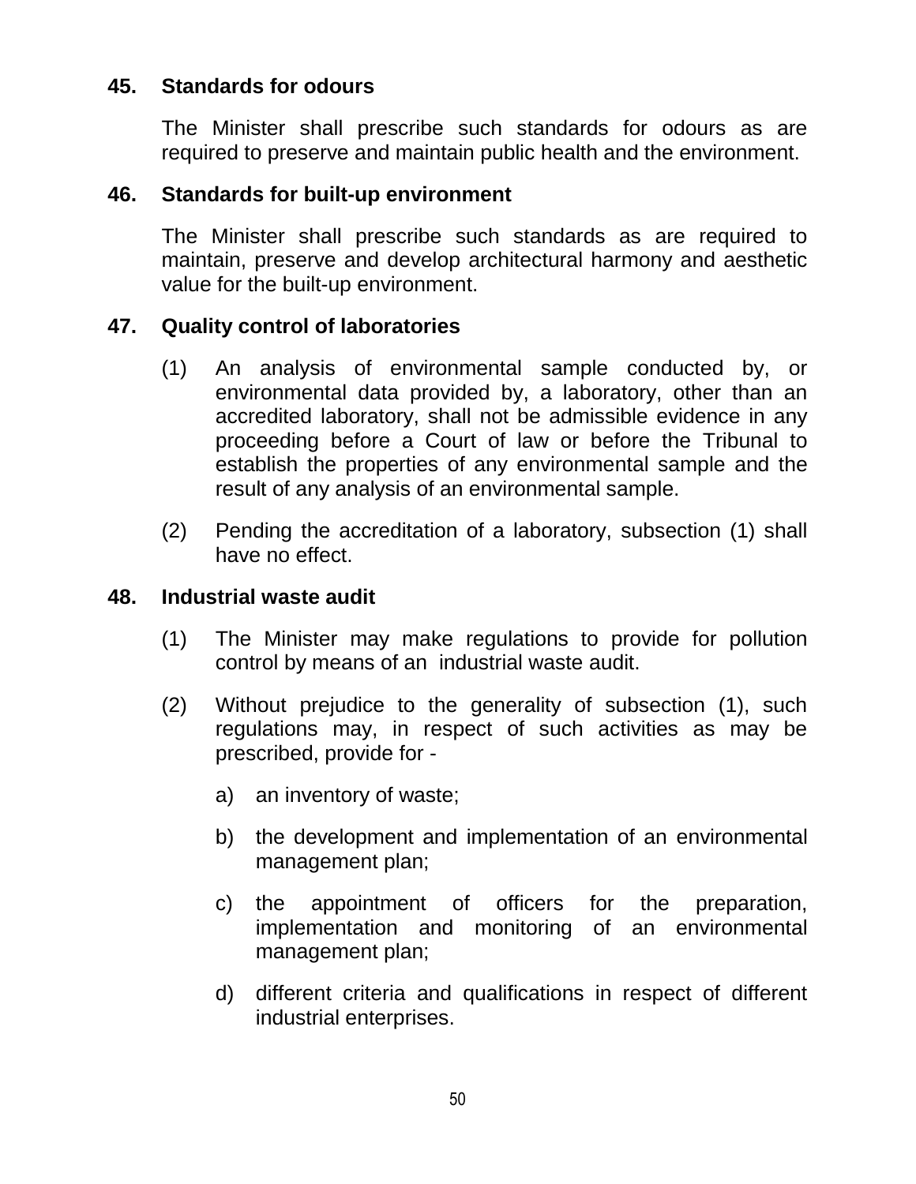**45. Standards for odours**

The Minister shall prescribe such standards for odours as are required to preserve and maintain public health and the environment.

**46. Standards for built-up environment**

The Minister shall prescribe such standards as are required to maintain, preserve and develop architectural harmony and aesthetic value for the built-up environment.

**47. Quality control of laboratories**

(1) An analysis of environmental sample conducted by, or environmental data provided by, a laboratory, other than an accredited laboratory, shall not be admissible evidence in any proceeding before a Court of law or before the Tribunal to establish the properties of any environmental sample and the result of any analysis of an environmental sample.

(2) Pending the accreditation of a laboratory, subsection (1) shall have no effect.

**48. Industrial waste audit**

(1) The Minister may make regulations to provide for pollution control by means of an industrial waste audit.

(2) Without prejudice to the generality of subsection (1), such regulations may, in respect of such activities as may be prescribed, provide for -

a) an inventory of waste;

b) the development and implementation of an environmental management plan;

c) the appointment of officers for the preparation, implementation and monitoring of an environmental management plan;

d) different criteria and qualifications in respect of different industrial enterprises.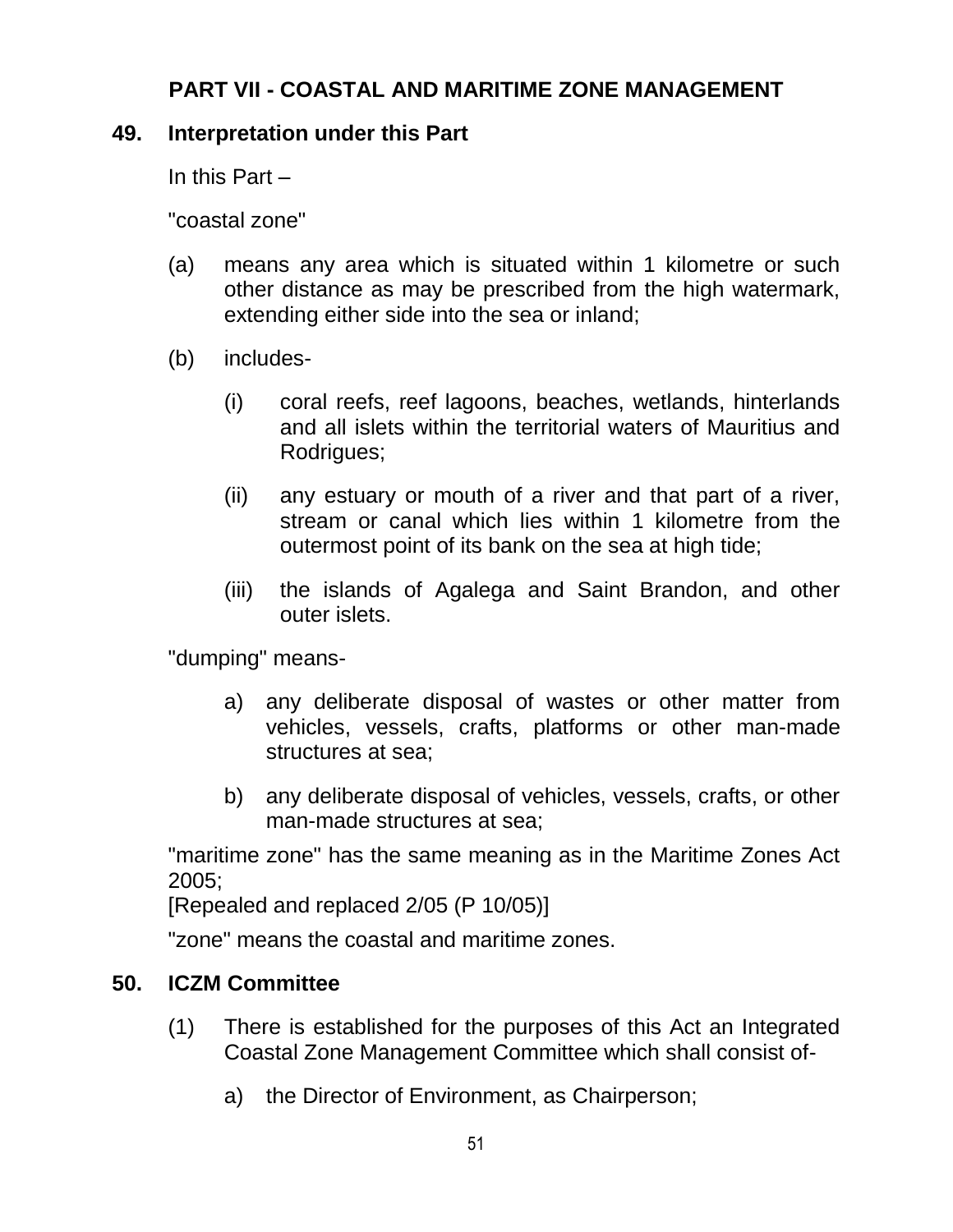## PART VII - COASTAL AND MARITIME ZONE MANAGEMENT

### 49. Interpretation under this Part

In this Part –

"coastal zone"

(a) means any area which is situated within 1 kilometre or such other distance as may be prescribed from the high watermark, extending either side into the sea or inland;

(b) includes-

  (i) coral reefs, reef lagoons, beaches, wetlands, hinterlands and all islets within the territorial waters of Mauritius and Rodrigues;

  (ii) any estuary or mouth of a river and that part of a river, stream or canal which lies within 1 kilometre from the outermost point of its bank on the sea at high tide;

  (iii) the islands of Agalega and Saint Brandon, and other outer islets.

"dumping" means-

  a) any deliberate disposal of wastes or other matter from vehicles, vessels, crafts, platforms or other man-made structures at sea;

  b) any deliberate disposal of vehicles, vessels, crafts, or other man-made structures at sea;

"maritime zone" has the same meaning as in the Maritime Zones Act 2005;
[Repealed and replaced 2/05 (P 10/05)]

"zone" means the coastal and maritime zones.

### 50. ICZM Committee

(1) There is established for the purposes of this Act an Integrated Coastal Zone Management Committee which shall consist of-

  a) the Director of Environment, as Chairperson;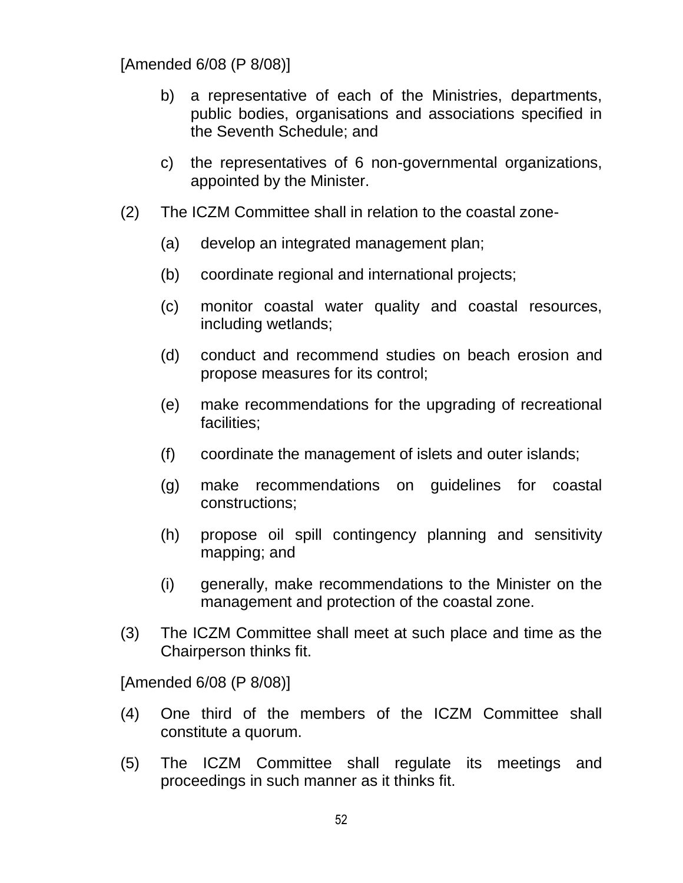[Amended 6/08 (P 8/08)]

b) a representative of each of the Ministries, departments, public bodies, organisations and associations specified in the Seventh Schedule; and

c) the representatives of 6 non-governmental organizations, appointed by the Minister.

(2) The ICZM Committee shall in relation to the coastal zone-

(a) develop an integrated management plan;

(b) coordinate regional and international projects;

(c) monitor coastal water quality and coastal resources, including wetlands;

(d) conduct and recommend studies on beach erosion and propose measures for its control;

(e) make recommendations for the upgrading of recreational facilities;

(f) coordinate the management of islets and outer islands;

(g) make recommendations on guidelines for coastal constructions;

(h) propose oil spill contingency planning and sensitivity mapping; and

(i) generally, make recommendations to the Minister on the management and protection of the coastal zone.

(3) The ICZM Committee shall meet at such place and time as the Chairperson thinks fit.

[Amended 6/08 (P 8/08)]

(4) One third of the members of the ICZM Committee shall constitute a quorum.

(5) The ICZM Committee shall regulate its meetings and proceedings in such manner as it thinks fit.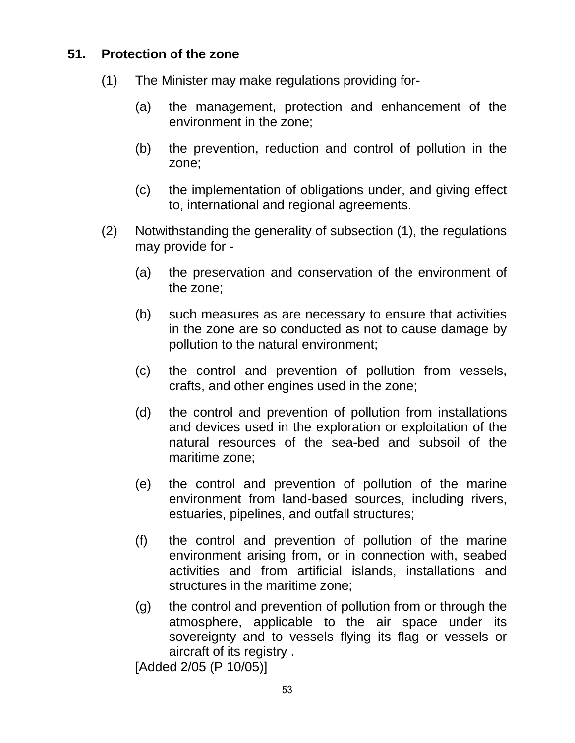**51. Protection of the zone**

(1) The Minister may make regulations providing for-

(a) the management, protection and enhancement of the environment in the zone;

(b) the prevention, reduction and control of pollution in the zone;

(c) the implementation of obligations under, and giving effect to, international and regional agreements.

(2) Notwithstanding the generality of subsection (1), the regulations may provide for -

(a) the preservation and conservation of the environment of the zone;

(b) such measures as are necessary to ensure that activities in the zone are so conducted as not to cause damage by pollution to the natural environment;

(c) the control and prevention of pollution from vessels, crafts, and other engines used in the zone;

(d) the control and prevention of pollution from installations and devices used in the exploration or exploitation of the natural resources of the sea-bed and subsoil of the maritime zone;

(e) the control and prevention of pollution of the marine environment from land-based sources, including rivers, estuaries, pipelines, and outfall structures;

(f) the control and prevention of pollution of the marine environment arising from, or in connection with, seabed activities and from artificial islands, installations and structures in the maritime zone;

(g) the control and prevention of pollution from or through the atmosphere, applicable to the air space under its sovereignty and to vessels flying its flag or vessels or aircraft of its registry .

[Added 2/05 (P 10/05)]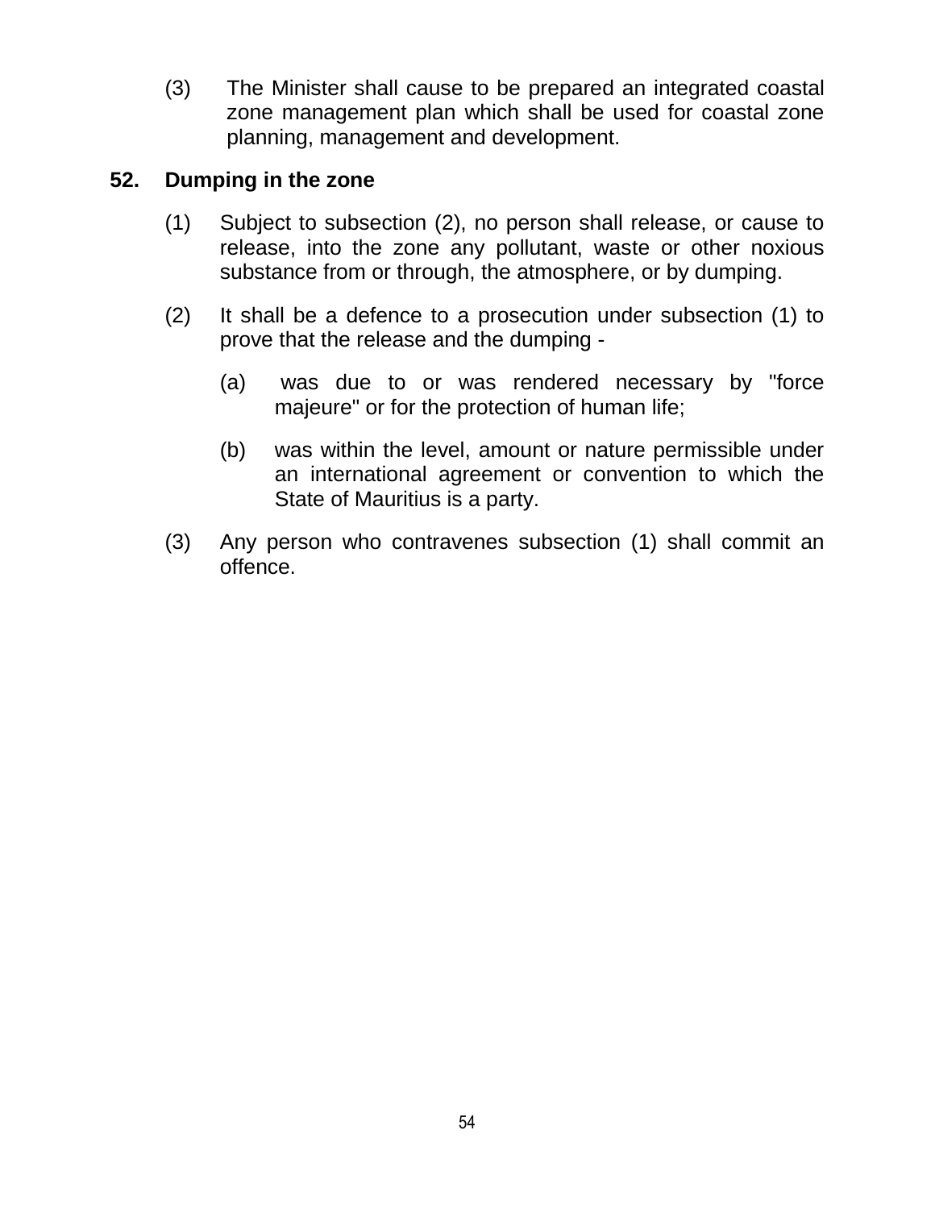(3) The Minister shall cause to be prepared an integrated coastal zone management plan which shall be used for coastal zone planning, management and development.

**52. Dumping in the zone**

(1) Subject to subsection (2), no person shall release, or cause to release, into the zone any pollutant, waste or other noxious substance from or through, the atmosphere, or by dumping.

(2) It shall be a defence to a prosecution under subsection (1) to prove that the release and the dumping -

(a) was due to or was rendered necessary by "force majeure" or for the protection of human life;

(b) was within the level, amount or nature permissible under an international agreement or convention to which the State of Mauritius is a party.

(3) Any person who contravenes subsection (1) shall commit an offence.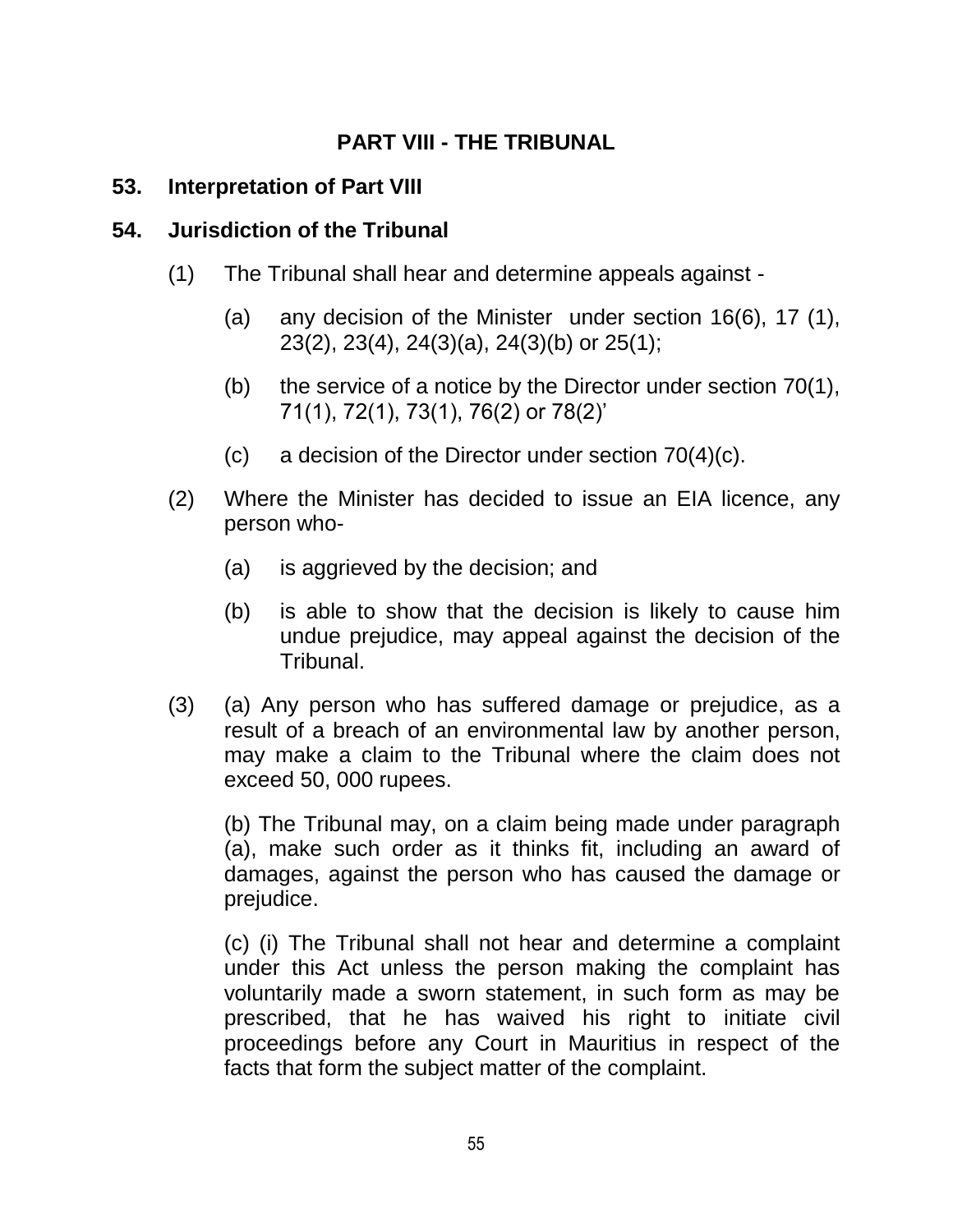## PART VIII - THE TRIBUNAL

**53. Interpretation of Part VIII**

**54. Jurisdiction of the Tribunal**

(1) The Tribunal shall hear and determine appeals against -

(a) any decision of the Minister under section 16(6), 17 (1), 23(2), 23(4), 24(3)(a), 24(3)(b) or 25(1);

(b) the service of a notice by the Director under section 70(1), 71(1), 72(1), 73(1), 76(2) or 78(2)'

(c) a decision of the Director under section 70(4)(c).

(2) Where the Minister has decided to issue an EIA licence, any person who-

(a) is aggrieved by the decision; and

(b) is able to show that the decision is likely to cause him undue prejudice, may appeal against the decision of the Tribunal.

(3) (a) Any person who has suffered damage or prejudice, as a result of a breach of an environmental law by another person, may make a claim to the Tribunal where the claim does not exceed 50, 000 rupees.

(b) The Tribunal may, on a claim being made under paragraph (a), make such order as it thinks fit, including an award of damages, against the person who has caused the damage or prejudice.

(c) (i) The Tribunal shall not hear and determine a complaint under this Act unless the person making the complaint has voluntarily made a sworn statement, in such form as may be prescribed, that he has waived his right to initiate civil proceedings before any Court in Mauritius in respect of the facts that form the subject matter of the complaint.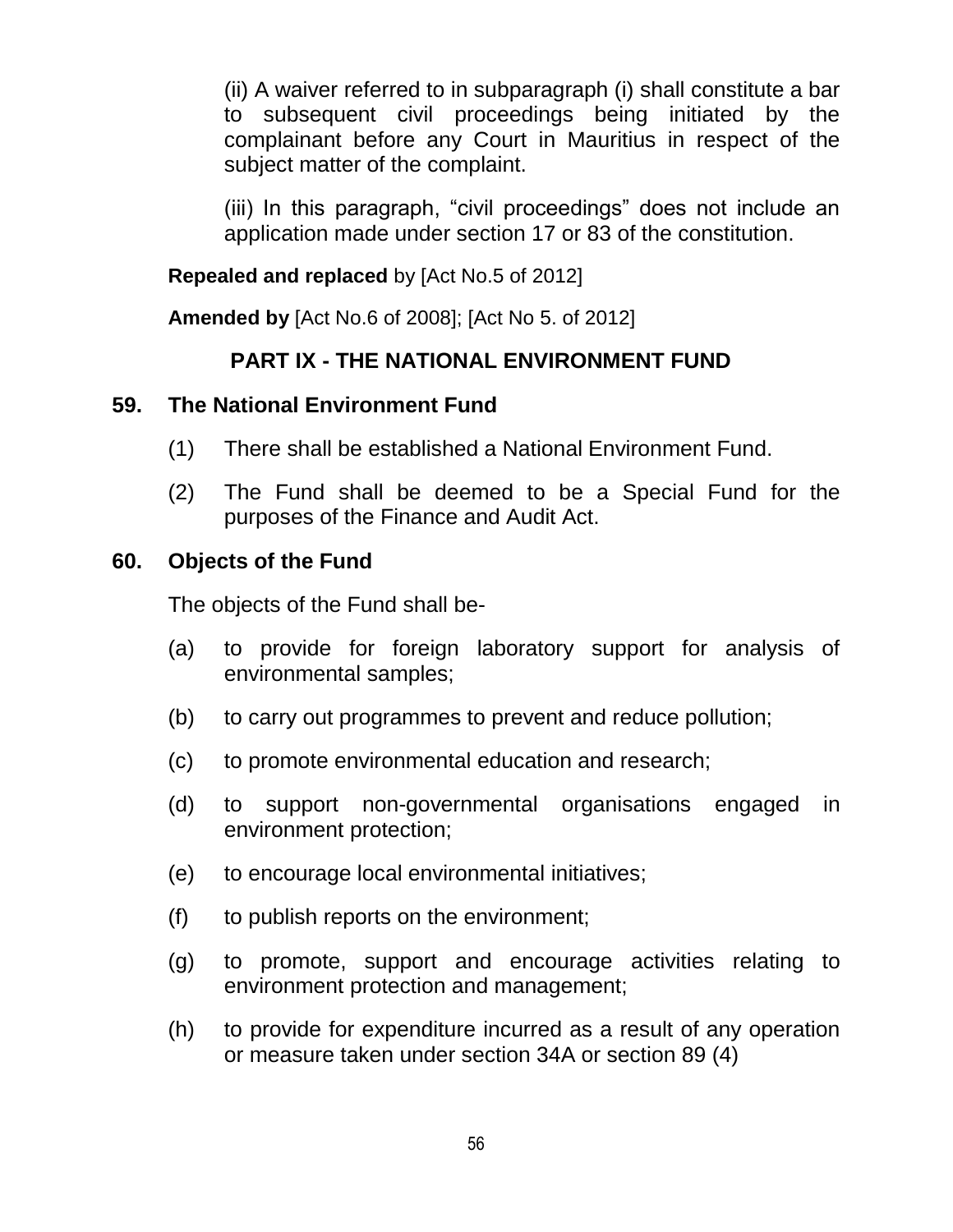(ii) A waiver referred to in subparagraph (i) shall constitute a bar to subsequent civil proceedings being initiated by the complainant before any Court in Mauritius in respect of the subject matter of the complaint.

(iii) In this paragraph, "civil proceedings" does not include an application made under section 17 or 83 of the constitution.

**Repealed and replaced** by [Act No.5 of 2012]

**Amended by** [Act No.6 of 2008]; [Act No 5. of 2012]

## PART IX - THE NATIONAL ENVIRONMENT FUND

### 59. The National Environment Fund

(1) There shall be established a National Environment Fund.

(2) The Fund shall be deemed to be a Special Fund for the purposes of the Finance and Audit Act.

### 60. Objects of the Fund

The objects of the Fund shall be-

(a) to provide for foreign laboratory support for analysis of environmental samples;

(b) to carry out programmes to prevent and reduce pollution;

(c) to promote environmental education and research;

(d) to support non-governmental organisations engaged in environment protection;

(e) to encourage local environmental initiatives;

(f) to publish reports on the environment;

(g) to promote, support and encourage activities relating to environment protection and management;

(h) to provide for expenditure incurred as a result of any operation or measure taken under section 34A or section 89 (4)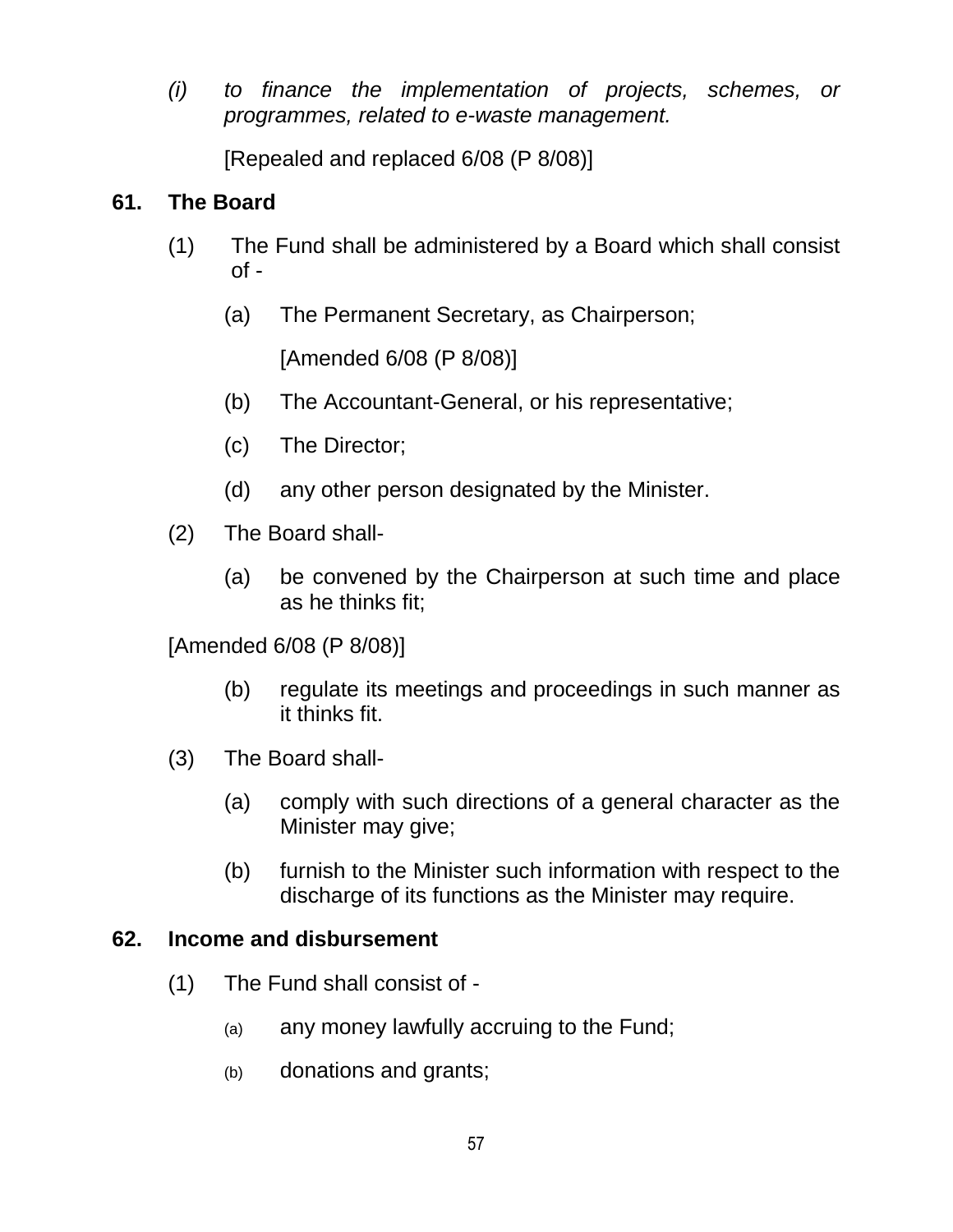*(i) to finance the implementation of projects, schemes, or programmes, related to e-waste management.*

[Repealed and replaced 6/08 (P 8/08)]

**61. The Board**

(1) The Fund shall be administered by a Board which shall consist of -

(a) The Permanent Secretary, as Chairperson;

[Amended 6/08 (P 8/08)]

(b) The Accountant-General, or his representative;

(c) The Director;

(d) any other person designated by the Minister.

(2) The Board shall-

(a) be convened by the Chairperson at such time and place as he thinks fit;

[Amended 6/08 (P 8/08)]

(b) regulate its meetings and proceedings in such manner as it thinks fit.

(3) The Board shall-

(a) comply with such directions of a general character as the Minister may give;

(b) furnish to the Minister such information with respect to the discharge of its functions as the Minister may require.

**62. Income and disbursement**

(1) The Fund shall consist of -

(a) any money lawfully accruing to the Fund;

(b) donations and grants;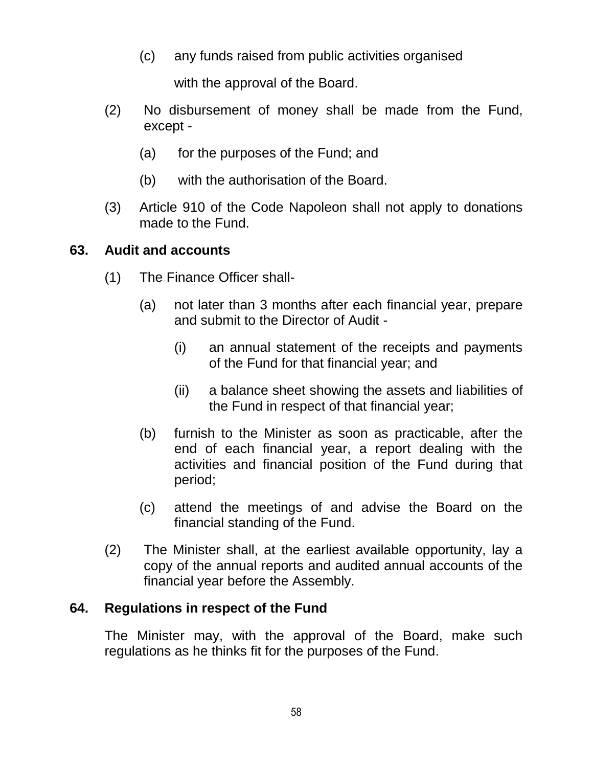(c) any funds raised from public activities organised with the approval of the Board.

(2) No disbursement of money shall be made from the Fund, except -

(a) for the purposes of the Fund; and

(b) with the authorisation of the Board.

(3) Article 910 of the Code Napoleon shall not apply to donations made to the Fund.

## 63. Audit and accounts

(1) The Finance Officer shall-

(a) not later than 3 months after each financial year, prepare and submit to the Director of Audit -

(i) an annual statement of the receipts and payments of the Fund for that financial year; and

(ii) a balance sheet showing the assets and liabilities of the Fund in respect of that financial year;

(b) furnish to the Minister as soon as practicable, after the end of each financial year, a report dealing with the activities and financial position of the Fund during that period;

(c) attend the meetings of and advise the Board on the financial standing of the Fund.

(2) The Minister shall, at the earliest available opportunity, lay a copy of the annual reports and audited annual accounts of the financial year before the Assembly.

## 64. Regulations in respect of the Fund

The Minister may, with the approval of the Board, make such regulations as he thinks fit for the purposes of the Fund.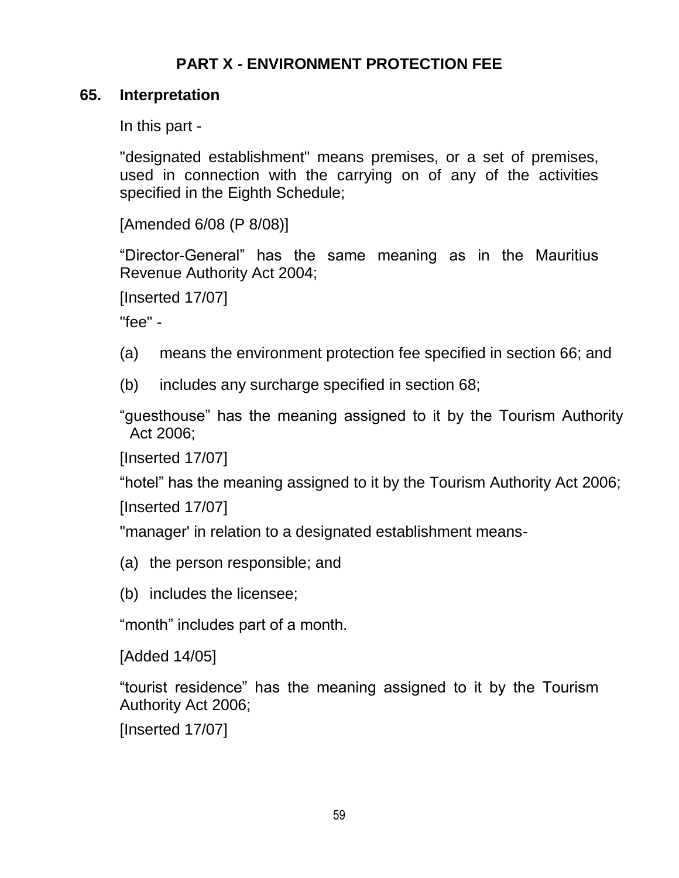## PART X - ENVIRONMENT PROTECTION FEE

### 65. Interpretation

In this part -

"designated establishment" means premises, or a set of premises, used in connection with the carrying on of any of the activities specified in the Eighth Schedule;

[Amended 6/08 (P 8/08)]

“Director-General” has the same meaning as in the Mauritius Revenue Authority Act 2004;

[Inserted 17/07]

"fee" -

(a) means the environment protection fee specified in section 66; and

(b) includes any surcharge specified in section 68;

“guesthouse” has the meaning assigned to it by the Tourism Authority Act 2006;

[Inserted 17/07]

“hotel” has the meaning assigned to it by the Tourism Authority Act 2006;

[Inserted 17/07]

"manager' in relation to a designated establishment means-

(a) the person responsible; and

(b) includes the licensee;

“month” includes part of a month.

[Added 14/05]

“tourist residence” has the meaning assigned to it by the Tourism Authority Act 2006;

[Inserted 17/07]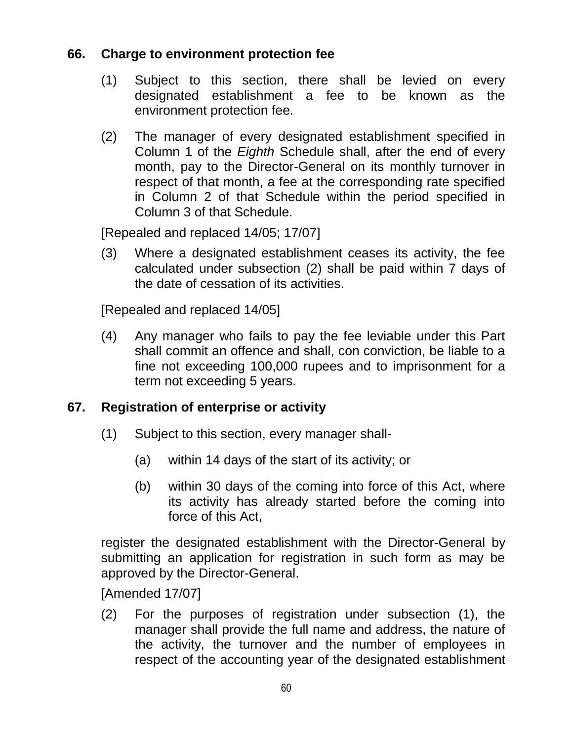## 66. Charge to environment protection fee

(1) Subject to this section, there shall be levied on every designated establishment a fee to be known as the environment protection fee.

(2) The manager of every designated establishment specified in Column 1 of the *Eighth* Schedule shall, after the end of every month, pay to the Director-General on its monthly turnover in respect of that month, a fee at the corresponding rate specified in Column 2 of that Schedule within the period specified in Column 3 of that Schedule.

[Repealed and replaced 14/05; 17/07]

(3) Where a designated establishment ceases its activity, the fee calculated under subsection (2) shall be paid within 7 days of the date of cessation of its activities.

[Repealed and replaced 14/05]

(4) Any manager who fails to pay the fee leviable under this Part shall commit an offence and shall, con conviction, be liable to a fine not exceeding 100,000 rupees and to imprisonment for a term not exceeding 5 years.

## 67. Registration of enterprise or activity

(1) Subject to this section, every manager shall-

(a) within 14 days of the start of its activity; or

(b) within 30 days of the coming into force of this Act, where its activity has already started before the coming into force of this Act,

register the designated establishment with the Director-General by submitting an application for registration in such form as may be approved by the Director-General.

[Amended 17/07]

(2) For the purposes of registration under subsection (1), the manager shall provide the full name and address, the nature of the activity, the turnover and the number of employees in respect of the accounting year of the designated establishment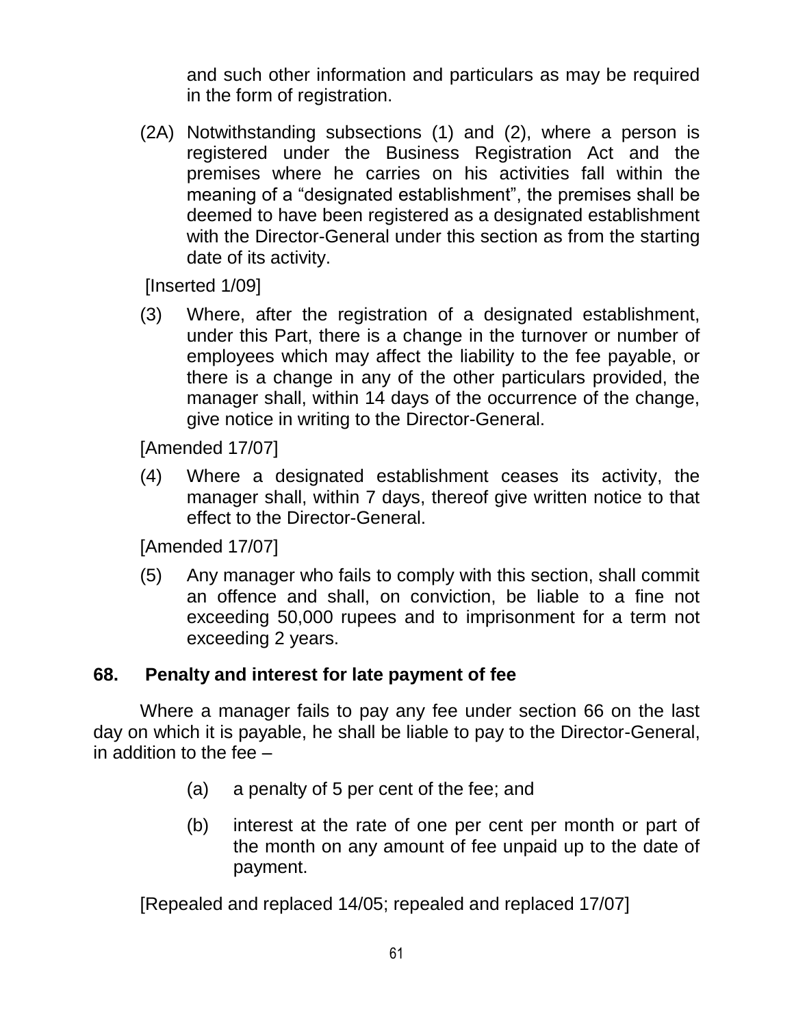and such other information and particulars as may be required in the form of registration.

(2A) Notwithstanding subsections (1) and (2), where a person is registered under the Business Registration Act and the premises where he carries on his activities fall within the meaning of a "designated establishment", the premises shall be deemed to have been registered as a designated establishment with the Director-General under this section as from the starting date of its activity.

[Inserted 1/09]

(3) Where, after the registration of a designated establishment, under this Part, there is a change in the turnover or number of employees which may affect the liability to the fee payable, or there is a change in any of the other particulars provided, the manager shall, within 14 days of the occurrence of the change, give notice in writing to the Director-General.

[Amended 17/07]

(4) Where a designated establishment ceases its activity, the manager shall, within 7 days, thereof give written notice to that effect to the Director-General.

[Amended 17/07]

(5) Any manager who fails to comply with this section, shall commit an offence and shall, on conviction, be liable to a fine not exceeding 50,000 rupees and to imprisonment for a term not exceeding 2 years.

**68. Penalty and interest for late payment of fee**

Where a manager fails to pay any fee under section 66 on the last day on which it is payable, he shall be liable to pay to the Director-General, in addition to the fee –

(a) a penalty of 5 per cent of the fee; and

(b) interest at the rate of one per cent per month or part of the month on any amount of fee unpaid up to the date of payment.

[Repealed and replaced 14/05; repealed and replaced 17/07]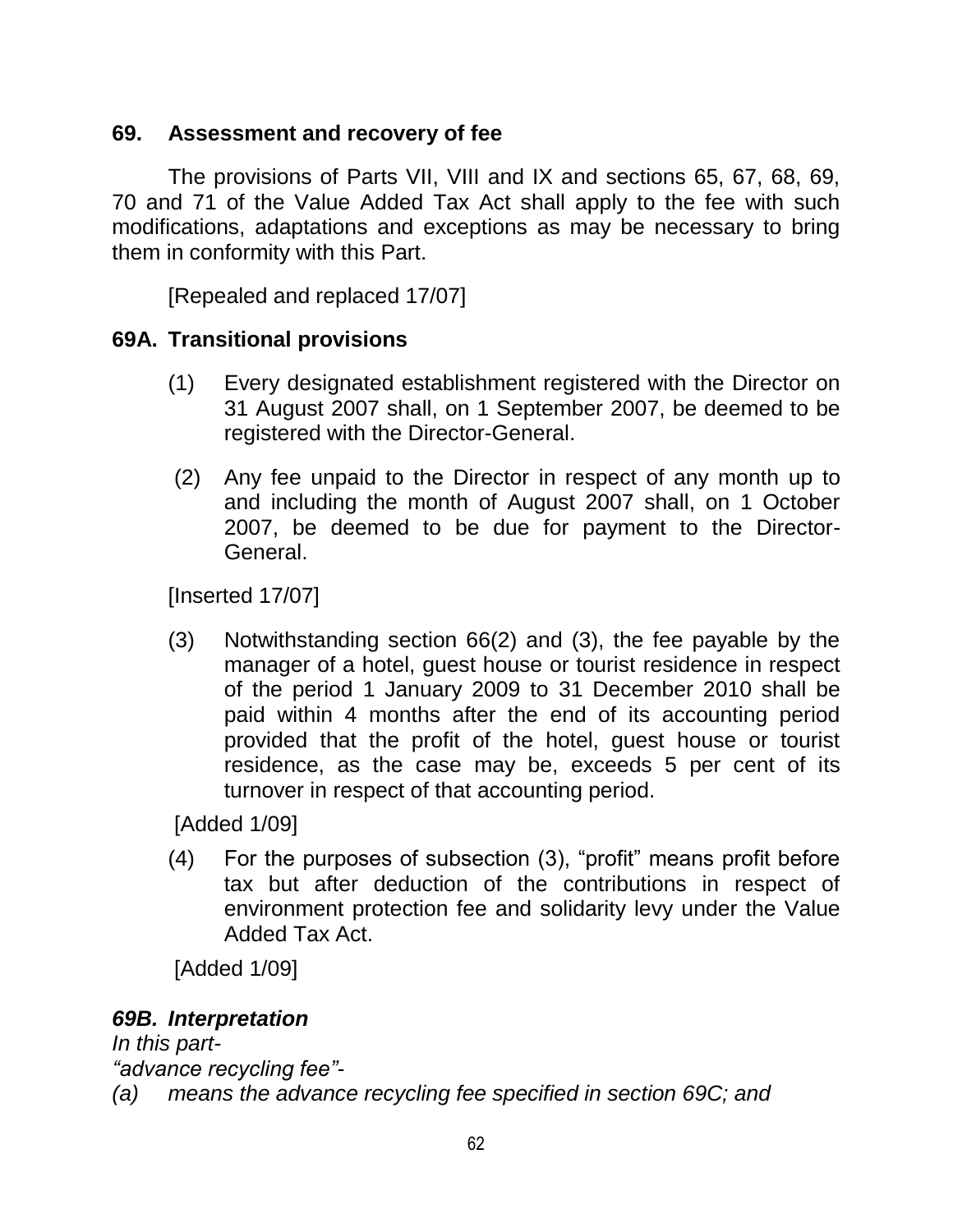### 69. Assessment and recovery of fee

The provisions of Parts VII, VIII and IX and sections 65, 67, 68, 69, 70 and 71 of the Value Added Tax Act shall apply to the fee with such modifications, adaptations and exceptions as may be necessary to bring them in conformity with this Part.

[Repealed and replaced 17/07]

### 69A. Transitional provisions

(1) Every designated establishment registered with the Director on 31 August 2007 shall, on 1 September 2007, be deemed to be registered with the Director-General.

(2) Any fee unpaid to the Director in respect of any month up to and including the month of August 2007 shall, on 1 October 2007, be deemed to be due for payment to the Director-General.

[Inserted 17/07]

(3) Notwithstanding section 66(2) and (3), the fee payable by the manager of a hotel, guest house or tourist residence in respect of the period 1 January 2009 to 31 December 2010 shall be paid within 4 months after the end of its accounting period provided that the profit of the hotel, guest house or tourist residence, as the case may be, exceeds 5 per cent of its turnover in respect of that accounting period.

[Added 1/09]

(4) For the purposes of subsection (3), "profit" means profit before tax but after deduction of the contributions in respect of environment protection fee and solidarity levy under the Value Added Tax Act.

[Added 1/09]

### *69B. Interpretation*

*In this part-*

*"advance recycling fee"-*

*(a) means the advance recycling fee specified in section 69C; and*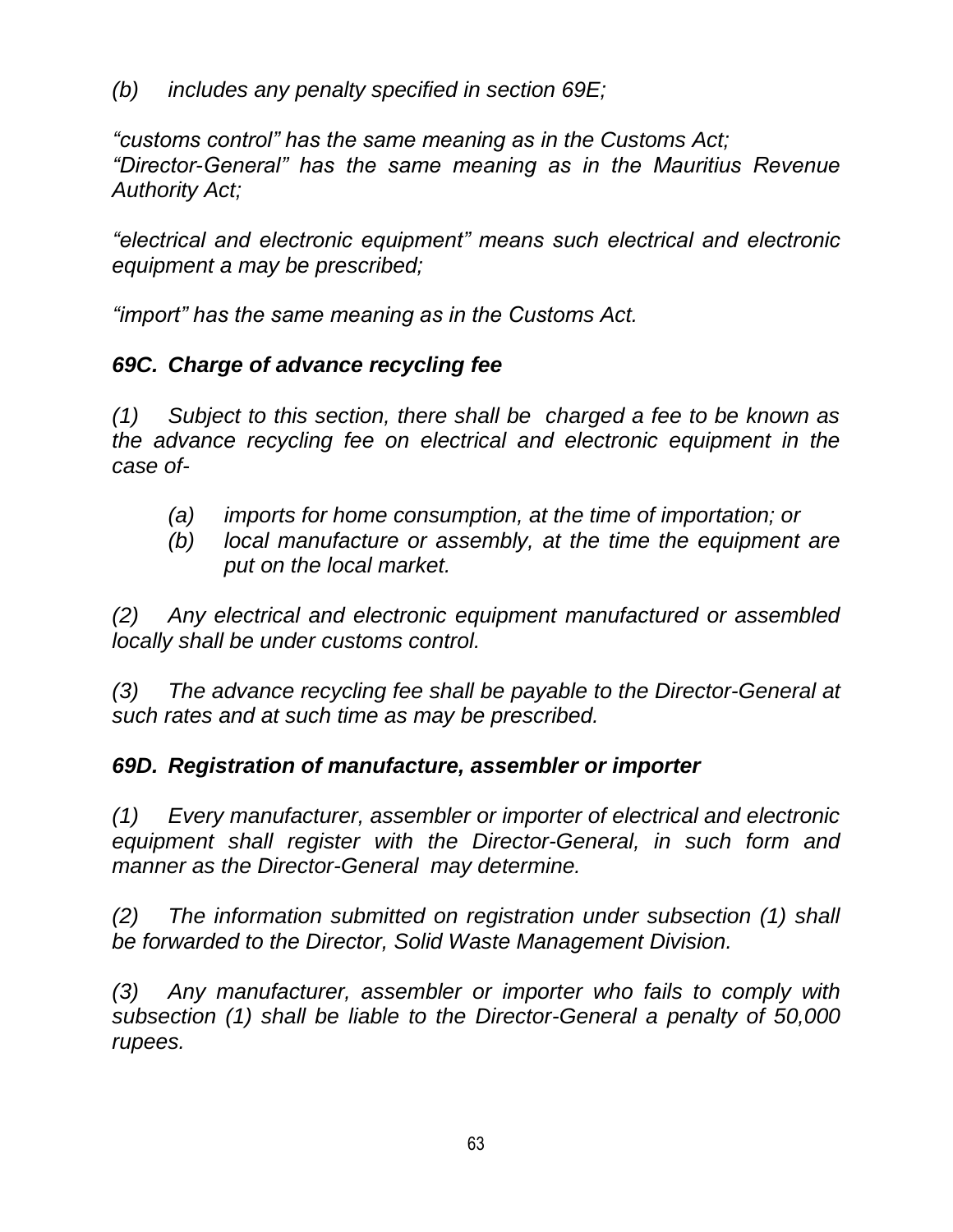*(b) includes any penalty specified in section 69E;*

*"customs control" has the same meaning as in the Customs Act;*
*"Director-General" has the same meaning as in the Mauritius Revenue Authority Act;*

*"electrical and electronic equipment" means such electrical and electronic equipment a may be prescribed;*

*"import" has the same meaning as in the Customs Act.*

***69C. Charge of advance recycling fee***

*(1) Subject to this section, there shall be charged a fee to be known as the advance recycling fee on electrical and electronic equipment in the case of-*

*(a) imports for home consumption, at the time of importation; or*
*(b) local manufacture or assembly, at the time the equipment are put on the local market.*

*(2) Any electrical and electronic equipment manufactured or assembled locally shall be under customs control.*

*(3) The advance recycling fee shall be payable to the Director-General at such rates and at such time as may be prescribed.*

***69D. Registration of manufacture, assembler or importer***

*(1) Every manufacturer, assembler or importer of electrical and electronic equipment shall register with the Director-General, in such form and manner as the Director-General may determine.*

*(2) The information submitted on registration under subsection (1) shall be forwarded to the Director, Solid Waste Management Division.*

*(3) Any manufacturer, assembler or importer who fails to comply with subsection (1) shall be liable to the Director-General a penalty of 50,000 rupees.*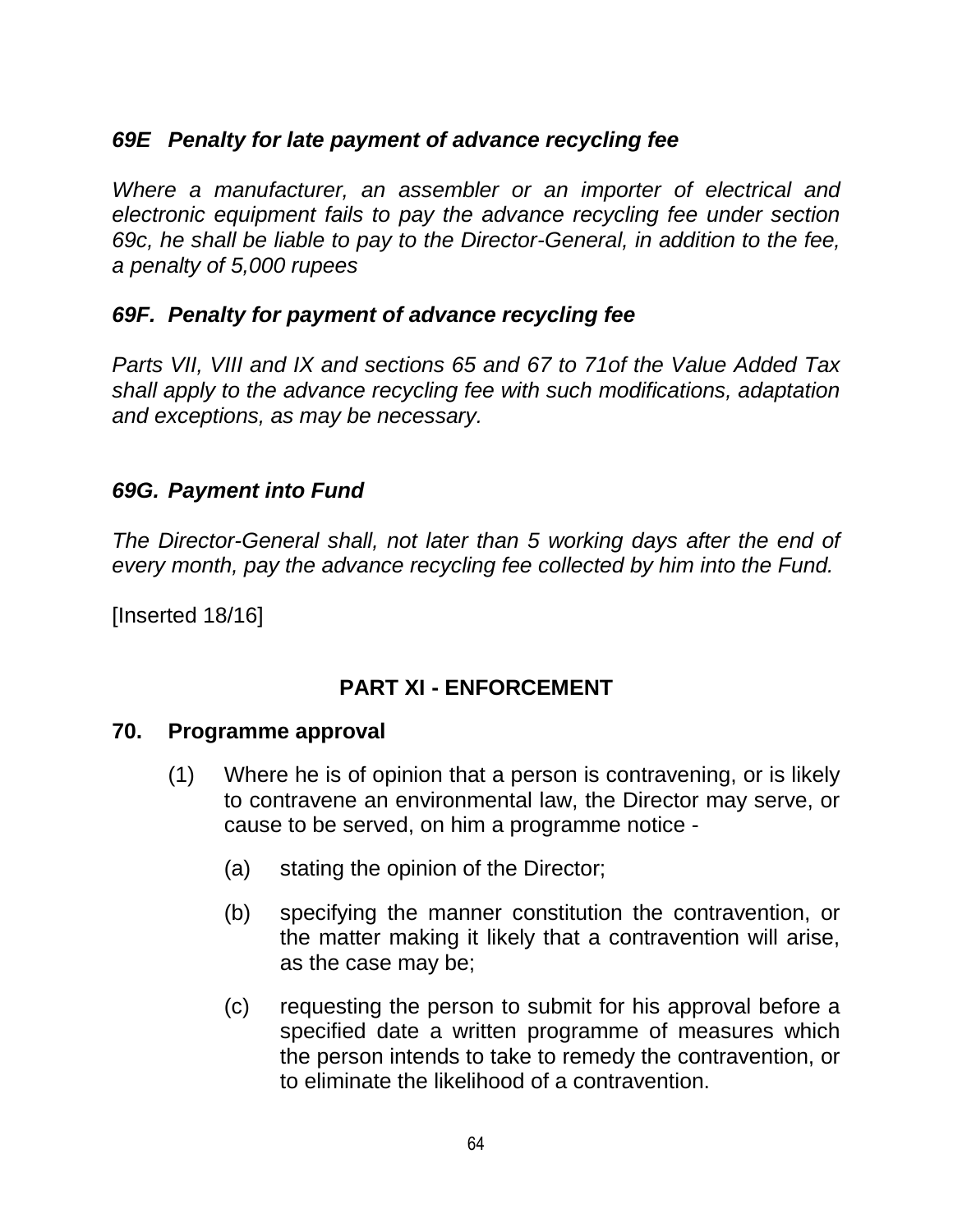### *69E Penalty for late payment of advance recycling fee*

*Where a manufacturer, an assembler or an importer of electrical and electronic equipment fails to pay the advance recycling fee under section 69c, he shall be liable to pay to the Director-General, in addition to the fee, a penalty of 5,000 rupees*

### *69F. Penalty for payment of advance recycling fee*

*Parts VII, VIII and IX and sections 65 and 67 to 71of the Value Added Tax shall apply to the advance recycling fee with such modifications, adaptation and exceptions, as may be necessary.*

### *69G. Payment into Fund*

*The Director-General shall, not later than 5 working days after the end of every month, pay the advance recycling fee collected by him into the Fund.*

[Inserted 18/16]

## PART XI - ENFORCEMENT

### 70. Programme approval

(1) Where he is of opinion that a person is contravening, or is likely to contravene an environmental law, the Director may serve, or cause to be served, on him a programme notice -

(a) stating the opinion of the Director;

(b) specifying the manner constitution the contravention, or the matter making it likely that a contravention will arise, as the case may be;

(c) requesting the person to submit for his approval before a specified date a written programme of measures which the person intends to take to remedy the contravention, or to eliminate the likelihood of a contravention.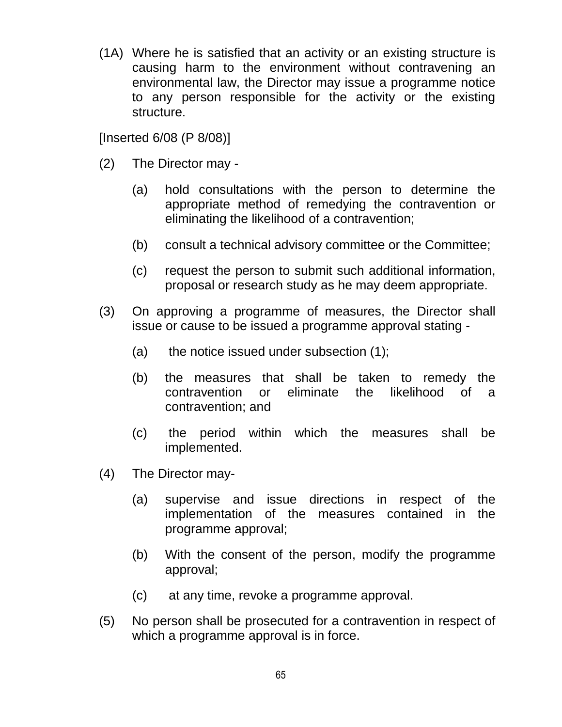(1A) Where he is satisfied that an activity or an existing structure is causing harm to the environment without contravening an environmental law, the Director may issue a programme notice to any person responsible for the activity or the existing structure.

[Inserted 6/08 (P 8/08)]

(2) The Director may -

(a) hold consultations with the person to determine the appropriate method of remedying the contravention or eliminating the likelihood of a contravention;

(b) consult a technical advisory committee or the Committee;

(c) request the person to submit such additional information, proposal or research study as he may deem appropriate.

(3) On approving a programme of measures, the Director shall issue or cause to be issued a programme approval stating -

(a) the notice issued under subsection (1);

(b) the measures that shall be taken to remedy the contravention or eliminate the likelihood of a contravention; and

(c) the period within which the measures shall be implemented.

(4) The Director may-

(a) supervise and issue directions in respect of the implementation of the measures contained in the programme approval;

(b) With the consent of the person, modify the programme approval;

(c) at any time, revoke a programme approval.

(5) No person shall be prosecuted for a contravention in respect of which a programme approval is in force.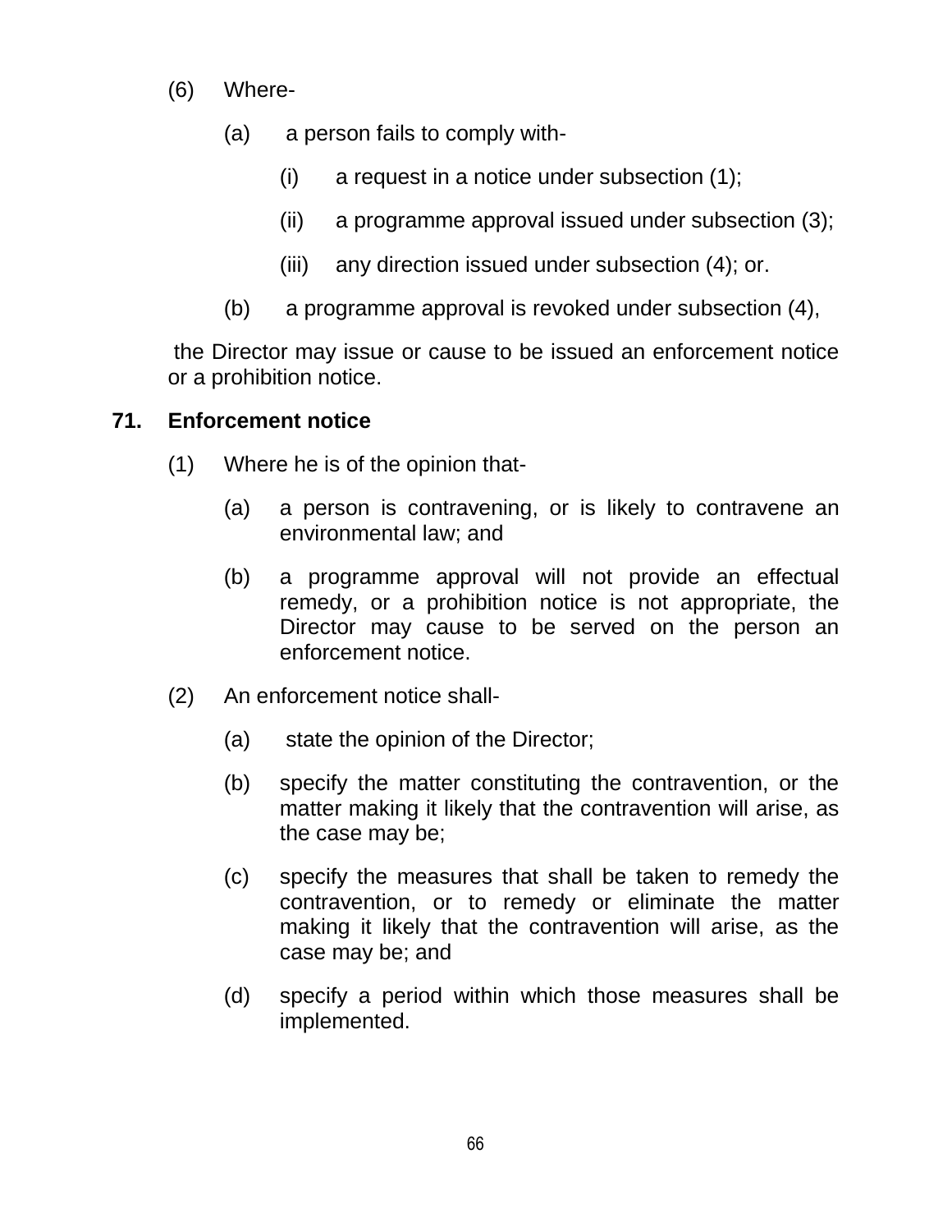(6) Where-

(a) a person fails to comply with-

(i) a request in a notice under subsection (1);

(ii) a programme approval issued under subsection (3);

(iii) any direction issued under subsection (4); or.

(b) a programme approval is revoked under subsection (4),

the Director may issue or cause to be issued an enforcement notice or a prohibition notice.

**71. Enforcement notice**

(1) Where he is of the opinion that-

(a) a person is contravening, or is likely to contravene an environmental law; and

(b) a programme approval will not provide an effectual remedy, or a prohibition notice is not appropriate, the Director may cause to be served on the person an enforcement notice.

(2) An enforcement notice shall-

(a) state the opinion of the Director;

(b) specify the matter constituting the contravention, or the matter making it likely that the contravention will arise, as the case may be;

(c) specify the measures that shall be taken to remedy the contravention, or to remedy or eliminate the matter making it likely that the contravention will arise, as the case may be; and

(d) specify a period within which those measures shall be implemented.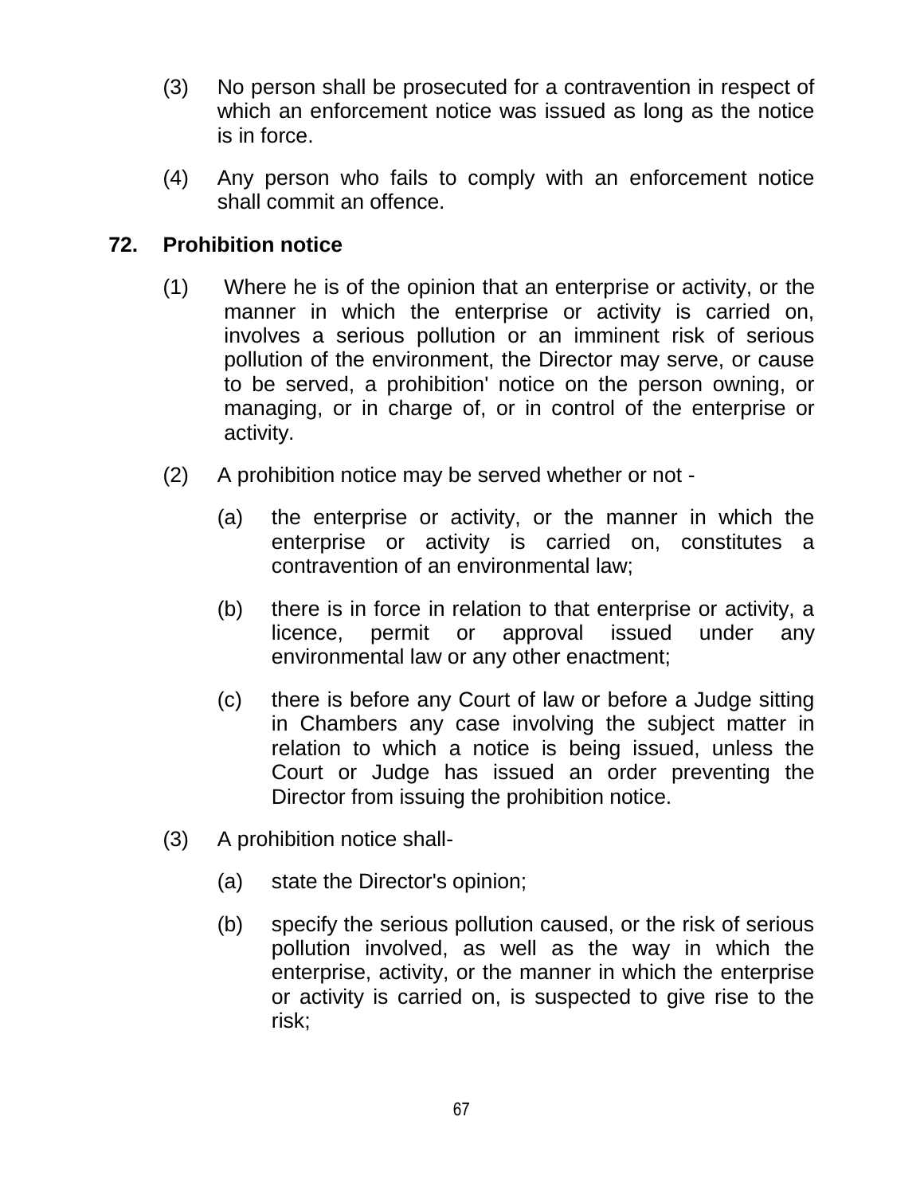(3) No person shall be prosecuted for a contravention in respect of which an enforcement notice was issued as long as the notice is in force.

(4) Any person who fails to comply with an enforcement notice shall commit an offence.

## 72. Prohibition notice

(1) Where he is of the opinion that an enterprise or activity, or the manner in which the enterprise or activity is carried on, involves a serious pollution or an imminent risk of serious pollution of the environment, the Director may serve, or cause to be served, a prohibition' notice on the person owning, or managing, or in charge of, or in control of the enterprise or activity.

(2) A prohibition notice may be served whether or not -

(a) the enterprise or activity, or the manner in which the enterprise or activity is carried on, constitutes a contravention of an environmental law;

(b) there is in force in relation to that enterprise or activity, a licence, permit or approval issued under any environmental law or any other enactment;

(c) there is before any Court of law or before a Judge sitting in Chambers any case involving the subject matter in relation to which a notice is being issued, unless the Court or Judge has issued an order preventing the Director from issuing the prohibition notice.

(3) A prohibition notice shall-

(a) state the Director's opinion;

(b) specify the serious pollution caused, or the risk of serious pollution involved, as well as the way in which the enterprise, activity, or the manner in which the enterprise or activity is carried on, is suspected to give rise to the risk;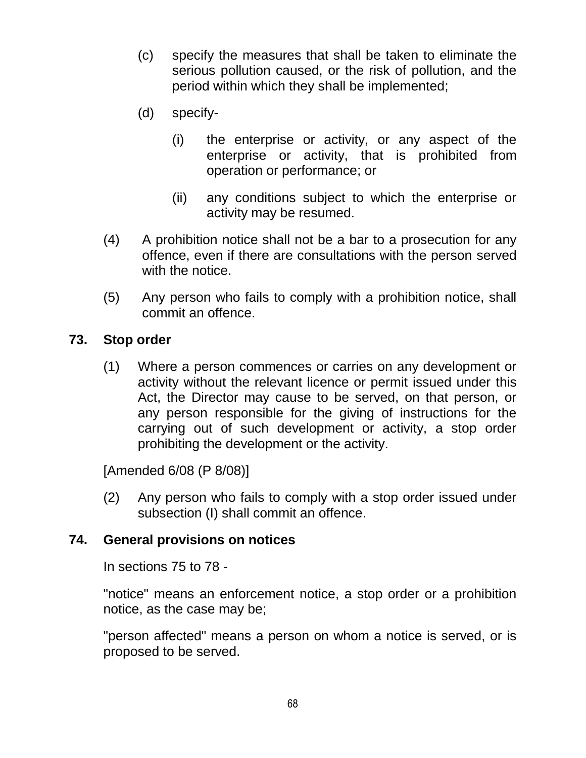(c) specify the measures that shall be taken to eliminate the serious pollution caused, or the risk of pollution, and the period within which they shall be implemented;

(d) specify-

(i) the enterprise or activity, or any aspect of the enterprise or activity, that is prohibited from operation or performance; or

(ii) any conditions subject to which the enterprise or activity may be resumed.

(4) A prohibition notice shall not be a bar to a prosecution for any offence, even if there are consultations with the person served with the notice.

(5) Any person who fails to comply with a prohibition notice, shall commit an offence.

**73. Stop order**

(1) Where a person commences or carries on any development or activity without the relevant licence or permit issued under this Act, the Director may cause to be served, on that person, or any person responsible for the giving of instructions for the carrying out of such development or activity, a stop order prohibiting the development or the activity.

[Amended 6/08 (P 8/08)]

(2) Any person who fails to comply with a stop order issued under subsection (I) shall commit an offence.

**74. General provisions on notices**

In sections 75 to 78 -

"notice" means an enforcement notice, a stop order or a prohibition notice, as the case may be;

"person affected" means a person on whom a notice is served, or is proposed to be served.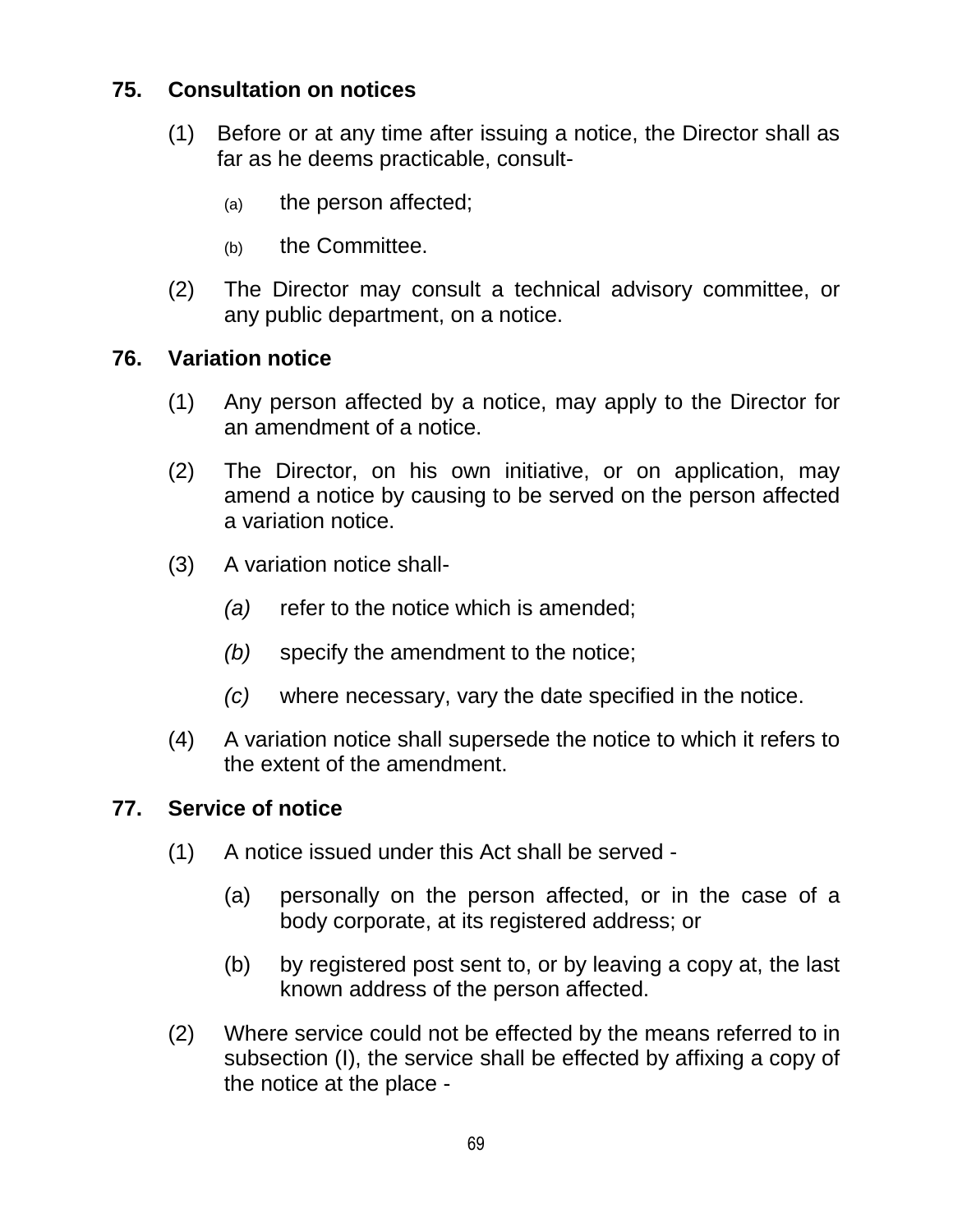## 75. Consultation on notices

(1) Before or at any time after issuing a notice, the Director shall as far as he deems practicable, consult-

(a) the person affected;

(b) the Committee.

(2) The Director may consult a technical advisory committee, or any public department, on a notice.

## 76. Variation notice

(1) Any person affected by a notice, may apply to the Director for an amendment of a notice.

(2) The Director, on his own initiative, or on application, may amend a notice by causing to be served on the person affected a variation notice.

(3) A variation notice shall-

*(a)* refer to the notice which is amended;

*(b)* specify the amendment to the notice;

*(c)* where necessary, vary the date specified in the notice.

(4) A variation notice shall supersede the notice to which it refers to the extent of the amendment.

## 77. Service of notice

(1) A notice issued under this Act shall be served -

(a) personally on the person affected, or in the case of a body corporate, at its registered address; or

(b) by registered post sent to, or by leaving a copy at, the last known address of the person affected.

(2) Where service could not be effected by the means referred to in subsection (I), the service shall be effected by affixing a copy of the notice at the place -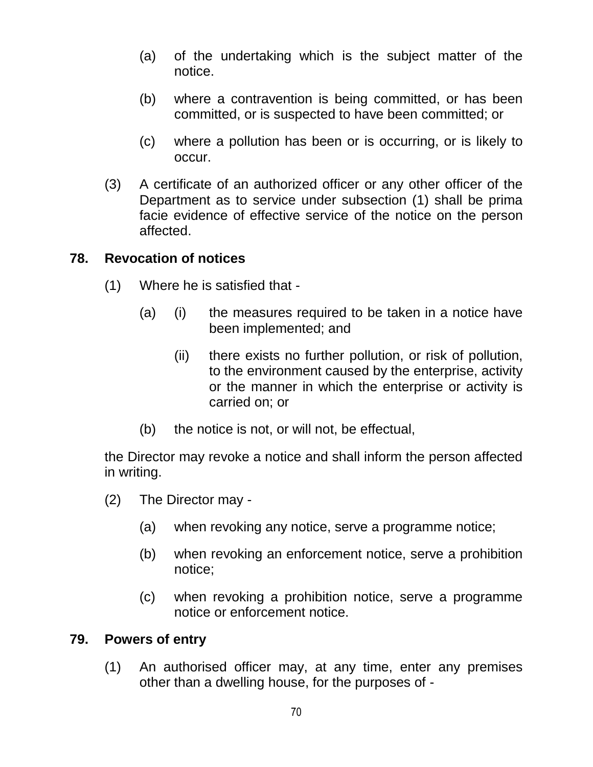(a) of the undertaking which is the subject matter of the notice.

(b) where a contravention is being committed, or has been committed, or is suspected to have been committed; or

(c) where a pollution has been or is occurring, or is likely to occur.

(3) A certificate of an authorized officer or any other officer of the Department as to service under subsection (1) shall be prima facie evidence of effective service of the notice on the person affected.

**78. Revocation of notices**

(1) Where he is satisfied that -

(a) (i) the measures required to be taken in a notice have been implemented; and

(ii) there exists no further pollution, or risk of pollution, to the environment caused by the enterprise, activity or the manner in which the enterprise or activity is carried on; or

(b) the notice is not, or will not, be effectual,

the Director may revoke a notice and shall inform the person affected in writing.

(2) The Director may -

(a) when revoking any notice, serve a programme notice;

(b) when revoking an enforcement notice, serve a prohibition notice;

(c) when revoking a prohibition notice, serve a programme notice or enforcement notice.

**79. Powers of entry**

(1) An authorised officer may, at any time, enter any premises other than a dwelling house, for the purposes of -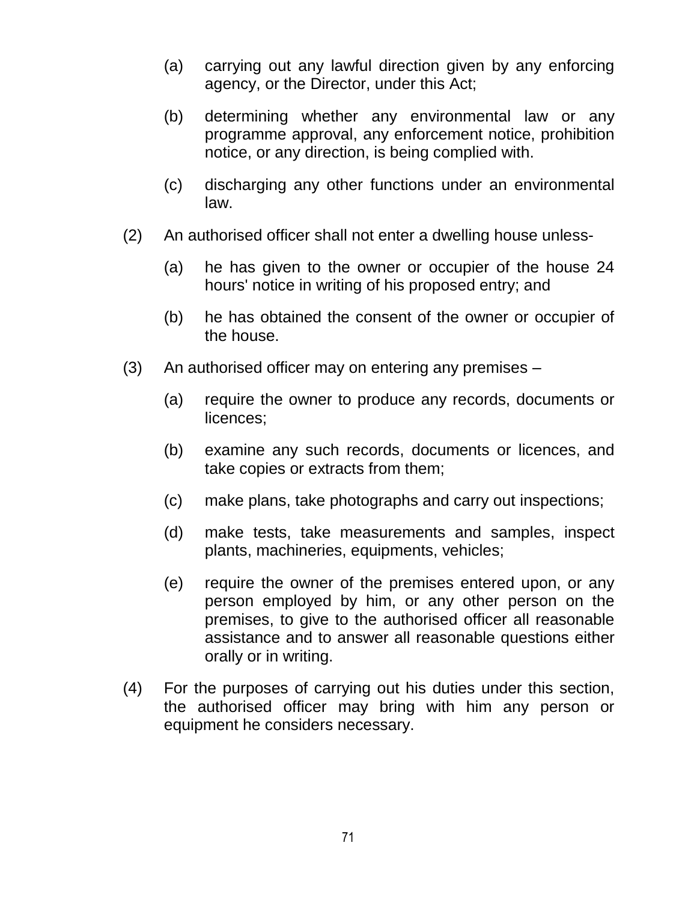(a) carrying out any lawful direction given by any enforcing agency, or the Director, under this Act;

(b) determining whether any environmental law or any programme approval, any enforcement notice, prohibition notice, or any direction, is being complied with.

(c) discharging any other functions under an environmental law.

(2) An authorised officer shall not enter a dwelling house unless-

(a) he has given to the owner or occupier of the house 24 hours' notice in writing of his proposed entry; and

(b) he has obtained the consent of the owner or occupier of the house.

(3) An authorised officer may on entering any premises –

(a) require the owner to produce any records, documents or licences;

(b) examine any such records, documents or licences, and take copies or extracts from them;

(c) make plans, take photographs and carry out inspections;

(d) make tests, take measurements and samples, inspect plants, machineries, equipments, vehicles;

(e) require the owner of the premises entered upon, or any person employed by him, or any other person on the premises, to give to the authorised officer all reasonable assistance and to answer all reasonable questions either orally or in writing.

(4) For the purposes of carrying out his duties under this section, the authorised officer may bring with him any person or equipment he considers necessary.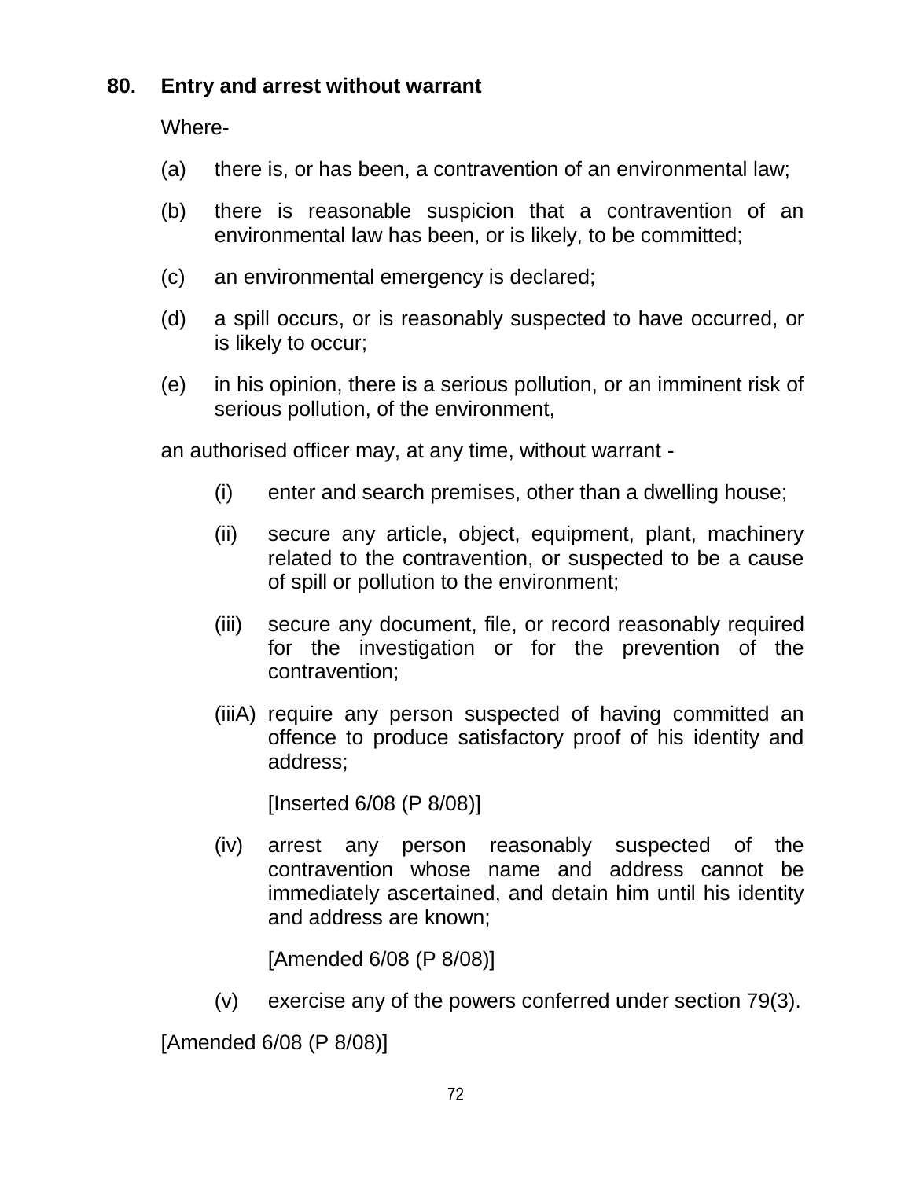**80. Entry and arrest without warrant**

Where-

(a) there is, or has been, a contravention of an environmental law;

(b) there is reasonable suspicion that a contravention of an environmental law has been, or is likely, to be committed;

(c) an environmental emergency is declared;

(d) a spill occurs, or is reasonably suspected to have occurred, or is likely to occur;

(e) in his opinion, there is a serious pollution, or an imminent risk of serious pollution, of the environment,

an authorised officer may, at any time, without warrant -

(i) enter and search premises, other than a dwelling house;

(ii) secure any article, object, equipment, plant, machinery related to the contravention, or suspected to be a cause of spill or pollution to the environment;

(iii) secure any document, file, or record reasonably required for the investigation or for the prevention of the contravention;

(iiiA) require any person suspected of having committed an offence to produce satisfactory proof of his identity and address;

[Inserted 6/08 (P 8/08)]

(iv) arrest any person reasonably suspected of the contravention whose name and address cannot be immediately ascertained, and detain him until his identity and address are known;

[Amended 6/08 (P 8/08)]

(v) exercise any of the powers conferred under section 79(3).

[Amended 6/08 (P 8/08)]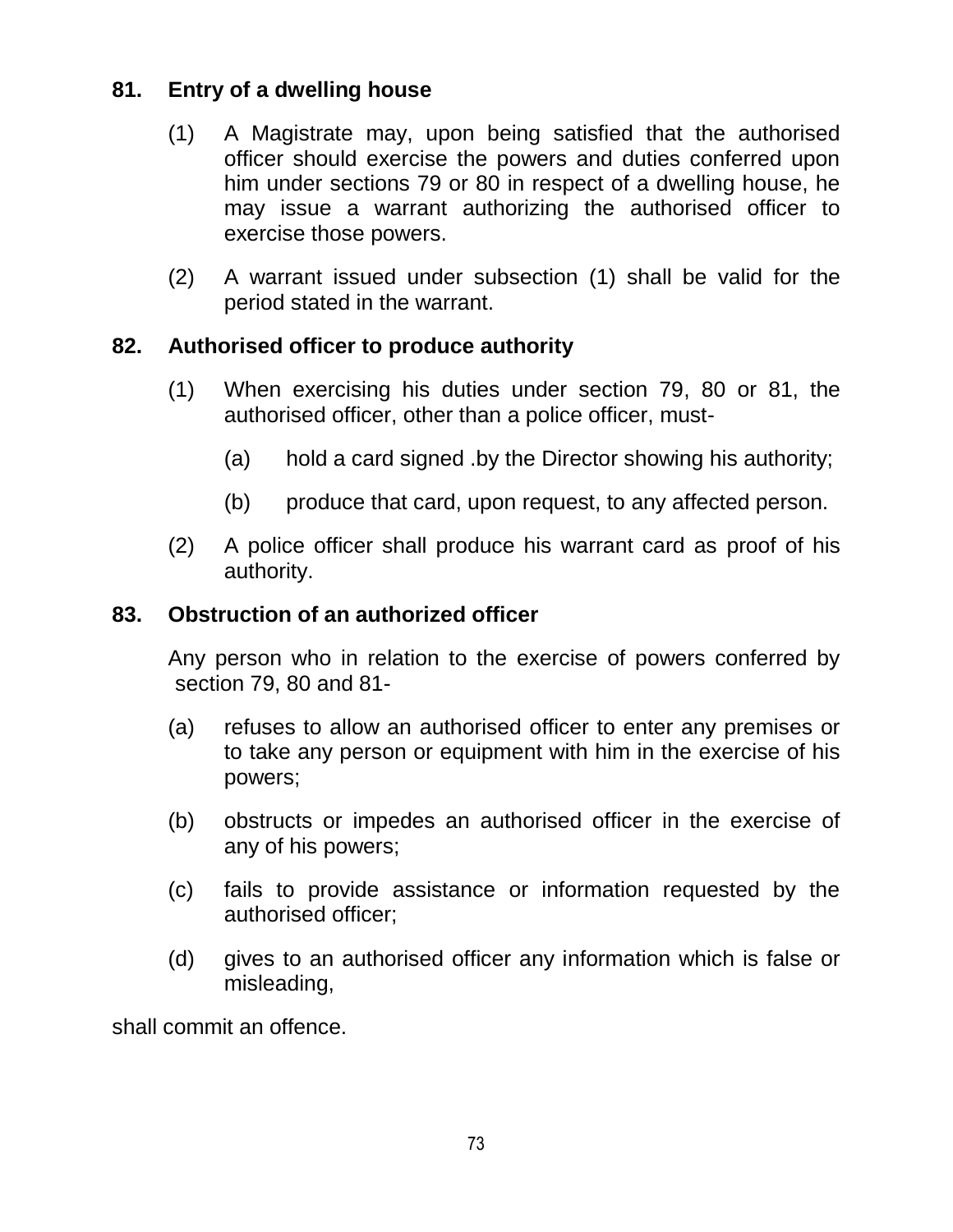**81. Entry of a dwelling house**

(1) A Magistrate may, upon being satisfied that the authorised officer should exercise the powers and duties conferred upon him under sections 79 or 80 in respect of a dwelling house, he may issue a warrant authorizing the authorised officer to exercise those powers.

(2) A warrant issued under subsection (1) shall be valid for the period stated in the warrant.

**82. Authorised officer to produce authority**

(1) When exercising his duties under section 79, 80 or 81, the authorised officer, other than a police officer, must-

(a) hold a card signed .by the Director showing his authority;

(b) produce that card, upon request, to any affected person.

(2) A police officer shall produce his warrant card as proof of his authority.

**83. Obstruction of an authorized officer**

Any person who in relation to the exercise of powers conferred by section 79, 80 and 81-

(a) refuses to allow an authorised officer to enter any premises or to take any person or equipment with him in the exercise of his powers;

(b) obstructs or impedes an authorised officer in the exercise of any of his powers;

(c) fails to provide assistance or information requested by the authorised officer;

(d) gives to an authorised officer any information which is false or misleading,

shall commit an offence.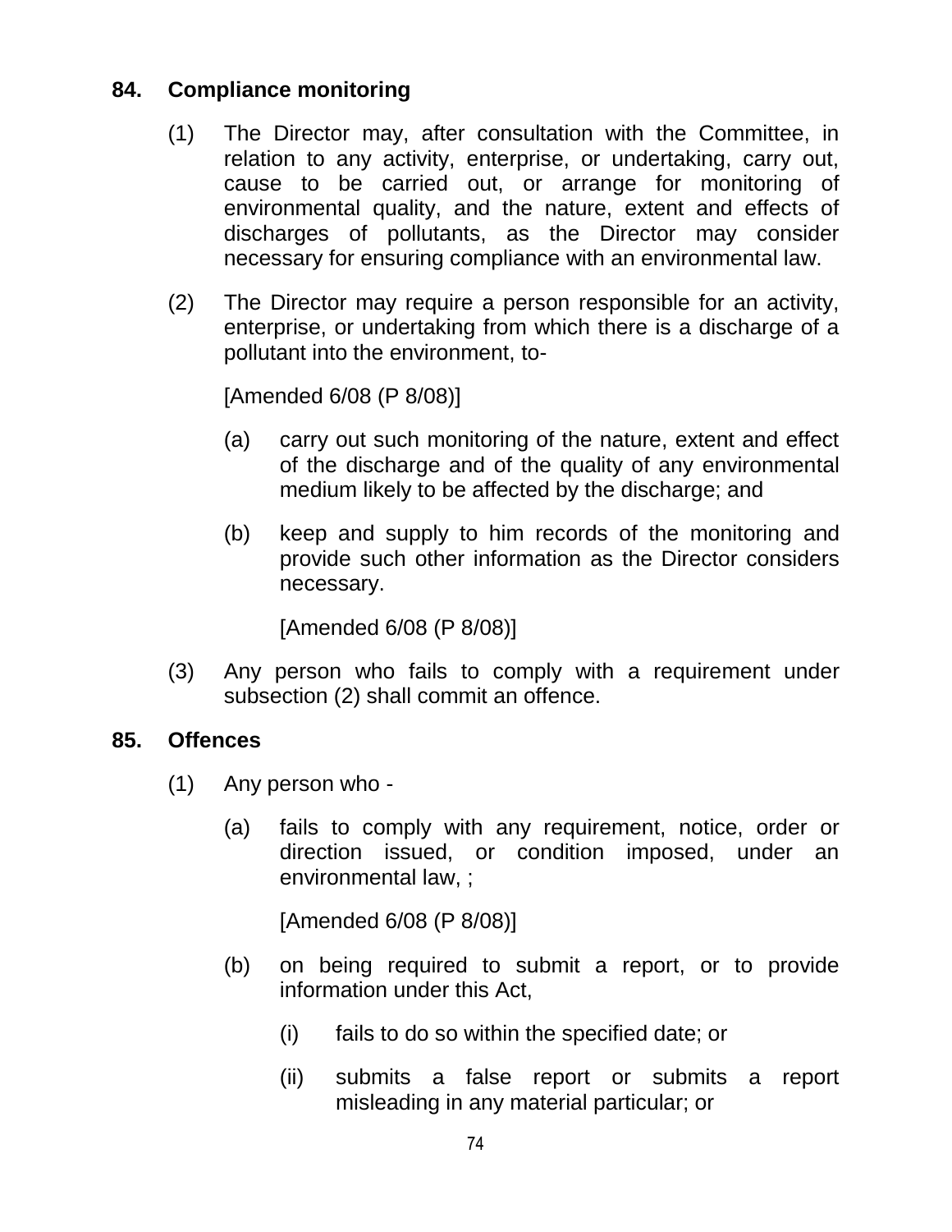## 84. Compliance monitoring

(1) The Director may, after consultation with the Committee, in relation to any activity, enterprise, or undertaking, carry out, cause to be carried out, or arrange for monitoring of environmental quality, and the nature, extent and effects of discharges of pollutants, as the Director may consider necessary for ensuring compliance with an environmental law.

(2) The Director may require a person responsible for an activity, enterprise, or undertaking from which there is a discharge of a pollutant into the environment, to-

[Amended 6/08 (P 8/08)]

(a) carry out such monitoring of the nature, extent and effect of the discharge and of the quality of any environmental medium likely to be affected by the discharge; and

(b) keep and supply to him records of the monitoring and provide such other information as the Director considers necessary.

[Amended 6/08 (P 8/08)]

(3) Any person who fails to comply with a requirement under subsection (2) shall commit an offence.

## 85. Offences

(1) Any person who -

(a) fails to comply with any requirement, notice, order or direction issued, or condition imposed, under an environmental law, ;

[Amended 6/08 (P 8/08)]

(b) on being required to submit a report, or to provide information under this Act,

(i) fails to do so within the specified date; or

(ii) submits a false report or submits a report misleading in any material particular; or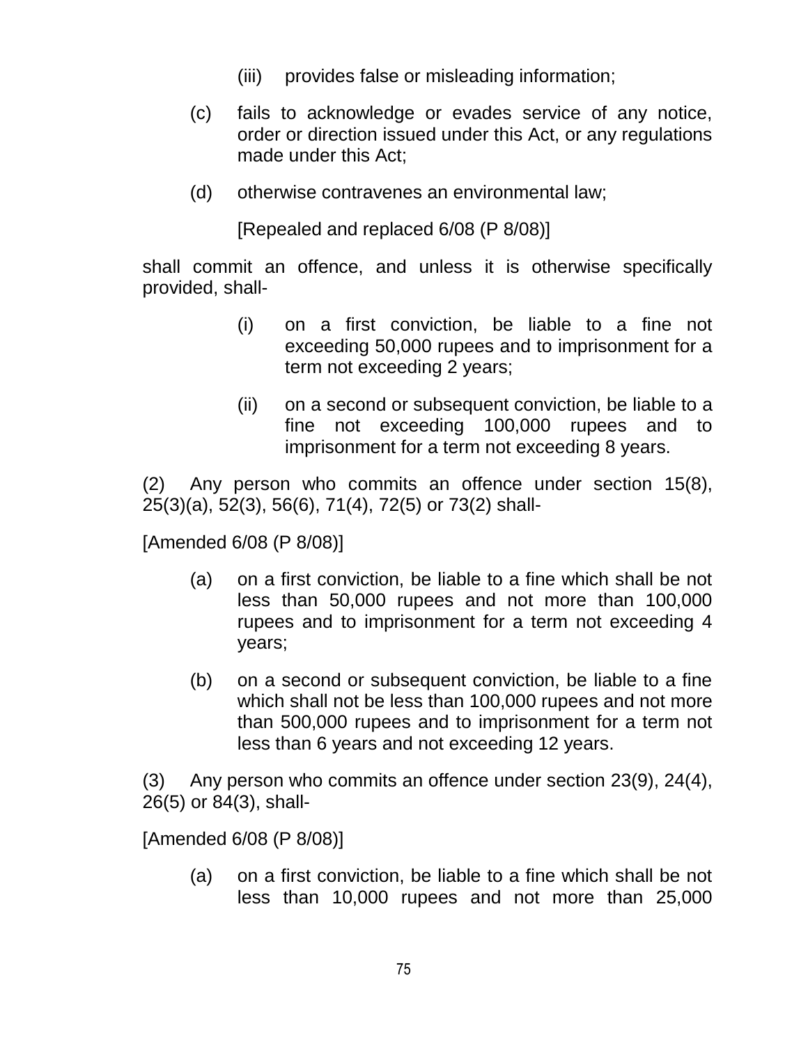(iii) provides false or misleading information;

(c) fails to acknowledge or evades service of any notice, order or direction issued under this Act, or any regulations made under this Act;

(d) otherwise contravenes an environmental law;

[Repealed and replaced 6/08 (P 8/08)]

shall commit an offence, and unless it is otherwise specifically provided, shall-

(i) on a first conviction, be liable to a fine not exceeding 50,000 rupees and to imprisonment for a term not exceeding 2 years;

(ii) on a second or subsequent conviction, be liable to a fine not exceeding 100,000 rupees and to imprisonment for a term not exceeding 8 years.

(2) Any person who commits an offence under section 15(8), 25(3)(a), 52(3), 56(6), 71(4), 72(5) or 73(2) shall-

[Amended 6/08 (P 8/08)]

(a) on a first conviction, be liable to a fine which shall be not less than 50,000 rupees and not more than 100,000 rupees and to imprisonment for a term not exceeding 4 years;

(b) on a second or subsequent conviction, be liable to a fine which shall not be less than 100,000 rupees and not more than 500,000 rupees and to imprisonment for a term not less than 6 years and not exceeding 12 years.

(3) Any person who commits an offence under section 23(9), 24(4), 26(5) or 84(3), shall-

[Amended 6/08 (P 8/08)]

(a) on a first conviction, be liable to a fine which shall be not less than 10,000 rupees and not more than 25,000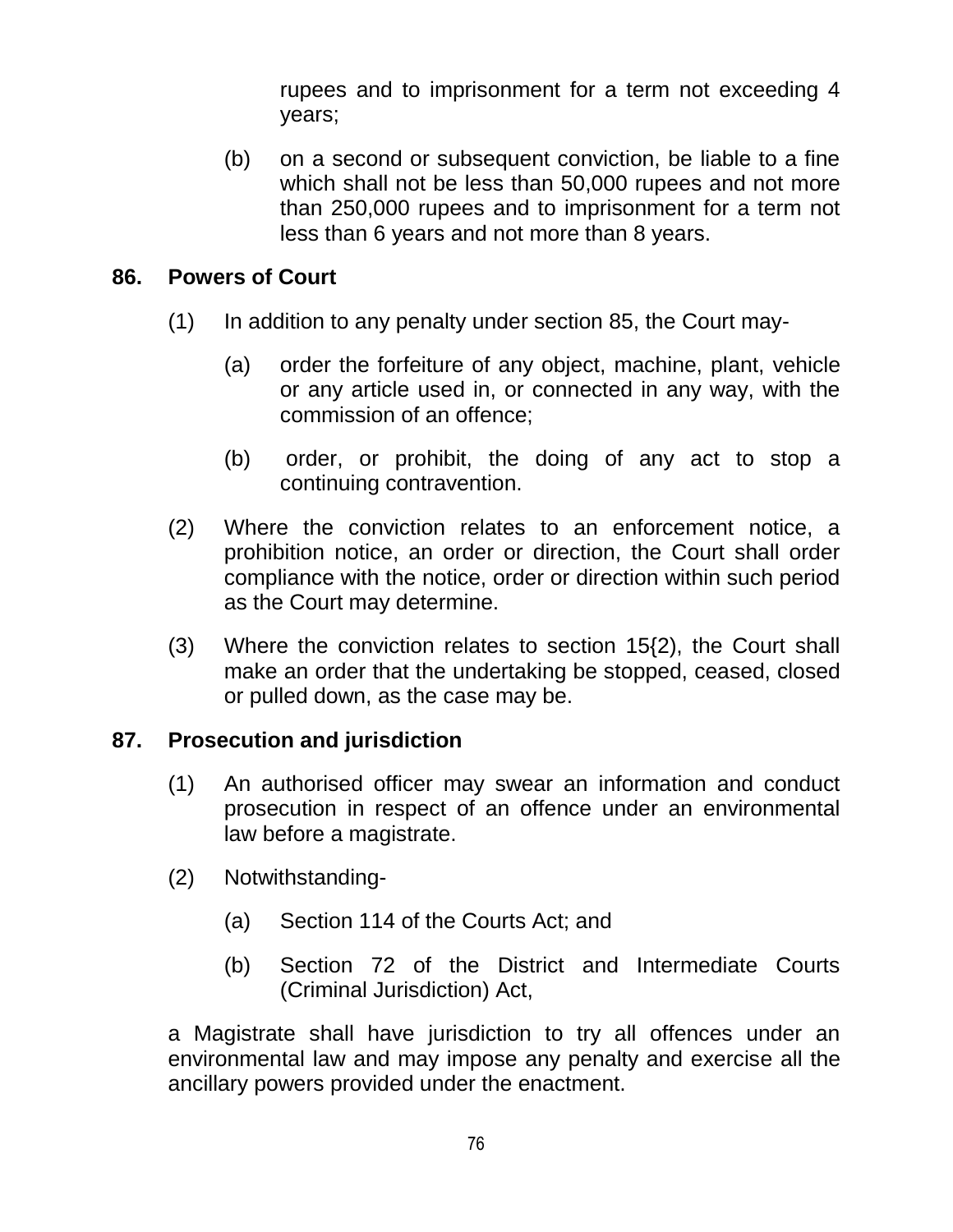rupees and to imprisonment for a term not exceeding 4 years;

(b) on a second or subsequent conviction, be liable to a fine which shall not be less than 50,000 rupees and not more than 250,000 rupees and to imprisonment for a term not less than 6 years and not more than 8 years.

**86. Powers of Court**

(1) In addition to any penalty under section 85, the Court may-

(a) order the forfeiture of any object, machine, plant, vehicle or any article used in, or connected in any way, with the commission of an offence;

(b) order, or prohibit, the doing of any act to stop a continuing contravention.

(2) Where the conviction relates to an enforcement notice, a prohibition notice, an order or direction, the Court shall order compliance with the notice, order or direction within such period as the Court may determine.

(3) Where the conviction relates to section 15{2), the Court shall make an order that the undertaking be stopped, ceased, closed or pulled down, as the case may be.

**87. Prosecution and jurisdiction**

(1) An authorised officer may swear an information and conduct prosecution in respect of an offence under an environmental law before a magistrate.

(2) Notwithstanding-

(a) Section 114 of the Courts Act; and

(b) Section 72 of the District and Intermediate Courts (Criminal Jurisdiction) Act,

a Magistrate shall have jurisdiction to try all offences under an environmental law and may impose any penalty and exercise all the ancillary powers provided under the enactment.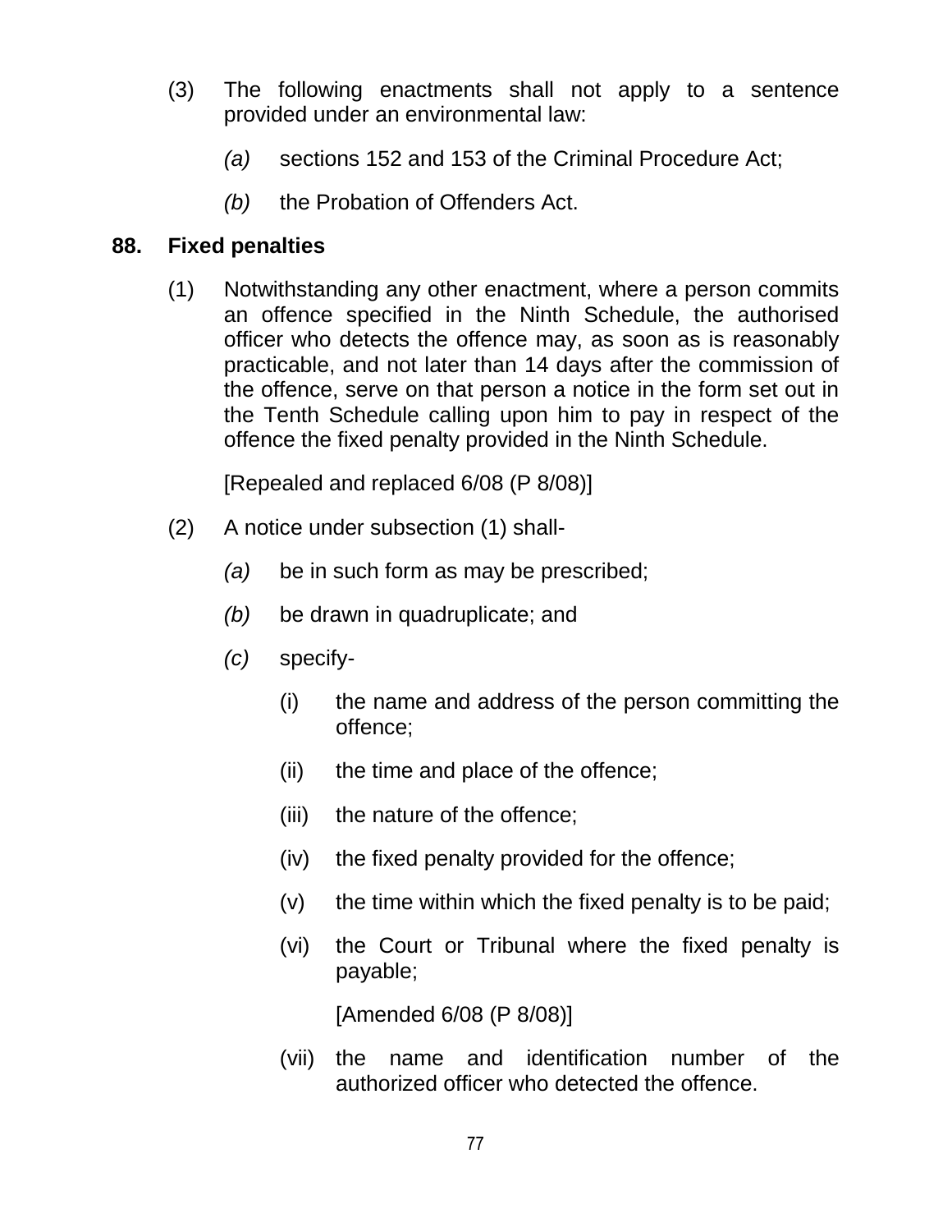(3) The following enactments shall not apply to a sentence provided under an environmental law:

*(a)* sections 152 and 153 of the Criminal Procedure Act;

*(b)* the Probation of Offenders Act.

**88. Fixed penalties**

(1) Notwithstanding any other enactment, where a person commits an offence specified in the Ninth Schedule, the authorised officer who detects the offence may, as soon as is reasonably practicable, and not later than 14 days after the commission of the offence, serve on that person a notice in the form set out in the Tenth Schedule calling upon him to pay in respect of the offence the fixed penalty provided in the Ninth Schedule.

[Repealed and replaced 6/08 (P 8/08)]

(2) A notice under subsection (1) shall-

*(a)* be in such form as may be prescribed;

*(b)* be drawn in quadruplicate; and

*(c)* specify-

(i) the name and address of the person committing the offence;

(ii) the time and place of the offence;

(iii) the nature of the offence;

(iv) the fixed penalty provided for the offence;

(v) the time within which the fixed penalty is to be paid;

(vi) the Court or Tribunal where the fixed penalty is payable;

[Amended 6/08 (P 8/08)]

(vii) the name and identification number of the authorized officer who detected the offence.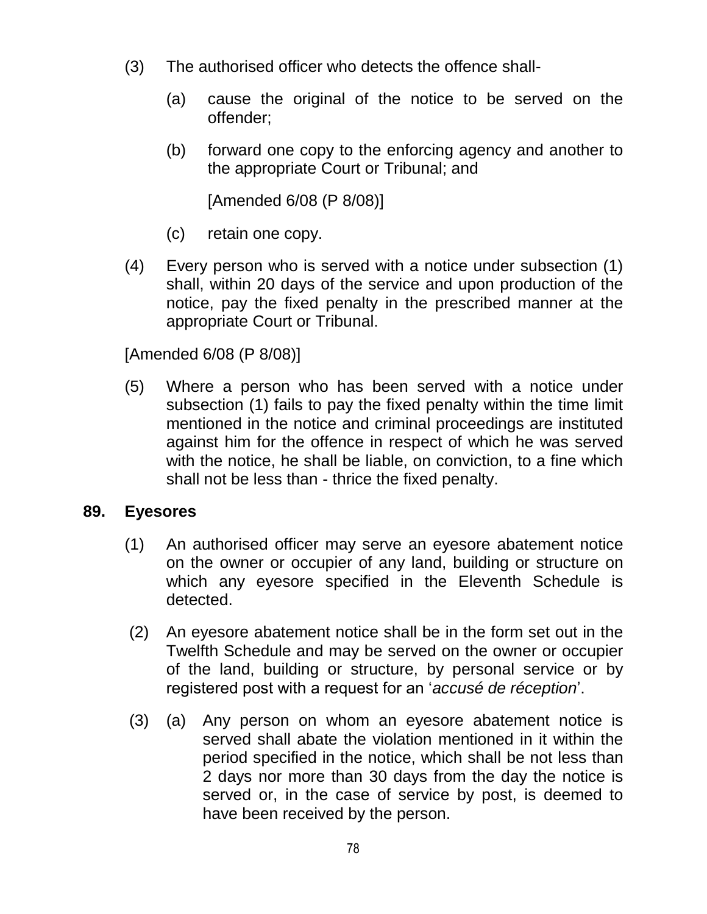(3) The authorised officer who detects the offence shall-

  (a) cause the original of the notice to be served on the offender;

  (b) forward one copy to the enforcing agency and another to the appropriate Court or Tribunal; and

  [Amended 6/08 (P 8/08)]

  (c) retain one copy.

(4) Every person who is served with a notice under subsection (1) shall, within 20 days of the service and upon production of the notice, pay the fixed penalty in the prescribed manner at the appropriate Court or Tribunal.

[Amended 6/08 (P 8/08)]

(5) Where a person who has been served with a notice under subsection (1) fails to pay the fixed penalty within the time limit mentioned in the notice and criminal proceedings are instituted against him for the offence in respect of which he was served with the notice, he shall be liable, on conviction, to a fine which shall not be less than - thrice the fixed penalty.

## 89. Eyesores

(1) An authorised officer may serve an eyesore abatement notice on the owner or occupier of any land, building or structure on which any eyesore specified in the Eleventh Schedule is detected.

(2) An eyesore abatement notice shall be in the form set out in the Twelfth Schedule and may be served on the owner or occupier of the land, building or structure, by personal service or by registered post with a request for an '*accusé de réception*'.

(3) (a) Any person on whom an eyesore abatement notice is served shall abate the violation mentioned in it within the period specified in the notice, which shall be not less than 2 days nor more than 30 days from the day the notice is served or, in the case of service by post, is deemed to have been received by the person.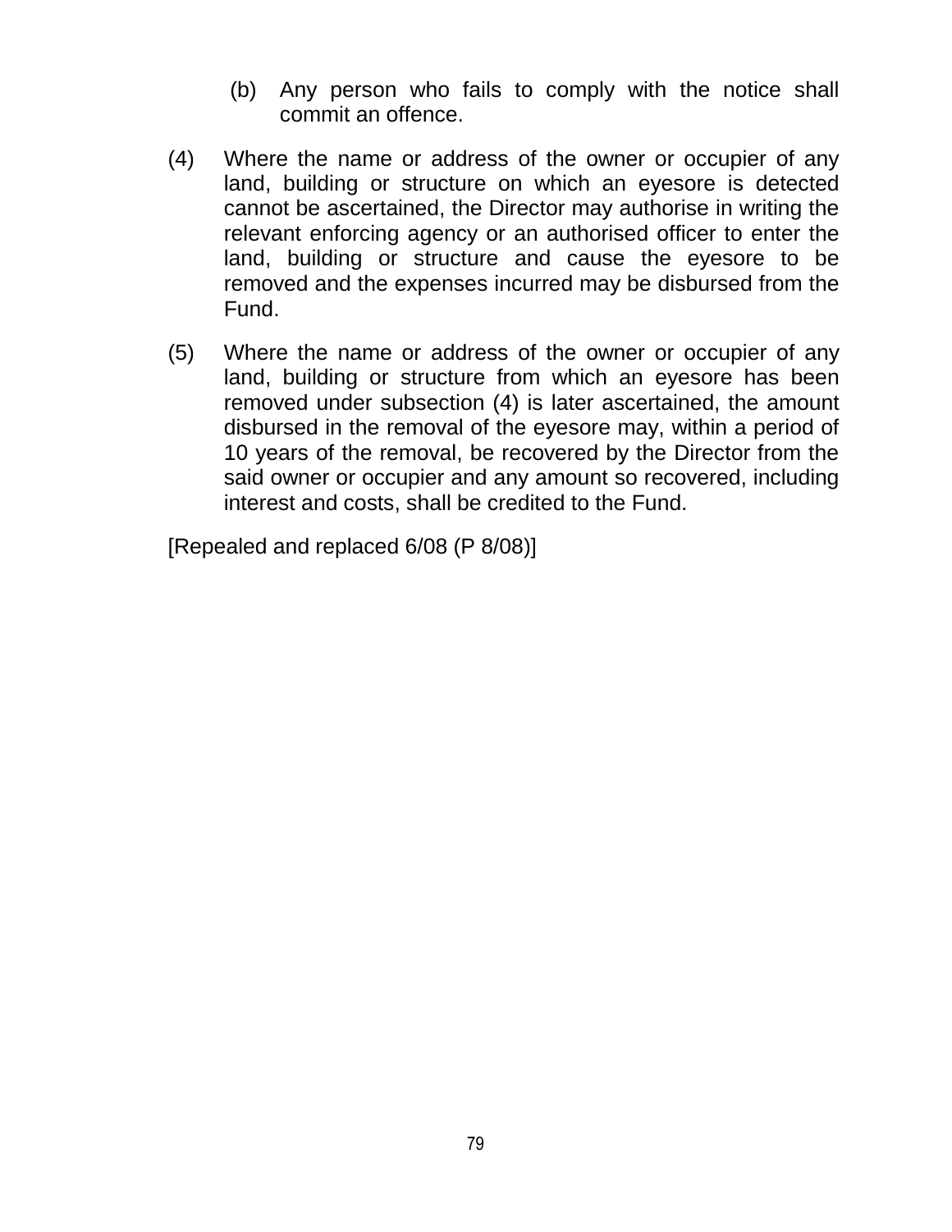(b) Any person who fails to comply with the notice shall commit an offence.

(4) Where the name or address of the owner or occupier of any land, building or structure on which an eyesore is detected cannot be ascertained, the Director may authorise in writing the relevant enforcing agency or an authorised officer to enter the land, building or structure and cause the eyesore to be removed and the expenses incurred may be disbursed from the Fund.

(5) Where the name or address of the owner or occupier of any land, building or structure from which an eyesore has been removed under subsection (4) is later ascertained, the amount disbursed in the removal of the eyesore may, within a period of 10 years of the removal, be recovered by the Director from the said owner or occupier and any amount so recovered, including interest and costs, shall be credited to the Fund.

[Repealed and replaced 6/08 (P 8/08)]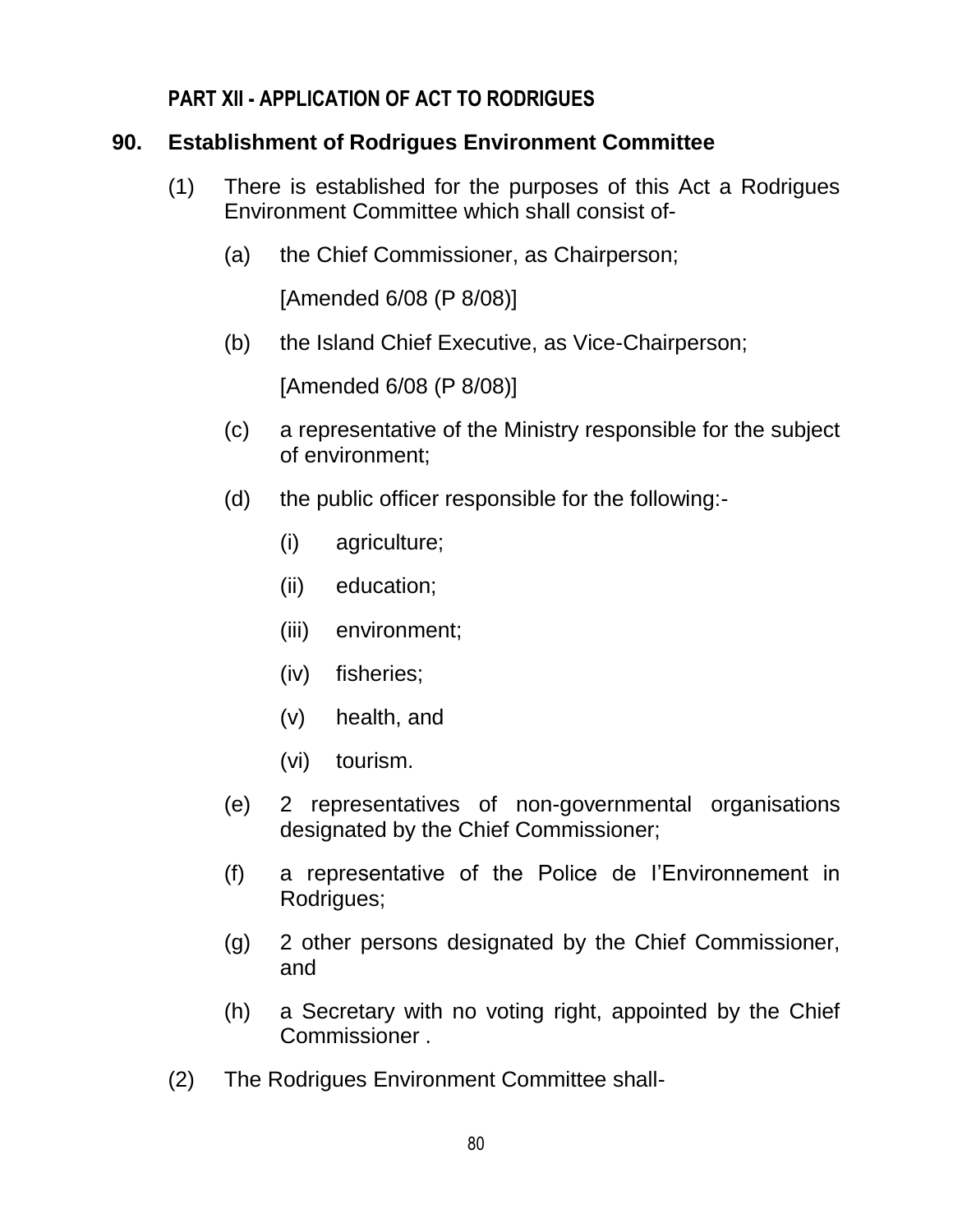## PART XII - APPLICATION OF ACT TO RODRIGUES

### 90. Establishment of Rodrigues Environment Committee

(1) There is established for the purposes of this Act a Rodrigues Environment Committee which shall consist of-

(a) the Chief Commissioner, as Chairperson;

[Amended 6/08 (P 8/08)]

(b) the Island Chief Executive, as Vice-Chairperson;

[Amended 6/08 (P 8/08)]

(c) a representative of the Ministry responsible for the subject of environment;

(d) the public officer responsible for the following:-

(i) agriculture;

(ii) education;

(iii) environment;

(iv) fisheries;

(v) health, and

(vi) tourism.

(e) 2 representatives of non-governmental organisations designated by the Chief Commissioner;

(f) a representative of the Police de l'Environnement in Rodrigues;

(g) 2 other persons designated by the Chief Commissioner, and

(h) a Secretary with no voting right, appointed by the Chief Commissioner .

(2) The Rodrigues Environment Committee shall-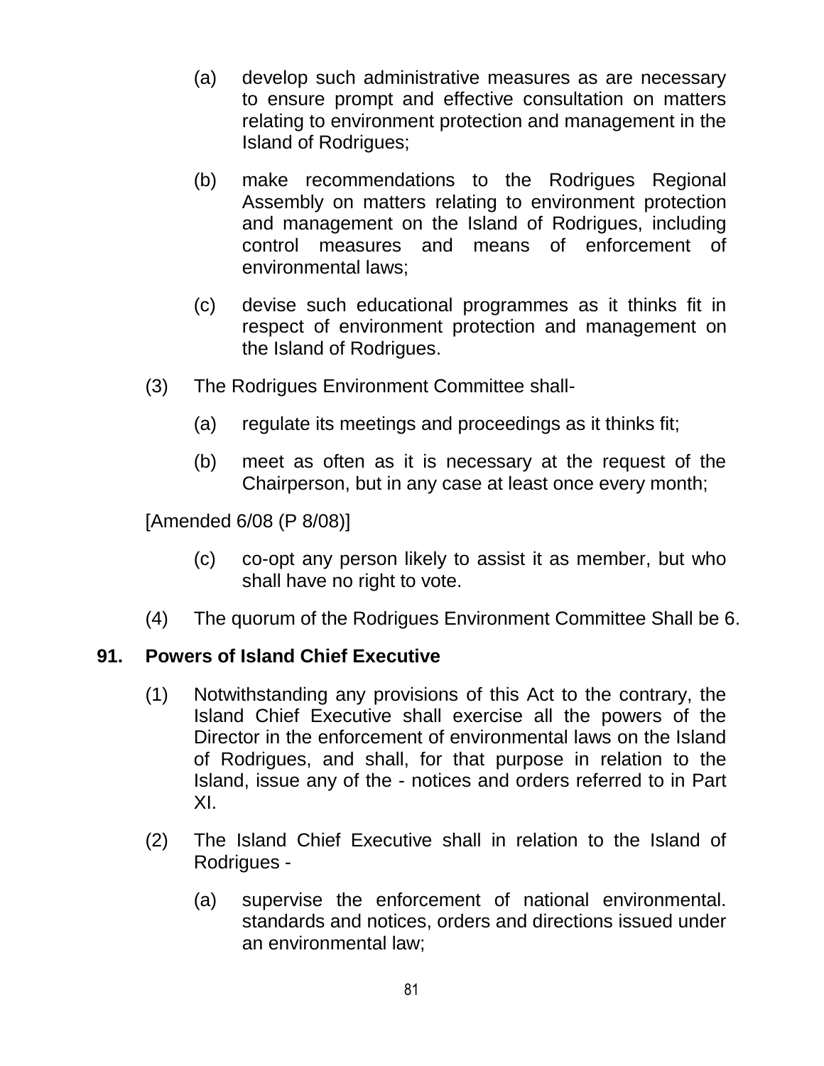(a) develop such administrative measures as are necessary to ensure prompt and effective consultation on matters relating to environment protection and management in the Island of Rodrigues;

(b) make recommendations to the Rodrigues Regional Assembly on matters relating to environment protection and management on the Island of Rodrigues, including control measures and means of enforcement of environmental laws;

(c) devise such educational programmes as it thinks fit in respect of environment protection and management on the Island of Rodrigues.

(3) The Rodrigues Environment Committee shall-

(a) regulate its meetings and proceedings as it thinks fit;

(b) meet as often as it is necessary at the request of the Chairperson, but in any case at least once every month;

[Amended 6/08 (P 8/08)]

(c) co-opt any person likely to assist it as member, but who shall have no right to vote.

(4) The quorum of the Rodrigues Environment Committee Shall be 6.

**91. Powers of Island Chief Executive**

(1) Notwithstanding any provisions of this Act to the contrary, the Island Chief Executive shall exercise all the powers of the Director in the enforcement of environmental laws on the Island of Rodrigues, and shall, for that purpose in relation to the Island, issue any of the - notices and orders referred to in Part XI.

(2) The Island Chief Executive shall in relation to the Island of Rodrigues -

(a) supervise the enforcement of national environmental. standards and notices, orders and directions issued under an environmental law;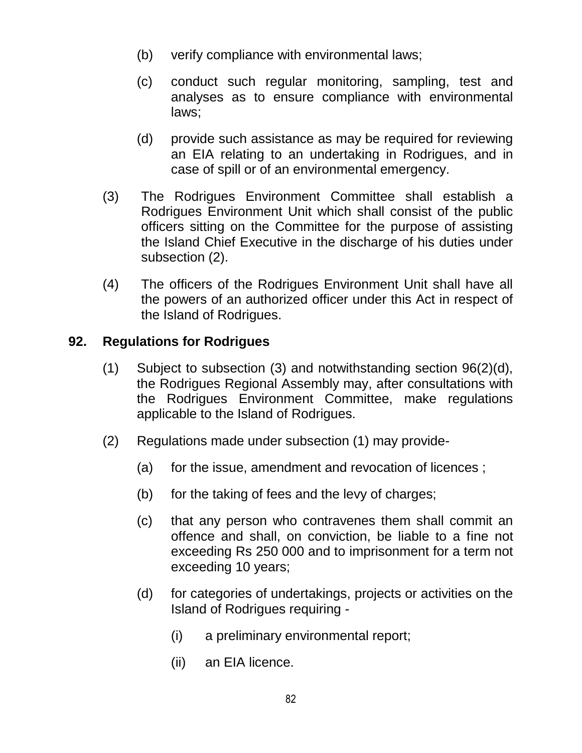(b) verify compliance with environmental laws;

(c) conduct such regular monitoring, sampling, test and analyses as to ensure compliance with environmental laws;

(d) provide such assistance as may be required for reviewing an EIA relating to an undertaking in Rodrigues, and in case of spill or of an environmental emergency.

(3) The Rodrigues Environment Committee shall establish a Rodrigues Environment Unit which shall consist of the public officers sitting on the Committee for the purpose of assisting the Island Chief Executive in the discharge of his duties under subsection (2).

(4) The officers of the Rodrigues Environment Unit shall have all the powers of an authorized officer under this Act in respect of the Island of Rodrigues.

**92. Regulations for Rodrigues**

(1) Subject to subsection (3) and notwithstanding section 96(2)(d), the Rodrigues Regional Assembly may, after consultations with the Rodrigues Environment Committee, make regulations applicable to the Island of Rodrigues.

(2) Regulations made under subsection (1) may provide-

(a) for the issue, amendment and revocation of licences ;

(b) for the taking of fees and the levy of charges;

(c) that any person who contravenes them shall commit an offence and shall, on conviction, be liable to a fine not exceeding Rs 250 000 and to imprisonment for a term not exceeding 10 years;

(d) for categories of undertakings, projects or activities on the Island of Rodrigues requiring -

(i) a preliminary environmental report;

(ii) an EIA licence.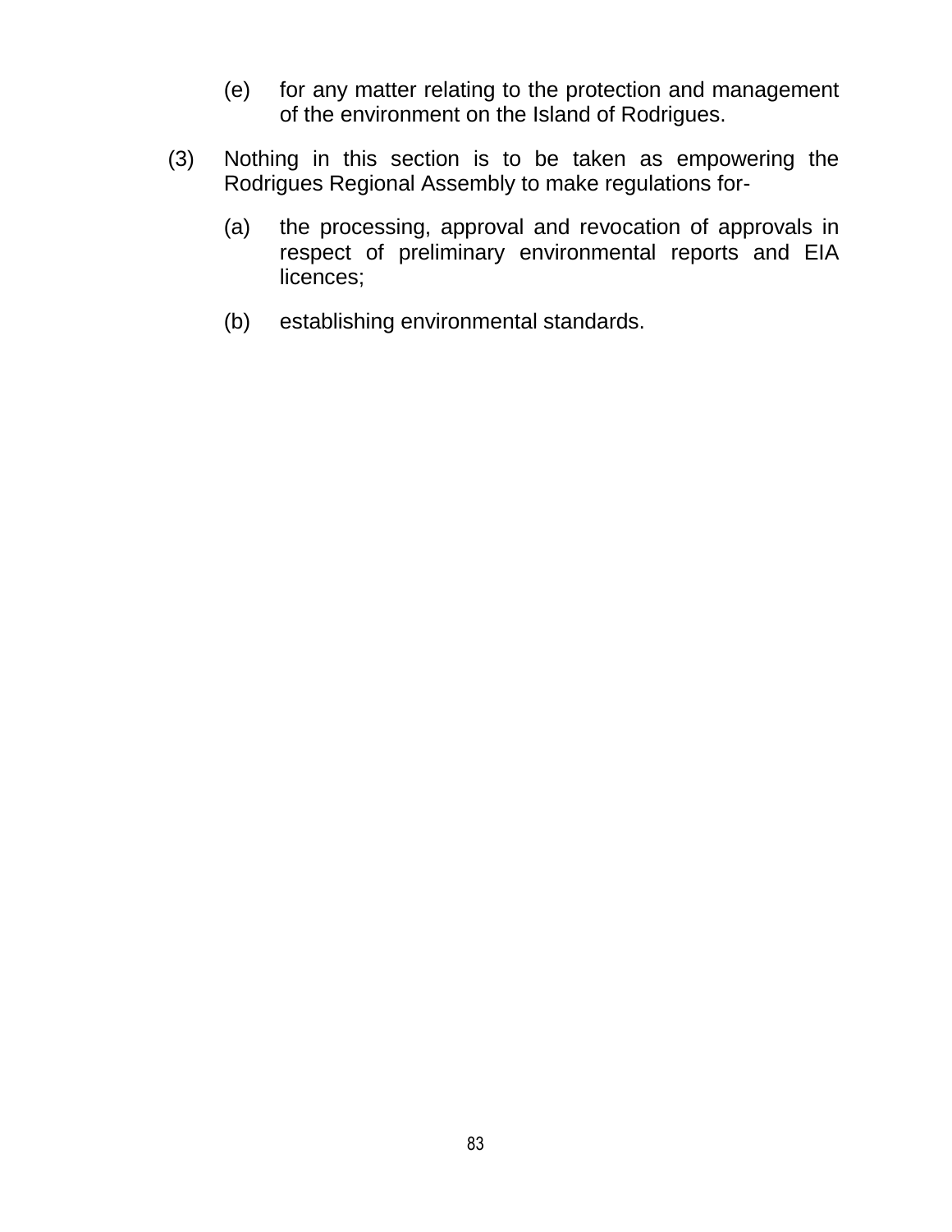(e) for any matter relating to the protection and management of the environment on the Island of Rodrigues.

(3) Nothing in this section is to be taken as empowering the Rodrigues Regional Assembly to make regulations for-

(a) the processing, approval and revocation of approvals in respect of preliminary environmental reports and EIA licences;

(b) establishing environmental standards.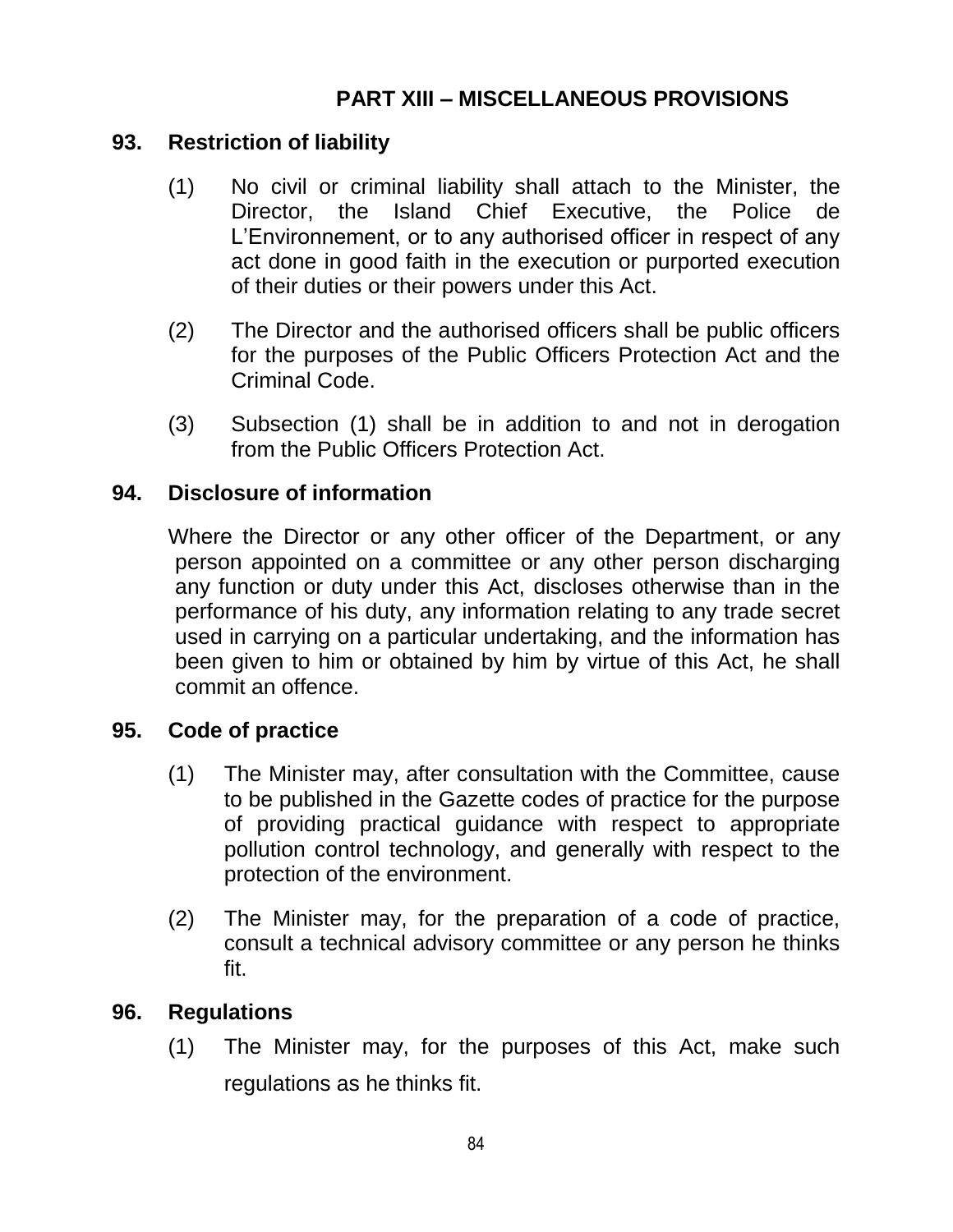## PART XIII – MISCELLANEOUS PROVISIONS

### 93. Restriction of liability

(1) No civil or criminal liability shall attach to the Minister, the Director, the Island Chief Executive, the Police de L'Environnement, or to any authorised officer in respect of any act done in good faith in the execution or purported execution of their duties or their powers under this Act.

(2) The Director and the authorised officers shall be public officers for the purposes of the Public Officers Protection Act and the Criminal Code.

(3) Subsection (1) shall be in addition to and not in derogation from the Public Officers Protection Act.

### 94. Disclosure of information

Where the Director or any other officer of the Department, or any person appointed on a committee or any other person discharging any function or duty under this Act, discloses otherwise than in the performance of his duty, any information relating to any trade secret used in carrying on a particular undertaking, and the information has been given to him or obtained by him by virtue of this Act, he shall commit an offence.

### 95. Code of practice

(1) The Minister may, after consultation with the Committee, cause to be published in the Gazette codes of practice for the purpose of providing practical guidance with respect to appropriate pollution control technology, and generally with respect to the protection of the environment.

(2) The Minister may, for the preparation of a code of practice, consult a technical advisory committee or any person he thinks fit.

### 96. Regulations

(1) The Minister may, for the purposes of this Act, make such regulations as he thinks fit.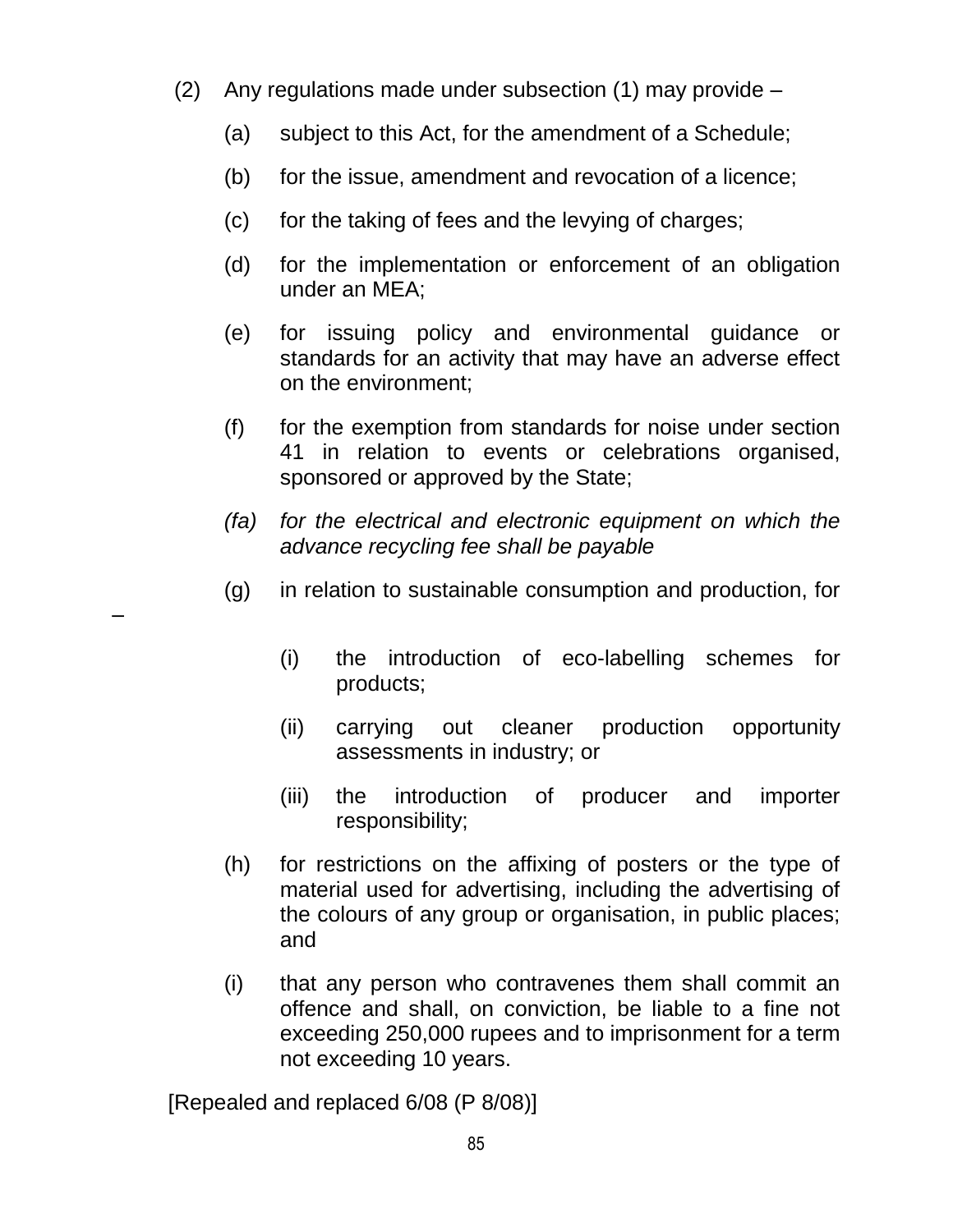(2) Any regulations made under subsection (1) may provide –

(a) subject to this Act, for the amendment of a Schedule;

(b) for the issue, amendment and revocation of a licence;

(c) for the taking of fees and the levying of charges;

(d) for the implementation or enforcement of an obligation under an MEA;

(e) for issuing policy and environmental guidance or standards for an activity that may have an adverse effect on the environment;

(f) for the exemption from standards for noise under section 41 in relation to events or celebrations organised, sponsored or approved by the State;

*(fa) for the electrical and electronic equipment on which the advance recycling fee shall be payable*

(g) in relation to sustainable consumption and production, for –

(i) the introduction of eco-labelling schemes for products;

(ii) carrying out cleaner production opportunity assessments in industry; or

(iii) the introduction of producer and importer responsibility;

(h) for restrictions on the affixing of posters or the type of material used for advertising, including the advertising of the colours of any group or organisation, in public places; and

(i) that any person who contravenes them shall commit an offence and shall, on conviction, be liable to a fine not exceeding 250,000 rupees and to imprisonment for a term not exceeding 10 years.

[Repealed and replaced 6/08 (P 8/08)]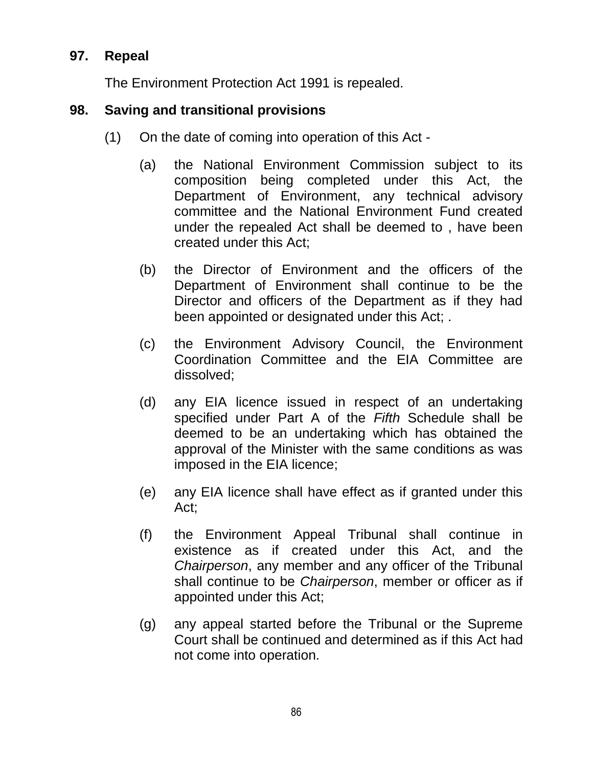**97. Repeal**

The Environment Protection Act 1991 is repealed.

**98. Saving and transitional provisions**

(1) On the date of coming into operation of this Act -

(a) the National Environment Commission subject to its composition being completed under this Act, the Department of Environment, any technical advisory committee and the National Environment Fund created under the repealed Act shall be deemed to , have been created under this Act;

(b) the Director of Environment and the officers of the Department of Environment shall continue to be the Director and officers of the Department as if they had been appointed or designated under this Act; .

(c) the Environment Advisory Council, the Environment Coordination Committee and the EIA Committee are dissolved;

(d) any EIA licence issued in respect of an undertaking specified under Part A of the *Fifth* Schedule shall be deemed to be an undertaking which has obtained the approval of the Minister with the same conditions as was imposed in the EIA licence;

(e) any EIA licence shall have effect as if granted under this Act;

(f) the Environment Appeal Tribunal shall continue in existence as if created under this Act, and the *Chairperson*, any member and any officer of the Tribunal shall continue to be *Chairperson*, member or officer as if appointed under this Act;

(g) any appeal started before the Tribunal or the Supreme Court shall be continued and determined as if this Act had not come into operation.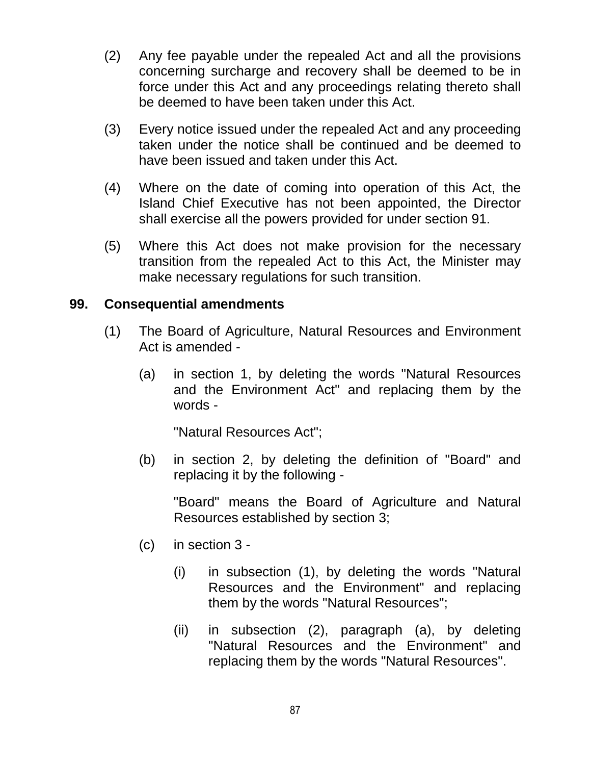(2) Any fee payable under the repealed Act and all the provisions concerning surcharge and recovery shall be deemed to be in force under this Act and any proceedings relating thereto shall be deemed to have been taken under this Act.

(3) Every notice issued under the repealed Act and any proceeding taken under the notice shall be continued and be deemed to have been issued and taken under this Act.

(4) Where on the date of coming into operation of this Act, the Island Chief Executive has not been appointed, the Director shall exercise all the powers provided for under section 91.

(5) Where this Act does not make provision for the necessary transition from the repealed Act to this Act, the Minister may make necessary regulations for such transition.

**99. Consequential amendments**

(1) The Board of Agriculture, Natural Resources and Environment Act is amended -

(a) in section 1, by deleting the words "Natural Resources and the Environment Act" and replacing them by the words -

"Natural Resources Act";

(b) in section 2, by deleting the definition of "Board" and replacing it by the following -

"Board" means the Board of Agriculture and Natural Resources established by section 3;

(c) in section 3 -

(i) in subsection (1), by deleting the words "Natural Resources and the Environment" and replacing them by the words "Natural Resources";

(ii) in subsection (2), paragraph (a), by deleting "Natural Resources and the Environment" and replacing them by the words "Natural Resources".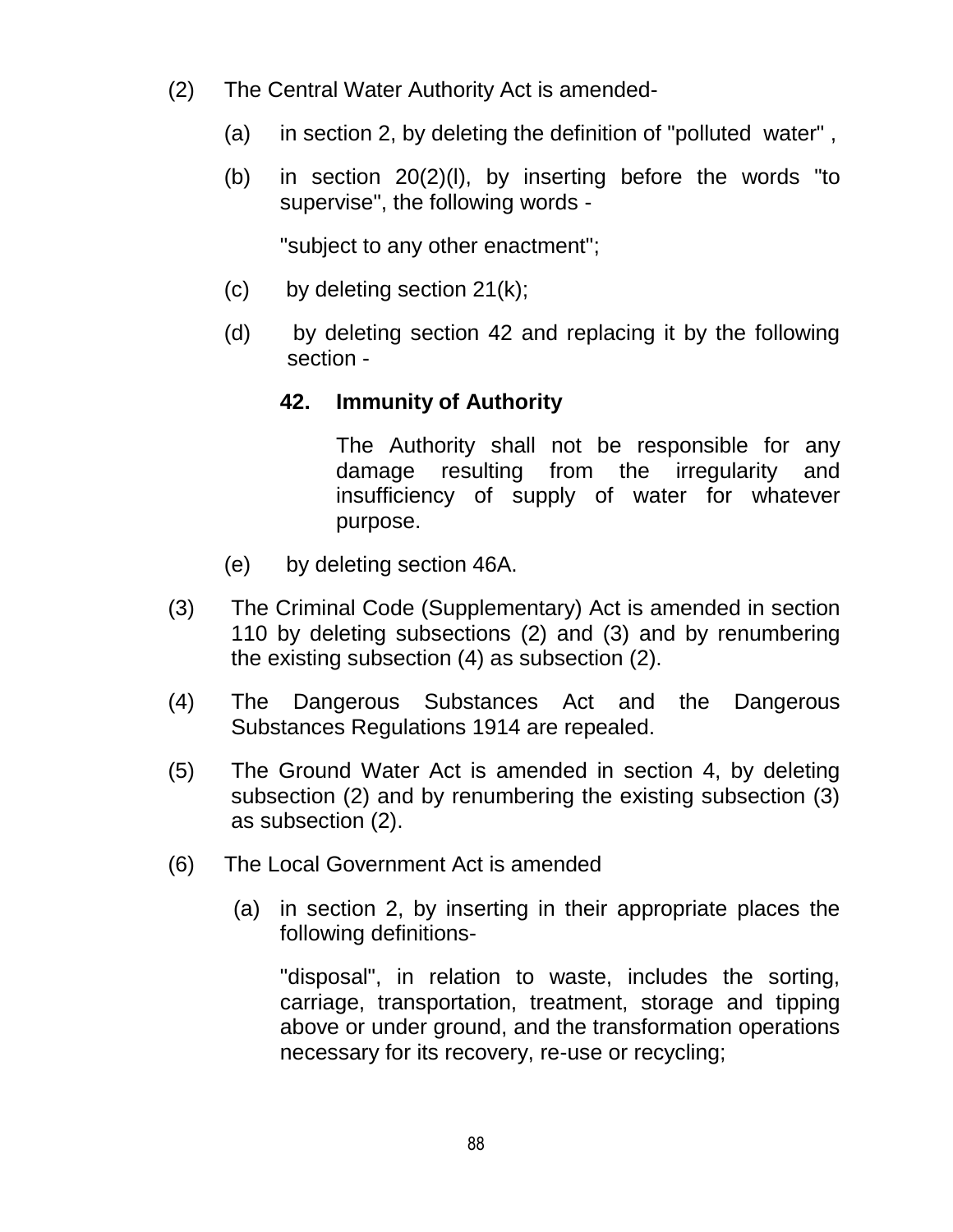(2) The Central Water Authority Act is amended-

(a) in section 2, by deleting the definition of "polluted water" ,

(b) in section 20(2)(l), by inserting before the words "to supervise", the following words -

"subject to any other enactment";

(c) by deleting section 21(k);

(d) by deleting section 42 and replacing it by the following section -

**42. Immunity of Authority**

The Authority shall not be responsible for any damage resulting from the irregularity and insufficiency of supply of water for whatever purpose.

(e) by deleting section 46A.

(3) The Criminal Code (Supplementary) Act is amended in section 110 by deleting subsections (2) and (3) and by renumbering the existing subsection (4) as subsection (2).

(4) The Dangerous Substances Act and the Dangerous Substances Regulations 1914 are repealed.

(5) The Ground Water Act is amended in section 4, by deleting subsection (2) and by renumbering the existing subsection (3) as subsection (2).

(6) The Local Government Act is amended

(a) in section 2, by inserting in their appropriate places the following definitions-

"disposal", in relation to waste, includes the sorting, carriage, transportation, treatment, storage and tipping above or under ground, and the transformation operations necessary for its recovery, re-use or recycling;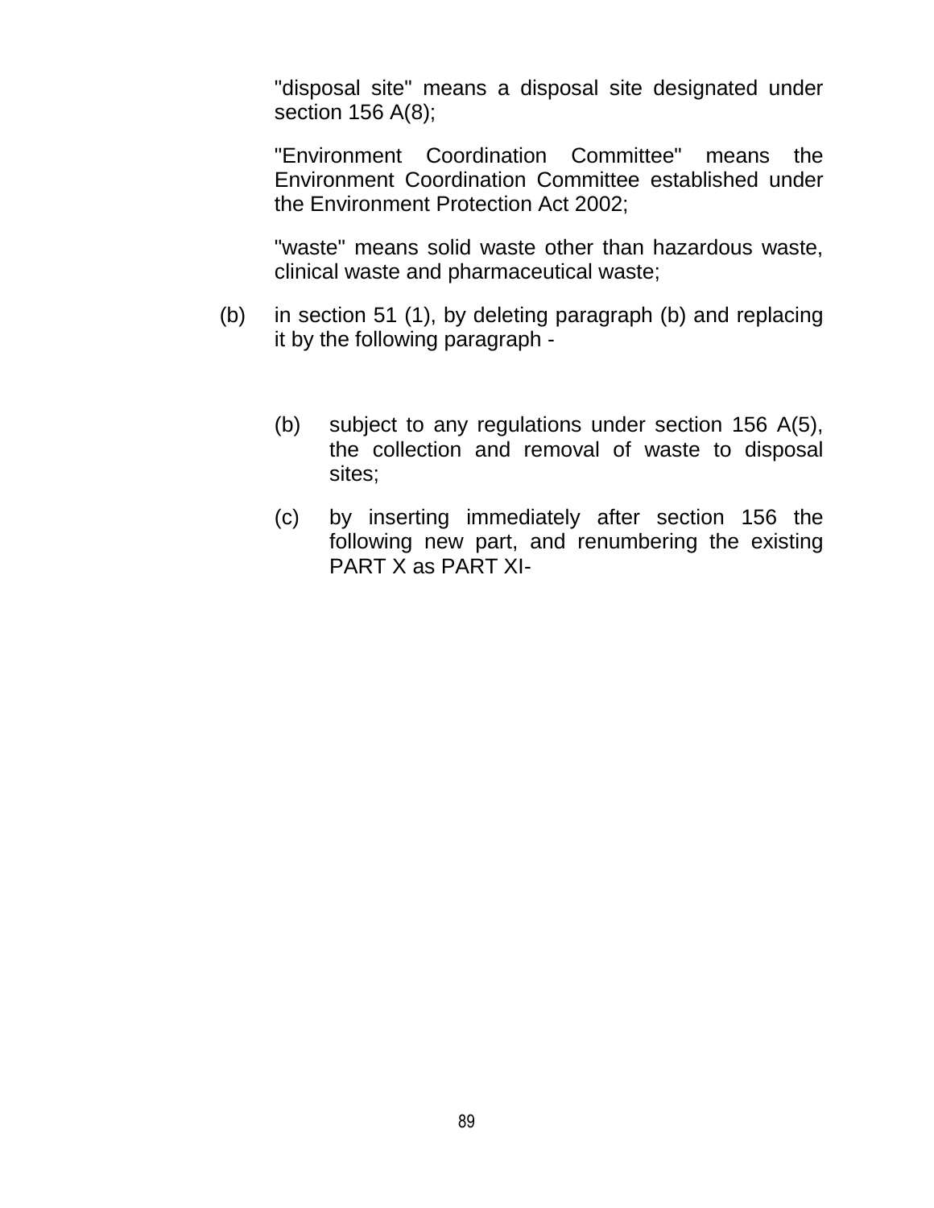"disposal site" means a disposal site designated under section 156 A(8);

"Environment Coordination Committee" means the Environment Coordination Committee established under the Environment Protection Act 2002;

"waste" means solid waste other than hazardous waste, clinical waste and pharmaceutical waste;

(b) in section 51 (1), by deleting paragraph (b) and replacing it by the following paragraph -

> (b) subject to any regulations under section 156 A(5), the collection and removal of waste to disposal sites;
>
> (c) by inserting immediately after section 156 the following new part, and renumbering the existing PART X as PART XI-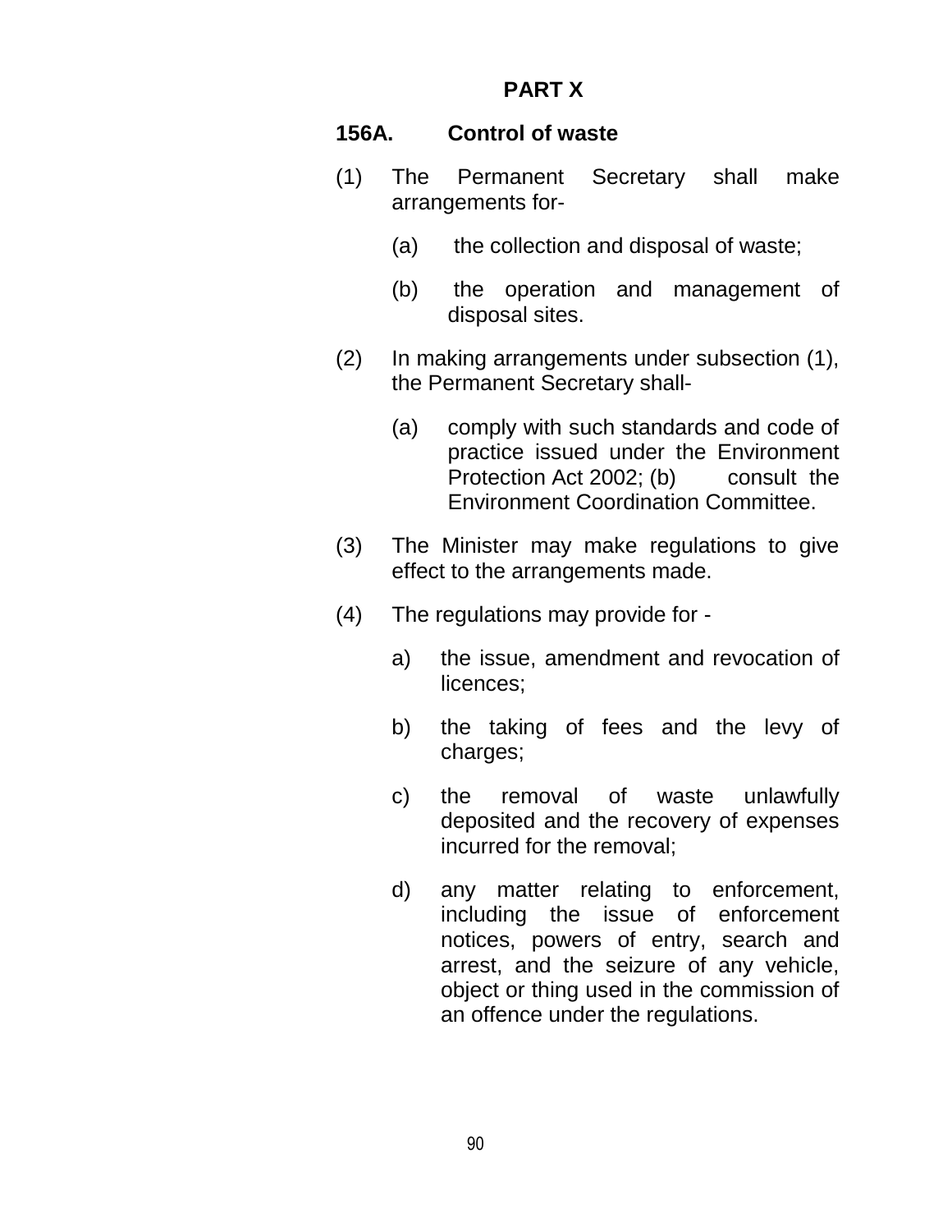# PART X

## 156A. Control of waste

(1) The Permanent Secretary shall make arrangements for-

- (a) the collection and disposal of waste;
- (b) the operation and management of disposal sites.

(2) In making arrangements under subsection (1), the Permanent Secretary shall-

- (a) comply with such standards and code of practice issued under the Environment Protection Act 2002; (b) consult the Environment Coordination Committee.

(3) The Minister may make regulations to give effect to the arrangements made.

(4) The regulations may provide for -

- a) the issue, amendment and revocation of licences;
- b) the taking of fees and the levy of charges;
- c) the removal of waste unlawfully deposited and the recovery of expenses incurred for the removal;
- d) any matter relating to enforcement, including the issue of enforcement notices, powers of entry, search and arrest, and the seizure of any vehicle, object or thing used in the commission of an offence under the regulations.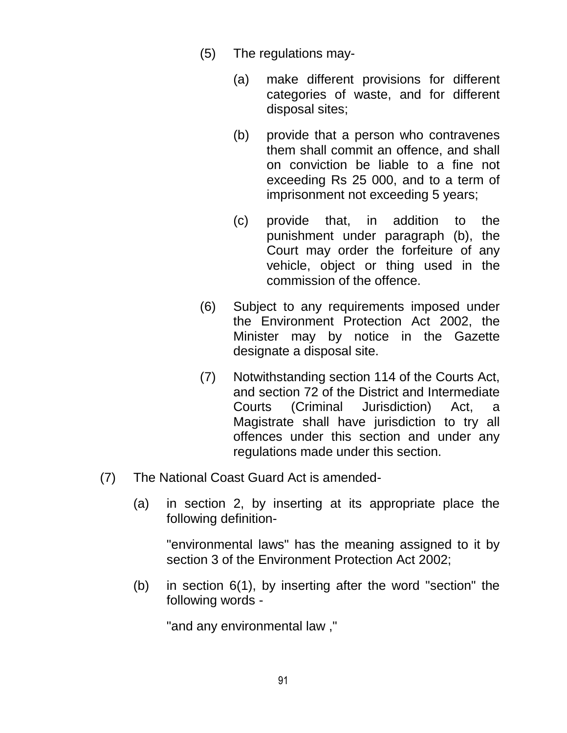(5) The regulations may-

(a) make different provisions for different categories of waste, and for different disposal sites;

(b) provide that a person who contravenes them shall commit an offence, and shall on conviction be liable to a fine not exceeding Rs 25 000, and to a term of imprisonment not exceeding 5 years;

(c) provide that, in addition to the punishment under paragraph (b), the Court may order the forfeiture of any vehicle, object or thing used in the commission of the offence.

(6) Subject to any requirements imposed under the Environment Protection Act 2002, the Minister may by notice in the Gazette designate a disposal site.

(7) Notwithstanding section 114 of the Courts Act, and section 72 of the District and Intermediate Courts (Criminal Jurisdiction) Act, a Magistrate shall have jurisdiction to try all offences under this section and under any regulations made under this section.

(7) The National Coast Guard Act is amended-

(a) in section 2, by inserting at its appropriate place the following definition-

"environmental laws" has the meaning assigned to it by section 3 of the Environment Protection Act 2002;

(b) in section 6(1), by inserting after the word "section" the following words -

"and any environmental law ,"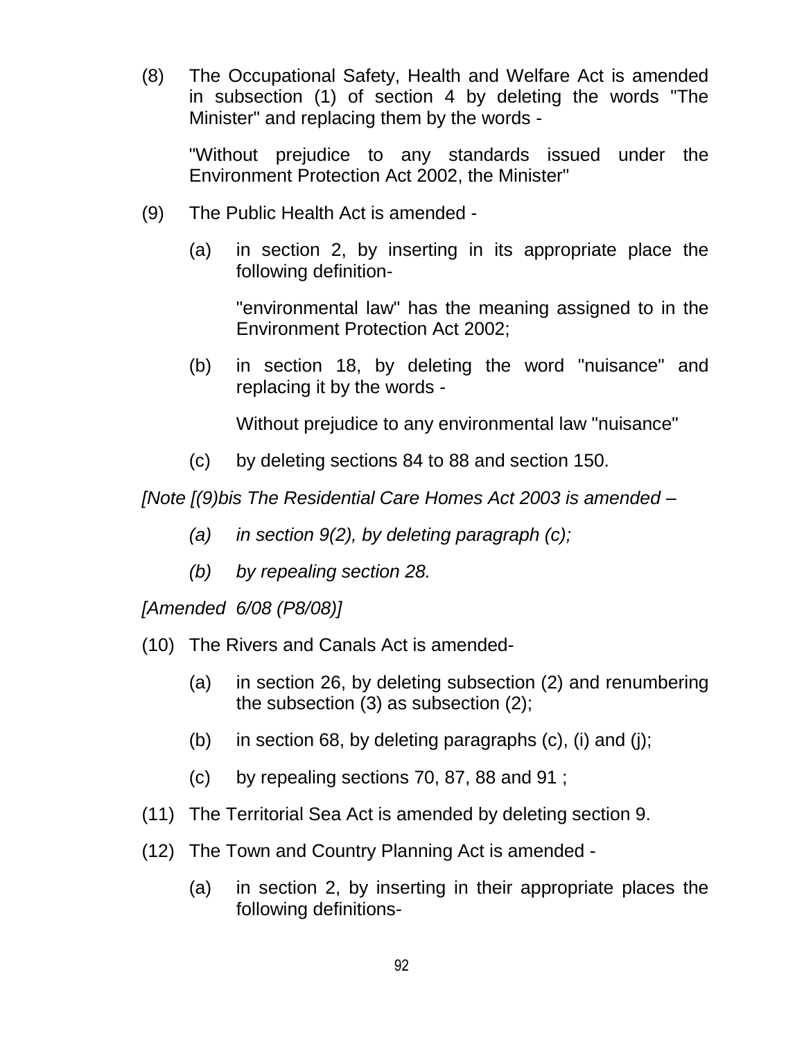(8) The Occupational Safety, Health and Welfare Act is amended in subsection (1) of section 4 by deleting the words "The Minister" and replacing them by the words -

"Without prejudice to any standards issued under the Environment Protection Act 2002, the Minister"

(9) The Public Health Act is amended -

(a) in section 2, by inserting in its appropriate place the following definition-

"environmental law" has the meaning assigned to in the Environment Protection Act 2002;

(b) in section 18, by deleting the word "nuisance" and replacing it by the words -

Without prejudice to any environmental law "nuisance"

(c) by deleting sections 84 to 88 and section 150.

*[Note [(9)bis The Residential Care Homes Act 2003 is amended –*

*(a) in section 9(2), by deleting paragraph (c);*

*(b) by repealing section 28.*

*[Amended 6/08 (P8/08)]*

(10) The Rivers and Canals Act is amended-

(a) in section 26, by deleting subsection (2) and renumbering the subsection (3) as subsection (2);

(b) in section 68, by deleting paragraphs (c), (i) and (j);

(c) by repealing sections 70, 87, 88 and 91 ;

(11) The Territorial Sea Act is amended by deleting section 9.

(12) The Town and Country Planning Act is amended -

(a) in section 2, by inserting in their appropriate places the following definitions-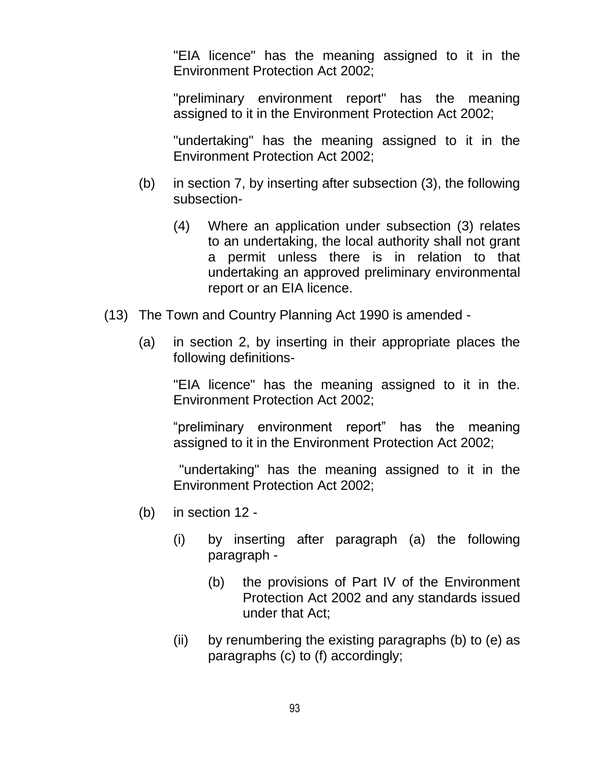"EIA licence" has the meaning assigned to it in the Environment Protection Act 2002;

"preliminary environment report" has the meaning assigned to it in the Environment Protection Act 2002;

"undertaking" has the meaning assigned to it in the Environment Protection Act 2002;

(b) in section 7, by inserting after subsection (3), the following subsection-

(4) Where an application under subsection (3) relates to an undertaking, the local authority shall not grant a permit unless there is in relation to that undertaking an approved preliminary environmental report or an EIA licence.

(13) The Town and Country Planning Act 1990 is amended -

(a) in section 2, by inserting in their appropriate places the following definitions-

"EIA licence" has the meaning assigned to it in the. Environment Protection Act 2002;

“preliminary environment report” has the meaning assigned to it in the Environment Protection Act 2002;

"undertaking" has the meaning assigned to it in the Environment Protection Act 2002;

(b) in section 12 -

(i) by inserting after paragraph (a) the following paragraph -

(b) the provisions of Part IV of the Environment Protection Act 2002 and any standards issued under that Act;

(ii) by renumbering the existing paragraphs (b) to (e) as paragraphs (c) to (f) accordingly;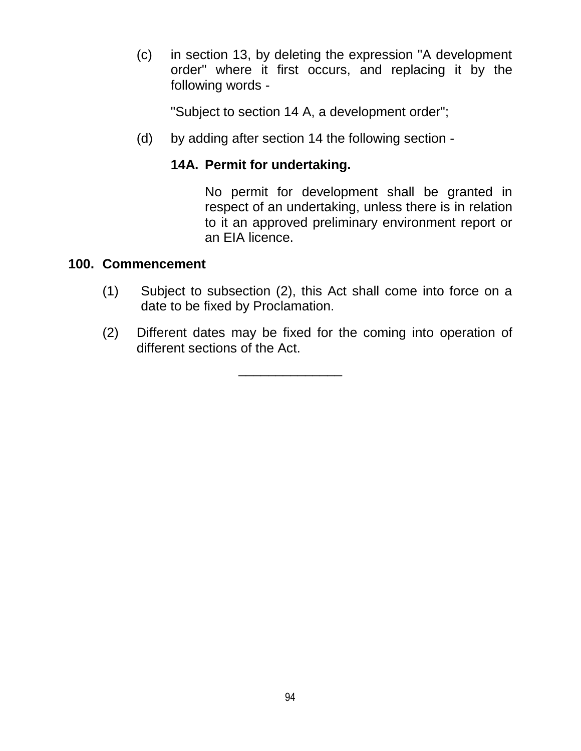(c) in section 13, by deleting the expression "A development order" where it first occurs, and replacing it by the following words -

"Subject to section 14 A, a development order";

(d) by adding after section 14 the following section -

**14A. Permit for undertaking.**

No permit for development shall be granted in respect of an undertaking, unless there is in relation to it an approved preliminary environment report or an EIA licence.

**100. Commencement**

(1) Subject to subsection (2), this Act shall come into force on a date to be fixed by Proclamation.

(2) Different dates may be fixed for the coming into operation of different sections of the Act.

---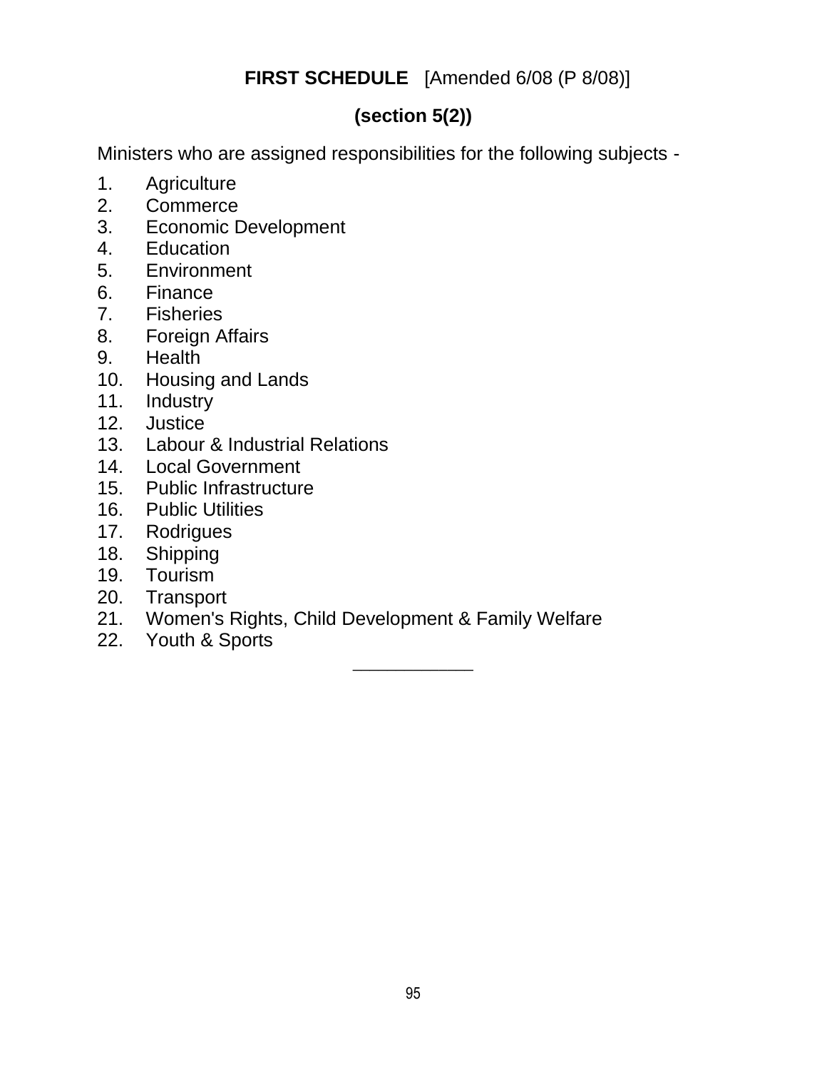## **FIRST SCHEDULE** [Amended 6/08 (P 8/08)]

### **(section 5(2))**

Ministers who are assigned responsibilities for the following subjects -

1. Agriculture
2. Commerce
3. Economic Development
4. Education
5. Environment
6. Finance
7. Fisheries
8. Foreign Affairs
9. Health
10. Housing and Lands
11. Industry
12. Justice
13. Labour & Industrial Relations
14. Local Government
15. Public Infrastructure
16. Public Utilities
17. Rodrigues
18. Shipping
19. Tourism
20. Transport
21. Women's Rights, Child Development & Family Welfare
22. Youth & Sports

___________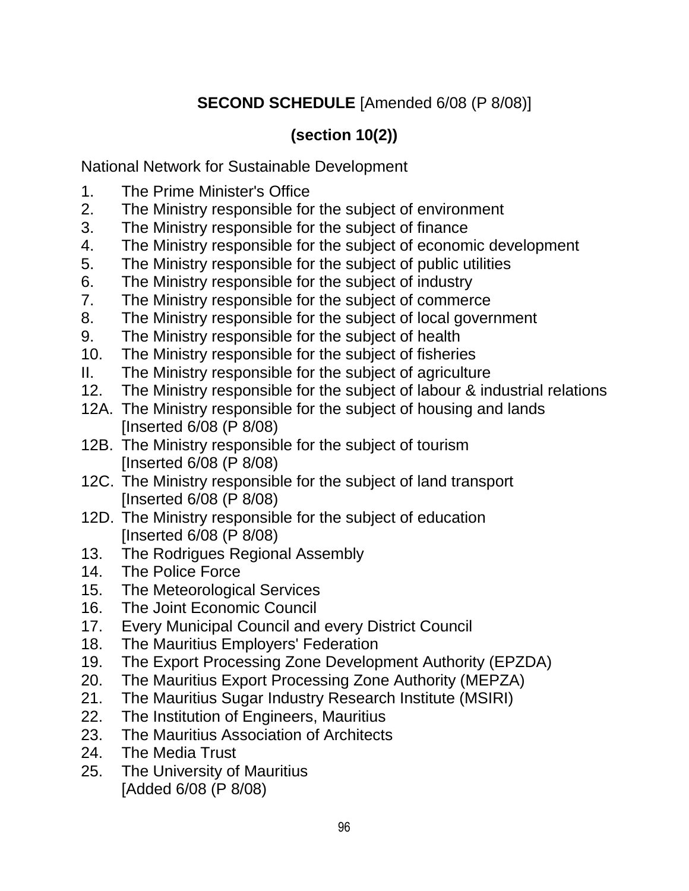**SECOND SCHEDULE** [Amended 6/08 (P 8/08)]

**(section 10(2))**

National Network for Sustainable Development

1. The Prime Minister's Office
2. The Ministry responsible for the subject of environment
3. The Ministry responsible for the subject of finance
4. The Ministry responsible for the subject of economic development
5. The Ministry responsible for the subject of public utilities
6. The Ministry responsible for the subject of industry
7. The Ministry responsible for the subject of commerce
8. The Ministry responsible for the subject of local government
9. The Ministry responsible for the subject of health
10. The Ministry responsible for the subject of fisheries

II. The Ministry responsible for the subject of agriculture

12. The Ministry responsible for the subject of labour & industrial relations

12A. The Ministry responsible for the subject of housing and lands
[Inserted 6/08 (P 8/08)

12B. The Ministry responsible for the subject of tourism
[Inserted 6/08 (P 8/08)

12C. The Ministry responsible for the subject of land transport
[Inserted 6/08 (P 8/08)

12D. The Ministry responsible for the subject of education
[Inserted 6/08 (P 8/08)

13. The Rodrigues Regional Assembly
14. The Police Force
15. The Meteorological Services
16. The Joint Economic Council
17. Every Municipal Council and every District Council
18. The Mauritius Employers' Federation
19. The Export Processing Zone Development Authority (EPZDA)
20. The Mauritius Export Processing Zone Authority (MEPZA)
21. The Mauritius Sugar Industry Research Institute (MSIRI)
22. The Institution of Engineers, Mauritius
23. The Mauritius Association of Architects
24. The Media Trust
25. The University of Mauritius
[Added 6/08 (P 8/08)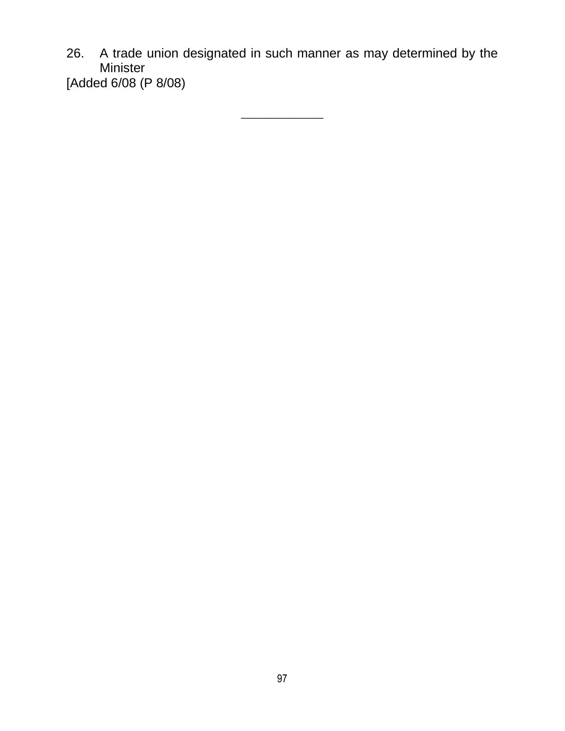26. A trade union designated in such manner as may determined by the Minister

[Added 6/08 (P 8/08)

---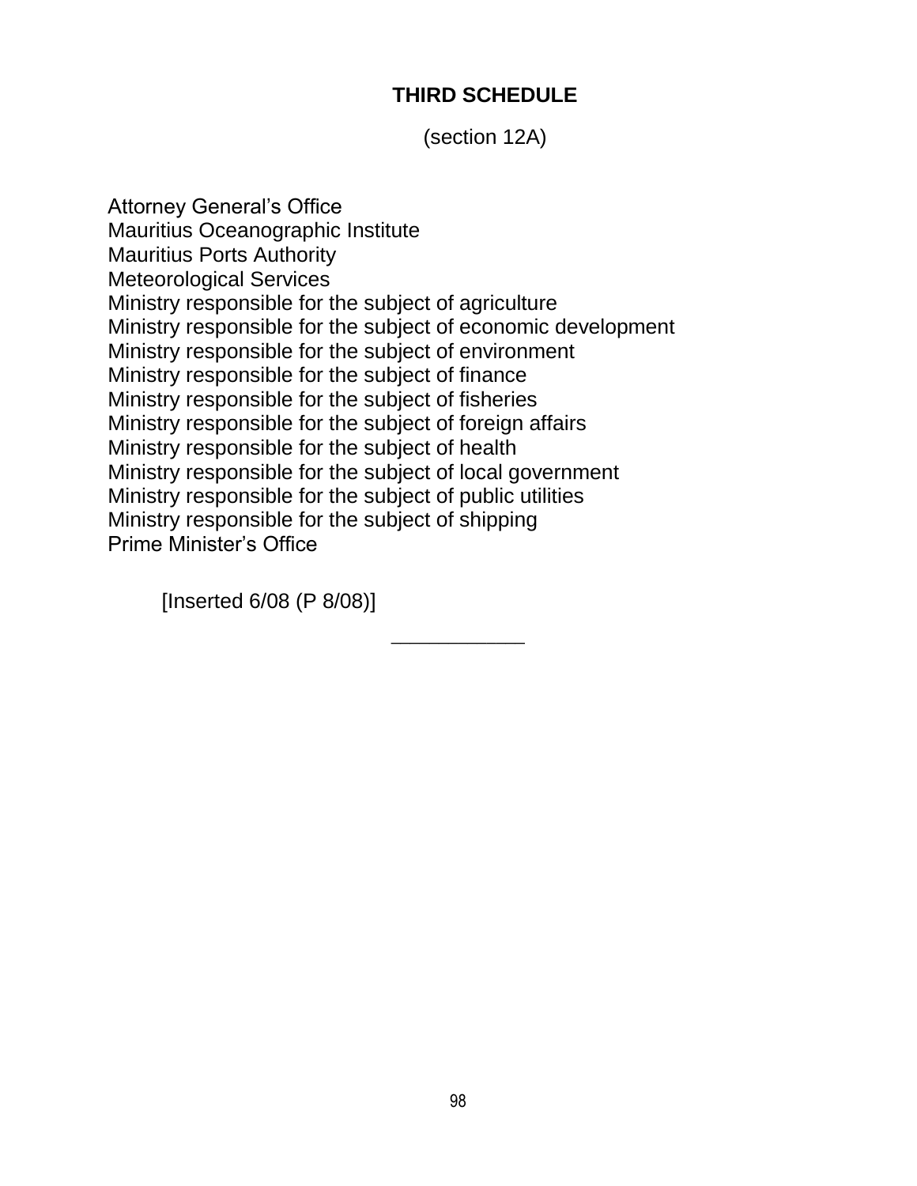## THIRD SCHEDULE

(section 12A)

Attorney General's Office
Mauritius Oceanographic Institute
Mauritius Ports Authority
Meteorological Services
Ministry responsible for the subject of agriculture
Ministry responsible for the subject of economic development
Ministry responsible for the subject of environment
Ministry responsible for the subject of finance
Ministry responsible for the subject of fisheries
Ministry responsible for the subject of foreign affairs
Ministry responsible for the subject of health
Ministry responsible for the subject of local government
Ministry responsible for the subject of public utilities
Ministry responsible for the subject of shipping
Prime Minister's Office

[Inserted 6/08 (P 8/08)]

---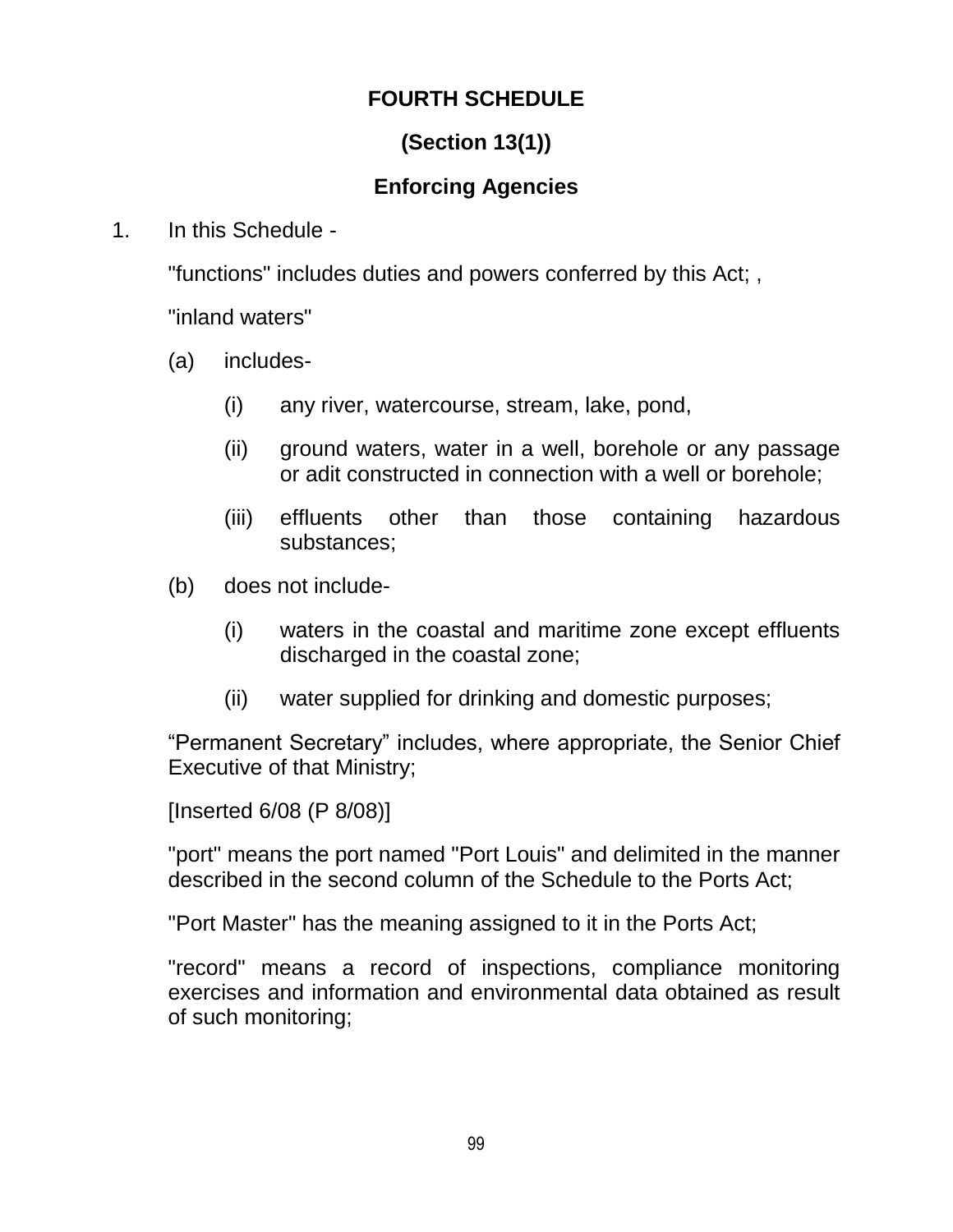**FOURTH SCHEDULE**

**(Section 13(1))**

**Enforcing Agencies**

1. In this Schedule -

"functions" includes duties and powers conferred by this Act; ,

"inland waters"

(a) includes-

(i) any river, watercourse, stream, lake, pond,

(ii) ground waters, water in a well, borehole or any passage or adit constructed in connection with a well or borehole;

(iii) effluents other than those containing hazardous substances;

(b) does not include-

(i) waters in the coastal and maritime zone except effluents discharged in the coastal zone;

(ii) water supplied for drinking and domestic purposes;

“Permanent Secretary” includes, where appropriate, the Senior Chief Executive of that Ministry;

[Inserted 6/08 (P 8/08)]

"port" means the port named "Port Louis" and delimited in the manner described in the second column of the Schedule to the Ports Act;

"Port Master" has the meaning assigned to it in the Ports Act;

"record" means a record of inspections, compliance monitoring exercises and information and environmental data obtained as result of such monitoring;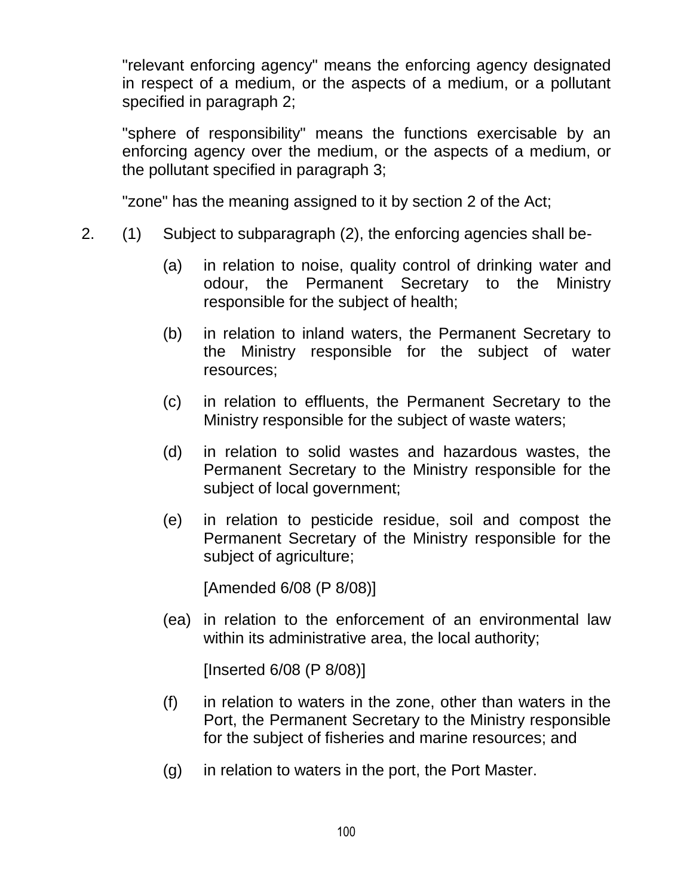"relevant enforcing agency" means the enforcing agency designated in respect of a medium, or the aspects of a medium, or a pollutant specified in paragraph 2;

"sphere of responsibility" means the functions exercisable by an enforcing agency over the medium, or the aspects of a medium, or the pollutant specified in paragraph 3;

"zone" has the meaning assigned to it by section 2 of the Act;

2. (1) Subject to subparagraph (2), the enforcing agencies shall be-

(a) in relation to noise, quality control of drinking water and odour, the Permanent Secretary to the Ministry responsible for the subject of health;

(b) in relation to inland waters, the Permanent Secretary to the Ministry responsible for the subject of water resources;

(c) in relation to effluents, the Permanent Secretary to the Ministry responsible for the subject of waste waters;

(d) in relation to solid wastes and hazardous wastes, the Permanent Secretary to the Ministry responsible for the subject of local government;

(e) in relation to pesticide residue, soil and compost the Permanent Secretary of the Ministry responsible for the subject of agriculture;

[Amended 6/08 (P 8/08)]

(ea) in relation to the enforcement of an environmental law within its administrative area, the local authority;

[Inserted 6/08 (P 8/08)]

(f) in relation to waters in the zone, other than waters in the Port, the Permanent Secretary to the Ministry responsible for the subject of fisheries and marine resources; and

(g) in relation to waters in the port, the Port Master.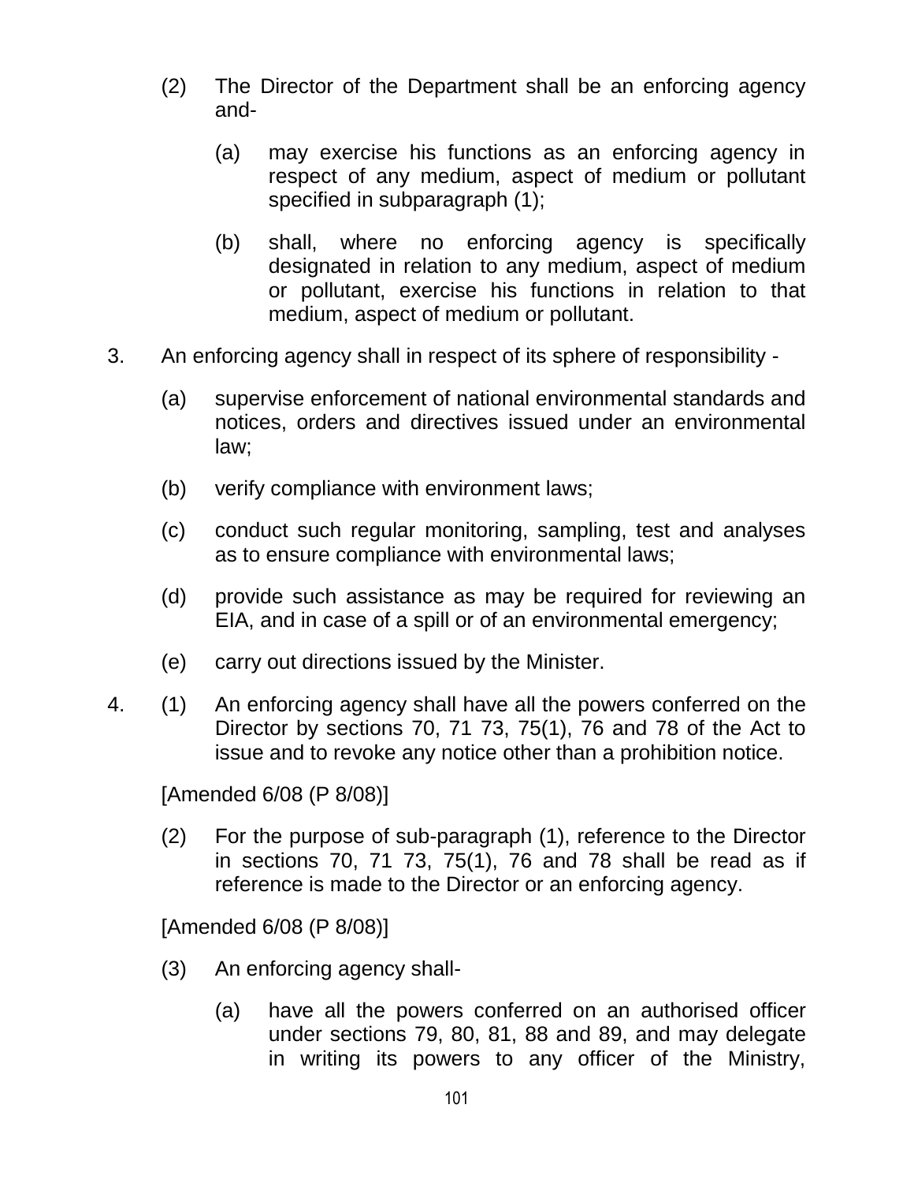(2) The Director of the Department shall be an enforcing agency and-

  (a) may exercise his functions as an enforcing agency in respect of any medium, aspect of medium or pollutant specified in subparagraph (1);

  (b) shall, where no enforcing agency is specifically designated in relation to any medium, aspect of medium or pollutant, exercise his functions in relation to that medium, aspect of medium or pollutant.

3. An enforcing agency shall in respect of its sphere of responsibility -

  (a) supervise enforcement of national environmental standards and notices, orders and directives issued under an environmental law;

  (b) verify compliance with environment laws;

  (c) conduct such regular monitoring, sampling, test and analyses as to ensure compliance with environmental laws;

  (d) provide such assistance as may be required for reviewing an EIA, and in case of a spill or of an environmental emergency;

  (e) carry out directions issued by the Minister.

4. (1) An enforcing agency shall have all the powers conferred on the Director by sections 70, 71 73, 75(1), 76 and 78 of the Act to issue and to revoke any notice other than a prohibition notice.

  [Amended 6/08 (P 8/08)]

  (2) For the purpose of sub-paragraph (1), reference to the Director in sections 70, 71 73, 75(1), 76 and 78 shall be read as if reference is made to the Director or an enforcing agency.

  [Amended 6/08 (P 8/08)]

  (3) An enforcing agency shall-

    (a) have all the powers conferred on an authorised officer under sections 79, 80, 81, 88 and 89, and may delegate in writing its powers to any officer of the Ministry,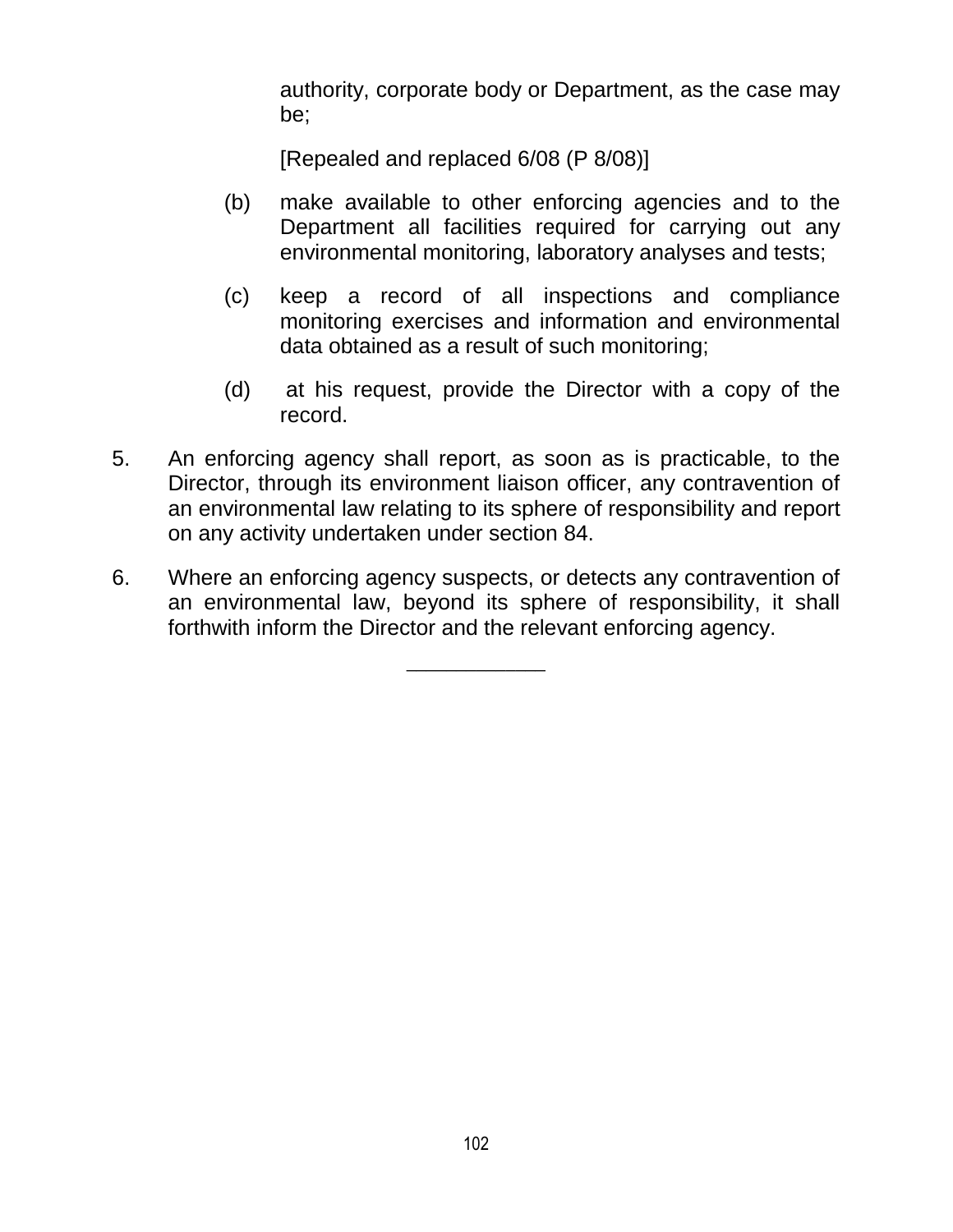authority, corporate body or Department, as the case may be;

[Repealed and replaced 6/08 (P 8/08)]

(b) make available to other enforcing agencies and to the Department all facilities required for carrying out any environmental monitoring, laboratory analyses and tests;

(c) keep a record of all inspections and compliance monitoring exercises and information and environmental data obtained as a result of such monitoring;

(d) at his request, provide the Director with a copy of the record.

5. An enforcing agency shall report, as soon as is practicable, to the Director, through its environment liaison officer, any contravention of an environmental law relating to its sphere of responsibility and report on any activity undertaken under section 84.

6. Where an enforcing agency suspects, or detects any contravention of an environmental law, beyond its sphere of responsibility, it shall forthwith inform the Director and the relevant enforcing agency.

---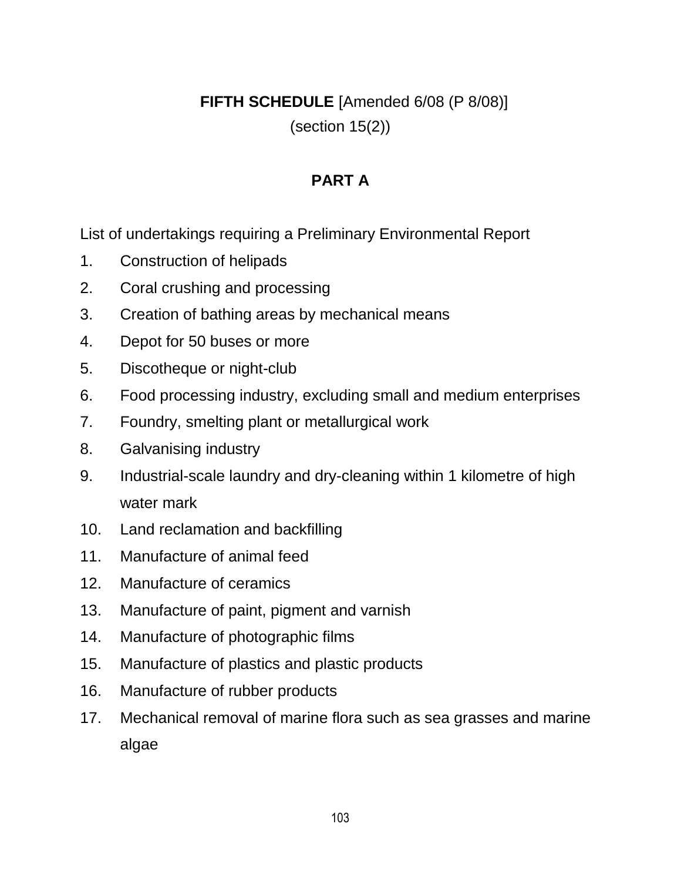**FIFTH SCHEDULE** [Amended 6/08 (P 8/08)]

(section 15(2))

## PART A

List of undertakings requiring a Preliminary Environmental Report

1. Construction of helipads
2. Coral crushing and processing
3. Creation of bathing areas by mechanical means
4. Depot for 50 buses or more
5. Discotheque or night-club
6. Food processing industry, excluding small and medium enterprises
7. Foundry, smelting plant or metallurgical work
8. Galvanising industry
9. Industrial-scale laundry and dry-cleaning within 1 kilometre of high water mark
10. Land reclamation and backfilling
11. Manufacture of animal feed
12. Manufacture of ceramics
13. Manufacture of paint, pigment and varnish
14. Manufacture of photographic films
15. Manufacture of plastics and plastic products
16. Manufacture of rubber products
17. Mechanical removal of marine flora such as sea grasses and marine algae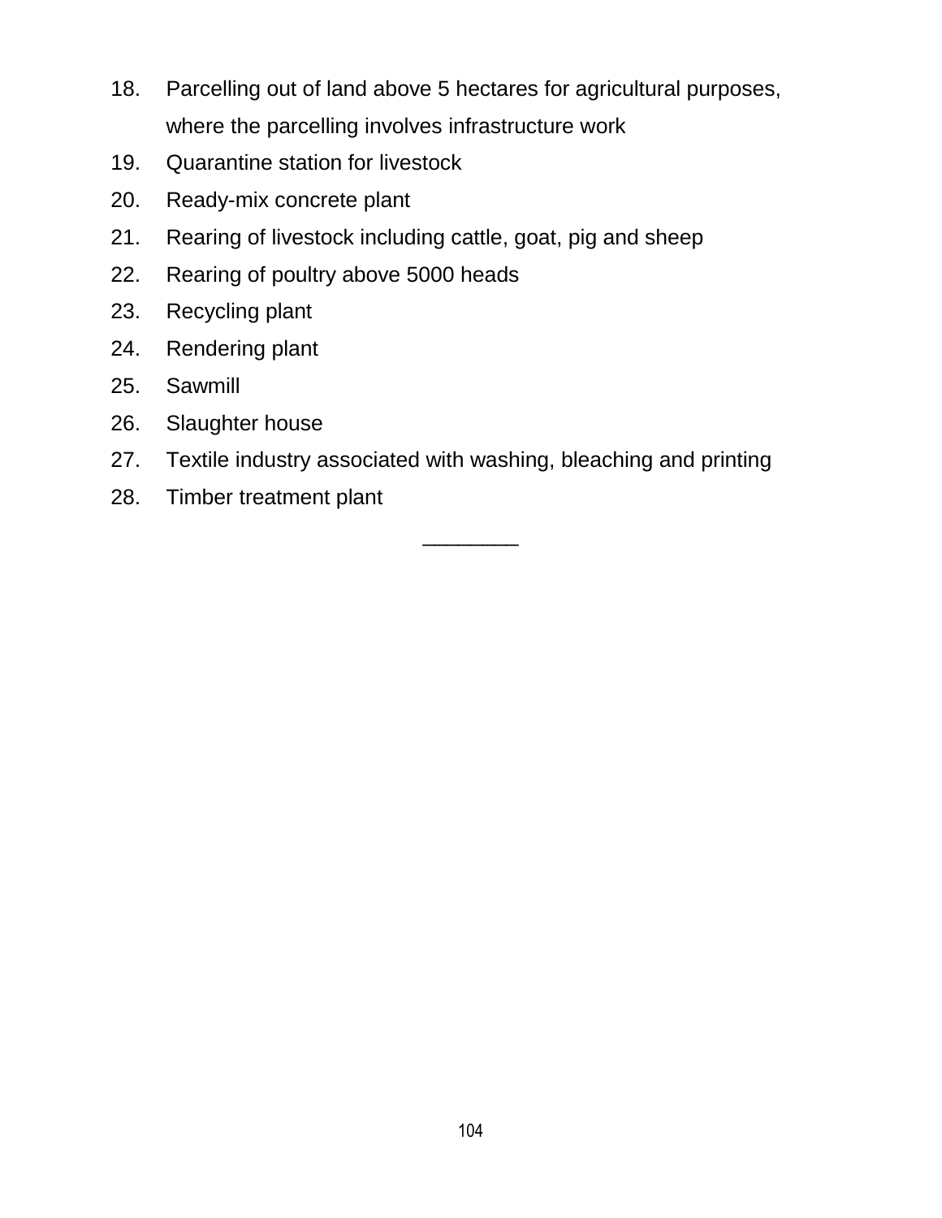18. Parcelling out of land above 5 hectares for agricultural purposes, where the parcelling involves infrastructure work
19. Quarantine station for livestock
20. Ready-mix concrete plant
21. Rearing of livestock including cattle, goat, pig and sheep
22. Rearing of poultry above 5000 heads
23. Recycling plant
24. Rendering plant
25. Sawmill
26. Slaughter house
27. Textile industry associated with washing, bleaching and printing
28. Timber treatment plant

---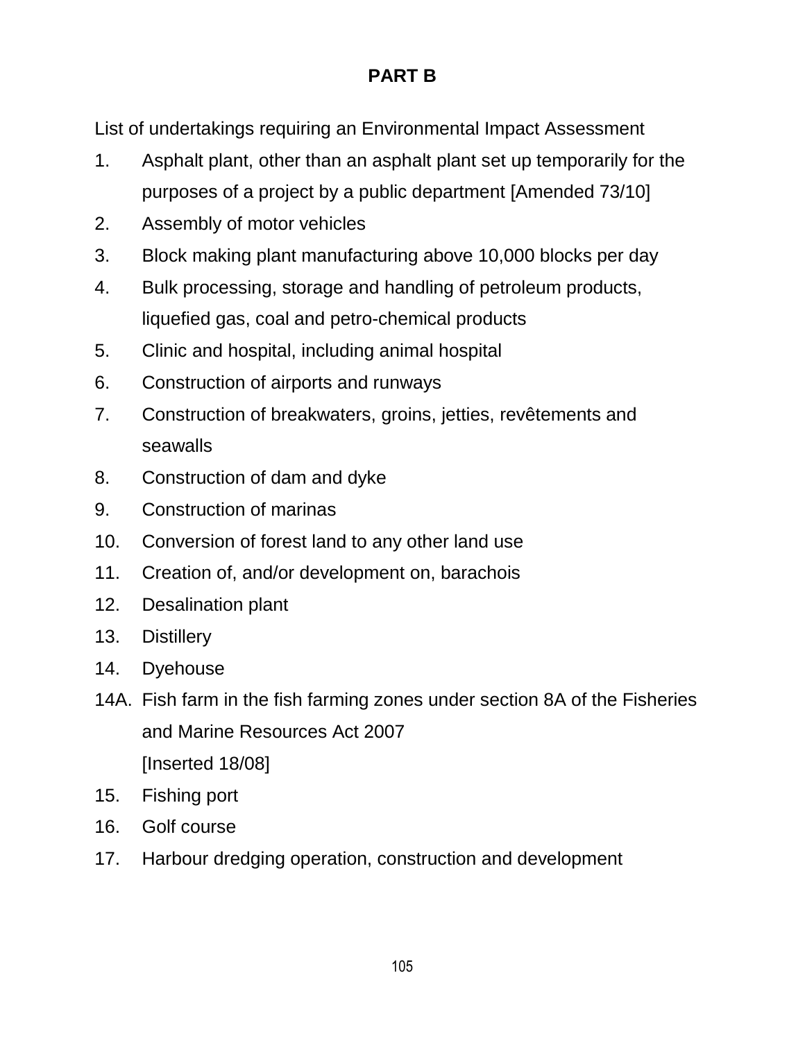## PART B

List of undertakings requiring an Environmental Impact Assessment

1. Asphalt plant, other than an asphalt plant set up temporarily for the purposes of a project by a public department [Amended 73/10]
2. Assembly of motor vehicles
3. Block making plant manufacturing above 10,000 blocks per day
4. Bulk processing, storage and handling of petroleum products, liquefied gas, coal and petro-chemical products
5. Clinic and hospital, including animal hospital
6. Construction of airports and runways
7. Construction of breakwaters, groins, jetties, revêtements and seawalls
8. Construction of dam and dyke
9. Construction of marinas
10. Conversion of forest land to any other land use
11. Creation of, and/or development on, barachois
12. Desalination plant
13. Distillery
14. Dyehouse

14A. Fish farm in the fish farming zones under section 8A of the Fisheries and Marine Resources Act 2007
[Inserted 18/08]

15. Fishing port
16. Golf course
17. Harbour dredging operation, construction and development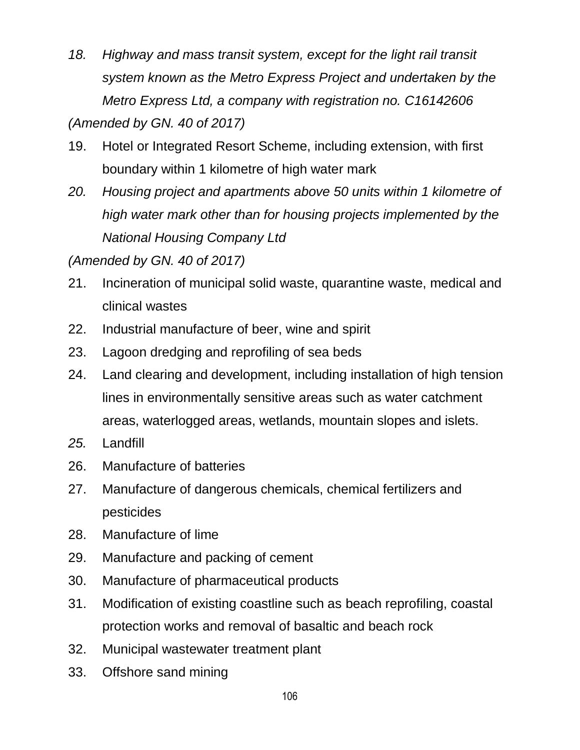18. *Highway and mass transit system, except for the light rail transit system known as the Metro Express Project and undertaken by the Metro Express Ltd, a company with registration no. C16142606*

*(Amended by GN. 40 of 2017)*

19. Hotel or Integrated Resort Scheme, including extension, with first boundary within 1 kilometre of high water mark
20. *Housing project and apartments above 50 units within 1 kilometre of high water mark other than for housing projects implemented by the National Housing Company Ltd*

*(Amended by GN. 40 of 2017)*

21. Incineration of municipal solid waste, quarantine waste, medical and clinical wastes
22. Industrial manufacture of beer, wine and spirit
23. Lagoon dredging and reprofiling of sea beds
24. Land clearing and development, including installation of high tension lines in environmentally sensitive areas such as water catchment areas, waterlogged areas, wetlands, mountain slopes and islets.
25. Landfill
26. Manufacture of batteries
27. Manufacture of dangerous chemicals, chemical fertilizers and pesticides
28. Manufacture of lime
29. Manufacture and packing of cement
30. Manufacture of pharmaceutical products
31. Modification of existing coastline such as beach reprofiling, coastal protection works and removal of basaltic and beach rock
32. Municipal wastewater treatment plant
33. Offshore sand mining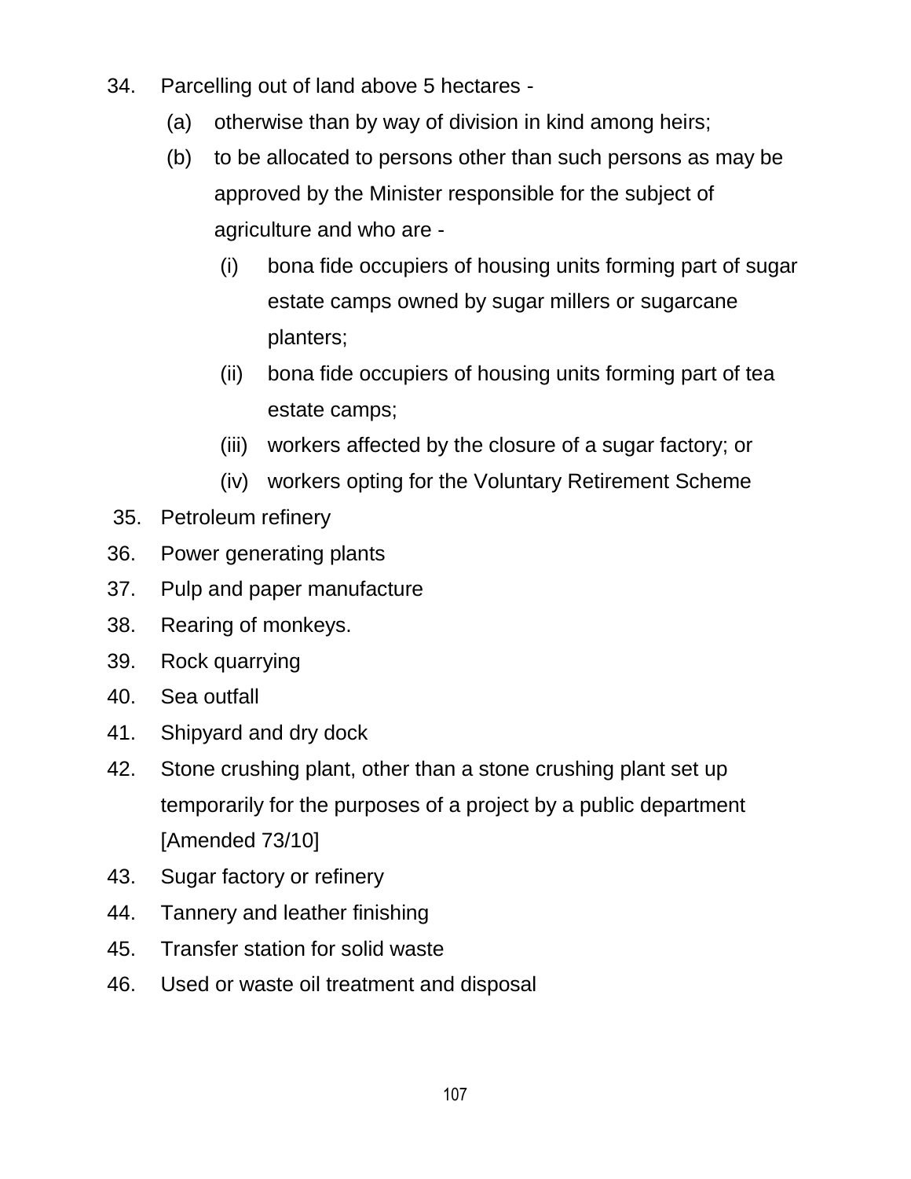34. Parcelling out of land above 5 hectares -
    (a) otherwise than by way of division in kind among heirs;
    (b) to be allocated to persons other than such persons as may be approved by the Minister responsible for the subject of agriculture and who are -
        (i) bona fide occupiers of housing units forming part of sugar estate camps owned by sugar millers or sugarcane planters;
        (ii) bona fide occupiers of housing units forming part of tea estate camps;
        (iii) workers affected by the closure of a sugar factory; or
        (iv) workers opting for the Voluntary Retirement Scheme
35. Petroleum refinery
36. Power generating plants
37. Pulp and paper manufacture
38. Rearing of monkeys.
39. Rock quarrying
40. Sea outfall
41. Shipyard and dry dock
42. Stone crushing plant, other than a stone crushing plant set up temporarily for the purposes of a project by a public department [Amended 73/10]
43. Sugar factory or refinery
44. Tannery and leather finishing
45. Transfer station for solid waste
46. Used or waste oil treatment and disposal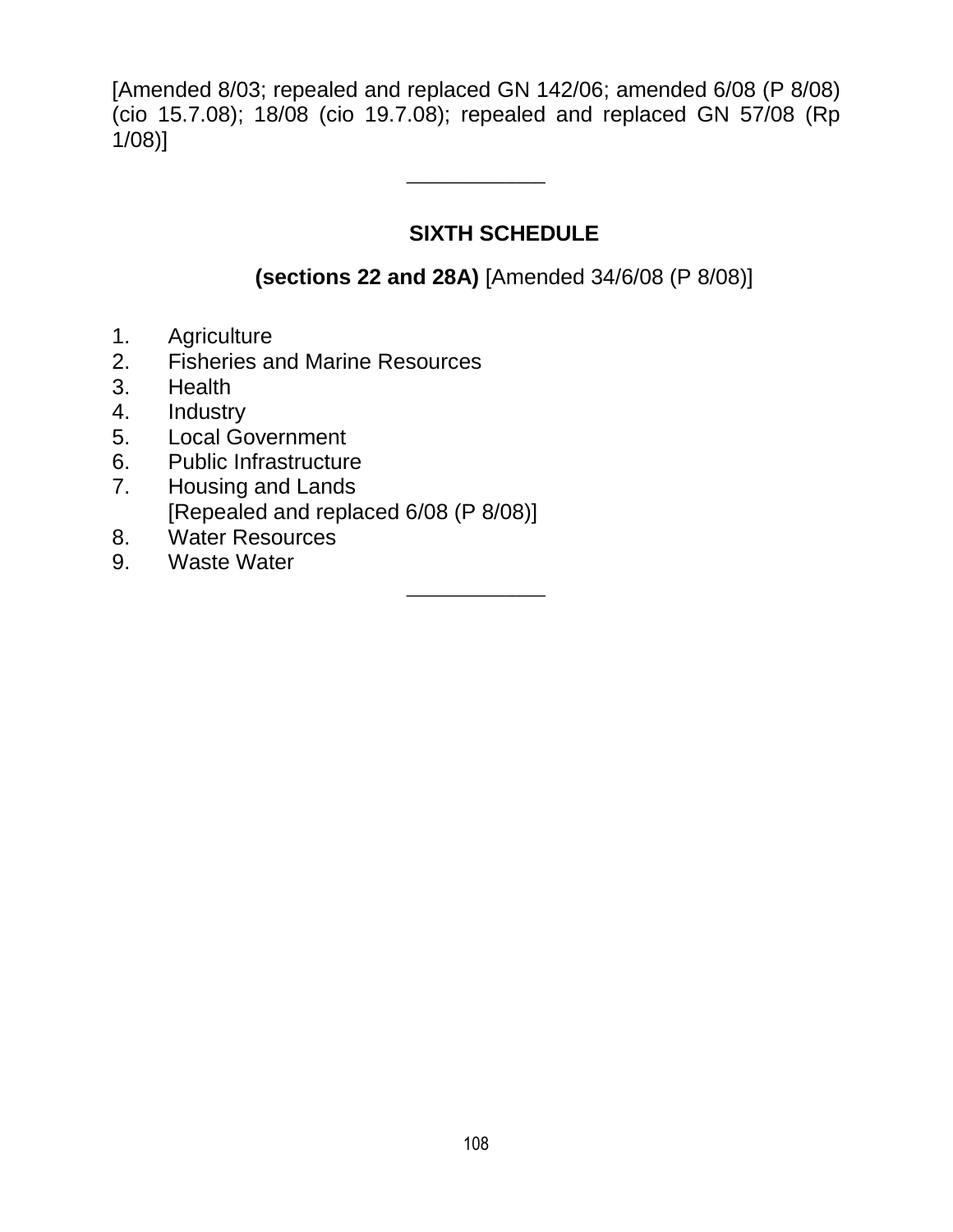[Amended 8/03; repealed and replaced GN 142/06; amended 6/08 (P 8/08) (cio 15.7.08); 18/08 (cio 19.7.08); repealed and replaced GN 57/08 (Rp 1/08)]

---

## SIXTH SCHEDULE

**(sections 22 and 28A)** [Amended 34/6/08 (P 8/08)]

1. Agriculture
2. Fisheries and Marine Resources
3. Health
4. Industry
5. Local Government
6. Public Infrastructure
7. Housing and Lands
   [Repealed and replaced 6/08 (P 8/08)]
8. Water Resources
9. Waste Water

---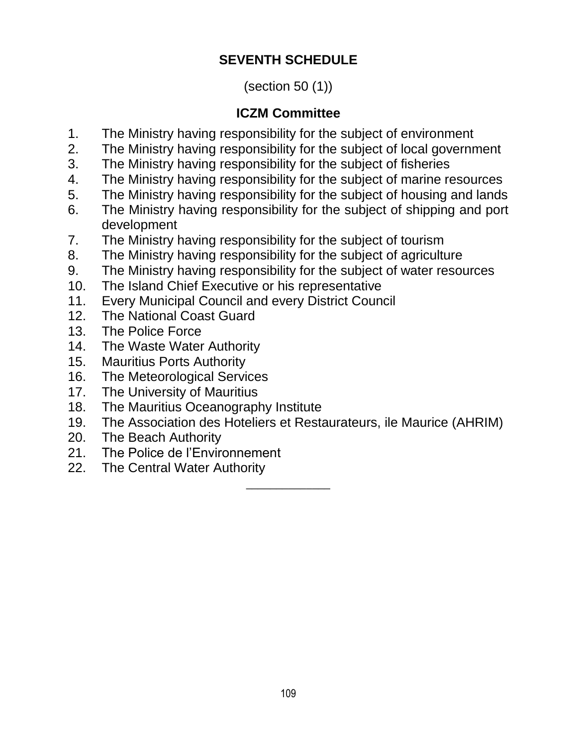## SEVENTH SCHEDULE

(section 50 (1))

### ICZM Committee

1. The Ministry having responsibility for the subject of environment
2. The Ministry having responsibility for the subject of local government
3. The Ministry having responsibility for the subject of fisheries
4. The Ministry having responsibility for the subject of marine resources
5. The Ministry having responsibility for the subject of housing and lands
6. The Ministry having responsibility for the subject of shipping and port development
7. The Ministry having responsibility for the subject of tourism
8. The Ministry having responsibility for the subject of agriculture
9. The Ministry having responsibility for the subject of water resources
10. The Island Chief Executive or his representative
11. Every Municipal Council and every District Council
12. The National Coast Guard
13. The Police Force
14. The Waste Water Authority
15. Mauritius Ports Authority
16. The Meteorological Services
17. The University of Mauritius
18. The Mauritius Oceanography Institute
19. The Association des Hoteliers et Restaurateurs, ile Maurice (AHRIM)
20. The Beach Authority
21. The Police de l'Environnement
22. The Central Water Authority

---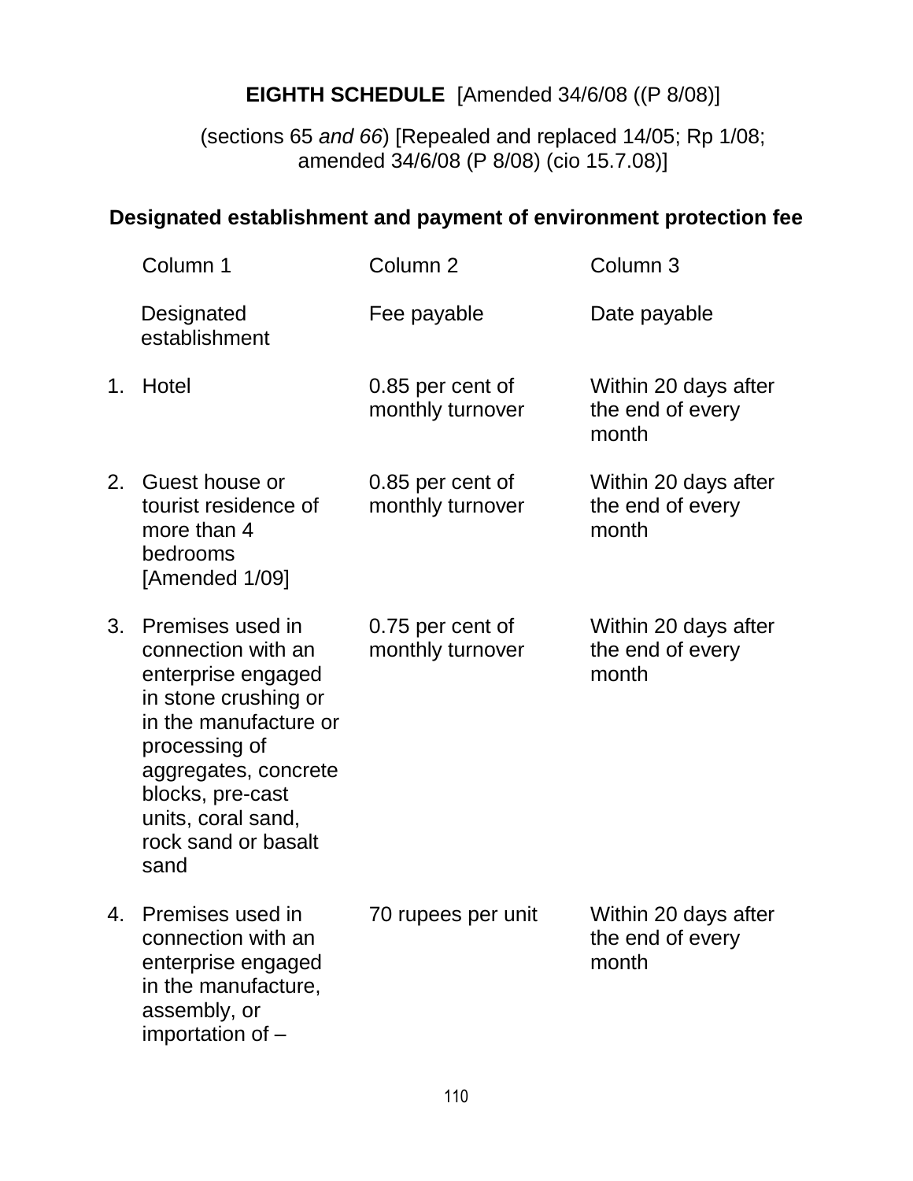## EIGHTH SCHEDULE [Amended 34/6/08 ((P 8/08)]

(sections 65 *and 66*) [Repealed and replaced 14/05; Rp 1/08; amended 34/6/08 (P 8/08) (cio 15.7.08)]

### Designated establishment and payment of environment protection fee

| | Column 1 | Column 2 | Column 3 |
|---|---|---|---|
| | Designated establishment | Fee payable | Date payable |
| 1. | Hotel | 0.85 per cent of monthly turnover | Within 20 days after the end of every month |
| 2. | Guest house or tourist residence of more than 4 bedrooms [Amended 1/09] | 0.85 per cent of monthly turnover | Within 20 days after the end of every month |
| 3. | Premises used in connection with an enterprise engaged in stone crushing or in the manufacture or processing of aggregates, concrete blocks, pre-cast units, coral sand, rock sand or basalt sand | 0.75 per cent of monthly turnover | Within 20 days after the end of every month |
| 4. | Premises used in connection with an enterprise engaged in the manufacture, assembly, or importation of – | 70 rupees per unit | Within 20 days after the end of every month |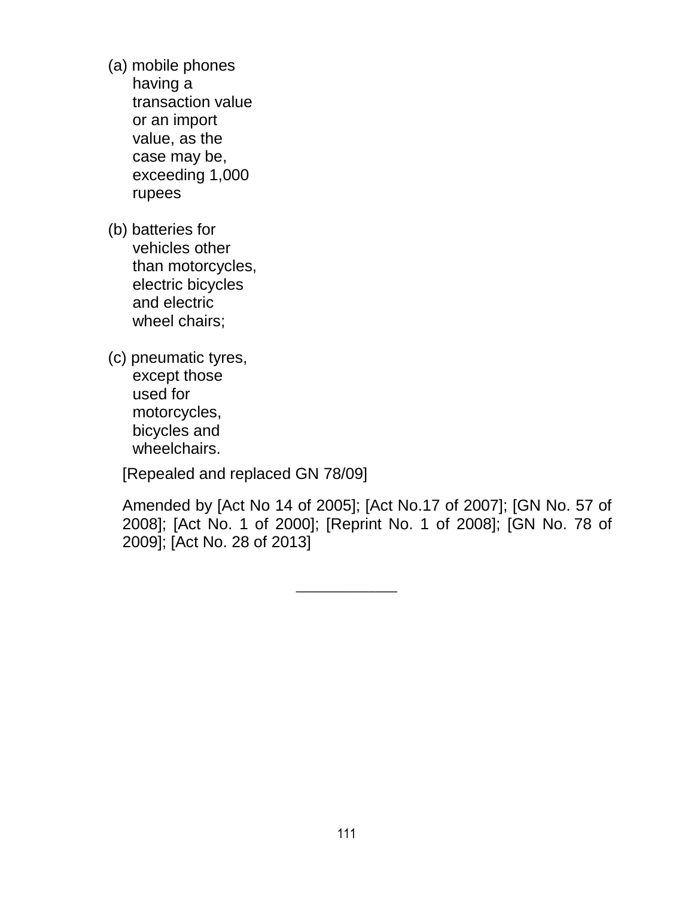(a) mobile phones having a transaction value or an import value, as the case may be, exceeding 1,000 rupees

(b) batteries for vehicles other than motorcycles, electric bicycles and electric wheel chairs;

(c) pneumatic tyres, except those used for motorcycles, bicycles and wheelchairs.

[Repealed and replaced GN 78/09]

Amended by [Act No 14 of 2005]; [Act No.17 of 2007]; [GN No. 57 of 2008]; [Act No. 1 of 2000]; [Reprint No. 1 of 2008]; [GN No. 78 of 2009]; [Act No. 28 of 2013]

---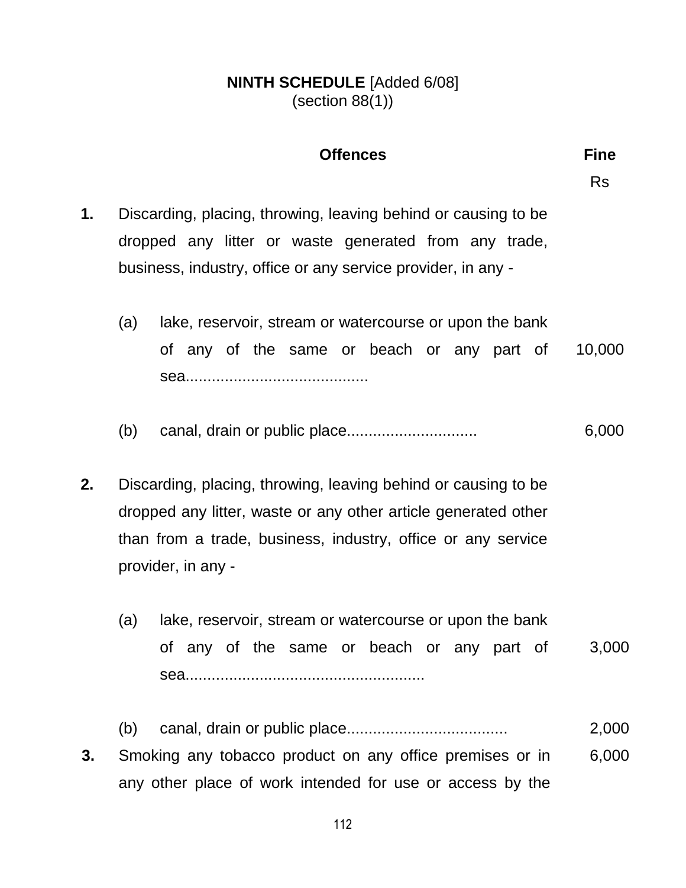**NINTH SCHEDULE** [Added 6/08]
(section 88(1))

| | Offences | Fine Rs |
|---|---|---|
| **1.** | Discarding, placing, throwing, leaving behind or causing to be dropped any litter or waste generated from any trade, business, industry, office or any service provider, in any - | |
| | (a) lake, reservoir, stream or watercourse or upon the bank of any of the same or beach or any part of sea......................................... | 10,000 |
| | (b) canal, drain or public place............................. | 6,000 |
| **2.** | Discarding, placing, throwing, leaving behind or causing to be dropped any litter, waste or any other article generated other than from a trade, business, industry, office or any service provider, in any - | |
| | (a) lake, reservoir, stream or watercourse or upon the bank of any of the same or beach or any part of sea...................................................... | 3,000 |
| | (b) canal, drain or public place.................................... | 2,000 |
| **3.** | Smoking any tobacco product on any office premises or in any other place of work intended for use or access by the | 6,000 |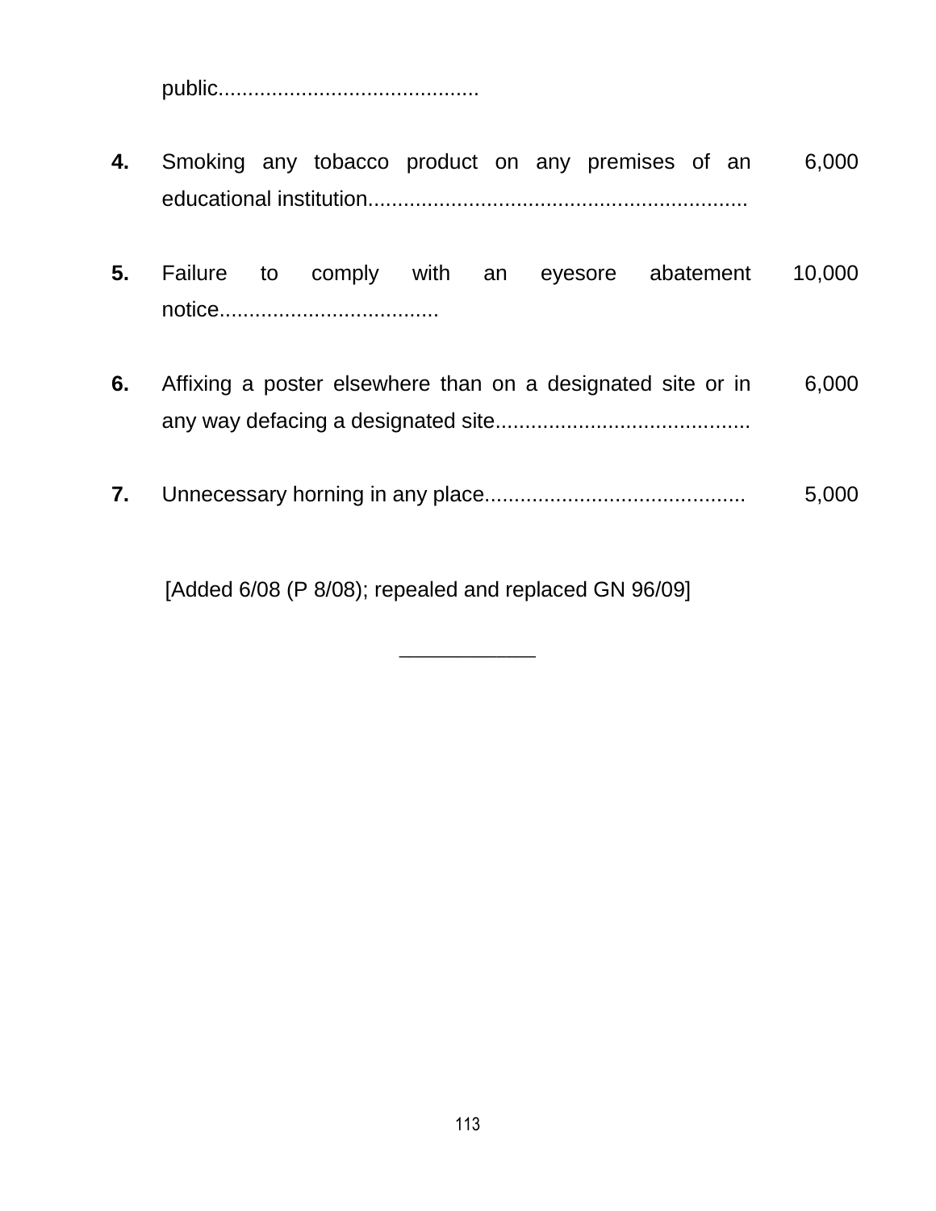| | | |
|---|---|---|
| | public........................................... | |
| **4.** | Smoking any tobacco product on any premises of an educational institution............................................................... | 6,000 |
| **5.** | Failure to comply with an eyesore abatement notice.................................... | 10,000 |
| **6.** | Affixing a poster elsewhere than on a designated site or in any way defacing a designated site.......................................... | 6,000 |
| **7.** | Unnecessary horning in any place........................................... | 5,000 |

[Added 6/08 (P 8/08); repealed and replaced GN 96/09]

___________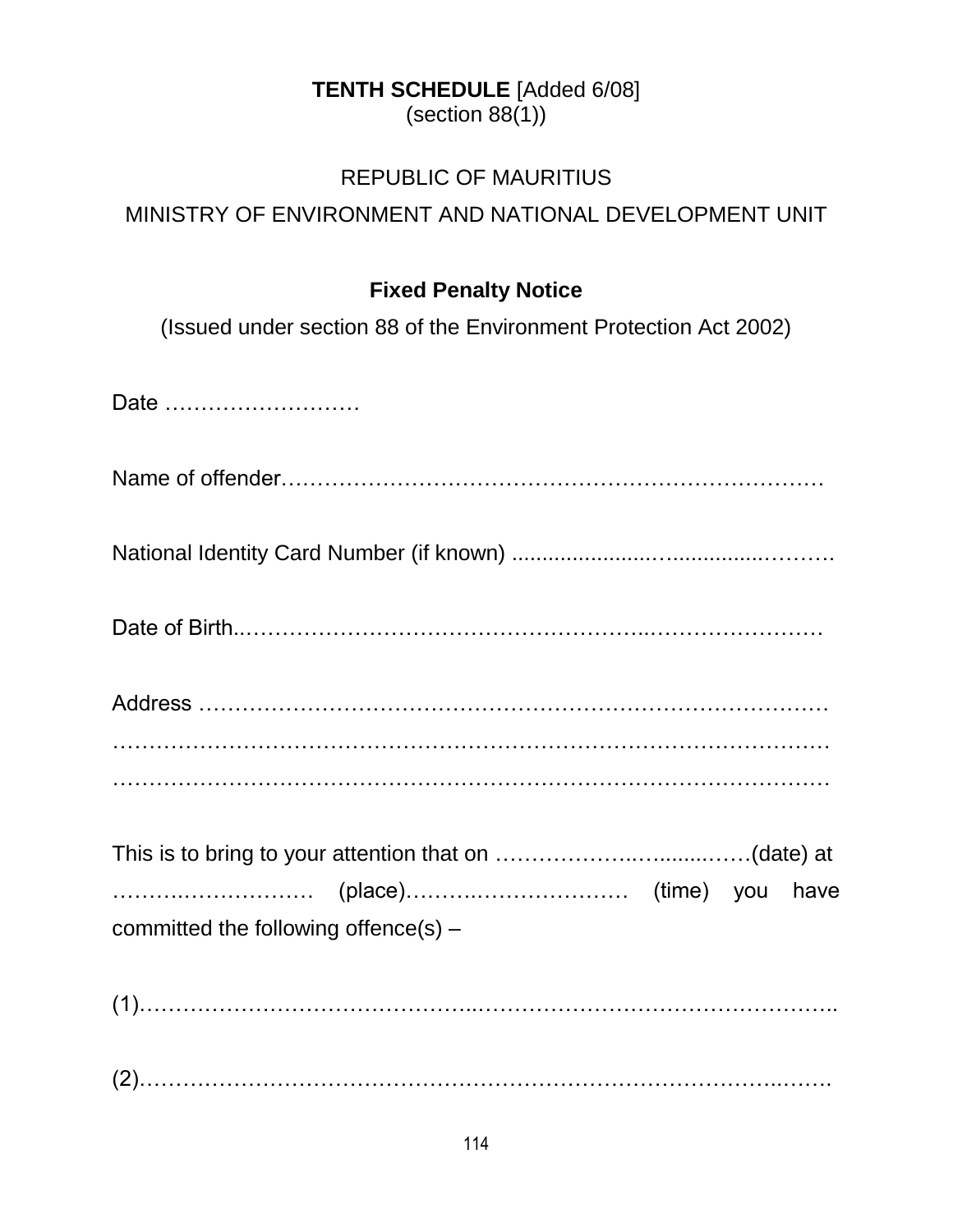**TENTH SCHEDULE** [Added 6/08]
(section 88(1))

REPUBLIC OF MAURITIUS

MINISTRY OF ENVIRONMENT AND NATIONAL DEVELOPMENT UNIT

**Fixed Penalty Notice**

(Issued under section 88 of the Environment Protection Act 2002)

Date ………………………

Name of offender…………………………………………………………………

National Identity Card Number (if known) ......................…............………

Date of Birth..……………………………………………..……………………

Address …………………………………………………………………………
……………………………………………………………………………………
……………………………………………………………………………………

This is to bring to your attention that on ……………….….........……(date) at ………..……………… (place)…………..………………… (time) you have committed the following offence(s) –

(1)……………………………………..……………………………………………..

(2)…………………………………………………………………………..…….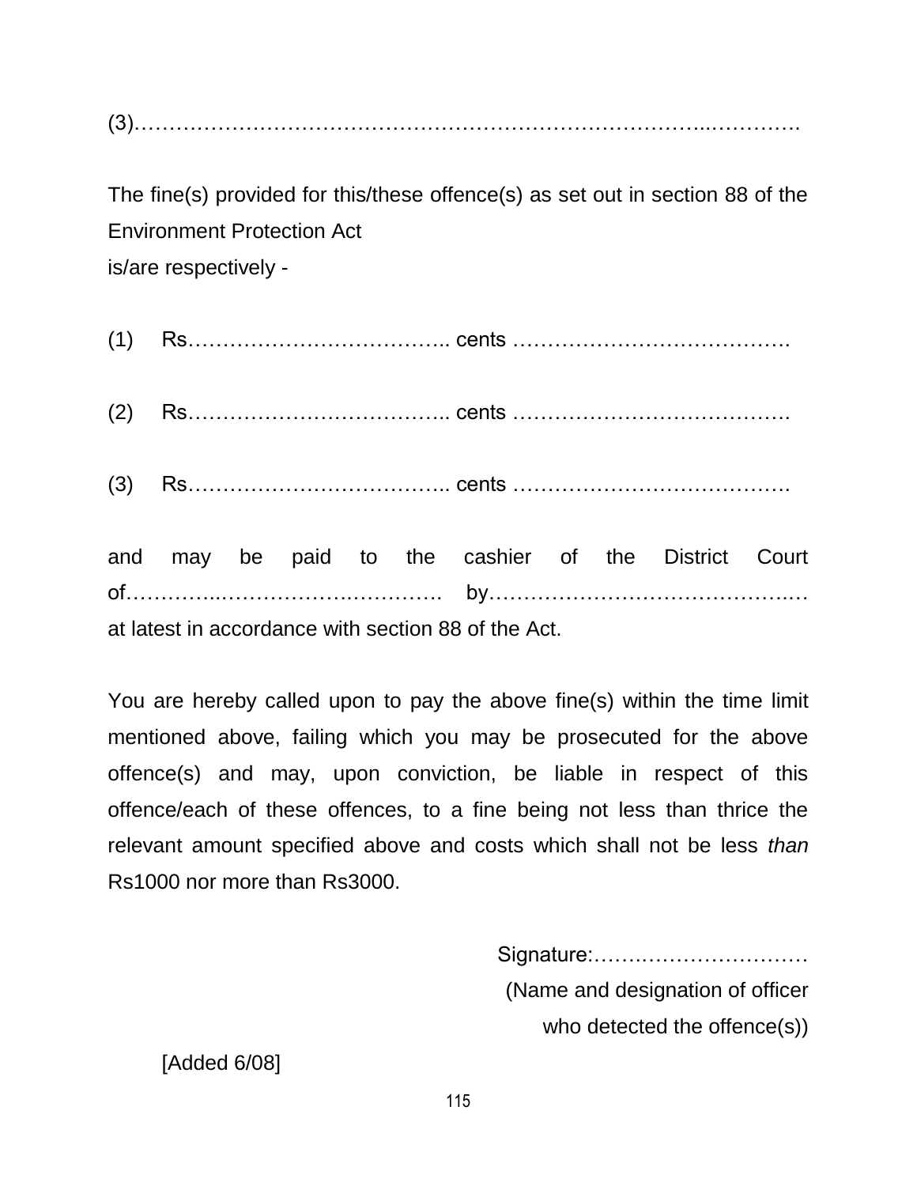(3)……………………………………………………………………...………….

The fine(s) provided for this/these offence(s) as set out in section 88 of the Environment Protection Act
is/are respectively -

(1) Rs……………………………….. cents ………………………………….

(2) Rs……………………………….. cents ………………………………….

(3) Rs……………………………….. cents ………………………………….

and may be paid to the cashier of the District Court of…………..……………….…………. by…………………………………..… at latest in accordance with section 88 of the Act.

You are hereby called upon to pay the above fine(s) within the time limit mentioned above, failing which you may be prosecuted for the above offence(s) and may, upon conviction, be liable in respect of this offence/each of these offences, to a fine being not less than thrice the relevant amount specified above and costs which shall not be less *than* Rs1000 nor more than Rs3000.

Signature:…….……………………
(Name and designation of officer
who detected the offence(s))

[Added 6/08]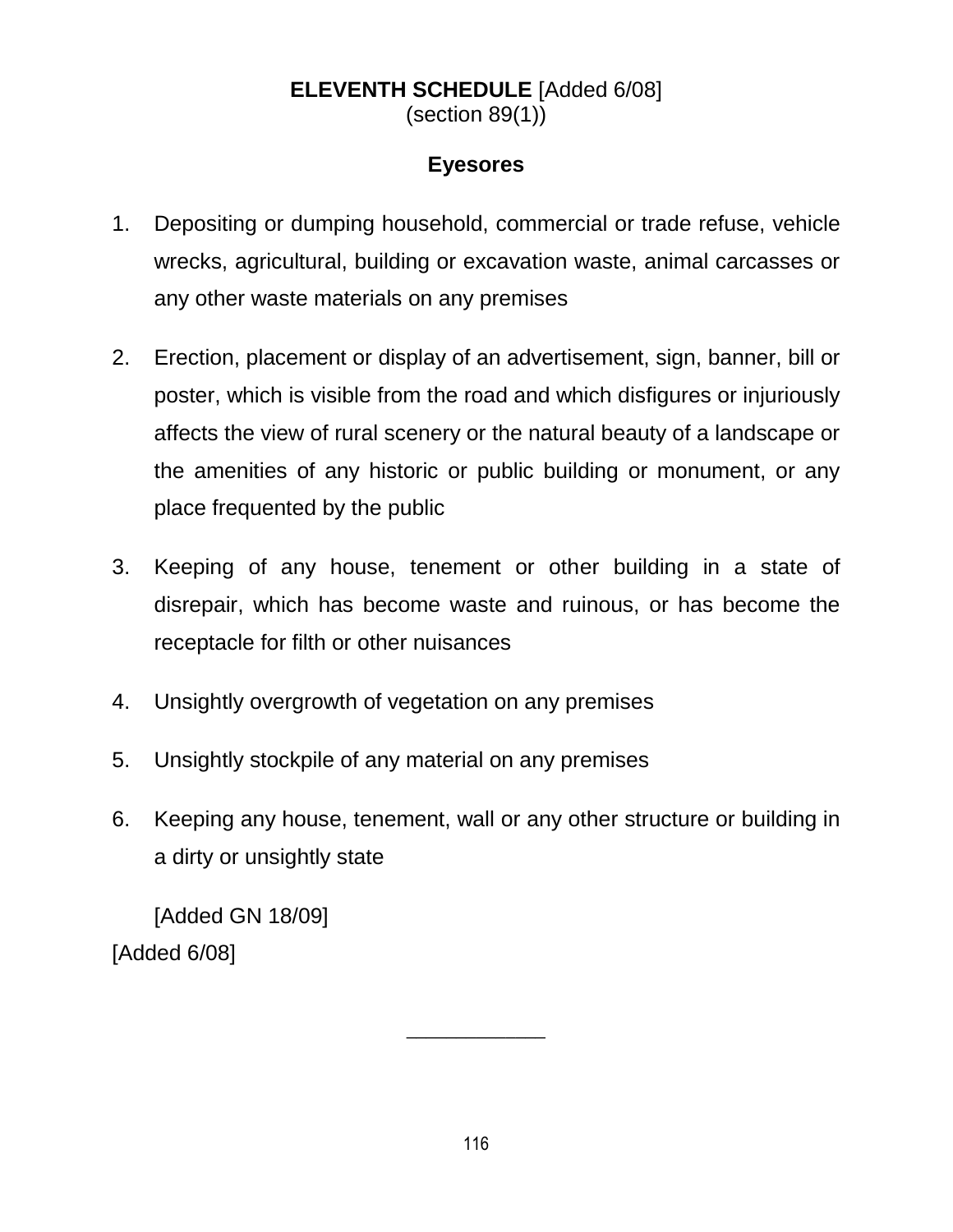## **ELEVENTH SCHEDULE** [Added 6/08]
(section 89(1))

### Eyesores

1. Depositing or dumping household, commercial or trade refuse, vehicle wrecks, agricultural, building or excavation waste, animal carcasses or any other waste materials on any premises
2. Erection, placement or display of an advertisement, sign, banner, bill or poster, which is visible from the road and which disfigures or injuriously affects the view of rural scenery or the natural beauty of a landscape or the amenities of any historic or public building or monument, or any place frequented by the public
3. Keeping of any house, tenement or other building in a state of disrepair, which has become waste and ruinous, or has become the receptacle for filth or other nuisances
4. Unsightly overgrowth of vegetation on any premises
5. Unsightly stockpile of any material on any premises
6. Keeping any house, tenement, wall or any other structure or building in a dirty or unsightly state

   [Added GN 18/09]

[Added 6/08]

___________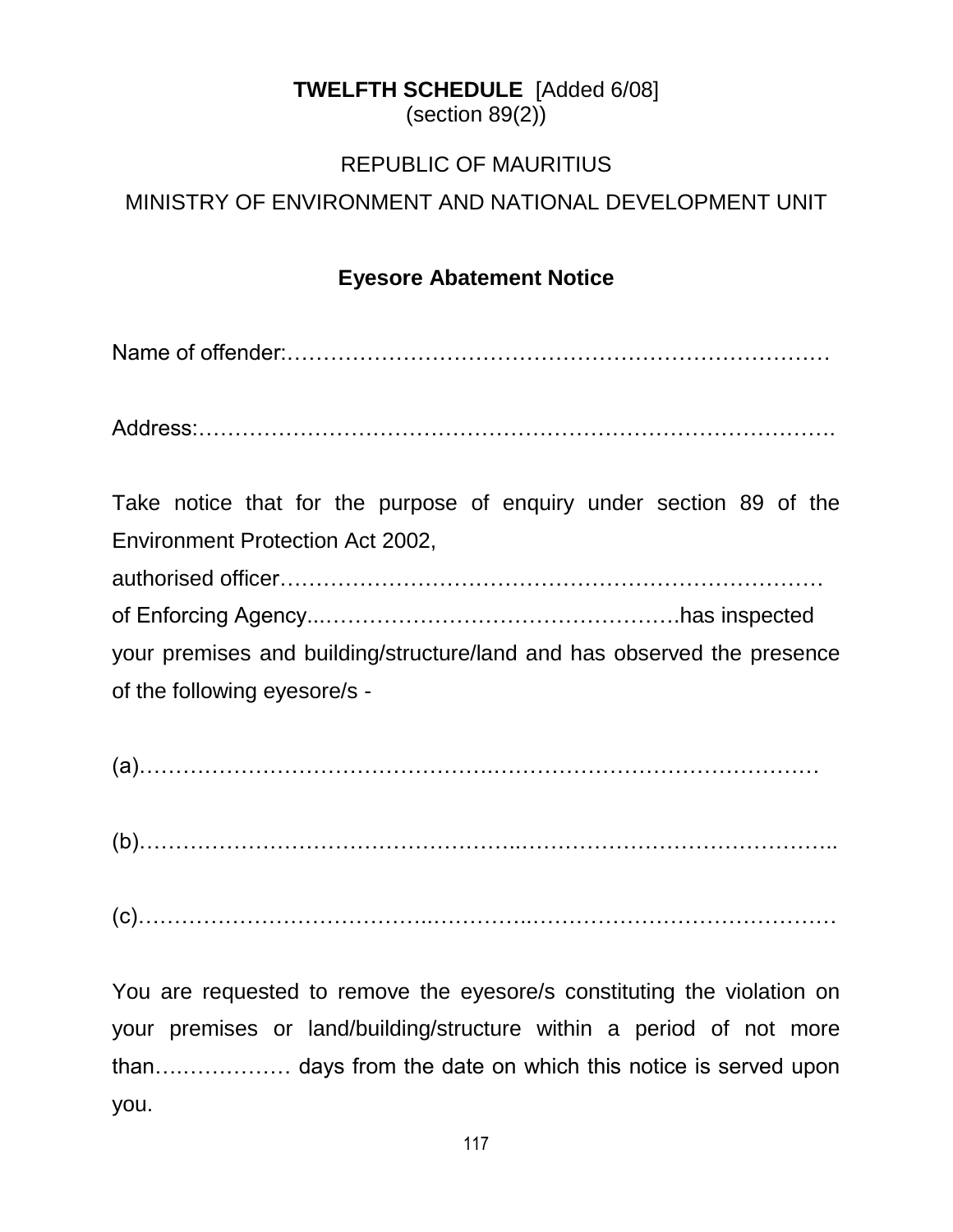**TWELFTH SCHEDULE** [Added 6/08]
(section 89(2))

REPUBLIC OF MAURITIUS

MINISTRY OF ENVIRONMENT AND NATIONAL DEVELOPMENT UNIT

**Eyesore Abatement Notice**

Name of offender:…………………………………………………………………

Address:……………………………………………………………………………

Take notice that for the purpose of enquiry under section 89 of the Environment Protection Act 2002,
authorised officer…………………………………………………………………
of Enforcing Agency...…………………………………………….has inspected your premises and building/structure/land and has observed the presence of the following eyesore/s -

(a)……………………………………….……………………………….…………

(b)…………………………………………..……………………………………..

(c)………………………………..………..……………………………………

You are requested to remove the eyesore/s constituting the violation on your premises or land/building/structure within a period of not more than….…………… days from the date on which this notice is served upon you.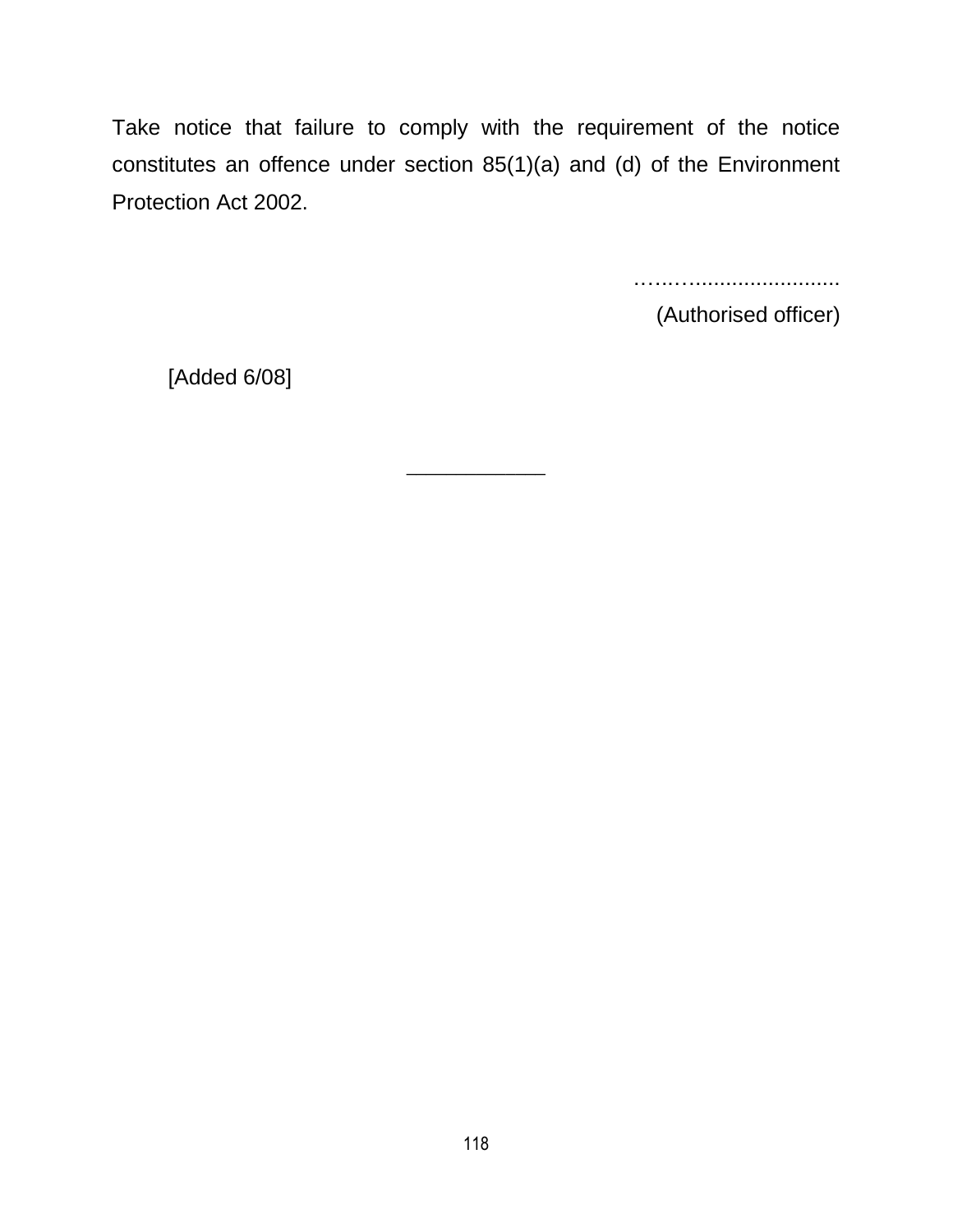Take notice that failure to comply with the requirement of the notice constitutes an offence under section 85(1)(a) and (d) of the Environment Protection Act 2002.

……..…........................

(Authorised officer)

[Added 6/08]

___________